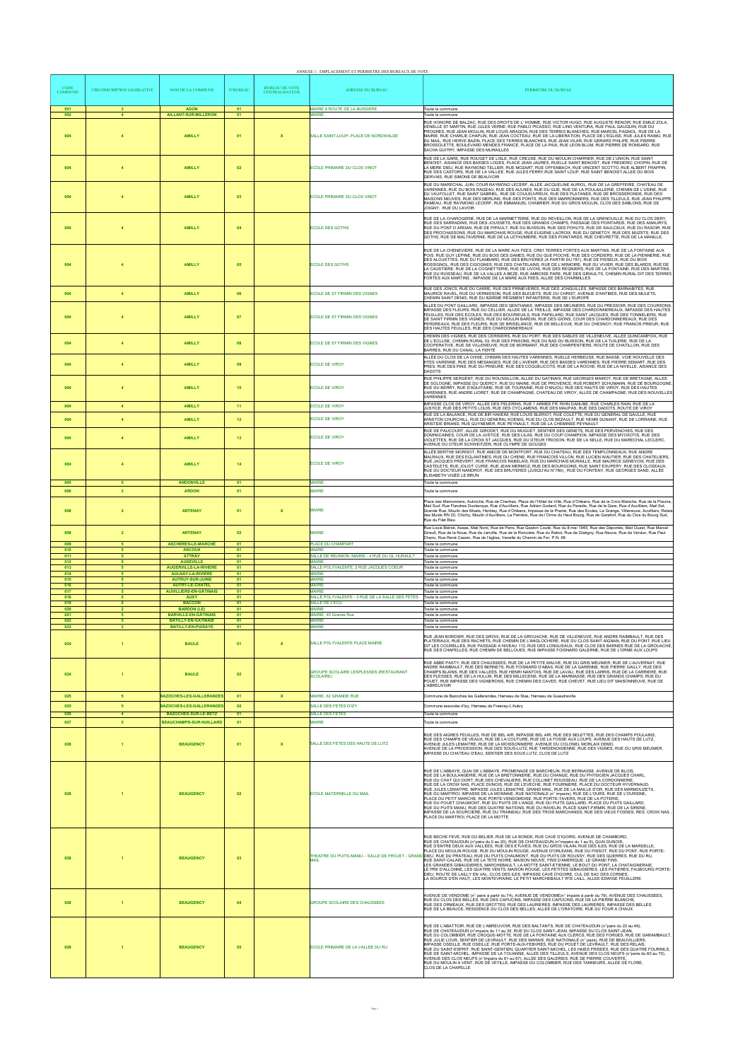ANNEXE 1 : EMPLACEMENT ET PERIMETRE DES BUREAUX DE VOTE

| CODE COMMUNE | CIRCONSCRIPTION LEGISLATIVE | NOM DE LA COMMUNE | N°BUREAU | BUREAU DE VOTE CENTRALISATEUR | ADRESSE DU BUREAU | PERIMETRE DU BUREAU |
|---|---|---|---|---|---|---|
| 001 | 3 | ADON | 01 | | MAIRIE 9 ROUTE DE LA BUSSIERE | Toute la commune |
| 002 | 4 | AILLANT-SUR-MILLERON | 01 | | MAIRIE | Toute la commune |
| 004 | 4 | AMILLY | 01 | X | SALLE SAINT-LOUP- PLACE DE NORDWALDE | RUE HONORE DE BALZAC, RUE DES DROITS DE L' HOMME, RUE VICTOR HUGO, RUE AUGUSTE RENOIR, RUE EMILE ZOLA, VENELLE ST MARTIN, RUE JULES VERNE, RUE PABLO PICASSO, RUE LINO VENTURA, RUE PAUL GAUGUIN, RUE DU PROGRES, RUE JEAN MOULIN, RUE LOUIS ARAGON, RUE DES TERRES BLANCHES, RUE MARCEL PAGNOL, RUE DE LA MAIRIE, RUE CHARLIE CHAPLIN, RUE JEAN COCTEAU, RUE DE LA LIBERATION, PLACE DE L'EGLISE, RUE JULES RAIMU, RUE DU MAIL, RUE HERVE BAZIN, PLACE DES TERRES BLANCHES, RUE JEAN VILAR, RUE GERARD PHILIPE, RUE PIERRE BROSSOLETTE, BOULEVARD MENDES FRANCE, PLACE DE LA PAIX, RUE LEON BLUM, RUE PIERRE DE RONSARD, RUE SACHA GUITRY, IMPASSE DES MURAILLES |
| 004 | 4 | AMILLY | 02 | | ECOLE PRIMAIRE DU CLOS VINOT | RUE DE LA GARE, RUE ROUGET DE LISLE, RUE CREUSE, RUE DU MOULIN CHARRIER, RUE DE L'UNION, RUE SAINT BENOIST, RUE DES BASSES LOGES, PLACE JEAN JAURES, RUELLE SAINT BENOIST, RUE FREDERIC CHOPIN, RUE DE LA MERE DIEU, RUE RAYMOND TELLIER, RUE MOZART, RUE OFFENBACH, RUE VINCENT SCOTTO, RUE ALBERT FRAPPIN, RUE DES CASTORS, RUE DE LA VALLEE, RUE JULES FERRY,RUE SAINT LOUP, RUE SAINT BENOIST,ALLEE DU BOIS GERVAIS, RUE SIMONE DE BEAUVOIR |
| 004 | 4 | AMILLY | 03 | | ECOLE PRIMAIRE DU CLOS VINOT | RUE DU MARECHAL JUIN, COUR RAYMOND LECERF, ALLEE JACQUELINE AURIOL, RUE DE LA GREFFERIE, CHATEAU DE VARENNES, RUE DU BOIS RAGEAU, RUE DES AULNES, RUE DU GUE, RUE DE LA POULAILLERIE, CHEMIN DE L'USINE, RUE DU VAUFOLLET, RUE SAINT GABRIEL, RUE DE COULEUVREUX, RUE DES PLATANES, RUE DE BROSSERONDE, RUE DES MAISONS NEUVES, RUE DES MERLINS, RUE DES PONTS, RUE DES MARRONNIERS, RUE DES TILLEULS, RUE JEAN PHILIPPE RAMEAU, RUE RAYMOND LECERF, RUE EMMANUEL CHABRIER, RUE DU GROS MOULIN, CLOS DES SABLONS, RUE DE JOIGNY, RUE DU LAVOIR |
| 004 | 4 | AMILLY | 04 | | ECOLE DES GOTHS | RUE DE LA CHAROGERIE, RUE DE LA MARMETTERIE, RUE DU REVEILLON, RUE DE LA GRENOUILLE, RUE DU CLOS DERY, RUE DES SARRADINS, RUE DES JOUSSETS, RUE DES GRANDS CHAMPS, PASSAGE DES POINTARDS, RUE DES AMAURYS, RUE DU PONT D'ARDAN, RUE DE FRIPAULT, RUE DU BUISSON, RUE DES POHUTS, RUE DE SAULCEUX, RUE DU RASOIR, RUE DES PROCHASSONS, RUE DU MARCHAIS ROUGE, RUE EUGENE LACROIX, RUE DU GENETOY, RUE DES MUZETS, RUE DES GOTHS, RUE DE MALTAVERNE, RUE DE LA LETHUMIERE, RUE DES POINTARDS, RUE CHEVRETTE, RUE DE LA MANILLE, |
| 004 | 4 | AMILLY | 05 | | ECOLE DES GOTHS | RUE DE LA CHENEVIERE, RUE DE LA MARE AUX FEES, CR61 TERRES FORTES AUX MARTINS, RUE DE LA FONTAINE AUX POIS, RUE GUY LEPINE, RUE DU BOIS DES DAMES, RUE DU GUE PIOCHE, RUE DES CORDIERS, RUE DE LA PIENNERIE, RUE DES ALOUETTES, RUE DU FLAMBARD, RUE DES BRUYERES (A PARTIR DU 781), RUE DE PISSEUX, RUE DU BOIS ROSSIGNOL, RUE DES CIGOGNES, RUE DES CHATELAINS, RUE DE L'ARMOIRE, RUE DU VIVIER, RUE DES BLARDS, RUE DE LA CAUSTIERE, RUE DE LA COGNETTERIE, RUE DE LIVOIS, RUE DES REGNIERS, RUE DE LA FONTAINE, RUE DES MARTINS, RUE DU RUISSEAU, RUE DE LA VALLEE A BEZE, RUE AMBOISE PARE, RUE DES GIRAULTS, CHEMIN RURAL DIT DES TERRES FORTES AUX MARTINS , IMPASSE DE LA MARE AUX FEES, ALLEE DES CHARMILLES |
| 004 | 4 | AMILLY | 06 | | ECOLE DE ST FIRMIN DES VIGNES | RUE DES JONCS, RUE DU CARRE, RUE DES PRIMEVERES, RUE DES JONQUILLES, IMPASSE DES BARNABITES, RUE MAURICE RAVEL, RUE DU VERNISSON, RUE DES BLEUETS, RUE DU CHRIST, AVENUE D'ANTIBES, RUE DES MULETS, CHEMIN SAINT DENIS, RUE DU 820EME REGIMENT INFANTERIE, RUE DE L'EUROPE |
| 004 | 4 | AMILLY | 07 | | ECOLE DE ST FIRMIN DES VIGNES | ALLEE DU PONT GAILLARD, IMPASSE DES GENTIANES, IMPASSE DES MEUNIERS, RUE DU PRESSOIR, RUE DES COURSONS, IMPASSE DES FLEURS, RUE DU CELLIER, ALLEE DE LA TREILLE, IMPASSE DES CHARDONNEREAUX, IMPASSE DES HAUTES FEUILLES, RUE DES ECOLES, RUE DES BOUVREUILS, RUE PAPELARD, RUE SAINT JACQUES, RUE DES TONNELIERS, RUE DE SAINT FIRMIN DES VIGNES, RUE DU MOULIN BARDIN, RUE DES GIONS, COUR DES CHARDONNEREAUX, RUE DES PERDREAUX, RUE DES FLEURS, RUE DE BRISELANCE, RUE DE BELLEVUE, RUE DU CHESNOY, RUE FRANCIS PRIEUR, RUE DES HAUTES FEUILLES, RUE DES CHARDONNEREAUX |
| 004 | 4 | AMILLY | 08 | | ECOLE DE ST FIRMIN DES VIGNES | CHEMIN DES VIGNES, RUE DES CERISIERS, RUE DU PORT, RUE DES SABLES DE VILLENEUVE, ALLEE QUINCAMPOIX, RUE DE L'ECLUSE, CHEMIN RURAL 63, RUE DES PINSONS, RUE DU BAS DU BUISSON, RUE DE LA TUILERIE, RUE DE LA COOPERATIVE, RUE DE VILLENEUVE, RUE DE MORMANT, RUE DES CHARPENTIERS, ROUTE DE CHATILLON, RUE DES BARRES, RUE DU CANAL, LA FERTE |
| 004 | 4 | AMILLY | 09 | | ECOLE DE VIROY | ALLEE DU CLOS DE LA CHISE, CHEMIN DES HAUTES VARENNES, RUELLE HERBEUSE, RUE BASSE, VOIE NOUVELLE DES HTES VARENNE, RUE DES MESANGES, RUE DE L'AVENIR, RUE DES BASSES VARENNES, RUE PIERRE SEMARD, RUE DES PRES, RUE DES PINS, RUE DU PRIEURE, RUE DES COQUELICOTS, RUE DE LA ROCHE, RUE DE LA NIVELLE, AISANCE DES DADOTS |
| 004 | 4 | AMILLY | 10 | | ECOLE DE VIROY | RUE PHILIPPE SERGENT, RUE DU ROUSSILLON, ALLEE DU GATINAIS, RUE GEORGES MAIROT, RUE DE BRETAGNE, ALLEE DE SOLOGNE, IMPASSE DU QUERCY, RUE DU MAINE, RUE DE PROVENCE, RUE ROBERT SCHUMANN, RUE DE BOURGOGNE, RUE DU BERRY, RUE D'AQUITAINE, RUE DE TOURAINE, RUE D'ANJOU, RUE DES HAUTS DE VIROY, RUE DES HAUTES VARENNES, RUE ANDRE LIORET, RUE DE CHAMPAGNE, CHATEAU DE VIROY, ALLEE DE CHAMPAGNE, RUE DES NOUVELLES VARENNES |
| 004 | 4 | AMILLY | 11 | | ECOLE DE VIROY | IMPASSE CLOS DE VIROY, ALLEE DES PELERINS, RUE 1 ARMEE FR. RHIN DANUBE, RUE CHARLES RAIN, RUE DE LA JUSTICE, RUE DES PETITS LOUIS, RUE DES CYCLAMENS, RUE DES MAUPAS, RUE DES DADOTS, ROUTE DE VIROY |
| 004 | 4 | AMILLY | 12 | | ECOLE DE VIROY | RUE DE LA BALANCE, RUE DE BIR HAKEIM, RUE LOUIS BLERIOT, RUE COLETTE, RUE DU GENERAL DE GAULLE, RUE WINSTON CHURCHILL, RUE DU GENERAL KOENIG, RUE DU CLOS BEZAULT, RUE HENRI DUNANT, RUE DE LORRAINE, RUE ARISTIDE BRIAND, RUE GUYNEMER, RUE PEYNAULT, RUE DE LA CHEMINEE PEYNAULT |
| 004 | 4 | AMILLY | 13 | | ECOLE DE VIROY | RUE DE PAUCOURT, ALLEE GIRODET, RUE DU MUGUET, SENTIER DES GENETS, RUE DES PERVENCHES, RUE DES DOMINICAINES, COUR DE LA JUSTICE, RUE DES LILAS, RUE DU COUP CHAMPION, IMPASSE DES MYOSOTIS, RUE DES VIOLETTES, RUE DE LA CROIX ST JACQUES, RUE DU D'TEUR TRIOSON, RUE DE LA SELLE, RUE DU MARECHAL LECLERC, AVENUE DU D'TEUR SCHWEITZER, RUE OLYMPE DE GOUGES |
| 004 | 4 | AMILLY | 14 | | ECOLE DE VIROY | ALLEE BERTHE MORISOT, RUE AMICIE DE MONTFORT, RUE DU CHATEAU, RUE DES TEMPLONNEAUX, RUE ANDRE MALRAUX, RUE DES EGLANTINES, RUE DU CHENE, RUE FRANCOIS VILLON, RUE LUCIEN WAUTIER, RUE DES CHATELIERS, RUE JACQUES PREVERT, RUE FRANCOIS RABELAIS, RUE DU MARCHAIS MURAILLE, RUE MAURICE GENEVOIX, RUE DES CASTELETS, RUE JOLIOT CURIE, RUE JEAN MERMOZ, RUE DES BOURGOINS, RUE SAINT EXUPERY, RUE DES CLOSEAUX, RUE DU DOCTEUR NANDROT, RUE DES BRUYERES (JUSQU'AU N°780) , RUE DU FONTENY, RUE GEORGES SAND, ALLÉE ÉLISABETH VIGÉE LE BRUN |
| 005 | 5 | ANDONVILLE | 01 | | MAIRIE | Toute la commune |
| 006 | 3 | ARDON | 01 | | MAIRIE | Toute la commune |
| 008 | 2 | ARTENAY | 01 | X | MAIRIE | Place des Marronniers, Autroche, Rue de Chartres, Place de l'Hôtel de Ville, Rue d'Orléans, Rue de la Croix Blanche, Rue de la Piscine, Mail Sud, Rue Flandres Dunkerque, Rue d'Auvilliers, Rue Adrien Godard, Rue du Paradis, Rue de la Gare, Rue d'Auvilliers, Mail Est, Grande Rue, Moulin des Muets, Herblay, Rue d'Orléans, Impasse de la Prairie, Rue des Ecoles, La Grange, Villeneuve, Auvilliers, Relais des Muids RN 20, Chichy, Moulin d'Auvilliers, La Perrière, Rue de l'Orme du Haut Bourg, Rue de Gasfort, Rue du Clos du Bourg Sud, Rue du Filet Bleu |
| 008 | 2 | ARTENAY | 02 | | MAIRIE | Rue Louis Blériot, Assas, Mail Nord, Rue de Paris, Rue Gaston Couté, Rue du 8 mai 1945, Rue des Déportés, Mail Ouest, Rue Marcel Girault, Rue de la Noue, Rue de Janville, Rue de la Ronciére, Rue du Rabot, Rue de Gléligny, Rue Neuve, Rue de Verdun, Rue Paul Chenu, Rue René Cassin, Rue de l'église, Venelle du Chemin de Fer, P.N. 66 |
| 009 | 5 | ASCHÈRES-LE-MARCHÉ | 01 | | PLACE DU CHAMPART | Toute la commune |
| 010 | 5 | ASCOUX | 01 | | MAIRIE | Toute la commune |
| 011 | 5 | ATTRAY | 01 | | SALLE DE REUNION- MAIRIE - 4 RUE DU GL HURAULT | Toute la commune |
| 012 | 5 | AUDEVILLE | 01 | | MAIRIE | Toute la commune |
| 013 | 5 | AUGERVILLE-LA-RIVIÈRE | 01 | | SALLE POLYVALENTE, 2 RUE JACQUES COEUR | Toute la commune |
| 014 | 5 | AULNAY-LA-RIVIÈRE | 01 | | MAIRIE | Toute la commune |
| 015 | 5 | AUTRUY-SUR-JUINE | 01 | | MAIRIE | Toute la commune |
| 016 | 3 | AUTRY-LE-CHATEL | 01 | | MAIRIE | Toute la commune |
| 017 | 5 | AUVILLIERS-EN-GÂTINAIS | 01 | | MAIRIE | Toute la commune |
| 018 | 5 | AUXY | 01 | | SALLE POLYVALENTE - 3 RUE DE LA SALLE DES FETES | Toute la commune |
| 019 | 2 | BACCON | 01 | | SALLE DE L'ECU | Toute la commune |
| 020 | 2 | BARDON (LE) | 01 | | MAIRIE | Toute la commune |
| 021 | 5 | BARVILLE-EN-GÂTINAIS | 01 | | MAIRIE, 40 Grande Rue | Toute la commune |
| 022 | 5 | BATILLY-EN-GÂTINAIS | 01 | | MAIRIE | Toute la commune |
| 023 | 3 | BATILLY-EN-PUISAYE | 01 | | MAIRIE | Toute la commune |
| 024 | 1 | BAULE | 01 | X | SALLE POLYVALENTE PLACE MAIRIE | RUE JEAN BORDIER, RUE DES GROIX, RUE DE LA GROUACHE, RUE DE VILLENEUVE, RUE ANDRE RAIMBAULT, RUE DES PLATERIAUX, RUE DES RACHETS, RUE CHEMIN DE L'ANGLOCHERE, RUE DU CLOS SAINT AIGNAN, RUE DU PONT, RUE LIEU DIT LES COURELLES, RUE PASSAGE A NIVEAU 112, RUE DES LONGUEAUX, RUE DU CLOS SAINTE BARBE, RUE DE LA GROUACHE, RUE DES CHAPELLES, RUE CHEMIN DE BELLOUES, RUE IMPASSE FOISNARD GALERNE, RUE DE L'ORME AUX LOUPS |
| 024 | 1 | BAULE | 02 | | GROUPE SCOLAIRE LESPLESSES (RESTAURANT SCOLAIRE) | RUE ABBE PASTY, RUE DES CHAUSSEES, RUE DE LA PETITE MAUVE, RUE DU GRIS MEUNIER, RUE DE L'AUVERNAT, RUE ANDRE RAIMBAULT, RUE DES BERNETS, RUE FOISNARD D'ABAS, RUE DE LA GARENNE, RUE PIERRE GAILLY, RUE DES CHAMPS BLAINS, RUE DES VALLEES, RUE HENRI NANTOIS, RUE DE LAVAU, RUE DES LAIRIS, RUE DE LA CARRIERE, RUE DES PLESSES, RUE DE LA HULLIN, RUE DES MILLECENS, RUE DE LA MARMASSE, RUE DES GRANDS CHAMPS, RUE DU POUET, RUE IMPASSE DES VIGNERONS, RUE CHEMIN DES CAVES, RUE CHEVET, RUE LIEU DIT MAISONNEUVE, RUE DE L'ABREUVOIR |
| 025 | 5 | BAZOCHES-LES-GALLERANDES | 01 | X | MAIRIE, 62 GRANDE RUE | Commune de Bazoches les Gallerandes, Hameau de Stas, Hameau de Gueudreville |
| 025 | 5 | BAZOCHES-LES-GALLERANDES | 02 | | SALLE DES FETES D'IZY | Commune associée d'Izy, Hameau de Fresnay-L'Aubry |
| 026 | 4 | BAZOCHES-SUR-LE-BETZ | 01 | | SALLE DES FETES | Toute la commune |
| 027 | 5 | BEAUCHAMPS-SUR-HUILLARD | 01 | | MAIRIE | Toute la commune |
| 028 | 1 | BEAUGENCY | 01 | X | SALLE DES FETES DES HAUTS DE LUTZ | RUE DES AIGRES FEUILLES, RUE DE BEL AIR, IMPASSE BEL AIR, RUE DES BELETTES, RUE DES CHAMPS POULAINS, RUE DES CHAMPS DE VEAUX, RUE DE LA COUTURE, RUE DE LA FOSSE AUX LOUPS, AVENUE DES HAUTS DE LUTZ, AVENUE JULES LEMAITRE, RUE DE LA MOISSONNIERE, AVENUE DU COLONEL MORLAIX DEMO, AVENUE DE LA PROCESSION, RUE DES SOUS-LUTZ, RUE TARDENOISIENNE, RUE DES VIGNES, RUE DU GRIS MEUNIER, IMPASSE DU CHATEAU D'EAU, SENTIER DES SOUS LUTZ, CLOS DE LUTZ |
| 028 | 1 | BEAUGENCY | 02 | | ECOLE MATERNELLE DU MAIL | RUE DE L'ABBAYE, QUAI DE L'ABBAYE, PROMENADE DE BARCHELIN, RUE BERNASSE, AVENUE DE BLOIS, RUE DE LA BOULANGERIE, RUE DE LA BRETONNERIE, RUE DU CHANGE, RUE DU PHYSICIEN JACQUES CHARL, RUE DU CHAT QUI DORT, RUE DES CHEVALIERS, RUE COLLINET ROUSSEAU, RUE DE LA CORDONNERIE, RUE DE LA CROIX NAS, PLACE DUNOIS, RUE DE L'EVECHE, RUE FOURNIERE, PLACE DU DOCTEUR HYVERNAUD, RUE JULES LEMAITRE, IMPASSE JULES LEMAITRE, GRAND MAIL, RUE DE LA MAILLE D'OR, RUE DES MARMOUZETS, RUE DU MARTROI, IMPASSE DE LA MONNAIE, RUE NATIONALE (n° impairs), RUE DE L'OURS, RUE DE L'OURSINE, PLACE DU PETIT MARCHE, RUE PORTE-VENDOMOISE, RUE PORTE-TAVERS, RUE DE LA POTERIE, RUE DU POUET CHAUMONT, RUE DU PUITS DE L'ANGE, RUE DU PUITS GAILLARD, PLACE DU PUITS GAILLARD, RUE DU PUITS MANU, RUE DES QUATRE NATIONS, RUE DU RAVELIN, PLACE SAINT-FIRMIN, RUE DE LA SIRENE, IMPASSE DE LA SOURCIERE, RUE DU TRAINEAU, RUE DES TROIS MARCHANDS, RUE DES VIEUX FOSSES, RES. CROIX NAS , PLACE DU MARTROI, PLACE DE LA MOTTE |
| 028 | 1 | BEAUGENCY | 03 | | THEATRE DU PUITS-MANU – SALLE DE PROJET - GRAND MAIL | RUE BECHE FEVE, RUE DU BELIER, RUE DE LA BONDE, RUE CAVE D'IGOIRE, AVENUE DE CHAMBORD, RUE DE CHATEAUDUN (n°pairs du 0 au 20), RUE DE CHATEAUDUN (n°impairs du 1 au 9), QUAI DUNOIS, RUE D'ENTRE DEUX AUX VALLEES, RUE DES ETUVES, RUE DU GROS VILAIN, RUE DES ILES, RUE DE LA MARDELLE, PLACE DU MOULIN ROUGE, RUE DU MOULIN ROUGE, AVENUE D'ORLEANS, RUE DU PISSOT, RUE DU PONT, RUE PORTE-DIEU, RUE DU PRATEAU, RUE DU PUITS CHAUMONT, RUE DU PUITS DE ROUSSY, RUE DES QUERRES, RUE DU RU, RUE SAINT-CALAIS, RUE DE LA TETE NOIRE, MAISON NEUVE, FINS D'AMERIQUE, LE GRAND FINS, LES GRANDES GIBAUDIERES, MARCHEBAULT, LA MOTTE SAINT-ETIENNE, LE BOUT DU PONT, LA CHATAIGNERAIE, LE PRE D'ALLONNE, LES QUATRE VENTS, MAISON ROUGE, LES PETITES GIBAUDIERES, LES PATIERES, FAUBOURG PORTE-DIEU, ROUTE DE LAILLY EN VAL, CLOS DES ILES, IMPASSE CAVE D'IGOIRE, CUL DE SAC DES CORNES, LA SOURCE D'EN HAUT, LES MONTEVRAINS, LE PETIT MARCHEBAULT RTE LAILL, ALLEE EDWIGE FEUILLERE |
| 028 | 1 | BEAUGENCY | 04 | | GROUPE SCOLAIRE DES CHAUSSEES | AVENUE DE VENDOME (n° pairs à partir du 74), AVENUE DE VENDOME(n° impairs à partir du 79), AVENUE DES CHAUSSEES, RUE DU CLOS DES BELLES, RUE DES CAPUCINS, IMPASSE DES CAPUCINS, RUE DE LA PIERRE BLANCHE, RUE DES ORMEAUX, RUE DES GROTTES, RUE DES LAURIERES, IMPASSE DES LAURIERES, IMPASSE DES BELLES, RUE DE LA BEAUCE, RESIDENCE DU CLOS DES BELLES, ALLEE DE L'ORATOIRE, RUE DU FOUR A CHAUX |
| 028 | 1 | BEAUGENCY | 05 | | ECOLE PRIMAIRE DE LA VALLEE DU RU | RUE DE L'ABATTOIR, RUE DE L'ABREUVOIR, RUE DES BALTANTS, RUE DE CHATEAUDUN (n°pairs du 22 au 46), RUE DE CHATEAUDUN (n°impairs du 11 au 35, RUE DU CLOS SAINT-JEAN, IMPASSE DU CLOS SAINT-JEAN, RUE DU COLOMBIER, RUE CROQUE-MOTTE, RUE DE LA FONTAINE AUX CLERCS, RUE DES FORGES, RUE DE GARAMBAULT, RUE JULIE LOUR, SENTIER DE LEVRAULT, RUE DES MARAIS, RUE NATIONALE (n° pairs), RUE DE BAUVILLIERS, IMPASSE OSEILLE, RUE OSEILLE, RUE PORTE-AUX-FEBVRES, RUE DU POUET DE LEVRAULT, RUE DES RELAIS, RUE DU SAINT-ESPRIT, RUE SAINT-GENTIEN, QUARTIER SAINT-MICHEL, LES HAIES FRISEES, RUE DES QUATRE FOURNILS, RUE DE SAINT-MICHEL, IMPASSE DE LA TOUANNE, ALLEE DES TILLEULS, AVENUE DES CLOS NEUFS (n°pairs du 60 au 70), AVENUE DES CLOS NEUFS (n°impairs du 61 au 67), ALLEE DES GALERIES, RUE DE PIERRE COUVERTE, RUE DU MOULIN A VENT, RUE DE VETILLE, IMPASSE DU COLOMBIER, RUE DES TANNEURS, ALLEE DE FLORE, CLOS DE LA CHAPELLE |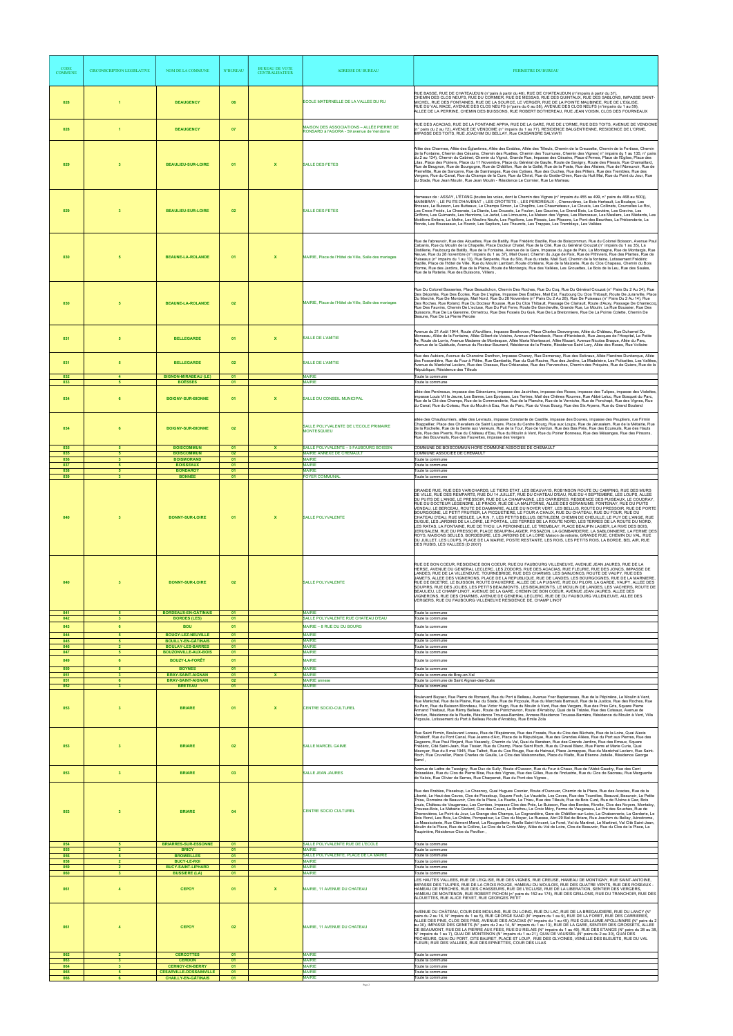| CODE COMMUNE | CIRCONSCRIPTION LEGISLATIVE | NOM DE LA COMMUNE | N°BUREAU | BUREAU DE VOTE CENTRALISATEUR | ADRESSE DU BUREAU | PERIMETRE DU BUREAU |
|---|---|---|---|---|---|---|
| 028 | 1 | BEAUGENCY | 06 | | ECOLE MATERNELLE DE LA VALLEE DU RU | RUE BASSE, RUE DE CHATEAUDUN (n°pairs à partir du 48), RUE DE CHATEAUDUN (n°impairs à partir du 37), CHEMIN DES CLOS NEUFS, RUE DU CORMIER, RUE DE MESSAS, RUE DES QUINTAUX, RUE DES SABLONS, IMPASSE SAINT-MICHEL, RUE DES FONTAINES, RUE DE LA SOURCE, LE VERGER, RUE DE LA POINTE MAUBRIER, RUE DE L'EGLISE, RUE DU VAL MACE, AVENUE DES CLOS NEUFS (n°pairs du 0 au 58), AVENUE DES CLOS NEUFS (n°impairs du 1 au 59), ALLEE DE LA PERRINE, CHEMIN DES BUISSONS, RUE ROBERT BOTHEREAU, RUE JEAN VOISIN, CLOS DES FOURNEAUX |
| 028 | 1 | BEAUGENCY | 07 | | MAISON DES ASSOCIATIONS – ALLÉE PIERRE DE RONSARD à l'AGORA - 59 avenue de Vendome | RUE DES ACACIAS, RUE DE LA FONTAINE APPIA, RUE DE LA GARE, RUE DE L'ORME, RUE DES TOITS, AVENUE DE VENDOME (n° pairs du 2 au 72), AVENUE DE VENDOME (n° impairs du 1 au 77), RESIDENCE BALGENTIENNE, RESIDENCE DE L'ORME, IMPASSE DES TOITS, RUE JOACHIM DU BELLAY, Rue CASSANDRE SALVIATI |
| 029 | 3 | BEAULIEU-SUR-LOIRE | 01 | X | SALLE DES FETES | Allée des Charmes, Allée des Églantines, Allée des Erables, Allée des Tilleuls, Chemin de la Creusette, Chemin de la Fertasse, Chemin de la Fontaine, Chemin des Cessins, Chemin des Ruettes, Chemin des Tournures, Chemin des Vignes( n° impairs du 1 au 135, n° pairs du 2 au 134), Chemin du Cabinet, Chemin du Vignot, Grande Rue, Impasse des Cessins, Place d'Armes, Place de l'Église, Place des Lilas, Place des Poiriers, Place du 11 Novembre, Place du Général de Gaulle, Route de Savigny, Route des Plessis, Rue Chameillard, Rue de Beugnon, Rue de Bourgogne, Rue de Châtillon, Rue de la Gallié, Rue de la Poste, Rue des Alisiers, Rue de l'Abreuvoir, Rue de Pierrefitte, Rue de Sancerre, Rue de Santranges, Rue des Cytises, Rue des Ouches, Rue des Piliers, Rue des Trembles, Rue des Vergers, Rue du Canal, Rue du Champs de la Cure, Rue du Christ, Rue du Grattе-Chien, Rue du Huit Mai, Rue du Point du Jour, Rue du Stade, Rue Jean Moulin, Rue Jean Moulin - Résidence Le Cormier, Rue Le Marteau |
| 029 | 3 | BEAULIEU-SUR-LOIRE | 02 | | SALLE DES FETES | Hameaux de : ASSAY, L'ETANG (toutes les voies, dont le Chemin des Vignes (n° impairs du 455 au 499, n° pairs du 468 au 500)), MAIMBRAY ; LE PUITS D'HAVENAT ; LES CROTTETS ; LES PERDREAUX ; Chenevières, Le Bois Herbault, La Boulaye, Les Brosses, Le Buisson, Les Butteaux, Le Champs Simon, Le Chapître, Les Chaumeteaux, Le Clouais, Les Collinets, Courcelles Le Roi, Les Crocs Froids, La Chesnaie, La Diarde, Les Doucets, Le Foulon, Les Gauvins, Le Grand Bois, La Gravière, Les Gravins, Les Griffons, Les Guimards, Les Henrions, Le Jarlat, Les Limousins, La Maison des Vignes, Les Manceaux, Les Masliers, Les Médards, Les Moëllons Entiers, La Moline, Les Moulins Neufs, Les Papillons, Les Plessis, Les Plissons, Le Pont des Beurthes, La Prébenderie, La Ronde, Les Rousseaux, Le Rozoir, Les Septiers, Les Theurots, Les Trappes, Les Tremblays, Les Vallées |
| 030 | 5 | BEAUNE-LA-ROLANDE | 01 | X | MAIRIE, Place de l'Hôtel de Ville, Salle des mariages | Rue de l'abreuvoir, Rue des Alouettes, Rue de Batilly, Rue Frédéric Bazille, Rue de Boiscommun, Rue du Colonel Boisson, Avenue Paul Cabanis, Rue du Moulin de la Chapelle, Place Docteur Chatel, Rue de la Cité, Rue du Général Crouzat (n° impairs du 1 au 35), La Distillerie, Faubourg de Batilly, Rue de la Fontaine, Avenue de la Gare, Impasse du Juge de Paix, La Montagne, Rue de Montargis, Rue Neuve, Rue du 28 novembre (n° impairs du 1 au 37), Mail Ouest, Chemin du Juge de Paix, Rue de Pithiviers, Rue des Plantes, Rue de Puiseaux (n° impairs du 1 au 13), Rue Serpente, Rue du Silo, Rue du stade, Mail Sud, Chemin de la fontaine, Lotissement Frédéric Bazille, Place de l'hôtel de Ville, Rue du Moulin Lambert, Route d'orléans, Rue de la Maizerie, Rue du Clos Chapeau, Chemin du Bois d'orme, Rue des Jardins, Rue de la Plaine, Route de Montargis, Rue des Vallées, Rue des Grouettes, Le Bois de la Leu, Rue des Saules, Rue de la Raterie, Rue des Buissons, Villiers , |
| 030 | 5 | BEAUNE-LA-ROLANDE | 02 | | MAIRIE, Place de l'Hôtel de Ville, Salle des mariages | Rue Du Colonel Bassenes, Place Beaudichon, Chemin Des Roches, Rue Du Coq, Rue Du Général Crouzat (n° Pairs Du 2 Au 34), Rue Des Déportés, Rue Des Écoles, Rue De L'eglise, Impasse Des Érables, Mail Est, Faubourg Du Clos Thibault, Route De Juranville, Place Du Marché, Rue De Montargis, Mail Nord, Rue Du 28 Novembre (n° Pairs Du 2 Au 28), Rue De Puiseaux (n° Pairs Du 2 Au 14), Rue Des Roches, Rue Roland, Rue Du Docteur Rousse, Rue Du Clos Thibault, Passage De Clairault, Route d'Auxy, Passage De Chantecoq, Rue Des Fauvins, Chemin De L'ecluse, Rue Du Puit Ferre, Route De Gondreville, Grande Rue, Le Moulin, La Rue Bousssier, Rue Des Buissons, Rue De La Garenne, Ormetrou, Rue Des Fossés Du Gué, Rue De La Bretonniere, Rue De La Pointe Colette, Chemin De Beaune, Rue De La Pierre Percée |
| 031 | 5 | BELLEGARDE | 01 | X | SALLE DE L'AMITIE | Avenue du 21 Août 1944, Route d'Auvilliers, Impasse Beethoven, Place Charles Desvergnes, Allée du Château, Rue Duhamel Du Monceau, Allée de la Fontaine, Allée Gilbert de Voisins, Avenue d'Havixbeck, Place d'Havixbeck, Rue Jacques de l'Hospital, La Petite Île, Route de Lorris, Avenue Madame de Montespan, Allée Maria Montessori, Allée Mozart, Avenue Nicolas Braque, Allée du Parc, Avenue de la Quiétude, Avenue du Recteur Baunard, Résidence de la Prairie, Résidence Saint Lary, Allée des Roses, Rue Voltaire |
| 031 | 5 | BELLEGARDE | 02 | | SALLE DE L'AMITIE | Rue des Aubiers, Avenue du Chanoine Denthon, Impasse Chenzy, Rue Demersay, Rue des Estivaux, Allée Flandres Dunkerque, Allée des Fossardière, Rue du Four à Plâtre, Rue Gambetta, Rue du Gué Racine, Rue des Jardins, La Madeleine, Les Pollcates, Les Vallées, Avenue du Maréchal Leclerc, Rue des Oiseaux, Rue Orléanaise, Rue des Pervenches, Chemin des Préquins, Rue de Quiers, Rue de la République, Résidence des Tilleuls |
| 032 | 4 | BIGNON-MIRABEAU (LE) | 01 | | MAIRIE | Toute la commune |
| 033 | 5 | BOËSSES | 01 | | MAIRIE | Toute la commune |
| 034 | 6 | BOIGNY-SUR-BIONNE | 01 | X | SALLE DU CONSEIL MUNICIPAL | allée des Perdreaux, impasse des Géraniums, impasse des Jacinthes, impasse des Roses, impasse des Tulipes, impasse des Violettes, impasse Louis VII le Jeune, Les Barres, Les Epoisses, Les Tertres, Mail des Chênes Rouvres, Rue Abbé Leluc, Rue Bosquet du Parc, Rue de la Cité des Champs, Rue de la Commanderie, Rue de la Planche, Rue de la Verniche, Rue de Ponchapt, Rue des Vignes, Rue du Canal, Rue du Coteau, Rue du Moulin à Eau, Rue du Parc, Rue du Vieux Bourg, Rue des Six Arpens, Rue du Grand Boulard |
| 034 | 6 | BOIGNY-SUR-BIONNE | 02 | | SALLE POLYVALENTE DE L'ECOLE PRIMAIRE MONTESQUIEU | allée des Chaufourniers, allée des Levrauts, impasse Constante de Castille, impasse des Douves, impasse des Peupliers, rue Firmin Chappellier, Place des Chevaliers de Saint Lazare, Place du Centre Bourg, Rue aux Loups, Rue de Jérusalem, Rue de la Métairie, Rue de la Rochelle, Rue de la Sente aux Veneurs, Rue de la Tour, Rue de Verdun, Rue des Bas Prés, Rue des Ecureuils, Rue des Hauts Bois, Rue des Piverts, Rue du Château d'Eau, Rue du Moulin à Vent, Rue du Poirier Bonneau, Rue des Mésanges, Rue des Pinsons, Rue des Bouvreuils, Rue des Fauvettes, impasse des Vergers |
| 035 | 5 | BOISCOMMUN | 01 | X | SALLE POLYVALENTE – 5 FAUBOURG BOISSIN | COMMUNE DE BOISCOMMUN HORS COMMUNE ASSOCIEE DE CHEMAULT |
| 035 | 5 | BOISCOMMUN | 02 | | MAIRIE ANNEXE DE CHEMAULT | COMMUNE ASSOCIEE DE CHEMAULT |
| 036 | 3 | BOISMORAND | 01 | | MAIRIE | Toute la commune |
| 037 | 5 | BOISSEAUX | 01 | | MAIRIE | Toute la commune |
| 038 | 5 | BONDAROY | 01 | | MAIRIE | Toute la commune |
| 039 | 3 | BONNÉE | 01 | | FOYER COMMUNAL | Toute la commune |
| 040 | 3 | BONNY-SUR-LOIRE | 01 | X | SALLE POLYVALENTE | GRANDE RUE, RUE DES VARICHARDS, LE TIERS ETAT, LES BEAUVAIS, ROBINSON ROUTE DU CAMPING, RUE DES MURS DE VILLE, RUE DES REMPARTS, RUE DU 14 JUILLET, RUE DU CHATEAU D'EAU, RUE DU 4 SEPTEMBRE, LES LOUPS, ALLEE DU PUITS DE L'ANGE, LE PRESSOIR, RUE DE LA CHAMPAGNE, LES CARRIERES, RESIDENCE DES PUISEAUX, LE COUDRAY, RUE DU DOCTEUR LEGENDRE, LE PRADO, RUE DE LA MALTOIRNE, ALLEE DES GERANIUMS, FONTENAY, RUE DU PUITS VENDAU, LE BERCEAU, ROUTE DE DAMMARIE, ALLEE DU NOYER VERT, LES BELLUS, ROUTE DU PRESSOIR, RUE DE PORTE BOURGOGNE, LE PETIT FRUITIER, LA PICQUETERIE, LE FOUR A CHAUX, RUE DU CHATEAU, RUE DU FOUR, RUE DU CHATEAU D'EAU, RUE MESLEE, LA R.N. 7, LES PETITS BELLUS, BETHLEEM, CHEMIN DE CHEUILLE, LE PUY DE L'ANGE, RUE DUGUE, LES JARDINS DE LA LOIRE, LE PORTAIL, LES TERRES DE LA ROUTE NORD, LES TERRES DE LA ROUTE DU NORD, LES RATAS, LA FONTAINE, RUE DE THOU, LA PERONNELLE, LE TREMBLAY, PLACE BEAUPIN LAGIER, LA RIVE DES BOIS, JERUSALEM, RUE DU PRESSOIR, PLACE BEAUPIN-LAGIER, PISSAZON, LA GOMBARDERIE, LA SABLONNIERE, LA FERME DES ROYS, MAISONS SEULES, BORDEBURE, LES JARDINS DE LA LOIRE Maison de retraite, GRANDE RUE, CHEMIN DU VAL, RUE DU JUILLET, LES LOUPS, PLACE DE LA MAIRIE, POSTE RESTANTE, LES ROIS, LES PETITS ROIS, LA BORDE, BEL AIR, RUE DES RUBIS, LES VALLEES (D 2007) |
| 040 | 3 | BONNY-SUR-LOIRE | 02 | | SALLE POLYVALENTE | RUE DE BON COEUR, RESIDENCE BON COEUR, RUE DU FAUBOURG VILLENEUVE, AVENUE JEAN JAURES, RUE DE LA HERSE, AVENUE DU GENERAL LECLERC, LES ZODORS, RUE DES ACACIAS, RUE FLEURIE, RUE DES JONCS, IMPASSE DE LANDES, RUE DE LA VILLENEUVE, TOURNEBRIDE, RUE DES CHARMIS, LES SAINJONCS, ROUTE DE VAUPY, RUE DES JAMETS, ALLEE DES VIGNERONS, PLACE DE LA REPUBLIQUE, RUE DE LANDES, LES BOURGOGNES, RUE DE LA MARNIERE, RUE DE BICETRE, LE BUISSON, ROUTE D'AUXERRE, ALLEE DE LA PUISAYE, RUE DU PILORI, LA GARDE, VAUPY, ALLEE DES SOUPIRS, RUE DES JOLIES, LES PETITS BEAUMONTS, LES BEAUMONTS, LE MOULIN DE LANDES, LES VACHERS, ROUTE DE BEAULIEU, LE CHAMP LINOT, AVENUE DE LA GARE, CHEMIN DE BON COEUR, AVENUE JEAN JAURES, ALLEE DES VIGNERONS, RUE DES CHARMIS, AVENUE DU GENERAL LECLERC, RUE DE DU FAUBOURG VILLENEUVE, ALLEE DES VERGERS, RUE DU FAUBOURG VILLENEUVE RESIDENCE DE, CHAMP LINOT |
| 041 | 5 | BORDEAUX-EN-GÂTINAIS | 01 | | MAIRIE | Toute la commune |
| 042 | 3 | BORDES (LES) | 01 | | SALLE POLYVALENTE RUE CHATEAU D'EAU | Toute la commune |
| 043 | 6 | BOU | 01 | | MAIRIE – 8 RUE DU DU BOURG | Toute la commune |
| 044 | 5 | BOUGY-LEZ-NEUVILLE | 01 | | MAIRIE | Toute la commune |
| 045 | 5 | BOUILLY-EN-GÂTINAIS | 01 | | MAIRIE | Toute la commune |
| 046 | 2 | BOULAY-LES-BARRES | 01 | | MAIRIE | Toute la commune |
| 047 | 5 | BOUZONVILLE-AUX-BOIS | 01 | | MAIRIE | Toute la commune |
| 049 | 6 | BOUZY-LA-FORÊT | 01 | | MAIRIE | Toute la commune |
| 050 | 5 | BOYNES | 01 | | MAIRIE | Toute la commune |
| 051 | 3 | BRAY-SAINT-AIGNAN | 01 | X | MAIRIE | Toute la commune de Bray-en-Val |
| 051 | 6 | BRAY-SAINT-AIGNAN | 02 | | MAIRIE annexe | Toute la commune de Saint Aignan-des-Gués |
| 052 | 3 | BRETEAU | 01 | | MAIRIE | Toute la commune |
| 053 | 3 | BRIARE | 01 | X | CENTRE SOCIO-CULTUREL | Boulevard Buyser, Rue Pierre de Ronsard, Rue du Port à Belleau, Avenue Yver Baptensses, Rue de la Pépinière, Le Moulin à Vent, Rue Maréchal, Rue de la Plaine, Rue du Stade, Rue de Picpoule, Rue du Marchais Barrault, Rue de la Justice, Rue des Roches, Rue du Parc, Rue du Buisson Blondeau, Rue Victor Hugo, Rue du Moulin à Vent, Rue des Vergers, Rue des Prés Gris, Square Pierre Armand Thiébaut, Rue Rémy Belleau, Route de Pontchevron, Route d'Arrabloy, Quai de la Trézée, Rue des Coteaux, Avenue de Verdun, Résidence de la Ruette, Résidence Trousse-Barrière, Annexe Résidence Trousse-Barrière, Résidence du Moulin à Vent, Villa Picpoule, Lotissement du Port à Belleau Route d'Arrabloy, Rue Emile Zola |
| 053 | 3 | BRIARE | 02 | | SALLE MARCEL GAIME | Rue Saint Firmin, Boulevard Loreau, Rue de l'Espérance, Rue des Fossés, Rue du Clos des Bûchets, Rue de la Loire, Quai Alexis Tchékoff, Rue du Pont Canal, Rue Jeanne d'Arc, Place de la République, Rue des Grandes Allées, Rue du Port aux Pierres, Rue des Sagères, Rue Paul Ringard, Rue Vasarely, Chemin du Val, Quai du Barabain, Rue des Grands Jardins, Rue des Emaux, Square Frédéric, Cité Saint-Jean, Rue Tissier, Rue du Champ, Place Saint Roch, Rue du Cheval Blanc, Rue Pierre et Marie Curie, Quai Mazoyer, Rue du 8 mai 1945, Rue Talbot, Rue du Cas Rouge, Rue du Hainaut, Place Jemappes, Rue du Maréchal Leclerc, Rue Saint-Roch, Rue Crevellier, Place Charles de Gaulle, Le Clos des Maisonnettes, Place du Rialto, Rue Etienne Jodelle, Résidence George Sand , |
| 053 | 3 | BRIARE | 03 | | SALLE JEAN JAURES | Avenue de Lattre de Tassigny, Rue Duc de Sully, Route d'Ouzouer, Chemin du Four à Chaux, Rue de l'Abbé Gaudry, Rue des Cent Boisselées, Rue du Clos de Pierre Bise, Rue des Vignes, Rue des Grilles, Rue de l'Industrie, Rue du Clos de Sacreau, Rue Marguerite de Valois, Rue Olivier de Serres, Rue Charpenet, Rue du Pont des Vignes , |
| 053 | 3 | BRIARE | 04 | | CENTRE SOCIO CULTUREL | Rue des Erables, Pisseloup, Le Chesnoy, Quai Hugues Cosnier, Route d'Ouzouer, Chemin de la Place, Rue des Acacias, Rue de la Liberté, Le Haut des Caves, Clos de Pisseloup, Square Foch, Le Vautelle, Les Caves, Rue des Tourelles, Beauval, Beauvoir, La Petite Thiau, Domaine de Beauvoir, Clos de la Place, Le Ruette, La Thiau, Rue des Tilleuls, Rue de Bois Curé, Rue de l'Usine à Gaz, Bois Louis, Château de Vaugereau, Les Combes, Impasse Clos des Prés, Le Buisson, Rue des Bordes, Rivotte, Clos des Noyers, Montaloy, Trousse-Bois, La Métairie Godard, Clos des Caves, Le Brethou, La Croix Méry, Ferme de Vaugereau, Le Pré des Souches, Rue de Chenevières, Le Point du Jour, La Grange des Champs, La Cognardière, Gare de Châtillon-sur-Loire, La Chabannerie, La Garderie, Le Bois Rond, Les Rois, La Chêtre, Pompadour, Le Clos du Noyer, La Ruesse, Abri 29 Bal de Briare, Rue Joachim du Bellay, Aérodrome, La Massicoterie, Rue Clément Marot, La Rougeollerie, Ruelle Saint-Vincent, La Foret, Vall du Martinet, Le Martinet, Val Cité Saint-Jean, Moulin de la Place, Rue de la Colline, Le Clos de la Croix Méry, Allée du Val de Loire, Clos de Beauvoir, Rue du Clos de la Place, La Taupinière, Résidence Clos du Pavillon , |
| 054 | 5 | BRIARRES-SUR-ESSONNE | 01 | | SALLE POLYVALENTE RUE DE L'ECOLE | Toute la commune |
| 055 | 2 | BRICY | 01 | | MAIRIE | Toute la commune |
| 056 | 5 | BROMEILLES | 01 | | SALLE POLYVALENTE, PLACE DE LA MAIRIE | Toute la commune |
| 058 | 2 | BUCY-LE-ROI | 01 | | MAIRIE | Toute la commune |
| 059 | 2 | BUCY-SAINT-LIPHARD | 01 | | MAIRIE | Toute la commune |
| 060 | 3 | BUSSIERE (LA) | 01 | | MAIRIE | Toute la commune |
| 061 | 4 | CEPOY | 01 | X | MAIRIE, 11 AVENUE DU CHATEAU | LES HAUTES VALLEES, RUE DE L'EGLISE, RUE DES VIGNES, RUE CREUSE, HAMEAU DE MONTIGNY, RUE SAINT-ANTOINE, IMPASSE DES TULIPES, RUE DE LA CROIX ROUGE, HAMEAU DU MOULOIS, RUE DES QUATRE VENTS, RUE DES ROSEAUX - HAMEAU DE PERCHES, RUE DES CHASSEURS, RUE DE L'ECLUSE, RUE DE LA LIBERATION, SENTIER DES VERGERS, HAMEAU DE MONTENON, RUE ROBERT PICHON (n° pairs du 152 au 174), RUE DES GRILLONS, RUE DU TRANCHOIR, RUE DES ALOUETTES, RUE ALICE FIEVET, RUE GEORGES PETIT |
| 061 | 4 | CEPOY | 02 | | MAIRIE, 11 AVENUE DU CHATEAU | AVENUE DU CHÂTEAU, COUR DES MOULINS, RUE DU LOING, RUE DU LAC, RUE DE LA BREGAUDIERE, RUE DU LANCY (N° pairs du 2 au 16, N° impairs du 1 au 5), RUE GEORGE SAND (N° impairs du 1 au 9), RUE DE LA FORET, RUE DES CARRIERES, ALLEE DES PINS, CLOS DES PINS, AVENUE DES ACACIAS (N° impairs du 1 au 45), RUE GUILLAUME APOLLINAIRE (N° pairs du 2 au 30), IMPASSE DES GENETS (N° pairs du 2 au 14, N° impairs du 1 au 13), RUE DE LA GARE, SENTIER DES GROSSETS, ALLEE DE BEAUMONT, RUE DE LA PIERRE AUX FEES, RUE DU RELAIS (N° impairs du 1 au 49), RUE DES ETANGS (N° pairs du 28 au 38, N° impairs du 1 au 7), QUAI DE MONTENON (N° impairs du 1 au 21), QUAI DE VAUSSEL (N° pairs du 2 au 30), QUAI DES PECHEURS, QUAI DU PORT, CITE BAURET, PLACE ST LOUP, RUE DES GLYCINES, VENELLE DES BLEUETS, RUE DU VAL FLEURI, RUE DES VALLEES, RUE DES EPINETTES, COUR DES LILAS |
| 062 | 2 | CERCOTTES | 01 | | MAIRIE | Toute la commune |
| 063 | 3 | CERDON | 01 | | MAIRIE | Toute la commune |
| 064 | 3 | CERNOY-EN-BERRY | 01 | | MAIRIE | Toute la commune |
| 065 | 5 | CÉSARVILLE-DOSSAINVILLE | 01 | | MAIRIE | Toute la commune |
| 066 | 6 | CHAILLY-EN-GÂTINAIS | 01 | | MAIRIE | Toute la commune |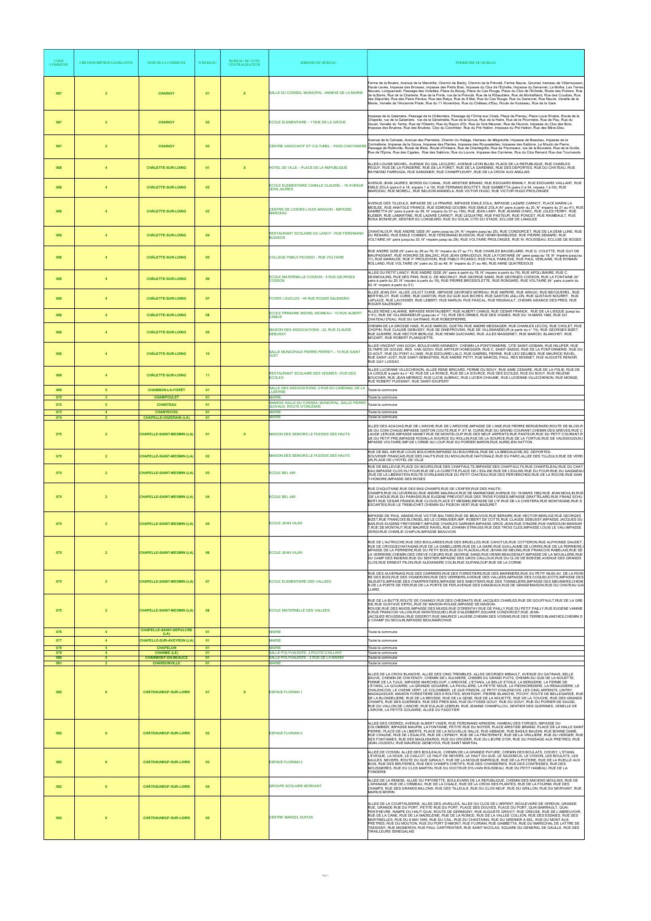| CODE COMMUNE | CIRCONSCRIPTION LEGISLATIVE | NOM DE LA COMMUNE | N°BUREAU | BUREAU DE VOTE CENTRALISATEUR | ADRESSE DU BUREAU | PERIMETRE DU BUREAU |
|---|---|---|---|---|---|---|
| 067 | 2 | CHAINGY | 01 | X | SALLE DU CONSEIL MUNICIPAL, ANNEXE DE LA MAIRIE | Ferme de la Bruère, Avenue de la Mandrille, Chemin de Bardy, Chemin de la Prévoté, Ferme Neuve, Goumat, hameau de Villemousson, Haute Levée, Impasse des Brosses, impasse des Petits Bois, Impasse du Clos de l'Echelle, Impasse du Genevret, La Mothe, Les Terres Neuves, Longuevault, Passage des Violettes, Place du Bourg, Place du Cas Rouge, Place du Clos de l'Echelle, Route des Poiriers, Rue de la Barre, Rue de la Charterie, Rue de la Porte, rue de la Prévoté, Rue de la Ribaudière, Rue de Montafiland, Rue des Coudras, Rue des Déportés, Rue des Pains Perdus, Rue des Rabys, Rue du 8 Mai, Rue du Cas Rouge, Rue du Genevret, Rue Neuve, Venelle de la Mairie, Venelle de l'Ancienne Poste, Rue du 11 Novembre, Rue du Château d'Eau, Route de Huisseau, Rue de la Gare |
| 067 | 2 | CHAINGY | 02 | | ECOLE ELEMENTAIRE – 7 RUE DE LA GROUE | Impasse de la Galanière, Passage de la Châtonière, Passage de l'Orme aux Chats, Place de Prenay, Place Louis Rivière, Route de la Chapelle, rue de la Galanière, rue de la Génetraille, Rue de la Groue, Rue de la Haire, Rue de la Ricornière, Rue de Pau, Rue du Gouet, Venelle du Tertre, Rue de l'Oberlin, Rue du Rayon d'Or, Rue du Gris Meunier, Rue de l'Aurore, Impasse du Clos des Bois, Impasse des Bruères, Rue des Bruères, Clos du Colombier, Rue du Pré Hatton, Impasse du Pré Hatton, Rue des Mère-Dieu |
| 067 | 2 | CHAINGY | 03 | | CENTRE ASSOCIATIF ET CULTUREL - PASS CHATONIERE | Avenue de la Cerisaie, Avenue des Pierrelets, Chemin du Halage, Hameau de Mégreville, Impasse de Beaulieu, Impasse de la Cornaillerie, Impasse de la Groue, Impasse des Plantes, Impasse des Rousselettes, Impasse des Sablons, Le Moulin de Pierre, Passage de Rollinville, Route de Blois, Route d'Orléans, Rue de Chantegrille, Rue de Fourneaux, rue de la Bouverie, Rue de la Grolle, Rue de l'Epine, Rue des Cigales, Rue des Sablons, Rue du Louvre, Impasse des Carrieres, Rue du Clos Renard, Rue des Tournesols |
| 068 | 4 | CHÂLETTE-SUR-LOING | 01 | X | HOTEL DE VILLE – PLACE DE LA REPUBLIQUE | ALLEE LOUISE MICHEL, AVENUE DU GAL LECLERC, AVENUE LEON BLUM, PLACE DE LA REPUBLIQUE, RUE CHARLES PEGUY, RUE DE LA FONDERIE, RUE DE LA FORET, RUE DE LA GARENNE, RUE DES DEPORTES, RUE DU CHATEAU, RUE RAYMOND FARRUGIA, RUE SANGNIER, RUE CHAMPFLEURY, RUE DE LA CROIX AUX ANGLAIS |
| 068 | 4 | CHÂLETTE-SUR-LOING | 02 | | ECOLE ELEMENTAIRE CAMILLE CLAUDEL - 19 AVENUE JEAN JAURES | AVENUE JEAN JAURES, BORDS DU CANAL, RUE ARISTIDE BRIAND, RUE EDOUARD BRANLY, RUE EDOUARD VAILLANT, RUE EMILE ZOLA (pairs 0 à 18, impairs 1 à 19), RUE FERNAND BOUTTET, RUE GAMBETTA (pairs 0 à 54, impairs 1 à 55), RUE MARCEAU, RUE MORELL, RUE NELSON MANDELA, RUE VICTOR HUGO, RUE VICTOR HUGO PROLONGEE |
| 068 | 4 | CHÂLETTE-SUR-LOING | 03 | | CENTRE DE LOISIRS LOUIS ARAGON - IMPASSE MARCEAU | AVENUE DES TILLEULS, IMPASSE DE LA PRAIRIE, IMPASSE EMILE ZOLA, IMPASSE LAZARE CARNOT, PLACE MARIN LA MESLEE, RUE ANATOLE FRANCE, RUE EDMOND GOUBIN, RUE EMILE ZOLA (N° pairs à partir du 20, N° impairs du 21 au 41), RUE GAMBETTA (N° pairs à partir du 56, N° impairs du 57 au 159), RUE JEAN LAMY, RUE JEANNE D'ARC, RUE JULES FERRY, RUE KLEBER, RUE LAMARTINE, RUE LAZARE CARNOT, RUE LEQUATRE, RUE PASTEUR, RUE PONCET, RUE RAIMBAULT, RUE ROSA BONHEUR, SENTIER DU LONGEARD, RUE DU SOLIN, CITE DU STADE, ECLUSE DE LANGLEE |
| 068 | 4 | CHÂLETTE-SUR-LOING | 04 | | RESTAURANT SCOLAIRE DU LANCY - RUE FERDINAND BUISSON | CHANTALOUP, RUE ANDRE GIDE (N° pairs jusqu'au 24, N° impairs jusqu'au 25), RUE CONDORCET, RUE DE LA DEMI LUNE, RUE DU RENARD, RUE EMILE COMBES, RUE FERDINAND BUISSON, RUE HENRI BARBUSSE, RUE PIERRE SEMARD, RUE VOLTAIRE (N° pairs jusqu'au 30, N° impairs jusqu'au 29), RUE VOLTAIRE PROLONGEE, RUE W. ROUSSEAU, ECLUSE DE BÛGES |
| 068 | 4 | CHÂLETTE-SUR-LOING | 05 | | COLLEGE PABLO PICASSO - RUE VOLTAIRE | RUE ANDRE GIDE (N° pairs du 26 au 76, N° impairs du 27 au 77), RUE CHARLES BAUDELAIRE, RUE G. COLETTE, RUE GUY DE MAUPASSANT, RUE HONORE DE BALZAC, RUE JEAN GIRAUDOUX, RUE LA FONTAINE (N° pairs jusqu'au 18, N° impairs jusqu'au 17), RUE MARALDE, RUE P. PROUD'HON, RUE PABLO PICASSO, RUE PAUL PAINLEVE, RUE PAUL VERLAINE, RUE ROMAIN ROLLAND, RUE VOLTAIRE (N° pairs du 32 au 48, N° impairs du 31 au 49), RUE ANNE QUATRESOUS |
| 068 | 4 | CHÂLETTE-SUR-LOING | 06 | | ECOLE MATERNELLE COSSON - 5 RUE GEORGES COSSON | ALLEE DU PETIT LANCY, RUE ANDRE GIDE (N° pairs à partir du 78, N° impairs à partir du 79), RUE APOLLINAIRE, RUE C. DESMOULINS, RUE DES PINS, RUE G. DE MACHAUT, RUE GEORGE SAND, RUE GEORGES COSSON, RUE LA FONTAINE (N° pairs à partir du 20, N° impairs à partir du 19), RUE PIERRE BROSSOLETTE, RUE RONSARD, RUE VOLTAIRE (N° pairs à partir du 50, N° impairs à partir du 51) |
| 068 | 4 | CHÂLETTE-SUR-LOING | 07 | | FOYER J DUCLOS - 44 RUE ROGER SALENGRO | ALLEE JEAN ZAY, ALLEE JOLIOT CURIE, IMPASSE GEORGES MOREAU, RUE AMPERE, RUE ARAGO, RUE BECQUEREL, RUE BERTHELOT, RUE CURIE, RUE DANTON, RUE DU GUE AUX BICHES, RUE GASTON JAILLON, RUE GUSTAVE NOURRY, RUE LAPLACE, RUE LAVOISIER, RUE LEBERT, RUE MARLIN, RUE PASCAL, RUE REGNAULT, CHEMIN ASIANCE DES PRES, RUE ROGER SALENGRO |
| 068 | 4 | CHÂLETTE-SUR-LOING | 08 | | ECOLE PRIMAIRE MICHEL MOINEAU - 10 RUE ALBERT CAMUS | ALLEE RENE LALANNE, IMPASSE MONTAUBERT, RUE ALBERT CAMUS, RUE CESAR FRANCK, RUE DE LA LISIQUE (jusqu'au n°41), RUE DE VILLEMANDEUR (jusqu'au n° 73), RUE DES ORMES, RUE DES VIGNES, RUE DU 19 MARS 1962, RUE DU CHATEAU D'EAU, RUE DU GATINAIS, RUE ROBESPIERRE, |
| 068 | 4 | CHÂLETTE-SUR-LOING | 09 | | MAISON DES ASSOCIATIONS - 32, RUE CLAUDE DEBUSSY | CHEMIN DE LA GROSSE HAIE, PLACE MARCEL QUETIN, RUE ANDRE MESSAGER, RUE CHARLES LECOQ, RUE CHOLET, RUE CHOPIN, RUE CLAUDE DEBUSSY, RUE DE DNIEPROVSKI, RUE DE VILLEMANDEUR (à partir du n° 74), RUE GEORGES BIZET, RUE GUERRE, RUE HECTOR BERLIOZ, RUE HENRI GUICHARD, RUE JULES MASSENET, RUE MARCEL BLANCHET, RUE MOZART, RUE ROBERT PLANQUETTE, |
| 068 | 4 | CHÂLETTE-SUR-LOING | 10 | | SALLE MUNICIPALE PIERRE PERRET – 15 RUE SAINT JUST | ALLEE VINCENT VAN GOGH, BOULEVARD KENNEDY, CHEMIN LA PONTONNERIE, CITE SAINT-GOBAIN, RUE NILUFER, RUE OLYMPE DE GOUGE, RES. VAN GOGH, RUE ARTHUR HONEGGER, RUE C. SAINT-SAENS, RUE DE LA PONTONNERIE, RUE DU 23 AOUT, RUE DU PONT A L'ANE, RUE EDOUARD LALO, RUE GABRIEL PIERNE, RUE LEO DELIBES, RUE MAURICE RAVEL, RUE SAINT-JUST, RUE SAINT-SEBASTIEN, RUE ANDRE PETIT, RUE MARCEL PAUL, RES MONNET, RUE AUGUSTE RENOIR, RUE GAY LUSSAC |
| 068 | 4 | CHÂLETTE-SUR-LOING | 11 | | RESTAURANT SCOLAIRE DES VESINES - RUE DES ECOLES | ALLEE LUCIENNE VILLECHENON, ALLEE RENE BRICARD, FERME DU BOUY, RUE AIME CESAIRE, RUE DE LA FOLIE, RUE DE LA LISIQUE à partir du n° 42, RUE DE LA RONCE, RUE DE LA SOURCE, RUE DES ECOLES, RUE DU BOUY, RUE HELENE BOUCHER, RUE JEAN MERMOZ, RUE LUCIE AUBRAC, RUE LUCIEN CHAUME, RUE LUCIENNE VILLECHENON, RUE MONGE, RUE ROBERT PUISSANT, RUE SAINT-EXUPERY |
| 069 | 5 | CHAMBON-LA-FORÊT | 01 | | SALLE DES ASSOCIATIONS, 2 RUE DU CARDINAL DE LA LUZERNE | Toute la commune |
| 070 | 3 | CHAMPOULET | 01 | | MAIRIE | Toute la commune |
| 072 | 5 | CHANTEAU | 01 | | ANNEXE SALLE DU CONSEIL MUNICIPAL, SALLE PIERRE QUIVAUX, ROUTE D'ORLÉANS | Toute la commune |
| 073 | 4 | CHANTECOQ | 01 | | MAIRIE | Toute la commune |
| 074 | 2 | CHAPELLE-ONZERAIN (LA) | 01 | | MAIRIE | Toute la commune |
| 075 | 2 | CHAPELLE-SAINT-MESMIN (LA) | 01 | X | MAISON DES SENIORS LE PLESSIS DES HAUTS | ALLEE DES ACACIAS,RUE DE L'ARCHE,RUE DE L'ARDOISE,IMPASSE DE L'ANE,RUE PIERRE BERGERARD,ROUTE DE BLOIS,RUE DU COIN CHAUD,IMPASSE GASTON COUTE,RUE P. ET M. CURIE,RUE DU GRAND COURANT,CHEMIN DES GREVES,RUE CLAUDE LERUDE,IMPASSE MANET RUE DE MONTELOUP,RUE DES NEUF ARPENTS,RUE PASTEUR,RUE DU PETIT COURANT,RUE DU PETIT PRE,IMPASSE RODIN,LA SOURCE DU ROLLIN,RUE DE LA SOURCE,RUE DE LA TORTUE,RUE DE VAUSSOUDUN,IMPASSE VOLTAIRE,IMP.DE L'ORME AU LOUP,RUE DU POIRIER BARON,RUE AURELIEN HATTON |
| 075 | 2 | CHAPELLE-SAINT-MESMIN (LA) | 02 | | MAISON DES SENIORS LE PLESSIS DES HAUTS | RUE DE BEL AIR,RUE LOUIS BOUCHER,IMPASSE DU BOUVREUIL,RUE DE LA BREDAUCHE,SQ. DEPORTES-SOUVENIR FRANCAIS,RUE DES HAUTS,RUE DU MOULIN,RUE NATIONALE,RUE DU PARC,ALLEE DES TILLEULS,RUE DE VERDUN,PLACE DE L'HOTEL DE VILLE |
| 075 | 2 | CHAPELLE-SAINT-MESMIN (LA) | 03 | | ECOLE BEL AIR | RUE DE BELLEVUE,PLACE DU BOURG,RUE DES CHAFFAULTS,IMPASSE DES CHAFFAULTS,RUE CHANTELEAU,RUE DU CHAT EAU,IMPASSE CLOS DU FOUR,RUE DE LA CURETTE,PLACE DE L'EGLISE,RUE DE L'EGLISE,RUE DU FOUR,RUE DU GAIGNEAU,RUE DE LA LIBERATION,ROUTE D'ORLEANS,RUE DU PETIT CHATEAU,RUE DES PERVENCHES,RUE DE LA ROCHE,RUE SAINT-HONORE,IMPASSE DES ROSES |
| 075 | 2 | CHAPELLE-SAINT-MESMIN (LA) | 04 | | ECOLE BEL AIR | RUE D'AQUITAINE,RUE DES BAS-CHAMPS,RUE DE L'ENFER,RUE DES HAUTS-CHAMPS,RUE DU LEVEREAU,RUE ANDRE MALRAUX,RUE DE MARMOGNE,AVENUE DU 19 MARS 1962,RUE JEAN MOULIN,RUE DE LA NOUE,RUE DU PARADIS,RUE EUGENE PREVOST,RUE DES TROIS FOSSES,IMPASSE GRATTELARD,RUE FRANZ SCHUBERT,RUE CESAR FRANCK,RUE CLOVIS,PLACE ST MESMIN,IMPASSE DE L'IF,RUE DE LA CHISTERA,RUE MONTAIGNE,RUE DESCARTES,RUE LE TREBUCHET,CHEMIN DU PIGEON VERT,RUE MAZURET |
| 075 | 2 | CHAPELLE-SAINT-MESMIN (LA) | 05 | | ECOLE JEAN VILAR | IMPASSE DE PAUL ABADIE,RUE VICTOR BALTARD,RUE DE BEAUVOIS,RUE BERAIRE,RUE HECTOR BERLIOZ,RUE GEORGES BIZET,RUE FRANCOIS BLONDEL,BD LE CORBUSIER,IMP. ROBERT DE COTTE,RUE CLAUDE DEBUSSY,IMPASSE JACQUES DUBAN,RUE EUGENE FREYSSINET,IMPASSE CHARLES GARNIER,IMPASSE GROS JEAN,RUE D'INGRE,RUE HARDOUIN MANSART,RUE DE MONTAUT,RUE MAURICE RAVEL,RUE JOHANN STRAUSS,RUE DES TROIS CLES,IMPASSE LOUIS LE VAU,IMPASSE VERDI,RUE CHARLIE CHAPLIN,IMPASSE BEAUVOIS |
| 075 | 2 | CHAPELLE-SAINT-MESMIN (LA) | 06 | | ECOLE JEAN VILAR | RUE DE L'AUTRUCHE,RUE DES BOULARDES,RUE DES BRUELLES,RUE CAHOTUS,RUE COTTERON,RUE ALPHONSE DAUDET,RUE DE CROQUECHATAIGNE,RUE DE LA GABELLIERE,RUE DE LA GARE,RUE GUILLAUME DE LORRIS,RUE DE LA PERRIERE,IMPASSE DE LA PERRIERE,RUE DU PETIT BOIS,RUE DU PLACEAU,RUE JEHAN DE MEUNG,RUE FRANCOIS RABELAIS,RUE DE LA VERRERIE,CHEMIN DES CREVE COEURS,RUE GEORGE SAND,RUE HENRI BEAUDENUIT,IMPASSE DE LA MOUILLERE,RUE DU CAMP DES INDIENS,RUE DU SENTIER,IMPASSE DES GROS CAILLOUX,RUE DU CLOS DE BOESSE,AVENUE DES GRANDS CLOS,RUE ERNEST PILON,RUE ALEXANDRE COLIN,RUE DUPANLOUP,RUE DE LA CORNE |
| 075 | 2 | CHAPELLE-SAINT-MESMIN (LA) | 07 | | ECOLE ELEMENTAIRE DES VALLEES | RUE DES AUVERNAIS,RUE DES CARRIERS,RUE DES FORESTIERS,RUE DES MARINIERS,RUE DU PETIT MUID,AV. DE LA RIVIERE DES BOIS,RUE DES VIGNERONS,RUE DES VERRIERS,AVENUE DES VALLEES,IMPASSE DES COQUELICOTS,IMPASSE DES BLEUETS,IMPASSE DES CHARPENTIERS,IMPASSE DES SABOTIERS,RUE DES TONNELIERS,IMPASSE DES MEUNIERS,CHEMIN DE LA PORTE DE FER,RUE DE LA PORTE DE FER,AVENUE DES DANGEAUX,RUE DE GRAND'MAISON,RUE DU CHATEAU GAILLARD |
| 075 | 2 | CHAPELLE-SAINT-MESMIN (LA) | 08 | | ECOLE MATERNELLE DES VALLEES | RUE DE LA BUTTE,ROUTE DE CHAINGY,RUE DES CHESNATS,RUE JACQUES CHARLES,RUE DE GOUFFAULT,RUE DE LA GRESE,RUE GUSTAVE EIFFEL,RUE DE MAISON-ROUGE,IMPASSE DE MAISON-ROUGE,RUE DES MUIDS,IMPASSE DES MUIDS,RUE D'ORENTAY,RUE DE PAILLY,RUE DU PETIT PAILLY,RUE EUGENE VANNIER,RUE FRANCOIS VILLON,RUE MONTESQUIEU,RUE D'ALEMBERT,SQUARE CONDORCET,RUE JEAN-JACQUES ROUSSEAU,RUE DIDEROT,RUE MAURICE LALIERE,CHEMIN DES VOISINS,RUE DES TERRES BLANCHES,CHEMIN DU CHAMP DU MOULIN,IMPASSE BEAUMARCHAIS |
| 076 | 4 | CHAPELLE-SAINT-SEPULCRE (LA) | 01 | | MAIRIE | Toute la commune |
| 077 | 4 | CHAPELLE-SUR-AVEYRON (LA) | 01 | | MAIRIE | Toute la commune |
| 078 | 5 | CHAPELON | 01 | | MAIRIE | Toute la commune |
| 079 | 4 | CHARME (LE) | 01 | | SALLE POLYVALENTE, 3 ROUTE D'AILLANT | Toute la commune |
| 080 | 5 | CHARMONT-EN-BEAUCE | 01 | | SALLE POLYVALENTE - 2 RUE DE LA MAIRIE | Toute la commune |
| 081 | 2 | CHARSONVILLE | 01 | | MAIRIE | Toute la commune |
| 082 | 6 | CHÂTEAUNEUF-SUR-LOIRE | 01 | X | ESPACE FLORIAN 1 | ALLEE DE LA CROIX BLANCHE, ALLEE DES CINQ TREMBLES, ALLEE GEORGES IMBAULT, AVENUE DU GATINAIS, BELLE SAUVE, CHEMIN DE CHATENOY, CHEMIN DE L'AULNIERE, CHEMIN DU GUE DE LA NOUETTE, FERME DE LA TUILE, IMPASSE MARCHELOUP, L'ARDOISE, L'ETANG, LA BELLE ETOILE, LA BERGERIE, LA FERME DE L'ETANG, LA GOUAIRIE, LA GRANDE GOUAIRIE, LA PAVILLERE, LA PETITE NOUE, LA PIEDNORDIERE, LA RENAUDIERE, LE CHALENCOIS, LE CHENE VERT, LE COLOMBIER, LE GUE PINSON, LE PETIT CHALENCOIS, LES CINQ ARPENTS, LINTRY, MADAGASCAR, MAISON FORESTIERE DES 6 ROUTES, MONTIGNY, PIERRE BLANCHE, POCHY, ROUTE DE BELLEGARDE, RUE DE LA BLONDELIERE, RUE DE LA BROSSE, RUE DE LA GENE, RUE DE LA NOUETTE, RUE DE LA TOUCHE, RUE DES GRANDS CHAMPS, RUE DES GUERINES, RUE DES PRES BAS, RUE DU FOSSE GOUY, RUE DU POIRIER DE SAUGE, RUE DU VALLON DE L'ANCHE, RUE EULALIE LEBRUN, RUE JEANNE CHAMPILLOU, SENTIER DES GUERINES, VENELLE DE L'ARCHE, LA PETITE GOUAIRIE, ALLEE DU FAGOTIER |
| 082 | 6 | CHÂTEAUNEUF-SUR-LOIRE | 02 | | ESPACE FLORIAN 2 | ALLEE DES CEDRES, AVENUE ALBERT VIGER, RUE FERDINAND ARNODIN, HAMEAU DES FORGES, IMPASSE DU COLOMBIER, IMPASSE MAUPIN, LA FONTAINE, PETITE RUE DU NOYER, PLACE ARISTIDE BRIAND, PLACE DE LA HALLE SAINT PIERRE, PLACE DE LA LIBERTE, PLACE DE LA NOUVELLE HALLE, RUE ABBADIE, RUE BASILE BAUDIN, RUE BONNE DAME, RUE CHAUDE, RUE DE L'EGALITE, RUE DE L'EPINOY, RUE DE LA FRATERNITE, RUE DE LA VRILLIERE, RUE DU VERGER, RUE DES FONTAINES, RUE DES MAQUISARDS, RUE DU CROZIER, RUE DU LIEVRE D'OR, RUE DU PASSAGE AUX PRETRES, RUE JEAN JOUDIOU, RUE MAURICE GENEVOIX, RUE SAINT MARTIAL |
| 082 | 6 | CHÂTEAUNEUF-SUR-LOIRE | 03 | | ESPACE FLORIAN 3 | ALLEE DE COSSIN, ALLEE DES BOULEAUX, CHEMIN DE LA GRANDE PATURE, CHEMIN DES BOULATS, CHOISY, L'ETANG L'EVEQUE, LA NOUE, LE CAILLOT, LE HAUT DE NEVERS, LE HAUT DU GUE, LE SAUSSEUX, LE VOISON, LES BOULATS, LES SAULES, NEVERS, ROUTE DU GUE GIRAULT, RUE DE LA MOQUE BARRIQUE, RUE DE LA POTERIE, RUE DE LA RUELLE AUX BOIS, RUE DES BRUYERES, RUE DES CHAMPS CHETIFS, RUE DES CHANSERIES, RUE DES COMTESSES, RUE DES MOUSSIERES, RUE DU CLOS MARTIN, RUE DU DOCTEUR SYLVAIN ROUSSEAU, RUE DU PETIT HAMEAU, RUE DE LA FONDERIE |
| 082 | 6 | CHÂTEAUNEUF-SUR-LOIRE | 04 | | GROUPE SCOLAIRE MORVANT | ALLEE DE LA REMISE, ALLEE DU PIPORETTE, BOULEVARD DE LA REPUBLIQUE, CHEMIN DES ANCIENS MOULINS, RUE DE L'APANAGE, RUE DE L'ORMEAU, RUE DE LA CIGALE, RUE DE LA CROIX DES PLANTES, RUE DE LA FOURMI, RUE DES CHAMPS, RUE DES GRANDS BILLONS, RUE DES TILLEULS, RUE DU CLOS NEUF, RUE DU GRILLON, RUE DU MORVANT, RUE MARIUS MORIN |
| 082 | 6 | CHÂTEAUNEUF-SUR-LOIRE | 05 | | CENTRE MARCEL DUPUIS | ALLEE DE LA COURTAUDERIE, ALLEE DES JAVELLES, ALLEE DU CLOS DE L'ARPENT, BOULEVARD DE VERDUN, GRANDE RUE, GRANDE RUE DU PORT, PETITE RUE DU PORT, PLACE DES DOUVES, PLACE DU PORT, QUAI BARRAULT, QUAI PENTHIEVRE, RAMPE DU HAUT QUAI, ROUTE DE GERMIGNY, RUE AUGUSTE GRIVOT, RUE CREUSE, RUE DE L'ABREUVOIR, RUE DE LA CANE, RUE DE LA MADELEINE, RUE DE LA RONCE, RUE DE LA VALLEE COLLION, RUE DES ESSAIES, RUE DES MARTINELLES, RUE DU 8 MAI 1945, RUE DU CAIL, RUE DU CHASTAING, RUE DU GRENIER A SEL, RUE DU MONT AUX PRETRES, RUE DU MOUTON, RUE DU PORT D'AMONT, RUE FLORIAN, RUE GAMBETTA, RUE DU MARECHAL DE LATTRE DE TASSIGNY, RUE MIGNERON, RUE PAUL CARTPENTIER, RUE SAINT NICOLAS, SQUARE DU GENERAL DE GAULLE, RUE DES TIRAILLEURS SENEGALAIS |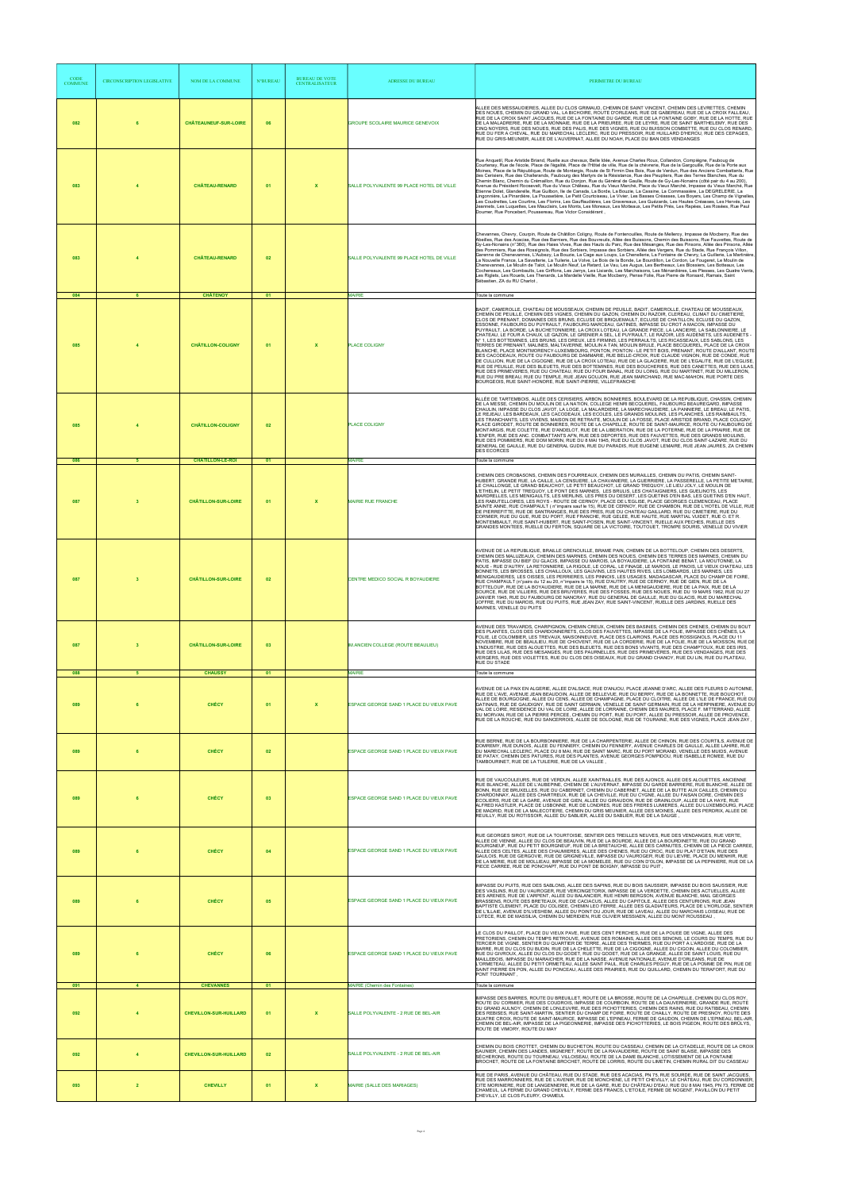| CODE COMMUNE | CIRCONSCRIPTION LEGISLATIVE | NOM DE LA COMMUNE | N°BUREAU | BUREAU DE VOTE CENTRALISATEUR | ADRESSE DU BUREAU | PERIMETRE DU BUREAU |
|---|---|---|---|---|---|---|
| 082 | 6 | CHÂTEAUNEUF-SUR-LOIRE | 06 | | GROUPE SCOLAIRE MAURICE GENEVOIX | ALLEE DES MESSAGUIERES, ALLEE DU CLOS GRIMAUD, CHEMIN DE SAINT VINCENT, CHEMIN DES LEVRETTES, CHEMIN DES NOUES, CHEMIN DU GRAND VAL, LA BICHOIRE, ROUTE D'ORLEANS, RUE DE GABEREAU, RUE DE LA CROIX FALLEAU, RUE DE LA CROIX SAINT JACQUES, RUE DE LA FONTAINE DU GARDE, RUE DE LA FONTAINE GOBY, RUE DE LA HOTTE, RUE DE LA MALADRERIE, RUE DE LA MONNAIE, RUE DE LA PRIEUREE, RUE DE LEYRE, RUE DE SAINT BARTHELEMY, RUE DES CINQ NOYERS, RUE DES NOUES, RUE DES PALIS, RUE DES VIGNES, RUE DU BUISSON COMBETTE, RUE DU CLOS RENARD, RUE DU FER A CHEVAL, RUE DU MARECHAL LECLERC, RUE DU PRESSOIR, RUE HUILLARD D'HEROU, RUE DES CEPAGES, RUE DU GRIS-MEUNIER, ALLEE DE L'AUVERNAT, ALLEE DU NOAH, PLACE DU BAN DES VENDANGES |
| 083 | 4 | CHÂTEAU-RENARD | 01 | X | SALLE POLYVALENTE 99 PLACE HOTEL DE VILLE | Rue Anquetil, Rue Aristide Briand, Ruelle aux chevaux, Belle Idée, Avenue Charles Roux, Collandon, Compiègne, Faubourg de Courtenay, Rue de l'école, Place de l'égalité, Place de l'Hôtel de ville, Rue de la chèvrerie, Rue de la Gargouille, Rue de la Porte aux Moines, Place de la République, Route de Montargis, Route de St Firmin Des Bois, Rue de Verdun, Rue des Anciens Combattants, Rue des Cerisiers, Rue des Chafferands, Faubourg des Martyrs de la Résistance, Rue des Peupliers, Rue des Terres Blanches, Rue du Chemin Blanc, Chemin du Crémaillon, Rue du Donjon, Rue du Général de Gaulle, Route de Gy-Les-Nonains (côté pair du 4 au 200), Avenue du Président Roosevelt, Rue du Vieux Château, Rue du Vieux Marché, Place du Vieux Marché, Impasse du Vieux Marché, Rue Étienne Dolet, Glanderelle, Rue Guilbon, Ile de Canada, La Borde, La Bouzie, La Cassine, La Commasière, LA DEGRELERIE, La Lingonnière, La Pinardière, La Poussetière, Le Petit Courtoiseau, Le Vivier, Les Basses Créasses, Les Boyers, Les Champ de Vignelles, Les Coudrettes, Les Courtins, Les Florins, Les Gauffaudières, Les Graveraux, Les Guézards, Les Hautes Créasses, Les Hervés, Les Jeannets, Les Luquettes, Les Mauclairs, Les Monts, Les Moreaux, Les Mottesux, Les Petits Près, Les Rapées, Les Rosiers, Rue Paul Doumer, Rue Poncebert, Poussereau, Rue Victor Considérant , |
| 083 | 4 | CHÂTEAU-RENARD | 02 | | SALLE POLYVALENTE 99 PLACE HOTEL DE VILLE | Chevannes, Chevry, Courpin, Route de Châtillon Coligny, Route de Fontenouilles, Route de Melleroy, Impasse de Mocberry, Rue des Abeilles, Rue des Acacias, Rue des Barriers, Rue des Bouvreuils, Allée des Buissons, Chemin des Buissons, Rue Fauvettes, Route de Gy-Les-Nonains (n°360), Rue des Haies Vives, Rue des Hauts du Parc, Rue des Mésanges, Rue des Pinsons, Allée des Pinsons, Allée des Pommiers, Rue des Rossignols, Rue des Sorbiers, Impasse des Sorbiers, Allée des Vergers, Rue du Stade, Rue François Villon, Garenne de Chenevannes, L'Aubecy, La Bouzie, La Cage aux Loups, La Chenellerie, La Fontaine de Chevry, La Guillerie, La Martinière, La Nouvelle France, La Savatterie, La Tuilerie, La Volve, Le Bois de la Bonde, Le Bourdillon, Le Cordon, Le Fougeret, Le Moulin de Chenevannes, Le Moulin de Talot, Le Moulin Neuf, Le Retard, Le Vau, Les Augus, Les Berthesux, Les Bleseiers, Les Boiteaux, Les Cochereaux, Les Gombaults, Les Griffons, Les Jarrys, Les Lisiards, Les Marchaisons, Les Ménardières, Les Plesses, Les Quatre Vents, Les Riglets, Les Rouets, Les Thenards, La Mardelle Vieille, Rue Mocberry, Pense Folie, Rue Pierre de Ronsard, Ramais, Saint Sébastien, ZA du RU Charlot , |
| 084 | 6 | CHÂTENOY | 01 | | MAIRIE | Toute la commune |
| 085 | 4 | CHÂTILLON-COLIGNY | 01 | X | PLACE COLIGNY | BADIT, CAMEROLLE, CHATEAU DE MOUSSEAUX, CHEMIN DE PEUILLE, BADIT, CAMEROLLE, CHATEAU DE MOUSSEAUX, CHEMIN DE PEUILLE, CHEMIN DES VIGNES, CHEMIN DU GAZON, CHEMIN DU RAZOIR, CLEREAU, CLIMAT DU CIMETIERE, CLOS DE PRENANT, DOMAINES DES BRUNS, ECLUSE DE BRIQUEMAULT, ECLUSE DE CHATILLON, ECLUSE DU GAZON, ESSONNE, FAUBOURG DU PUYRAULT, FAUBOURG MARCEAU, GATINES, IMPASSE DU CROT A MACON, IMPASSE DU PUYRAULT, LA BORDE, LA BUCHETONNIERE, LA CROIX LOTEAU, LA GRANDE PIECE, LA LANCIERE, LA SABLONNIERE, LE CHATEAU, LE FOUR A CHAUX, LE GAZON, LE GRENIER A SEL, LE PUYRAULT, LE RAZOIR, LES AUDENETS, LES AUDENETS - N° 1, LES BOTTEMINES, LES BRUNS, LES DREUX, LES FIRMINS, LES PERRAULTS, LES RICASSEAUX, LES SABLONS, LES TERRES DE PRENANT, MALINES, MALTAVERNE, MOULIN A TAN, MOULIN BRULE, PLACE BECQUEREL, PLACE DE LA CROIX BLANCHE, PLACE MONTMORENCY-LUXEMBOURG, PONTON, PONTON - LE PETIT BOIS, PREMANT, ROUTE D'AILLANT, ROUTE DES CACODEAUX, ROUTE DU FAUBOURG DE DAMMARIE, RUE BELLE-CROIX, RUE CLAUDE VIGNON, RUE DE CONDE, RUE DE CUILLION, RUE DE LA CIGOGNE, RUE DE LA CROIX LOTEAU, RUE DE LA GLACIERE, RUE DE L'EGALITE, RUE DE L'EGLISE, RUE DE PEUILLE, RUE DES BLEUETS, RUE DES BOTTEMINES, RUE DES BOUCHERIES, RUE DES CANETTES, RUE DES LILAS, RUE DES PRIMEVERES, RUE DU CHATEAU, RUE DU FOUR BANAL, RUE DU LOING, RUE DU MARTINET, RUE DU MILLERON, RUE DU PRE BREAU, RUE DU TEMPLE, RUE JEAN GOUJON, RUE JEAN MARCHAND, RUE MAC-MAHON, RUE PORTE DES BOURGEOIS, RUE SAINT-HONORE, RUE SAINT-PIERRE, VILLEFRANCHE |
| 085 | 4 | CHÂTILLON-COLIGNY | 02 | | PLACE COLIGNY | ALLÉE DE TARTEMBOIS, ALLÉE DES CERISIERS, ARBON, BONNIERES, BOULEVARD DE LA REPUBLIQUE, CHASSIN, CHEMIN DE LA MESSE, CHEMIN DU MOULIN DE LA NATION, COLLEGE HENRI BECQUEREL, FAUBOURG BEAUREGARD, IMPASSE CHAULIN, IMPASSE DU CLOS JAVOT, LA LOGE, LA MALARDIERE, LA MARECHAUDIERE, LA PANNIERE, LE BREAU, LE PATIS, LE REJEAU, LES BARDEAUX, LES CACODEAUX, LES ECOLES, LES GRANDS MOULINS, LES PLANCHES, LES RAIMBAULTS, LES TRANCHANTS, LES VIVIENS, MAISON DE RETRAITE, MOULIN DE LA FOSSE, PLACE ARISTIDE BRIAND, PLACE COLIGNY, PLACE GIRODET, ROUTE DE BONNIERES, ROUTE DE LA CHAPELLE, ROUTE DE SAINT-MAURICE, ROUTE OU FAUBOURG DE MONTARGIS, RUE COLETTE, RUE D'ANDELOT, RUE DE LA LIBERATION, RUE DE LA POTERNE, RUE DE LA PRAIRIE, RUE DE L'ENFER, RUE DES ANC. COMBATTANTS AFN, RUE DES DEPORTES, RUE DES FAUVETTES, RUE DES GRANDS MOULINS, RUE DES POMMIERS, RUE DOM MORIN, RUE DU 8 MAI 1945, RUE DU CLOS JAVOT, RUE DU CLOS SAINT-LAZARE, RUE DU GENERAL DE GAULLE, RUE DU GENERAL GUDIN, RUE DU PARADIS, RUE EUGENE LEMAIRE, RUE JEAN JAURES, ZA CHEMIN DES ECORCES |
| 086 | 5 | CHÂTILLON-LE-ROI | 01 | | MAIRIE | Toute la commune |
| 087 | 3 | CHÂTILLON-SUR-LOIRE | 01 | X | MAIRIE RUE FRANCHE | CHEMIN DES CROBASONS, CHEMIN DES FOURREAUX, CHEMIN DES MURAILLES, CHEMIN DU PATIS, CHEMIN SAINT-HUBERT, GRANDE RUE, LA CAILLE, LA CENSUERE, LA CHAVANIERE, LA GUERRIERE, LA PASSERELLE, LA PETITE METAIRIE, LE CHALLONGE, LE GRAND BEAUCHOT, LE PETIT BEAUCHOT, LE GRAND TREQUOY, LE LIEU JOLY, LE MOULIN DE L'ETHELIN, LE PETIT TREQUOY, LE PONT DES MARNES, LES BRULIS, LES CHATAIGNIERS, LES GUELINOTS, LES MARDRELLES, LES MENIGAULTS, LES MERLINS, LES PRES DU DESERT, LES QUETINS D'EN BAS, LES QUETINS D'EN HAUT, LES RABUTELLOIRES, LES ROYS - ROUTE DE CERNOY, PLACE DE L'EGLISE, PLACE GEORGES CLEMENCEAU, PLACE SAINTE ANNE, RUE CHAMPAULT ( n°impairs sauf le 15), RUE DE CERNOY, RUE DE CHAMBON, RUE DE L'HOTEL DE VILLE, RUE DE PIERREFITTE, RUE DE SANTRANGES, RUE DES PRES, RUE DU CHATEAU GAILLARD, RUE DU CIMETIERE, RUE DU CORMIER, RUE DU GUE, RUE DU PORT, RUE FRANCHE, RUE GELEE, RUE HAUTE, RUE MARTIAL VUIDET, RUE O. ET R. MONTEMBAULT, RUE SAINT-HUBERT, RUE SAINT-POSEN, RUE SAINT-VINCENT, RUELLE AUX PECHES, RUELLE DES GRANDES MONTEES, RUELLE DU FERTON, SQUARE DE LA VICTOIRE, TOUTOUET, TROMPE SOURIS, VENELLE DU VIVIER |
| 087 | 3 | CHÂTILLON-SUR-LOIRE | 02 | | CENTRE MEDICO SOCIAL R.BOYAUDIERE | AVENUE DE LA REPUBLIQUE, BRAILLE GRENOUILLE, BRAME PAIN, CHEMIN DE LA BOTTELOUP, CHEMIN DES DESERTS, CHEMIN DES MALUZEAUX, CHEMIN DES MARNES, CHEMIN DES NOUES, CHEMIN DES TERRES DES MARNES, CHEMIN DU PATIS, IMPASSE DU BIEF DU GLACIS, IMPASSE DU MARAIS, LA BOYAUDIERE, LA FONTAINE BENAT, LA MOUTONNE, LA NOUE - RUE D'AUTRY, LA RETONNIERE, LA RIGOLE, LE CORAIL, LE FINAGE, LE MARDIS, LE PINOIS, LE VIEUX CHATEAU, LES BONNETS, LES BROSSES, LES CHAILLOUX, LES GAUVINS, LES HAUTES RIVES, LES LOMBARDS, LES MARNES, LES MENIGAUDIERES, LES OISSES, LES PERRIERES, LES PINNOIS, LES USAGES, MADAGASCAR, PLACE DU CHAMP DE FOIRE, RUE CHAMPAULT (n°pairs du 12 au 20, n°impairs le 15), RUE D'AUTRY, RUE DE CERNOY, RUE DE GIEN, RUE DE LA BOTTELOUP, RUE DE LA BOYAUDIERE, RUE DE LA MARNE, RUE DE LA MENIGAUDIERE, RUE DE LA PAIX, RUE DE LA SOURCE, RUE DE VILLIERS, RUE DES BRUYERES, RUE DES FOSSES, RUE DES NOUES, RUE DU 19 MARS 1962, RUE DU 27 JANVIER 1945, RUE DU FAUBOURG DE NANCRAY, RUE DU GENERAL DE GAULLE, RUE DU GLACIS, RUE DU MARECHAL JOFFRE, RUE DU MARDIS, RUE DU PUITS, RUE JEAN ZAY, RUE SAINT-VINCENT, RUELLE DES JARDINS, RUELLE DES MARNES, VENELLE DU PUITS |
| 087 | 3 | CHÂTILLON-SUR-LOIRE | 03 | | IM.ANCIEN COLLEGE (ROUTE BEAULIEU) | AVENUE DES TRAVARDS, CHARPIGNON, CHEMIN CREUX, CHEMIN DES BASINES, CHEMIN DES CHENES, CHEMIN DU BOUT DES PLANTES, CLOS DES CHARDONNERETS, CLOS DES FAUVETTES, IMPASSE DE LA FOLIE, IMPASSE DES CHÊNES, LA FOLIE, LE COLOMBIER, LES TREVAUX, MAISONNEUVE, PLACE DES CLAIRONS, PLACE DES ROSSIGNOLS, PLACE DU 11 NOVEMBRE, RUE DE BEAULIEU, RUE DE CHIOVENT, RUE DE LA COMETE, RUE DE LA FOLIE, RUE DE LA MOISSON, RUE DE L'INDUSTRIE, RUE DES ALOUETTES, RUE DES BLEUETS, RUE DES BONS VIVANTS, RUE DES CHAMPTOUX, RUE DES IRIS, RUE DES LILAS, RUE DES MESANGES, RUE DES PAURNELLES, RUE DES PRIMEVERES, RUE DES VENDANGES, RUE DES VERGERS, RUE DES VIOLETTES, RUE DU CLOS DES OISEAUX, RUE DU GRAND CHANOY, RUE DU LIN, RUE DU PLATEAU, RUE DU STADE |
| 088 | 5 | CHAUSSY | 01 | | MAIRIE | Toute la commune |
| 089 | 6 | CHÉCY | 01 | X | ESPACE GEORGE SAND 1 PLACE DU VIEUX PAVE | AVENUE DE LA PAIX EN ALGERIE, ALLEE D'ALSACE, RUE D'ANJOU, PLACE JEANNE D'ARC, ALLEE DES FLEURS D AUTOMNE, RUE DE L'AVE, AVENUE JEAN BEAUDOIN, ALLEE DE BELLEVUE, RUE DU BERRY, RUE DE LA BONNETTE, RUE BOUCHOT, ALLEE DE BOURGOGNE, ALLEE DU CENS, ALLEE DE CHAMPAGNE, PLACE DU CLOITRE, ALLEE DE L'ILE DE FRANCE, RUE DU GATINAIS, RUE DE GAUDIGNY, RUE DE SAINT GERMAIN, VENELLE DE SAINT GERMAIN, RUE DE LA HERPINIERE, AVENUE DU VAL DE LOIRE, RESIDENCE DU VAL DE LOIRE, ALLEE DE LORRAINE, CHEMIN DES MAURES, PLACE F. MITTERRAND, ALLEE DU MORVAN, RUE DE LA PIERRE PERCEE, CHEMIN DU PORT, RUE DU PORT, ALLEE DU PRESSOIR, ALLEE DE PROVENCE, RUE DE LA ROUCHE, RUE DU SANCERROIS, ALLEE DE SOLOGNE, RUE DE TOURAINE, RUE DES VIGNES, PLACE JEAN ZAY , |
| 089 | 6 | CHÉCY | 02 | | ESPACE GEORGE SAND 1 PLACE DU VIEUX PAVE | RUE BERNE, RUE DE LA BOURBONNIERE, RUE DE LA CHARPENTERIE, ALLEE DE CHINON, RUE DES COURTILS, AVENUE DE DOMREMY, RUE DUNOIS, ALLEE DU FENNERY, CHEMIN DU FENNERY, AVENUE CHARLES DE GAULLE, ALLEE LAHIRE, RUE DU MARECHAL LECLERC, PLACE DU 8 MAI, RUE DE SAINT MARC, RUE DU PORT MORAND, VENELLE DES MUIDS, AVENUE DE PATAY, CHEMIN DES PATURES, RUE DES PLANTES, AVENUE GEORGES POMPIDOU, RUE ISABELLE ROMEE, RUE DU TAMBOURINET, RUE DE LA TUILERIE, RUE DE LA VALLEE , |
| 089 | 6 | CHÉCY | 03 | | ESPACE GEORGE SAND 1 PLACE DU VIEUX PAVE | RUE DE VAUCOULEURS, RUE DE VERDUN, ALLEE XAINTRAILLES, RUE DES AJONCS, ALLEE DES ALOUETTES, ANCIENNE RUE BLANCHE, ALLEE DE L'AUBEPINE, CHEMIN DE L'AUVERNAT, IMPASSE DU GARDE BARRIERE, RUE BLANCHE, ALLEE DE BONN, RUE DE BRUXELLES, RUE DU CABERNET, CHEMIN DU CABERNET, ALLEE DE LA BUTTE AUX CAILLES, CHEMIN DU CHARDONNAY, ALLEE DES CHARTREUX, RUE DE LA CHEVILLE, RUE DU CYGNE, ALLEE DU FAISAN DORE, CHEMIN DES ECOLIERS, RUE DE LA GARE, AVENUE DE GIEN, ALLEE DU GIRAUDON, RUE DE GRAINLOUP, ALLEE DE LA HAYE, RUE ALFRED KASTLER, PLACE DE LISBONNE, RUE DE LONDRES, RUE DES FRERES LUMIERES, ALLEE DU LUXEMBOURG, PLACE DE MADRID, RUE DE LA MALECOTIERE, CHEMIN DU GRIS MEUNIER, ALLEE DES MOINES, ALLEE DES PERDRIX, ALLEE DE REUILLY, RUE DU ROTISSOIR, ALLEE DU SABLIER, ALLEE DU SABLIER, RUE DE LA SAUGE , |
| 089 | 6 | CHÉCY | 04 | | ESPACE GEORGE SAND 1 PLACE DU VIEUX PAVE | RUE GEORGES SIROT, RUE DE LA TOURTOISE, SENTIER DES TREILLES NEUVES, RUE DES VENDANGES, RUE VERTE, ALLEE DE VIENNE, ALLEE DU CLOS DE BEAUVIN, RUE DE LA BOURDE, ALLEE DE LA BOURDINETTE, RUE DU GRAND BOURGNEUF, RUE DU PETIT BOURGNEUF, RUE DE LA BRETAUCHE, ALLEE DES CARNUTES, CHEMIN DE LA PIECE CARREE, ALLEE DES CELTES, ALLEE DES CHAUMIERES, ALLEE DES CHENES, RUE DU CROC, RUE DU PLAT D'ETAIN, RUE DES GAULOIS, RUE DE GERGOVIE, RUE DE GRIGNEVILLE, IMPASSE DU VAUROGER, RUE DU LIEVRE, PLACE DU MENHIR, RUE DE LA MERIE, RUE DE MOLLIEAU, IMPASSE DE LA MOMELEE, RUE DU COIN D'OLON, IMPASSE DE LA PEPINIERE, RUE DE LA PIECE CARREE, RUE DE PONCHAPT, RUE DU PONT DE BOIGNY, IMPASSE DU PUIT , |
| 089 | 6 | CHÉCY | 05 | | ESPACE GEORGE SAND 1 PLACE DU VIEUX PAVE | IMPASSE DU PUITS, RUE DES SABLONS, ALLEE DES SAPINS, RUE DU BOIS SAUSSIER, IMPASSE DU BOIS SAUSSIER, RUE DES VASLINS, RUE DU VAUROGER, RUE VERCINGETORIX, IMPASSE DE LA VERDETTE, CHEMIN DES ACTUELLES, ALLEE DES ARENNES, RUE DE L'ARPENT, ALLEE DU BALANCIER, RUE HENRI BERGSON, AVENUE BLANCHE, MAIL GEORGES BRASSENS, ROUTE DES BRETEAUX, RUE DE CADIACUS, ALLEE DU CAPITOLE, ALLEE DES CENTURIONS, RUE JEAN BAPTISTE CLEMENT, PLACE DU COLISEE, CHEMIN LEO FERRE, ALLEE DES GLADIATEURS, PLACE DE L'HORLOGE, SENTIER DE L'ILLAIE, AVENUE D'ILLVESHEIM, ALLEE DU POINT DU JOUR, RUE DE LAVEAU, ALLEE DU MARCHAIS LOISEAU, RUE DE LUTECE, RUE DE MASSILIA, CHEMIN DU MERIDIEN, RUE OLIVIER MESSIAEN, ALLEE DU MONT ROUSSEAU , |
| 089 | 6 | CHÉCY | 06 | | ESPACE GEORGE SAND 1 PLACE DU VIEUX PAVE | LE CLOS DU PAILLOT, PLACE DU VIEUX PAVE, RUE DES CENT PERCHES, RUE DE LA POUEE DE VIGNE, ALLEE DES PRETORIENS, CHEMIN DU TEMPS RETROUVE, AVENUE DES ROMAINS, ALLEE DES SENONS, LE COURS DU TEMPS, RUE DU TERCIER DE VIGNE, SENTIER DU QUARTIER DE TERRE, ALLEE DES THERMES, RUE DU PORT A L'ARDOISE, RUE DE LA BARRE, RUE DU CLOS DU BUDIN, RUE DE LA CHELETTE, RUE DE LA CIGOGNE, ALLEE DU CIGOIN, ALLEE DU COLOMBIER, RUE DU GIVROUX, ALLEE DU CLOS DU GODET, RUE DU GODET, RUE DE LA GRANGE, ALLEE DE SAINT LOUIS, RUE DU MAILLEBOIS, IMPASSE DU MARAICHER, RUE DE LA NASSE, AVENUE NATIONALE, AVENUE D'ORLEANS, RUE DE L'ORMETEAU, ALLEE DU PETIT ORMETEAU, ALLEE SAINT PAUL, RUE CHARLES PEGUY, RUE DE LA POMME DE PIN, RUE DE SAINT PIERRE EN PON, ALLEE DU PONCEAU, ALLEE DES PRAIRIES, RUE DU QUILLARD, CHEMIN DU TERAFORT, RUE DU PONT TOURNANT , |
| 091 | 4 | CHEVANNES | 01 | | MAIRIE (Chemin des Fontaines) | Toute la commune |
| 092 | 4 | CHEVILLON-SUR-HUILLARD | 01 | X | SALLE POLYVALENTE - 2 RUE DE BEL-AIR | IMPASSE DES BARRES, ROUTE DU BREUILLET, ROUTE DE LA BROSSE, ROUTE DE LA CHAPELLE, CHEMIN DU CLOS ROY, ROUTE DU CORMIER, RUE DES COUDROIS, IMPASSE DE COURBOIN, ROUTE DE LA DAUVERNIERE, GRANDE RUE, ROUTE DU GRAND AULNOY, CHEMIN DE LONLEUVRE, RUE DES PICHOTTERIES, CHEMIN DES RAINS, RUE DU RATIBEAU, CHEMIN DES REBISES, RUE SAINT-MARTIN, SENTIER DU CHAMP DE FOIRE, ROUTE DE CHAILLY, ROUTE DE PRESNOY, ROUTE DES QUATRE CROIX, ROUTE DE SAINT-MAURICE, IMPASSE DE L'EPINEAU, FERME DE GAUDON, CHEMIN DE L'EPINEAU, BEL-AIR, CHEMIN DE BEL-AIR, IMPASSE DE LA PIGEONNERIE, IMPASSE DES PICHOTTERIES, LE BOIS PIGEON, ROUTE DES BRÛLYS, ROUTE DE VIMORY, ROUTE DU MAY |
| 092 | 4 | CHEVILLON-SUR-HUILLARD | 02 | | SALLE POLYVALENTE - 2 RUE DE BEL-AIR | CHEMIN DU BOIS CROTTET, CHEMIN DU BUCHETON, ROUTE DU CASSEAU, CHEMIN DE LA CITADELLE, ROUTE DE LA CROIX SAUNIER, CHEMIN DES LANDES, MIGNERET, ROUTE DE LA RAVAUDERIE, ROUTE DE SAINT BLAISE, IMPASSE DES SÉCHERONS, ROUTE DU TOURNEAU, VILLOISEAU, ROUTE DE LA DAME BLANCHE, LOTISSEMENT DE LA FONTAINE BROCHET, ROUTE DE LA FONTAINE BROCHET, ROUTE DE LORRIS, ROUTE DU LIMETIN, CHEMIN RURAL DIT DU CASSEAU |
| 093 | 2 | CHEVILLY | 01 | X | MAIRIE (SALLE DES MARIAGES) | RUE DE PARIS, AVENUE DU CHÂTEAU, RUE DU STADE, RUE DES ACACIAS, PN 75, RUE SOURDE, RUE DE SAINT JACQUES, RUE DES MARRONNIERS, RUE DE L'AVENIR, RUE DE MONCHENE, LE PETIT CHEVILLY, LE CHÂTEAU, RUE DU CORDONNIER, CITE MORINIERE, RUE DE LANGENNERIE, RUE DE LA GARE, RUE DU CHÂTEAU D'EAU, RUE DU 8 MAI 1945, PN 73, FERME DE CHAMEUL, LA FERME DU GRAND CHEVILLY, FERME DES FRANCS, L'ETOILE, FERME DE NOGENT, PAVILLON DU PETIT CHEVILLY, LE CLOS FLEURY, CHAMEUL |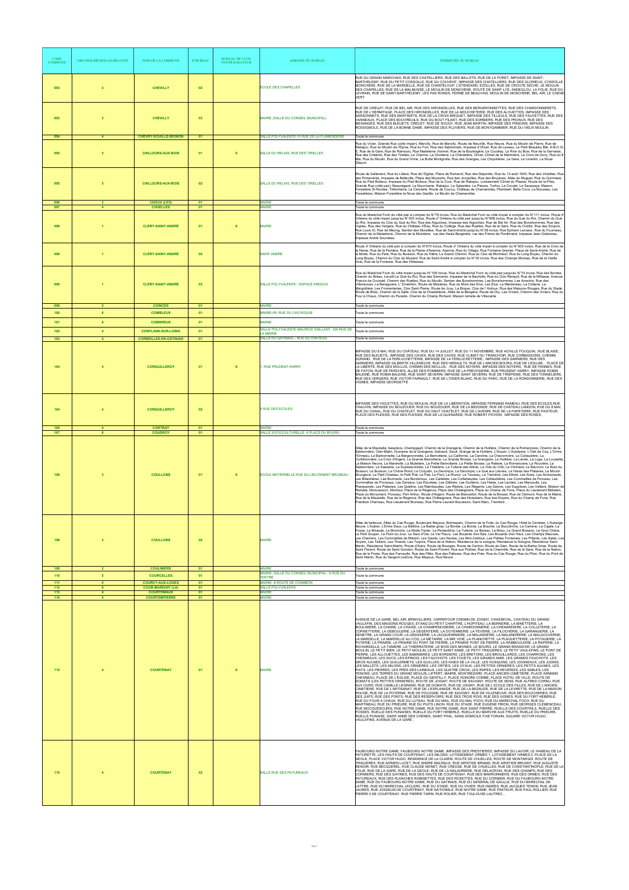| CODE COMMUNE | CIRCONSCRIPTION LEGISLATIVE | NOM DE LA COMMUNE | N°BUREAU | BUREAU DE VOTE CENTRALISATEUR | ADRESSE DU BUREAU | PERIMETRE DU BUREAU |
|---|---|---|---|---|---|---|
| 093 | 2 | CHEVILLY | 02 | | ECOLE DES CHAPELLES | RUE DU GRAND MARCHAIS, RUE DES CHATELLIERS, RUE DES BALLETS, RUE DE LA FORET, IMPASSE DE SAINT-BARTHELEMY, RUE DU PETIT COSSOLLE, RUE DU COUVENT, IMPASSE DES CHATELLIERS, RUE DES GLORIEUX, COSSOLLE, MONCHENE, RUE DE LA MARDELLE, RUE DE CHANTELOUP, L'ETENDARD, EZOLLES, RUE DE CROTTE SECHE, LE MOULIN DES CHAPELLES, RUE DE LA MALMUSSE, LE MOULIN DE MONCHENE, ROUTE DE SAINT-LYE, ANDEGLOU, LA FOLIE, RUE DU LEVRAIN, RUE DE SAINT-BARTHELEMY, LES PAS RONDS, FERME DE BEAUVAIS, MOULIN DE MONCHENE, BEL AIR, LE CHENE VERT |
| 093 | 2 | CHEVILLY | 03 | | MAIRIE (SALLE DU CONSEIL MUNICIPAL) | RUE DE CREUZY, RUE DE BEL AIR, RUE DES HIRONDELLES, RUE DES BERGERONNETTES, RUE DES CHARDONNERETS, RUE DE L'HERMITAGE, PLACE DES HIRONDELLES, RUE DE LA MOUCHETERIE, RUE DES ALOUETTES, IMPASSE DES SANSONNETS, RUE DES MARTINETS, RUE DE LA CROIX BRIQUET, IMPASSE DES TILLEULS, RUE DES FAUVETTES, RUE DES VANNEAUX, PLACE DES BOUVREUILS, RUE DU BOUT FILANT, RUE DES SORBIERS, RUE DES PRUNUS, RUE DES MESANGES, RUE DES BLEUETS, CREUZY, RUE DE SOUGY, RUE JEAN MARTIN, IMPASSE DES PINSONS, IMPASSE DES ROSSIGNOLS, RUE DE LA BONNE DAME, IMPASSE DES PLUVIERS, RUE DE MONTGAMMIER, RUE DU VIEUX MOULIN |
| 094 | 4 | CHEVRY-SOUS-LE-BIGNON | 01 | | SALLE POLYVALENTE 10 RUE DE LA FLAMENDERIE | Toute la commune |
| 095 | 5 | CHILLEURS-AUX-BOIS | 01 | X | SALLE DU RELAIS, RUE DES TIRELLES | Rue du Vivier, Grande Rue (côté impair), Marcilly, Route de Marcilly, Route de Neuville, Rue Neuve, Rue du Moulin de Pierre, Rue de Rabajou, Rue du Moulin de l'Epine, Rue du Fort, Rue des Sablonnets, Impasse d'Olivet, Rue de Laveau, Le Petit Beaulieu Bât. A-B-C-D-E, Rue de la Gare, Rue de Ramoulu, Rue Madeleine Vionnet, Rue de la Boulangère, Le Coudray, La Rive du Bois, Rue de la Gervaise, Rue des Cottards, Rue des Tirelles, Le Charme, La Chotterie, La Chênetière, Olivet, Climat de la Martinière, La Croix de Givry, Rue du 8 Mai, Rue du Moulin, Rue du Grand Orme, La Butte Montgrolle, Rue des Granges, Les Chipotières, Le Gare, Le Linantin, Le Noue Glaçon |
| 095 | 5 | CHILLEURS-AUX-BOIS | 02 | | SALLE DU RELAIS, RUE DES TIRELLES | Route de Gallerand, Rue du Libéra, Rue de l'Eglise, Place de Romand, Rue des Déportés, Rue du 13 août 1944, Rue des Violettes, Rue des Primevères, Impasse de Belleville, Place des Myosotis, Rue des Jonquilles, Rue des Bruyères, Allée du Muguet, Rue du Gymnase, Rue du Pied Boiteux, Impasse du Pied Boiteux, Rue de la Cour, Rue de Rabajou, Lotissement Climat du Plessis, Route de la Prée, Grande Rue (côté pair), Beauregard, La Nourricerie, Rabajou, La Galaizière, Le Plessis, Torfou, Le Crouët, La Saussaye, Maison Forestière St Nicolas, Tréfontaine, La Cercierie, Route de Courcy, Château de Chamerolles, Plaimbert, Belle Croix, Le Bouzeau, Les Forestières, Maison Forestière la Noue des Gastils, Le Moulin de Chamerolles |
| 096 | 3 | CHOUX (LES) | 01 | | MAIRIE | Toute la commune |
| 097 | 4 | CHUELLES | 01 | | MAIRIE | Toute la commune |
| 098 | 1 | CLÉRY-SAINT-ANDRÉ | 01 | X | MAIRIE | Rue du Maréchal Foch du côté pair à compter du N°76 inclus, Rue du Maréchal Foch du côté impair à compter du N°111 inclus, Route d'Orléans du côté impair jusqu'au N°303 inclus, Route d' Orléans du côté pair jusqu'au N°668 inclus, Rue du Gué du Roi, Chemin du Gué du Roi, Impasse du Clos du Gué du Roi, Rue des Aiguiches, Impasse des Aiguiches, Rue de Bel Air, Rue des Bonshommes, Rue des Vignes, Rue des Vergers, Rue du Château d'Eau, Rue du Collège, Rue des Ruelles, Rue de la Gare, Rue du Clolive, Rue des Soupirs, Rue Louis XI, Rue de Meung, Sentier des Murailles, Rue de Saint-André jusqu'au N°29 inclus, Rue Ephrem Lecoeur, Rue du Fourneau, Chemin de la Maladrerie, Chemin de la Mulotière, rue des Hauts Bergerets, rue des Frères de Pontbriand, Impasse Jean Gobereau, Impasse André Sourdeau |
| 098 | 1 | CLÉRY-SAINT-ANDRÉ | 02 | | SAINT ANDRE | Route d' Orléans du côté pair à compter du N°670 inclus, Route d' Orléans du côté impair à compter du N°305 inclus, Rue de la Croix de la Herse, Rue de la Perrière, Rue de la Plaine d'Azenne, Azenne, Rue du Village, Rue Fontaine Grenier, Place de Saint-André, Rue de la Motte, Rue du Paré, Rue du Buisson, Rue du Hâtre, Le Grand Chemin, Rue du Clos de Montreuil, Rue du Long Boyau, Chemin du Long Boyau, Chemin du Clos du Muzard, Rue de Saint-André à compter du N°30 inclus, Rue des Champs Moreau, Rue de la Vieille Voie, Rue de la Fontaine, Rue des Hôtesses |
| 098 | 1 | CLÉRY-SAINT-ANDRÉ | 03 | | SALLE POLYVALENTE - ESPACE ARDOUX | Rue du Maréchal Foch du côté impair jusqu'au N°109 inclus, Rue du Maréchal Foch du côté pair jusqu'au N°74 inclus, Rue des Bordes, Chemin du Bréau, Lieudit Le Gué du Roi, Rue des Sarments, Impasse de la Bachollé, Rue du Clos Renault, Rue de la Millasse, Avenue Francis de Croisset, Chemin des Ruelles, Rue du Moulin, Sentier des Bonshommes, Les Bonshommes, Les Arrachis, Rue des Villeneuves, La Barsquière, L' Emérillon, Route de Mézières, Rue du Mont des Elus, Les Elus, Le Mardereau, La Cotterie, La Margottière, Les Fromenteries, Clos Saint Pierre, Route de Jouy, La Brique, Clos de l' Ardoux, Rue des Maisons Rouges, Rue du Stade, Route de Blois, Chemin de la Salle, Clos de la Chastellenie, Allée de la Bergerie, Route de Dry, Les Viviers, Chemin des Viviers, Rue du Four à Chaux, Chemin du Paradis, Chemin du Champ Richard, Maison retraite de Villecante |
| 099 | 2 | COINCES | 01 | | MAIRIE | Toute la commune |
| 100 | 6 | COMBLEUX | 01 | | MAIRIE-69, RUE DU CAS ROUGE | Toute la commune |
| 101 | 6 | COMBREUX | 01 | | MAIRIE | Toute la commune |
| 102 | 4 | CONFLANS-SUR-LOING | 01 | | SALLE POLYVALENTE MAURICE SAILLANT, 334 RUE DE LA MAIRIE | Toute la commune |
| 103 | 4 | CORBEILLES-EN-GÂTINAIS | 01 | | SALLE DU GATINAIS – RUE DU CHATEAU | Toute la commune |
| 104 | 4 | CORQUILLEROY | 01 | X | 1 RUE PRUDENT HARRY | IMPASSE DU 8 MAI, RUE DU CHÂTEAU, RUE DU 14 JUILLET, RUE DU 11 NOVEMBRE, RUE ACHILLE FOUQUIN, RUE BLAISE, RUE DES BLEUETS, IMPASSE DES CAVES, RUE DES CAVES, RUE CLIMAT DU TRANCHOIR, RUE CORBASSONS, CHEMIN DURAND, RUE DE LA FERLUCHETTERIE, IMPASSE DE LA FERLUCHETTERIE, IMPASSE DES GARNIERS, RUE DES GARNIERS, IMPASSE GILBERTE VILLENEUVE, RUE DES HERAULTS, RUE DE L'ANCIEN BOURG, RUE DE L'EGLISE, , PLACE DE LA LIBERTE, RUE DES MOLLUS, CHEMIN DES MOLLUS, , RUE DES NOYERS, IMPASSE DES NOYERS, RUE DE PANNES, RUE DE PATON, RUE DE PERCHES, ALLEE DES POMMIERS, RUE DE LA PREVODERIE, RUE PRUDENT HARRY, IMPASSE ROBIN BALEINE, RUE ROBIN BALEINE, RUE SAINT SEVERIN, IMPASSE SAINT SEVERIN, RUE DE TIREPEINE, RUE DES TONNELIERS, RUE DES VERGERS, RUE VICTOR FARNAULT, RUE DE L'OSIER BLANC, RUE DU PARC, RUE DE LA RONDONNERIE, RUE DES VIGNES, IMPASSE GEORGETTE |
| 104 | 4 | CORQUILLEROY | 02 | | 8 RUE DES ECOLES | IMPASSE DES VIOLETTES, RUE DU MOULIN, RUE DE LA LIBERATION, IMPASSE FERNAND RAMEAU, RUE DES ECOLES,RUE CHAUVIN, IMPASSE DU BOUZOUER, RUE DU BOUZOUER, RUE DE LA BEZONDE, RUE DE CHÂTEAU LANDON, RUE DU 8 MAI, RUE DU CANAL, RUE DU CHATELET, RUE DU HAUT CHATELET, RUE DE L'AVENIR, RUE DE LA PAPETERIE, RUE PASTEUR, PLACE DES PLESSIS, RUE DES PLESSIS, RUE DE LA QUENARDE, RUE ROBERT PICHON, IMPASSE DES ROSES, |
| 105 | 4 | CORTRAT | 01 | | MAIRIE | Toute la commune |
| 107 | 6 | COUDROY | 01 | | SALLE SOCIOCULTURELLE, 6 PLACE DU BOURG | Toute la commune |
| 108 | 3 | COULLONS | 01 | X | ECOLE MATERNELLE RUE DU LIEUTENANT BRUNEAU | Allée de la Maubelle, beaubois, Champgault, Chemin de la Grangerie, Chemin de la Huttière, Chemin de la Romancière, Chemin de la Sablonnière, Clair-Matin, Domaine de la Grangerie, Galvault, Gault, Grange de la Huttière, L'Arquin, L'Aubépine, L'Oeil de Coq, L'Orme, l'Ormeau, La Barbonnerie, La Bergeronnette, La Bernotterie, La Californie, La Caroline, La Chavonnière, La Collaudière, La Corbillonnière, La Croix d'Argent, La Grande Bernotterie, La Grande Brosse, La Grangerie, La Huttière, La Lande, La Loge, La Louisette, La Maison Neuve, La Mardelle, La Mulelière, La Petite Bernotterie, La Petite Brosse, La Raterie, La Romancière, La Rouvière, La Sablonnière, La Sasserie, La Suplisonnière, La Thiellerie, La Tuilerie des Allots, La Villa du Crôt, La Volinière, Le Beuvron, Le Bout du Buisson, Le Buisson, Le Chêne Rond, Le Coquidin, Le Derompis, Le Dérompis, Le Gué aux Lièvres, Le Haras des Platanes, Le Moulin Bourgeois, Le Petit Chateau, le Petit Pixé, Le Pixé, Le Pont, Le Rozoir, Le Taureau, Le Tremblot, Les Allots, Les Anes, Les Archenaults, Les Billardières, Les Bochards, Les Borderieux, Les Carteleis, Les Colliebaudes, Les Collaudières, Les Commailles de Porceau, Les Commailles de Porceaux, Les Denieux, Les Etourbes, Les Gâtines, Les Guilleins, Les Hates, Les Landes, Les Marcaults, Les Planquevés, Les Platanes, Les Quélins, Les Raimbaudes, Les Rédols, Les Régents, Les Selons, Les Supplices, Les Vaillers, Maison de Retraite, Moncresson, Montout, Place de la Régence, Place des Châtaigniers, Place du Champ de Foire, Place du Lieutenant Bildstein, Place du Monument, Porceau, Port Arthur, Route d'Argent, Route de Blancafort, Route de la Brosse, Rue de Clémont, Rue de la Maine, Rue de la Maubelle, Rue de la Régence, Rue des Châtaigniers, Rue des Noisetiers, Rue des Noyers, Rue du Champ de Foire, Rue Frantois Chereau, Rue Lieutenant Bruneau, Rue Pierre Laurent Boursassin, Saint Marc, Tremblot , |
| 108 | 3 | COULLONS | 02 | | MAIRIE | Allée de bellevue, Allée du Cas Rouge, Boulevard Mayeux, Brémepain, Chemin de la Folie, du Cas Rouge, Hotel la Cendrée, L'Auberge Neuve, L'Aubier, L'Entre Deux, La Baillère, La Barbe grise, La Bonde, La Borde, La Bosche, La Boucllnière, La Camerie, La Cigale, La Fosse, La Miraude, La Morinière, La Motte Favier, La Perlandière, La Tuilerie, Le Bereac, Le Briou, Le Grand Boisson, Le Gros Chêne, Le Petit Souper, Le Point du Jour, Le Saut d'Oie, Le Val Fleury, Les Bouards d'en Bas, Les Bouards d'en Haut, Les Champs Mauvais, Les Charriers, Les Commailles de Mibolin, Les Gaults, Les Hantes, Les Mini-Cailloux, Les Petites Fontaines, Les Pillards, Les Sales, Les Soyers, Les Telliers, Les Thiards, Les Turpins, Place de la Nation, Résidence de la sologne, Résidence la Sologne, Résidence Saint Martin, Résidence Saint-Martin, Route d'Autry, Route de Bourges, Route de Cerdon, Route de Gien, Route de la Barbe Grise, Route de Saint Florent, Route de Saint Gondon, Route de Saint-Florent, Rue aux Prêtres, Rue de la Charmille, Rue de la Gare, Rue de la Nation, Rue de la Poste, Rue des Farnaults, Rue des Pâtis, Rue des Palisses, Rue des Prés, Rue du Cas Rouge, Rue du Pilon, Rue du Pont de Saint Martin, Rue du Sergent Lelièvre, Rue Mayeux, Rue Neuve , |
| 109 | 2 | COULMIERS | 01 | | MAIRIE | Toute la commune |
| 110 | 5 | COURCELLES | 01 | | MAIRIE, SALLE DU CONSEIL MUNICIPAL - 6 RUE DU TERTRE | Toute la commune |
| 111 | 5 | COURCY-AUX-LOGES | 01 | | MAIRIE- 8 ROUTE DE CHAMBON | Toute la commune |
| 112 | 6 | COUR-MARIGNY (LA) | 01 | | SALLE POLYVALENTE | Toute la commune |
| 113 | 4 | COURTEMAUX | 01 | | MAIRIE | Toute la commune |
| 114 | 4 | COURTEMPIERRE | 01 | | MAIRIE | Toute la commune |
| 115 | 4 | COURTENAY | 01 | X | MAIRIE | AVENUE DE LA GARE, BEL AIR, BRINVILLIERS, CARREFOUR CHEMIN DE JOIGNY, CHASSEVAL, CHATEAU DU GRAND VAULXFIN, DES MAISONS ROUGES, ETANG DU PETIT CHAPITRE, L'HORTEAU, LA BERNERIE, LA BINETTERIE, LA BOULINERIE, LA CHAINE, LA CHAISE, LA CHAMPENOISERIE, LA CHARDONNERIE, LA CHENARDIERE, LA COLLETERIE, LA CORNETTERIE, LA DEBOULERIE, LA DEGENTERIE, LA DOYENNERIE, LA FEVERIE, LA FILOCHERIE, LA GARANGERIE, LA GENETRE, LA GRAND COUR, LA GRASSERIE, LA JACQUEMINIERE, LA MALANDERIE, LA MALANDRERIE, LA MALGOUVERNE, LA MARDELLE, LA MARDELLE AU COQ, LA METAIRIE, LA MIE VOIE, LA PLANCHETTE, LA PLAQUETTERIE, LA POTAGERIE, LA POTERIE, LA PRAIRIE, LA PRAIRIE DU PONT DE PIERRE, LA PRAIRIE PONT DE PIERRE, LA RAMBOULERIE, LA RAPERIE, LA RICHARDELLE, LA TANIERE, LA THIERRATERIE, LE BOIS DES MOINES, LE BOURG, LE GRAND BRASSOIR, LE GRAND MOULIN, LE PETIT BIEN, LE PETIT MOULIN, LE PETIT SAINT ANNE, LE PETIT TRIGUERES, LE PETIT VAULXFINS, LE PONT DE PIERRE, LES ALLOUETTES, LES BABINIERES, LES BORDIERS, LES BREVIONS, LES BROUILLARDS, LES CHARRONS, LES CHESNEAUX, LES DUCS, LES EPINOIS, LES FAUCHOTS, LES FOUETS, LES GRANDS AMIS, LES GRANDS FAUCHOTS, LES GROS AULNES, LES GUILLERMETS, LES GUILLOIS, LES HAIES DE LA VILLE, LES HUSQUINS, LES JOIGNEAUX, LES JUDINS, LES MALLETS, LES MILONS, LES ORNIERES, LES ORTIES, LES OYAUX, LES PETITES ORNIERES, LES PETITS AULNES, LES PIATS, LES PIERRES, LES PRES DES LAINEAUX, LES QUATRE CROIX, LES RAPES, LES REVERDIS, LES SABLES, LES TENONS, LES TERRES DU GRAND MOULIN, LIFFERT, MAIRIE, MONTBEZARD, PLACE ANCIEN CIMETIERE, PLACE ARMAND CHESNEAU, PLACE DE L'EGLISE, PLACE DU GENTILLY, PLACE HONORE COMBE, PLACE HOTEL DE VILLE, ROUTE DE DOMATS (LES PETITES ORNIERES), ROUTE DE JOIGNY, ROUTE DE SAVIGNY, ROUTE DE SENS, RUE ALFRED CORNU, RUE AUX OURS, RUE CAMILLE LEGRAND, RUE DE DOMATS, RUE DE JOIGNY, RUE DE L ECOLE DES FILLES, RUE DE L'ANCIEN CIMETIERE, RUE DE L'ARTISANAT, RUE DE L'ESPLANADE, RUE DE LA BEZAUDE, RUE DE LA LEVRETTE, RUE DE LA MAISON ROUGE, RUE DE LA POTERNE, RUE DE POLOGNE, RUE DE SAVIGNY, RUE DE VILLENEUVE, RUE DES BOUCHERIES, RUE DES JUIFS, RUE DES PONTS, RUE DES RESERVOIRS, RUE DES TROIS ROIS, RUE DES VIGNES, RUE DU FORT HEBERLE, RUE DU FOUR A CHAUX, RUE DU LUTEAU, RUE DU MAIL, RUE DU MAL FOCH, RUE DU MARECHAL FOCH, RUE DU MARTINEAU, RUE DU PRIEURE, RUE DU PUITS LINON, RUE DU STADE, RUE EUGENE PIRON, RUE GEORGES CLEMENCEAU, RUE MOCQUESOURIS, RUE NOTRE DAME, RUE NOTRE DAME, RUE SAINT PIERRE, RUELLE DES COURTILS, RUELLE DES FOSSES, RUELLE DES PUNAISES, RUELLE DU FORT HEBERLE, RUELLE DU MARCHE AUX FRUITS, RUELLE DU PRIEURE, RUELLE PUNAISE, SAINT ANNE DES CHENES, SAINT PHAL, SANS DOMICILE FIXE FORAIN, SQUARE VICTOR HUGO, VAULXFINS, AVENUE DE LA GARE , |
| 115 | 4 | COURTENAY | 02 | | SALLE RUE DES PATUREAUX | FAUBOURG NOTRE DAME, FAUBOURG NOTRE DAME, IMPASSE DES PRESTIERES, IMPASSE DU LAVOIR, LE HAMEAU DE LA PATURETTE, LES HAUTS DE COURTENAY, LES MILONS, LOTISSEMENT ORMES 1, LOTISSEMENT ORMES 2, PLACE DE LA GEOLE, PLACE VICTOR HUGO, RESIDENCE DE LA CLAIRIS, ROUTE DE CHUELLES, ROUTE DE MONTARGIS, ROUTE DE TRIGUERES, RUE ADRIEN LUCET, RUE ANDRE MALRAUX, RUE ARISTIDE BRIAND, RUE ARISTIDE BRUANT, RUE AUGUSTE RENOIR, RUE BECQUEREL, RUE CLAUDE MONET, RUE CREUSE, RUE DE CHUELLES, RUE DE CONSTANTINOPLE, RUE DE LA FOLIE, RUE DE LA GARE, RUE DE LA GEOLE, RUE DE LA MALADRERIE, RUE DELACROIX, RUE DES CHAMPS, RUE DES CORMIERS, RUE DES GATINES, RUE DES HAUTS DE COURTENAY, RUE DES MARRONNIERS, RUE DES ORMES, RUE DES PATUREAUX, RUE DES PLANCHES ROBINETTES, RUE DES ROSETTES, RUE DU CORMIER, RUE DU FAUBOURG NOTRE DAME, RUE DU FAUBOURG NOTRE DAME, RUE DU GATINAIS, RUE DU GENERAL DE GAULLE, RUE DU MARECHAL DE LATTRE, RUE DU MARECHAL LECLERC, RUE DU STADE, RUE DU VIVIER, RUE INGRES, RUE JACQUES TENON, RUE JEAN JAURES, RUE JOSSELIN DE COURTENAY, RUE NATIONALE, RUE NOTRE DAME, RUE PASTEUR, RUE PAUL ROLLIER, RUE PIERRE II DE COURTENAY, RUE PIERRE TARIN, RUE ROLIER, RUE TOULOUSE LAUTREC , |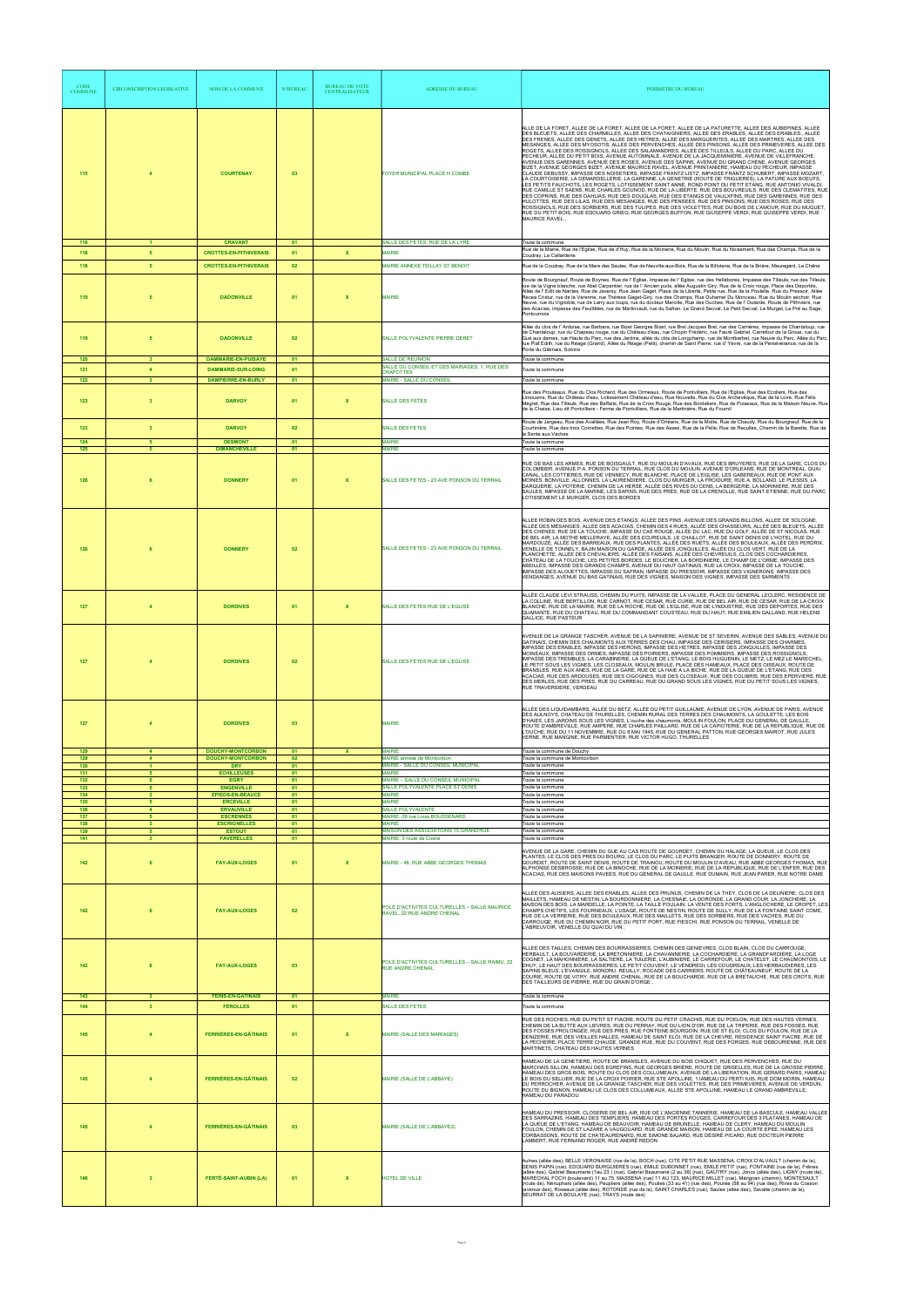| CODE COMMUNE | CIRCONSCRIPTION LEGISLATIVE | NOM DE LA COMMUNE | N°BUREAU | BUREAU DE VOTE CENTRALISATEUR | ADRESSE DU BUREAU | PERIMETRE DU BUREAU |
|---|---|---|---|---|---|---|
| 115 | 4 | COURTENAY | 03 | | FOYER MUNICIPAL PLACE H COMBE | ALLE DE LA FORET, ALLEE DE LA FORET, ALLEE DE LA FORET, ALLEE DE LA PATURETTE, ALLEE DES AUBEPINES, ALLEE DES BLEUETS, ALLEE DES CHARMILLES, ALLEE DES CHATAIGNIERS, ALLEE DES ERABLES, ALLEE DES ERABLES, ALLEE DES FRENES, ALLEE DES GENETS, ALLEE DES HETRES, ALLEE DES MARGUERITES, ALLEE DES MARTRES, ALLEE DES MESANGES, ALLEE DES MYOSOTIS, ALLEE DES PERVENCHES, ALLEE DES PINSONS, ALLEE DES PRIMEVERES, ALLEE DES ROGETS, ALLEE DES ROSSIGNOLS, ALLEE DES SALAMANDRES, ALLEE DES TILLEULS, ALLEE DU PARC, ALLEE DU PECHEUR, ALLEE DU PETIT BOIS, AVENUE AUTOMNALE, AVENUE DE LA JACQUEMINIERE, AVENUE DE VILLEFRANCHE, AVENUE DES GARENNES, AVENUE DES ROSES, AVENUE DES SAPINS, AVENUE DU GRAND CHENE, AVENUE GEORGES BIZET, AVENUE GEORGES BIZET, AVENUE MAURICE RAVEL, AVENUE PRINTANIERE, HAMEAU DU PECHEUR, IMPASSE CLAUDE DEBUSSY, IMPASSE DES NOISETIERS, IMPASSE FRANTZ LISTZ, IMPASSE FRANTZ SCHUBERT, IMPASSE MOZART, LA COURTOISERIE, LA DEMARDELLERIE, LA GARENNE, LA GENETRIE (ROUTE DE TRIGUERES), LA PATURE AUX BOEUFS, LES PETITS FAUCHOTS, LES ROGETS, LOTISSEMENT SAINT ANNE, ROND POINT DU PETIT ETANG, RUE ANTONIO VIVALDI, RUE CAMILLE ST SAENS, RUE CHARLES GOUNOD, RUE DE LA LIBERTE, RUE DES BOUVREUILS, RUE DES CLEMATITES, RUE DES COPRINS, RUE DES DAHLIAS, RUE DES DOUGLAS, RUE DES ETANGS DE VAULXFINS, RUE DES GARENNES, RUE DES HULOTTES, RUE DES LILAS, RUE DES MESANGES, RUE DES PENSEES, RUE DES PINSONS, RUE DES ROSES, RUE DES ROSSIGNOLS, RUE DES SORBIERS, RUE DES TULIPES, RUE DES VIOLETTES, RUE DU BOIS DE L'AMOUR, RUE DU MUGUET, RUE DU PETIT BOIS, RUE EDOUARD GRIEG, RUE GEORGES BUFFON, RUE GIUSEPPE VERDI, RUE GUISEPPE VERDI, RUE MAURICE RAVEL , |
| 116 | 1 | CRAVANT | 01 | | SALLE DES FETES, RUE DE LA LYRE | Toute la commune |
| 118 | 5 | CROTTES-EN-PITHIVERAIS | 01 | X | MAIRIE | Rue de la Mairie, Rue de l'Eglise, Rue de d'Huy, Rue de la Moinerie, Rue du Moulin, Rue du Noisement, Rue des Champs, Rue de la Coudray, La Cellardarie |
| 118 | 5 | CROTTES-EN-PITHIVERAIS | 02 | | MAIRIE ANNEXE TEILLAY ST BENOIT | Rue de la Coudray, Rue de la Mare des Saules, Rue de Neuville-aux-Bois, Rue de la Billoterie, Rue de la Brière, Mauregard, Le Chêne |
| 119 | 5 | DADONVILLE | 01 | X | MAIRIE | Route de Bourgneuf, Route de Boynes, Rue de l' Eglise, Impasse de l' Eglise, rue des Hellébores, Impasse des Tilleuls, rue des Tilleuls, rue de la Vigne blanche, rue Abel Carpentier, rue de l' Ancien puits, allée Augustin Giry, Rue de la Croix rouge, Place des Déportés, Allée de l' Edit de Nantes, Rue de Javersy, Rue Jean Gaget, Place de la Liberté, Petite rue, Rue de la Poutelle, Rue du Pressoir, Allée Recwa Cristur, rue de la Varenne, rue Thérèse Gaget-Giry, rue des Champs, Rue Duhamel Du Monceau, Rue du Moulin séchoir, Rue Neuve, rue du Vignoble, rue de Larry aux loups, rue du docteur Marcille, Rue des Ouches, Rue de l' Outarde, Route de Pithiviers, rue des Acacias, impasse des Feuillâtes, rue de Martinvault, rue du Safran, Le Grand Secval, Le Petit Secval, Le Murget, Le Pré au Sage, Pontournois |
| 119 | 5 | DADONVILLE | 02 | | SALLE POLYVALENTE PIERRE DERET | Allée du clos de l' Ardoise, rue Barbara, rue Bizet Georges Bizet, rue Brel Jacques Brel, rue des Carrières, impasse de Chantaloup, rue de Chantaloup, rue du Chapeau rouge, rue du Château d'eau, rue Chopin Frédéric, rue Fauré Gabriel, Carrefour de la Croue, rue du Gué aux dames, rue Haute du Parc, rue des Jardins, allée du clos de Longchamp, rue de Montberbet, rue Neuve du Parc, Allée du Parc, rue Piaf Edith, rue du Réage (Grand), Allée du Réage (Petit), chemin de Saint Pierre, rue d' Yèvre, rue de la Persévérance, rue de la Porte du Gâtinais, Solvins |
| 120 | 3 | DAMMARIE-EN-PUISAYE | 01 | | SALLE DE REUNION | Toute la commune |
| 121 | 4 | DAMMARIE-SUR-LOING | 01 | | SALLE DU CONSEIL ET DES MARIAGES, 1, RUE DES CRAPOTTES | Toute la commune |
| 122 | 3 | DAMPIERRE-EN-BURLY | 01 | | MAIRIE - SALLE DU CONSEIL | Toute la commune |
| 123 | 3 | DARVOY | 01 | X | SALLE DES FETES | Rue des Prouteaux, Rue du Clos Richard, Rue des Ormeaux, Route de Pontvilliers, Rue de l'Eglise, Rue des Ecoliers, Rue des Limousins, Rue du Château d'eau, Lotissement Château d'eau, Rue Nouvelle, Rue du Clos Archevêque, Rue de la Loire, Rue Félix Mégret, Rue des Tilleuls, Rue des Baffets, Rue de la Croix Rouge, Rue des Bordeliers, Rue de Puiseaux, Rue de la Maison Neuve, Rue de la Chaise, Lieu dit Pontvilliers - Ferme de Pontvilliers, Rue de la Martinière, Rue du Fournil |
| 123 | 3 | DARVOY | 02 | | SALLE DES FETES | Route de Jargeau, Rue des Avalées, Rue Jean Roy, Route d'Orléans, Rue de la Motte, Rue de Chaudy, Rue du Bourgneuf, Rue de la Courtinière, Rue des trois Cornettes, Rue des Pointes, Rue des Asses, Rue de la Pelle, Rue de Recullés, Chemin de la Barette, Rue de la Sente aux Vaches |
| 124 | 5 | DESMONT | 01 | | MAIRIE | Toute la commune |
| 125 | 5 | DIMANCHEVILLE | 01 | | MAIRIE | Toute la commune |
| 126 | 6 | DONNERY | 01 | X | SALLE DES FETES - 23 AVE PONSON DU TERRAIL | RUE DE BAS LES ARMES, RUE DE BOISGAULT, RUE DU MOULIN D'AVAUX, RUE DES BRUYERES, RUE DE LA GARE, CLOS DU COLOMBIER, AVENUE P.A. PONSON DU TERRAIL, RUE CLOS DU MOULIN, AVENUE D'ORLEANS, RUE DE MONTREAL, QUAI CANAL, LES COTTIERES, RUE DE VENNECY, RUE BLANCHE, PLACE DE L'EGLISE, LES GABEREAUX, RUE DE PONT AUX MOINES, BONVILLE, ALLONNES, LA LAURENDIERE, CLOS DU MURGER, LA FROIDURE, RUE A. BOLLAND, LE PLESSIS, LA DARQUERIE, LA POTERIE, CHEMIN DE LA HERSE, ALLÉE DES RIVES DU CENS, LA BERGERIE, LA MORINIERE, RUE DES SAULES, IMPASSE DE LA MARINE, LES SAPINS, RUE DES PRÉS, RUE DE LA CRENOLLE, RUE SAINT ETIENNE, RUE DU PARC LOTISSEMENT LE MURGER, CLOS DES BORDES |
| 126 | 6 | DONNERY | 02 | | SALLE DES FETES - 23 AVE PONSON DU TERRAIL | ALLEE ROBIN DES BOIS, AVENUE DES ETANGS, ALLEE DES PINS, AVENUE DES GRANDS BILLONS, ALLEE DE SOLOGNE, ALLÉE DES MÉSANGES, ALLÉE DES ACACIAS, CHEMIN DES 4 RUES, ALLÉE DES CHASSEURS, ALLÉE DES BLEUETS, ALLÉE DES CHENES, RUE DE LA TOUCHE, IMPASSE DU CAS ROUGE, ALLÉE DU LAC, RUE DU GOLF, ALLÉE DE ST NICOLAS, RUE DE BEL AIR, LA MOTHE MELLERAYE, ALLÉE DES ECUREUILS, LE CHAILLOT, RUE DE SAINT DENIS DE L'HOTEL, RUE DU MARDOUZE, ALLÉE DES BARREAUX, RUE DES PLANTES, ALLÉE DES RUETS, ALLÉE DES BOULEAUX, ALLÉE DES PERDRIX, VENELLE DE TONNELY, BAJIN MAISON DU GARDE, ALLÉE DES JONQUILLES, ALLÉE DU CLOS VERT, RUE DE LA PLANCHETTE, ALLÉE DES CHEVALIERS, ALLÉE DES FAISANS, ALLÉE DES CHEVREUILS, CLOS DES COCHARDIERES, CHATEAU DE LA TOUCHE, LES PETITES BORDES, LE BOUCHER, LA BORDINIERE, LE CHAMP DE L'ORME, IMPASSE DES ABEILLES, IMPASSE DES GRANDS CHAMPS, AVENUE DU HAUT GATINAIS, RUE LA CROIX, IMPASSE DE LA TOUCHE, IMPASSE DES ALOUETTES, IMPASSE DU SAFRAN, IMPASSE DU PRESSOIR, IMPASSE DES VIGNERONS, IMPASSE DES VENDANGES, AVENUE DU BAS GATINAIS, RUE DES VIGNES, MAISON DES VIGNES, IMPASSE DES SARMENTS , |
| 127 | 4 | DORDIVES | 01 | X | SALLE DES FETES RUE DE L'EGLISE | ALLÉE CLAUDE LEVI STRAUSS, CHEMIN DU PUITS, IMPASSE DE LA VALLEE, PLACE DU GENERAL LECLERC, RESIDENCE DE LA COLLINE, RUE BERTILLON, RUE CARNOT, RUE CESAR, RUE CURIE, RUE DE BEL AIR, RUE DE CESAR, RUE DE LA CROIX BLANCHE, RUE DE LA MAIRIE, RUE DE LA ROCHE, RUE DE L'EGLISE, RUE DE L'INDUSTRIE, RUE DES DEPORTES, RUE DES QUARANTE, RUE DU CHATEAU, RUE DU COMMANDANT COUSTEAU, RUE DU HAUT, RUE EMILIEN GALLAND, RUE HELENE GALLICE, RUE PASTEUR |
| 127 | 4 | DORDIVES | 02 | | SALLE DES FETES RUE DE L'EGLISE | AVENUE DE LA GRANGE TASCHER, AVENUE DE LA SAPINIERE, AVENUE DE ST SEVERIN, AVENUE DES SABLES, AVENUE DU GATINAIS, CHEMIN DES CHAUMONTS AUX TERRES DES CHAU, IMPASSE DES CERISIERS, IMPASSE DES CHARMES, IMPASSE DES ERABLES, IMPASSE DES HERONS, IMPASSE DES HETRES, IMPASSE DES JONQUILLES, IMPASSE DES MOINEAUX, IMPASSE DES ORMES, IMPASSE DES POIRIERS, IMPASSE DES POMMIERS, IMPASSE DES ROSSIGNOLS, IMPASSE DES TREMBLES, LA CARABINIERE, LA QUEUE DE L'ETANG, LE BOIS HUGUENIN, LE METZ, LE MEZ LE MARECHEL, LE PETIT SOUS LES VIGNES, LES CLOSEAUX, MOULIN BRULE, PLACE DES HAMEAUX, PLACE DES OISEAUX, ROUTE DE BRANSLES, RUE AUX ANES, RUE DE LA GARE, RUE DE LA HAIE A LA BICHE, RUE DE LA QUEUE DE L'ETANG, RUE DES ACACIAS, RUE DES ARDOUSES, RUE DES CIGOGNES, RUE DES CLOSEAUX, RUE DES COLIBRIS, RUE DES EPERVIERS, RUE DES MERLES, RUE DES PRES, RUE DU CARREAU, RUE DU GRAND SOUS LES VIGNES, RUE DU PETIT SOUS LES VIGNES, RUE TRAVERSIERE, VERDEAU |
| 127 | 4 | DORDIVES | 03 | | MAIRIE | ALLÉE DES LIQUIDAMBARS, ALLÉE DU BETZ, ALLÉE DU PETIT GUILLAUME, AVENUE DE LYON, AVENUE DE PARIS, AVENUE DES AULNOYS, CHATEAU DE THURELLES, CHEMIN RURAL DES TERRES DES CHAUMONTS, LA GOULETTE, LES BOIS D'HAIES, LES JARDINS SOUS LES VIGNES, L'ouche des chaumonts, MOULIN FOULON, PLACE DU GENERAL DE GAULLE, ROUTE D'AMBREVILLE, RUE AMPERE, RUE CHARLES PAILLARD, RUE DE LA CAPIOTERIE, RUE DE LA REPUBLIQUE, RUE DE L'OUCHE, RUE DU 11 NOVEMBRE, RUE DU 8 MAI 1945, RUE DU GENERAL PATTON, RUE GEORGES MAIROT, RUE JULES VERNE, RUE MANGINE, RUE PARMENTIER, RUE VICTOR HUGO, THURELLES |
| 129 | 4 | DOUCHY-MONTCORBON | 01 | X | MAIRIE | Toute la commune de Douchy |
| 129 | 4 | DOUCHY-MONTCORBON | 02 | | MAIRIE annexe de Montcorbon | Toute la commune de Montcorbon |
| 130 | 1 | DRY | 01 | | MAIRIE - SALLE DU CONSEIL MUNICIPAL | Toute la commune |
| 131 | 5 | ECHILLEUSES | 01 | | MAIRIE | Toute la commune |
| 132 | 5 | EGRY | 01 | | MAIRIE – SALLE DU CONSEIL MUNICIPAL | Toute la commune |
| 133 | 5 | ENGENVILLE | 01 | | SALLE POLYVALENTE PLACE ST DENIS | Toute la commune |
| 134 | 2 | EPIEDS-EN-BEAUCE | 01 | | MAIRIE | Toute la commune |
| 135 | 5 | ERCEVILLE | 01 | | MAIRIE | Toute la commune |
| 136 | 4 | ERVAUVILLE | 01 | | SALLE POLYVALENTE | Toute la commune |
| 137 | 5 | ESCRENNES | 01 | | MAIRIE, 26 rue Louis BOUSSENARD | Toute la commune |
| 138 | 3 | ESCRIGNELLES | 01 | | MAIRIE | Toute la commune |
| 139 | 5 | ESTOUY | 01 | | MAISON DES ASSOCIATIONS 15 GRAND'RUE | Toute la commune |
| 141 | 3 | FAVERELLES | 01 | | MAIRIE, 3 route de Cosne | Toute la commune |
| 142 | 6 | FAY-AUX-LOGES | 01 | X | MAIRIE - 48, RUE ABBE GEORGES THOMAS | AVENUE DE LA GARE, CHEMIN DU GUE AU CAS ROUTE DE GOURDET, CHEMIN DU HALAGE, LA QUEUE, LE CLOS DES PLANTES, LE CLOS DES PRES DU BOURG, LE CLOS DU PARC, LE PUITS BRANGER, ROUTE DE DONNERY, ROUTE DE GOURDET, ROUTE DE SAINT DENIS, ROUTE DE TRAINOU, ROUTE DU MOULIN D'AVAUX, RUE ABBE GEORGES THOMAS, RUE ALPHONSE DESBROSSE, RUE DE LA BINOCHE, RUE DE LA MOINERIE, RUE DE LA REPUBLIQUE, RUE DE L'ENFER, RUE DES ACACIAS, RUE DES MAISONS PAVEES, RUE DU GENERAL DE GAULLE, RUE DUMAIN, RUE JEAN PARER, RUE NOTRE DAME |
| 142 | 6 | FAY-AUX-LOGES | 02 | | POLE D'ACTIVITES CULTURELLES – SALLE MAURICE RAVEL, 22 RUE ANDRE CHENAL | ALLEE DES ALISIERS, ALLEE DES ERABLES, ALLEE DES PRUNUS, CHEMIN DE LA THEY, CLOS DE LA DELINIERE, CLOS DES MAILLETS, HAMEAU DE NESTIN, LA BOURDONNIERE, LA CHESNAIE, LA DORONDE, LA GRAND COUR, LA JONCHERE, LA MAISON DES BOIS, LA MARDELLE, LA POINTE, LA TAILLE POULAIN, LA VENTE DES FORTS, L'ANGLOCHERE, LE CROPET, LES CHAMPS CHETIFS, LES FOURNEAUX, L'USAGE, ROUTE DE NESTIN, ROUTE DE SULLY, RUE DE LA FONTAINE SAINT COME, RUE DE LA VERRERIE, RUE DES BOULEAUX, RUE DES MAILLETS, RUE DES SORBIERS, RUE DES VACHES, RUE DU CARROUGE, RUE DU CHEMIN NOIR, RUE DU PETIT PORT, RUE FIESCHI, RUE PONSON DU TERRAIL, VENELLE DE L'ABREUVOIR, VENELLE DU QUAI DU VIN , |
| 142 | 6 | FAY-AUX-LOGES | 03 | | POLE D'ACTIVITES CULTURELLES – SALLE RAMEAU, 22 RUE ANDRE CHENAL | ALLEE DES TAILLES, CHEMIN DES BOURRASSIERES, CHEMIN DES GENIEVRES, CLOS BLAIN, CLOS DU CARROUGE, HERBAULT, LA BOUVARDERIE, LA BRETONNIERE, LA CHAVANNERIE, LA COCHARDIERE, LA GRANDPARDIERE, LA LOGE COGNET, LA MAHONNIERE, LA SALTIERE, LA TUILERIE, L'AUBINIERE, LE CARREFOUR, LE CHATELET, LE CHAUMONTOIS, LE DHUY, LE HAUT DES BOURRASSIERES, LE PETIT COUVENT, LE VENDREDI, LES COUDREAUX, LES HERBAUDIERES, LES SAPINS BLEUS, L'EVANGILE, MONDRU, REUILLY, ROCADE DES CARRIERES, ROUTE DE CHATEAUNEUF, ROUTE DE LA COURIE, ROUTE DE VITRY, RUE ANDRE CHENAL, RUE DE LA BOUCHARDE, RUE DE LA BRETAUCHE, RUE DES CROTS, RUE DES TAILLEURS DE PIERRE, RUE DU GRAIN D'ORGE , |
| 143 | 3 | FEINS-EN-GATINAIS | 01 | | MAIRIE | Toute la commune |
| 144 | 3 | FÉROLLES | 01 | | SALLE DES FETES | Toute la commune |
| 145 | 4 | FERRIÈRES-EN-GÂTINAIS | 01 | X | MAIRIE (SALLE DES MARIAGES) | RUE DES ROCHES, RUE DU PETIT ST FIACRE, ROUTE DU PETIT CRACHIS, RUE DU POELON, RUE DES HAUTES VERNES, CHEMIN DE LA BUTTE AUX LIEVRES, RUE DU PERRAY, RUE DU LION D'OR, RUE DE LA TRIPERIE, RUE DES FOSSES, RUE DES FOSSES PROLONGEE, RUE DES PRES, RUE FONTAINE BOURGOIN, RUE DE ST ELOI, CLOS DU FOULON, RUE DE LA DENIZERIE, RUE DES VALLEES, RUE DES HALLES, HAMEAU DE SAINT ELOI, RUE DE LA CHEVRE, RESIDENCE SAINT FIACRE, RUE DE LA PECHERIE, PLACE TERRE CHAUDE, GRANDE RUE, RUE DU COUVENT, RUE DES FORGES, RUE DEBOURNIERE, RUE DES MARTINETS, CHATEAU DES HAUTES VERNES |
| 145 | 4 | FERRIÈRES-EN-GÂTINAIS | 02 | | MAIRIE (SALLE DE L'ABBAYE) | HAMEAU DE LA GENETIERE, ROUTE DE BRANSLES, AVENUE DU BOIS CHIQUET, RUE DES PERVENCHES, RUE DU MARCHAIS SILLON, HAMEAU DES EGREFINS, RUE GEORGES BRIERE, ROUTE DE GRISELLES, RUE DE LA GROSSE PIERRE, HAMEAU DES GROS BOIS, ROUTE DU CLOS DES COLLUMEAUX, AVENUE DE LA LIBERATION, RUE GERARD PARIS, HAMEAU LE BOIS DU SELLIER, RUE DE LA CROIX POIRIER, RUE STE APOLLINE, 11AMEAU DU PERTI IUIS, RUE DOM MORIN, HAMEAU DU PERROCHER, AVENUE DE LA GRANGE TASCHER, RUE DES VIOLETTES, RUE DES PRIMEVERES, AVENUE DE VERDUN, ROUTE DU BIGNON, HAMEAU LE CLOS DES COLLUMEAUX, ALLEE STE APOLLINE, HAMEAU LE GRAND AMBREVILLE, HAMEAU DU PARADOU |
| 145 | 4 | FERRIÈRES-EN-GÂTINAIS | 03 | | MAIRIE (SALLE DE L'ABBAYE2) | HAMEAU DU PRESSOIR, CLOSERIE DE BEL AIR, RUE DE L'ANCIENNE TANNERIE, HAMEAU DE LA BASCULE, HAMEAU VALLEE DES SARRAZINS, HAMEAU DES TEMPLIERS, HAMEAU DES PORTES ROUGES, CARREFOUR DES 3 PLATANES, HAMEAU DE LA QUEUE DE L'ETANG, HAMEAU DE BEAUVOIR, HAMEAU DE BRUNELLE, HAMEAU DE CLERY, HAMEAU DU MOULIN FOULON, CHEMIN DE ST LAZARE A VAUGOUARD, RUE GRANDE MAISON, HAMEAU DE LA COURTE EPEE, HAMEAU LES CORBASSONS, ROUTE DE CHATEAURENARD, RUE SIMONE BAJARD, RUE DÉSIRÉ PICARD, RUE DOCTEUR PIERRE LAMBERT, RUE FERNAND ROGER, RUE ANDRÉ REDON |
| 146 | 3 | FERTÉ-SAINT-AUBIN (LA) | 01 | X | HOTEL DE VILLE | Aulnes (allée des), BELLE VERONAISE (rue de la), BOCH (rue), CITE PETIT RUE MASSENA, CROIX D'ALVAULT (chemin de la), DENIS PAPIN (rue), EDOUARD BURGUIERES (rue), EMILE DUBONNET (rue), EMILE PETIT (rue), FONTAINE (rue de la), Frênes (allée des), Gabriel Beaumanié ('au 23 ) (rue), Gabriel Beaumanié (2 au 36) (rue), GAUTRY (rue), Joncs (allée des), LIGNY (route de), MARECHAL FOCH (boulevard) 11 au 75, MASSENA (rue) 11 AU 123, MAURICE MILLET (rue), Mérignan (chemin), MONTESAULT (route de), Nénuphars (allée des), Peupliers (allée des), Poulies (33 au 41) (rue des), Poulies (58 au 94) (rue des), Rives du Cosson (avenue des), Roseaux (allée des), ROTONDE (rue de la), SAINT CHARLES (rue), Saules (allée des), Savatte (chemin de la), SEURRAT DE LA BOULAYE (rue), TRAYS (route des) |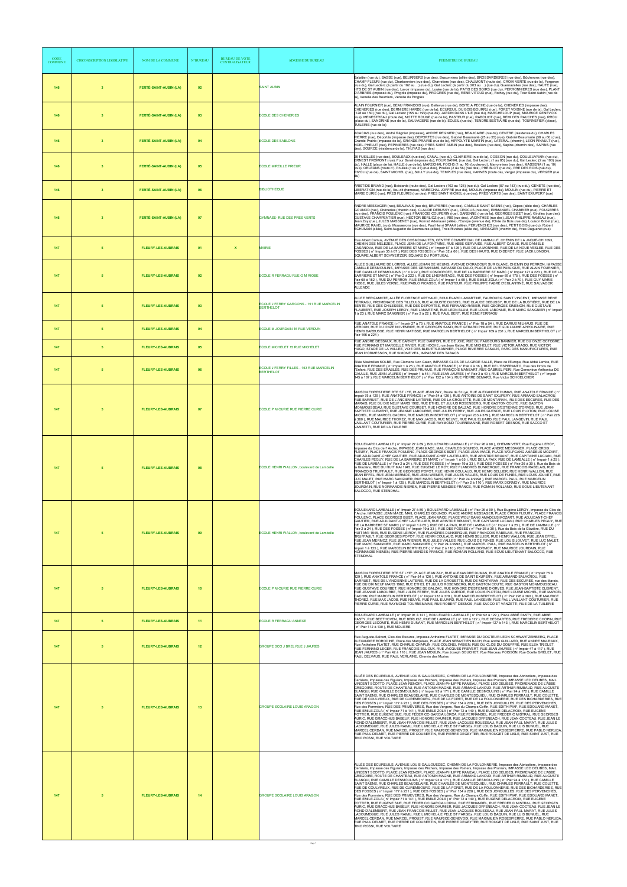| CODE COMMUNE | CIRCONSCRIPTION LEGISLATIVE | NOM DE LA COMMUNE | N°BUREAU | BUREAU DE VOTE CENTRALISATEUR | ADRESSE DU BUREAU | PERIMETRE DU BUREAU |
|---|---|---|---|---|---|---|
| 146 | 3 | FERTÉ-SAINT-AUBIN (LA) | 02 | | SAINT AUBIN | Balattier (rue du), BASSE (rue), BEURRIERS (rue des), Braconniers (allée des), BROSSARDIERES (rue des), Bûcherons (rue des), CHAMP FLEURI (rue du), Charbonniers (rue des), Charretiers (rue des), CHAUMONT (route de), CROIX VERTE (rue de la), Forgeron (rue du), Gal Leclerc (à partir du 162 au ...) (rue du), Gal Leclerc (à partir du 203 au ...) (rue du), Guernazelles (rue des), HAUTE (rue), HTS DE ST AUBIN (rue des), Lavoir (impasse du), Louée (rue de la), PATIS DES SOIRS (rue du), PERRONNIERES (rue des), PLANT D'ARBRES (impasse du), Progrès (impasse du), PROGRES (rue du), RENE VITOUX (rue), Rothey (rue du), Tour Saint Aubin (rue de la), Venelle des Beurriers, Venelle du Progrès |
| 146 | 3 | FERTÉ-SAINT-AUBIN (LA) | 03 | | ECOLE DES CHENERIES | ALAIN FOURNIER (rue), BEAU FRANCOIS (rue), Bellevue (rue de), BOITE A PECHE (rue de la), CHENERIES (impasse des), CHENERIES (rue des), DERNIERE HARDE (rue de la), ECUREUIL DU BOIS BOURRU (rue), FORET VOISINE (rue de la), Gal Leclerc (128 au 160) (rue du), Gal Leclerc (155 au 199) (rue du), JARDIN DANS L'ILE (rue du), MARCHELOUP (rue), MAURICE GENEVOIX (rue), MENESTREAU (route de), MOTTE ROUGE (rue de la), PASTEUR (rue), RABOLIOT (rue), REMI DES RAUCHES (rue), RROU (place du), SANDRINE (rue de la), SAUVAGERE (rue de la), SOLEIL (rue du), TENDRE BESTIAIRE (rue du), TOURNEFIER (place), TUILERIE (rue de la) |
| 146 | 3 | FERTÉ-SAINT-AUBIN (LA) | 04 | | ECOLE DES SABLONS | ACACIAS (rue des), André Régnier (impasse), ANDRE REGNIER (rue), BEAUCAIRE (rue de), CENTRE (résidence du), CHARLES PERRE (rue), Deportés (impasse des), DEPORTES (rue des), Gabriel Beaumanis (25 au 55) (rue), Gabriel Beaumanis (38 au 60) (rue), Grande Prairie (impasse de la), GRANDE PRAIRIE (rue de la), HIPPOLYTE MARTIN (rue), LATERAL (chemin), LEON PINAULT (rue), NOEL PHELUT (rue), PEPINIERES (rue des), PRES SAINT AUBIN (rue des), Rouliers (rue des), Sapins (chemin des), SAPINS (rue des), SOURCE (résidence de la), THUYAS (rue des) |
| 146 | 3 | FERTÉ-SAINT-AUBIN (LA) | 05 | | ECOLE MIREILLE PREEUR | 29 FUSILLES (rue des), BOULEAUX (rue des), CANAL (rue du), CLAIRIERE (rue de la), COSSON (rue du), COULEUVRAIN (rue du), ERNEST FROMONT (rue), Four Banal (impasse du), FOUR BANAL (rue du), Gal Leclerc (1 au 85) (rue du), Gal Leclerc (2 au 100) (rue du), HALLE (place de la), HALLE (rue de la), MARECHAL FOCHS (1 au 10) (boulevard), Marronniers (rue des), MASSENA (1 au 10) (rue), ORLEANS (route d'), Poulies (1 au 31) (rue des), Poulies (2 au 56) (rue des), PRE BLOT (rue du), PRE DES ROIS (rue du), RIVOLI (rue de), SAINT MICHEL (rue), SULLY (rue de), TEMPLES (rue des), VANNES (route de), Verger (impasse du), VERGER (rue du) |
| 146 | 3 | FERTÉ-SAINT-AUBIN (LA) | 06 | | BIBLIOTHEQUE | ARISTIDE BRIAND (rue), Boislands (route des), Gal Leclerc (102 au 126) (rue du), Gal Leclerc (87 au 153) (rue du), GENETS (rue des), LIBERATION (rue de la), lieu-dit (hameau), MARECHAL JOFFRE (rue du), MOULIN (impasse du), MOULIN (rue du), PIERRE ET MARIE CURIE (rue), PRES FLEURIS (rue des), PRES SAINT MICHEL (rue des), PRES VERTS (rue des), SAINT EXUPERY (rue) |
| 146 | 3 | FERTÉ-SAINT-AUBIN (LA) | 07 | | GYMNASE- RUE DES PRES VERTS | ANDRE MESSAGER (rue), BEAUVAIS (rue de), BRUYERES (rue des), CAMILLE SAINT SAENS (rue), Cèpes (allée des), CHARLES GOUNOD (rue), Chêneries (chemin des), CLAUDE DEBUSSY (rue), CROCUS (rue des), EMMANUEL CHABRIER (rue), FOUGERES (rue des), FRANCIS POULENC (rue), FRANCOIS COUPERIN (rue), GARENNE (rue de la), GEORGES BIZET (rue), Girolles (rue des), GUSTAVE CHARPENTIER (rue), HECTOR BERLIOZ (rue), IRIS (rue des), JACINTHES (rue des), JEAN PHILIPPE RAMEAU (rue), Jean Zay (rue), JULES MASSENET (rue), Konrad Adenauer (allée), l'Europe (avenue de), l'Orée du Bois (rue de), Louison Bobet (rue), MAURICE RAVEL (rue), Mousserons (rue des), Paul Henri SPAAK (allée), PERVENCHES (rue des), PETIT BOIS (rue du), Robert SCHUMAN (allée), Saint Augustin de Desmaures (allée), Trois Rivières (allée de), VINAUGER (chemin de), Yves Daguenet (rue) |
| 147 | 5 | FLEURY-LES-AUBRAIS | 01 | X | MAIRIE | Rue Albert Camus, AVENUE DES COSMONAUTES, CENTRE COMMERCIAL DE LAMBALLE, CHEMIN DE LA JAQUE-CH 1093, CHEMIN DES MELEZES, PLACE JEAN DE LA FONTAINE, RUE ABBE GERVAISE, RUE ALBERT CAMUS, RUE DANIELE CASANOVA, RUE DE LA BARRIERE ST MARC ( n° Impair 67 à 125 ), RUE DE LA MONNAIE, RUE DE LA NOUE VESLEE, RUE DES FOSSES ( n° Impair 35 à 67 ), RUE DES FOSSES ( n° Pair 32 à 66 ), RUE DES HAUTS, RUE DIDEROT, RUE JACK LONDON, SQUARE ALBERT SCHWEITZER, SQUARE DU PORTUGAL |
| 147 | 5 | FLEURY-LES-AUBRAIS | 02 | | ECOLE R.FERRAGU RUE G M RIOBE | ALLEE GUILLAUME DE LORRIS, ALLEE JEHAN DE MEUNG, AVENUE D'ORADOUR SUR GLANE, CHEMIN DU PERRON, IMPASSE CAMILLE DESMOULINS, IMPASSE DES GERANIUMS, IMPASSE DU DULO, PLACE DE LA REPUBLIQUE, RUE ALAIN FOURNIER, RUE CAMILLE DESMOULINS ( n° 0 à 92 ), RUE CONDORCET, RUE DE LA BARRIERE ST MARC ( n° Impair 127 à 223 ), RUE DE LA BARRIERE ST MARC ( n° Pair 2 à 222 ), RUE DE L'HERMITAGE, RUE DES FOSSES ( n° Impair 69 à 175 ), RUE DES FOSSES ( n° Pair 68 à 152 ), RUE DU PERRON, RUE EMILE ZOLA ( n° Impair 1 à 69 ), RUE EMILE ZOLA ( n° Pair 2 à 70 ), RUE GUY MARIE RIOBE, RUE JULES VERNE, RUE PABLO PICASSO, RUE PASTEUR, RUE PHILIPPE FABRE D'EGLANTINE, RUE SALVADOR ALLENDE |
| 147 | 5 | FLEURY-LES-AUBRAIS | 03 | | ECOLE J FERRY GARCONS – 151 RUE MARCELIN BERTHELOT | ALLEE BERGAMOTE, ALLÉE FLORENCE ARTHAUD, BOULEVARD LAMARTINE, FAUBOURG SAINT VINCENT, IMPASSE RENE FERRAGU, PROMENADE DES TILLEULS, RUE AUGUSTE DUBOIS, RUE CLAUDE DEBUSSY, RUE DE LA BUSTIÈRE, RUE DE LA SENTE, RUE DES CHLEUSSES, RUE DES DEPORTES, RUE FERNAND RABIER, RUE GEORGES SIMENON, RUE GUSTAVE FLAUBERT, RUE JOSEPH LEROY, RUE LAMARTINE, RUE LEON BLUM, RUE LOUIS LABONNE, RUE MARC SANGNIER ( n° Impair 1 à 23 ), RUE MARC SANGNIER ( n° Pair 2 à 22 ), RUE PAUL BERT, RUE RENE FERRAGU |
| 147 | 5 | FLEURY-LES-AUBRAIS | 04 | | ECOLE M JOURDAIN 16 RUE VERDUN | RUE ANATOLE FRANCE ( n° Impair 27 à 75 ), RUE ANATOLE FRANCE ( n° Pair 18 à 54 ), RUE DARIUS MILHAUD, RUE DE VERDUN, RUE DU ONZE NOVEMBRE, RUE GEORGES SAND, RUE GERARD PHILIPE, RUE GUILLAUME APPOLINAIRE, RUE HENRI BARBUSSE, RUE HENRI MATISSE, RUE MARCELIN BERTHELOT ( n° Impair 169 à 231 ), RUE MARCELIN BERTHELOT ( n° Pair 166 à 224 ) |
| 147 | 5 | FLEURY-LES-AUBRAIS | 05 | | ECOLE MICHELET 15 RUE MICHELET | RUE ANDRE DESSAUX, RUE CARNOT, RUE DANTON, RUE DE JOIE, RUE DU FAUBOURG BANNIER, RUE DU ONZE OCTOBRE, RUE FERNAND ET MARCELLE RIVIER, RUE HOCHE, rue Jean Gabin, RUE MICHELET, RUE VICTOR ARAGO, RUE VICTOR HUGO, STADE DE LA VALLEE, VOIE DES BLEUETS-BANNIER, PLACE RIVIERRE CASALIS, PARC DES MANUFACTURES, RUE JEAN D'ORMESSON, RUE SIMONE VEIL, IMPASSE DES TABACS |
| 147 | 5 | FLEURY-LES-AUBRAIS | 06 | | ECOLE J FERRY FILLES – 153 RUE MARCELIN BERTHELOT | Allée Maximilien KOLBE, Rue Clemens Von Galen, IMPASSE CLOS DE LA GRDE SALLE, Place de l'Europe, Rue Abbé Lemire, RUE ANATOLE FRANCE ( n° Impair 1 à 25 ), RUE ANATOLE FRANCE ( n° Pair 2 à 16 ), RUE DE L'ESPERANTO, Rue des Droits de l'Enfant, RUE DES ERABLES, RUE DES PRUNUS, RUE FRANÇOIS MANSART, RUE GABRIEL PERI, Rue Geneviève Anthonioz DE GAULLE, RUE JEAN JAURES ( n° Impair 1 à 45 ), RUE JEAN JAURES ( n° Pair 2 à 40 ), RUE MARCELIN BERTHELOT ( n° Impair 145 à 167 ), RUE MARCELIN BERTHELOT ( n° Pair 132 à 164 ), RUE PIERRE SEMARD, Rue Victor SCHOELCHER |
| 147 | 5 | FLEURY-LES-AUBRAIS | 07 | | ECOLE P M CURIE RUE PIERRE CURIE | MAISON FORESTIERE RTE ST LYE, PLACE JEAN ZAY, Route de St Lye, RUE ALEXANDRE DUMAS, RUE ANATOLE FRANCE ( n° Impair 75 à 129 ), RUE ANATOLE FRANCE ( n° Pair 54 à 126 ), RUE ANTOINE DE SAINT EXUPERY, RUE ARMAND SALACROU, RUE BARRUET, RUE DE L'ANCIENNE LAITERIE, RUE DE LA GROUETTE, RUE DE MONTARAN, RUE DES ESCURES, RUE DES MARAIS, RUE DU DIX NEUF MARS 1962, RUE ETHEL ET JULIUS ROSENBERG, RUE GASTON COUTE, RUE GASTON MONMOUSSEAU, RUE GUSTAVE COURBET, RUE HONORE DE BALZAC, RUE HONORE D'ESTIENNE D'ORVES, RUE JEAN-BAPTISTE CLEMENT, RUE JEANNE LABOURBE, RUE JULES FERRY, RUE JULES GUESDE, RUE LOUIS PLOTON, RUE LOUISE MICHEL, RUE MARCEL CACHIN, RUE MARCELIN BERTHELOT ( n° Impair 233 à 379 ), RUE MARCELIN BERTHELOT ( n° Pair 226 à 380 ), RUE MAURICE THOREZ, RUE MAX JACOB, RUE NEUVE, RUE PAUL ELUARD, RUE PAUL LANGEVIN, RUE PAUL VAILLANT COUTURIER, RUE PIERRE CURIE, RUE RAYMOND TOURNEMAINE, RUE ROBERT DESNOS, RUE SACCO ET VANZETTI, RUE DE LA TUILERIE |
| 147 | 5 | FLEURY-LES-AUBRAIS | 08 | | ECOLE HENRI WALLON, boulevard de Lamballe | BOULEVARD LAMBALLE ( n° Impair 27 à 89 ), BOULEVARD LAMBALLE ( n° Pair 26 à 90 ), CHEMIN VERT, Rue Eugène LEROY, Impasse du Clos de l' Arche, IMPASSE JEAN MACE, MAIL CHARLES GOUNOD, PLACE ANDRE MESSAGER, PLACE CROIX FLEURY, PLACE FRANCIS POULENC, PLACE GEORGES BIZET, PLACE JEAN MACE, PLACE WOLFGANG AMADEUS MOZART, RUE ADJUDANT-CHEF GAUTIER, RUE ADJUDANT-CHEF LAUTELLIER, RUE ARISTIDE BRIANT, RUE CAPITAINE LUCIANI, RUE CHARLES PEGUY, RUE DE LA BARRIERE ST MARC ( n° Impair 1 à 65 ), RUE DE LA PAIX, RUE DE LAMBALLE ( n° Impair 1 à 25 ), RUE DE LAMBALLE ( n° Pair 2 à 24 ), RUE DES FOSSES ( n° Impair 19 à 33 ), RUE DES FOSSES ( n° Pair 26 à 30 ), Rue du Bois de la Glazière, RUE DU HUIT MAI 1945, RUE EUGENE LE ROY, RUE FLANDRES DUNKERQUE, RUE FRANCOIS RABELAIS, RUE FRANCOIS TRUFFAULT, RUE GEORGES POPOT, RUE HENRI COULAUD, RUE HENRI SELLIER, RUE HENRI WALLON, RUE JEAN EFFEL, RUE JEAN MERMOZ, RUE JEAN WIENER, RUE JULES VALLES, RUE LOUIS DE FUNES, RUE LOUIS JOUVET, RUE LUC MALET, RUE MARC SANGNIER, RUE MARC SANGNIER ( n° Pair 24 à 9998 ), RUE MARCEL PAUL, RUE MARCELIN BERTHELOT ( n° Impair 1 à 125 ), RUE MARCELIN BERTHELOT ( n° Pair 2 à 110 ), RUE MARX DORMOY, RUE MAURICE JOURDAIN, RUE NORMANDIE NIEMEN, RUE PIERRE MENDES-FRANCE, RUE ROMAIN ROLLAND, RUE SOUS-LIEUTENANT BALOCCO, RUE STENDHAL |
| 147 | 5 | FLEURY-LES-AUBRAIS | 09 | | ECOLE HENRI WALLON, boulevard de Lamballe | BOULEVARD LAMBALLE ( n° Impair 27 à 89 ), BOULEVARD LAMBALLE ( n° Pair 26 à 90 ), Rue Eugène LEROY, Impasse du Clos de l' Arche, IMPASSE JEAN MACE, MAIL CHARLES GOUNOD, PLACE ANDRE MESSAGER, PLACE CROIX FLEURY, PLACE FRANCIS POULENC, PLACE GEORGES BIZET, PLACE JEAN MACE, PLACE WOLFGANG AMADEUS MOZART, RUE ADJUDANT-CHEF GAUTIER, RUE ADJUDANT-CHEF LAUTELLIER, RUE ARISTIDE BRIANT, RUE CAPITAINE LUCIANI, RUE CHARLES PEGUY, RUE DE LA BARRIERE ST MARC ( n° Impair 1 à 65 ), RUE DE LA PAIX, RUE DE LAMBALLE ( n° Impair 1 à 25 ), RUE DE LAMBALLE ( n° Pair 2 à 24 ), RUE DES FOSSES ( n° Impair 19 à 33 ), RUE DES FOSSES ( n° Pair 26 à 30 ), Rue du Bois de la Glazière, RUE DU HUIT MAI 1945, RUE EUGENE LE ROY, RUE FLANDRES DUNKERQUE, RUE FRANCOIS RABELAIS, RUE FRANCOIS TRUFFAULT, RUE GEORGES POPOT, RUE HENRI COULAUD, RUE HENRI SELLIER, RUE HENRI WALLON, RUE JEAN EFFEL, RUE JEAN MERMOZ, RUE JEAN WIENER, RUE JULES VALLES, RUE LOUIS DE FUNES, RUE LOUIS JOUVET, RUE LUC MALET, RUE MARC SANGNIER, RUE MARC SANGNIER ( n° Pair 24 à 9998 ), RUE MARCEL PAUL, RUE MARCELIN BERTHELOT ( n° Impair 1 à 125 ), RUE MARCELIN BERTHELOT ( n° Pair 2 à 110 ), RUE MARX DORMOY, RUE MAURICE JOURDAIN, RUE NORMANDIE NIEMEN, RUE PIERRE MENDES-FRANCE, RUE ROMAIN ROLLAND, RUE SOUS-LIEUTENANT BALOCCO, RUE STENDHAL |
| 147 | 5 | FLEURY-LES-AUBRAIS | 10 | | ECOLE P M CURIE RUE PIERRE CURIE | MAISON FORESTIERE RTE ST LYE", PLACE JEAN ZAY, RUE ALEXANDRE DUMAS, RUE ANATOLE FRANCE ( n° Impair 75 à 129 ), RUE ANATOLE FRANCE ( n° Pair 54 à 126 ), RUE ANTOINE DE SAINT EXUPERY, RUE ARMAND SALACROU, RUE BARRUET, RUE DE L'ANCIENNE LAITERIE, RUE DE LA GROUETTE, RUE DE MONTARAN, RUE DES ESCURES, rue des Marais, RUE DU DIX NEUF MARS 1962, RUE ETHEL ET JULIUS ROSENBERG, RUE GASTON COUTE, RUE GASTON MONMOUSSEAU, RUE GUSTAVE COURBET, RUE HONORE DE BALZAC, RUE HONORE D'ESTIENNE D'ORVES, RUE JEAN-BAPTISTE CLEMENT, RUE JEANNE LABOURBE, RUE JULES FERRY, RUE JULES GUESDE, RUE LOUIS PLOTON, RUE LOUISE MICHEL, RUE MARCEL CACHIN, RUE MARCELIN BERTHELOT ( n° Impair 233 à 379 ), RUE MARCELIN BERTHELOT ( n° Pair 226 à 380 ), RUE MAURICE THOREZ, RUE MAX JACOB, RUE NEUVE, RUE PAUL ELUARD, RUE PAUL LANGEVIN, RUE PAUL VAILLANT COUTURIER, RUE PIERRE CURIE, RUE RAYMOND TOURNEMAINE, RUE ROBERT DESNOS, RUE SACCO ET VANZETTI, RUE DE LA TUILERIE |
| 147 | 5 | FLEURY-LES-AUBRAIS | 11 | | ECOLE R FERRAGU ANNEXE | BOULEVARD LAMBALLE ( n° Impair 91 à 121 ), BOULEVARD LAMBALLE ( n° Pair 92 à 122 ), Place ABBÉ PASTY, RUE ABBE PASTY, RUE BEETHOVEN, RUE BERLIOZ, RUE DE LAMBALLE ( n° 122 à 122 ), RUE DESCARTES, RUE FREDERIC CHOPIN, RUE GEORGES LECOMTE, RUE HENRI DUNANT, RUE MARCELIN BERTHELOT ( n° Impair 127 à 143 ), RUE MARCELIN BERTHELOT ( n° Pair 112 à 130 ), RUE MOLIERE |
| 147 | 5 | FLEURY-LES-AUBRAIS | 12 | | GROUPE SCO J BREL RUE J JAURES | Rue Auguste-Selvert, Clos des Escures, Impasse Anthelme FLATET, IMPASSE DU DOCTEUR LEON SCHWARTZEMBERG, PLACE ALEXANDRE BORODINE, Place des Marquises, PLACE JEAN SEBASTIEN BACH, Rue André GUILLARD, RUE ANDRE MALRAUX, Rue Anthelme FLATET, RUE CHARLIE CHAPLIN, RUE COLONEL FABIEN, RUE DU CLOS DU GOUFFRE, RUE ELSA TRIOLET, RUE FERNAND LEGER, RUE FRANCOIS BILLOUX, RUE JACQUES PREVERT, RUE JEAN JAURES ( n° Impair 47 à 117 ), RUE JEAN JAURES ( n° Pair 42 à 116 ), RUE JEAN MOULIN, Rue Joseph SOUCHET, Rue Marceau POISSON, Rue Odette GRELET, RUE PAUL DELVAUX, RUE PAUL VERLAINE, Chemin des Murins |
| 147 | 5 | FLEURY-LES-AUBRAIS | 13 | | GROUPE SCOLAIRE LOUIS ARAGON | ALLÉE DES ECUREUILS, AVENUE LOUIS GALLOUEDEC, CHEMIN DE LA FOULONNERIE, Impasse des Abricotiers, Impasse des Cerisiers, Impasse des Figuiers, Impasse des Pêchers, Impasse des Poiriers, Impasse des Pruniers, IMPASSE LEO DELIBES, MAIL VINCENT SCOTTO, PLACE JEAN RENOIR, PLACE JEAN-PHILIPPE RAMEAU, PLACE LEO DELIBES, PROMENADE DE L'ABBE GREGOIRE, ROUTE DE CHANTEAU, RUE ANTONIN MAGNE, RUE ARMAND LANOUX, RUE ARTHUR RIMBAUD, RUE AUGUSTE BLANQUI, RUE CAMILLE DESMOULINS ( n° Impair 93 à 171 ), RUE CAMILLE DESMOULINS ( n° Pair 94 à 172 ), RUE CAMILLE SAINT SAENS, RUE CHARLES BEAUDELAIRE, RUE CHARLES DE MONTESQUIEU, RUE CHARLES PERRAULT, RUE COLETTE, RUE DE COULVREUX, RUE DE CUREMBOURG, RUE DE LA FORET, RUE DE LA FOULONNERIE, RUE DES BICHARDERIES, RUE DES FOSSES ( n° Impair 177 à 231 ), RUE DES FOSSES ( n° Pair 154 à 228 ), RUE DES JONQUILLES, RUE DES PERVENCHES, Rue des Pommiers, RUE DES PRIMEVERES, Rue des Vergers, Rue du Champs Coffin, RUE EDITH PIAF, RUE EDOUARD MANET, RUE EMILE ZOLA ( n° Impair 71 à 141 ), RUE EMILE ZOLA ( n° Pair 72 à 140 ), RUE EUGENE DELACROIX, RUE EUGENE POTTIER, RUE EUGENE SUE, RUE FEDERICO GARCIA LORCA, RUE FERNANDEL, RUE FREDERIC MISTRAL, RUE GEORGES AURIC, RUE GRACCHUS BABEUF, RUE HONORE DAUMIER, RUE JACQUES OFFENBACH, RUE JEAN COCTEAU, RUE JEAN LE ROND D'ALEMBERT, RUE JEAN-FRANCOIS MILLET, RUE JEAN-JACQUES ROUSSEAU, RUE JEAN-PAUL MARAT, RUE JULES LADOUMEGUE, RUE JULES RAIMU, RUE L.MICHEL-LE PELE.ST FARGEa, RUE LOUIS DAQUIN, RUE LUIS BUNUEL, RUE MARCEL CERDAN, RUE MARCEL PROUST, RUE MAURICE GENEVOIX, RUE MAXIMILIEN ROBESPIERRE, RUE PABLO NERUDA, RUE PAUL DELMET, RUE PIERRE DE COUBERTIN, RUE PIERRE DEGEYTER, RUE ROUGET DE LISLE, RUE SAINT JUST, RUE TINO ROSSI, RUE VOLTAIRE |
| 147 | 5 | FLEURY-LES-AUBRAIS | 14 | | GROUPE SCOLAIRE LOUIS ARAGON | ALLÉE DES ECUREUILS, AVENUE LOUIS GALLOUEDEC, CHEMIN DE LA FOULONNERIE, Impasse des Abricotiers, Impasse des Cerisiers, Impasse des Figuiers, Impasse des Pêchers, Impasse des Poiriers, Impasse des Pruniers, IMPASSE LEO DELIBES, MAIL VINCENT SCOTTO, PLACE JEAN RENOIR, PLACE JEAN-PHILIPPE RAMEAU, PLACE LEO DELIBES, PROMENADE DE L'ABBE GREGOIRE, ROUTE DE CHANTEAU, RUE ANTONIN MAGNE, RUE ARMAND LANOUX, RUE ARTHUR RIMBAUD, RUE AUGUSTE BLANQUI, RUE CAMILLE DESMOULINS ( n° Impair 93 à 171 ), RUE CAMILLE DESMOULINS ( n° Pair 94 à 172 ), RUE CAMILLE SAINT SAENS, RUE CHARLES BEAUDELAIRE, RUE CHARLES DE MONTESQUIEU, RUE CHARLES PERRAULT, RUE COLETTE, RUE DE COULVREUX, RUE DE CUREMBOURG, RUE DE LA FORET, RUE DE LA FOULONNERIE, RUE DES BICHARDERIES, RUE DES FOSSES ( n° Impair 177 à 231 ), RUE DES FOSSES ( n° Pair 154 à 228 ), RUE DES JONQUILLES, RUE DES PERVENCHES, Rue des Pommiers, RUE DES PRIMEVERES, Rue des Vergers, Rue du Champs Coffin, RUE EDITH PIAF, RUE EDOUARD MANET, RUE EMILE ZOLA ( n° Impair 71 à 141 ), RUE EMILE ZOLA ( n° Pair 72 à 140 ), RUE EUGENE DELACROIX, RUE EUGENE POTTIER, RUE EUGENE SUE, RUE FEDERICO GARCIA LORCA, RUE FERNANDEL, RUE FREDERIC MISTRAL, RUE GEORGES AURIC, RUE GRACCHUS BABEUF, RUE HONORE DAUMIER, RUE JACQUES OFFENBACH, RUE JEAN COCTEAU, RUE JEAN LE ROND D'ALEMBERT, RUE JEAN-FRANCOIS MILLET, RUE JEAN-JACQUES ROUSSEAU, RUE JEAN-PAUL MARAT, RUE JULES LADOUMEGUE, RUE JULES RAIMU, RUE L.MICHEL-LE PELE.ST FARGEa, RUE LOUIS DAQUIN, RUE LUIS BUNUEL, RUE MARCEL CERDAN, RUE MARCEL PROUST, RUE MAURICE GENEVOIX, RUE MAXIMILIEN ROBESPIERRE, RUE PABLO NERUDA, RUE PAUL DELMET, RUE PIERRE DE COUBERTIN, RUE PIERRE DEGEYTER, RUE ROUGET DE LISLE, RUE SAINT JUST, RUE TINO ROSSI, RUE VOLTAIRE |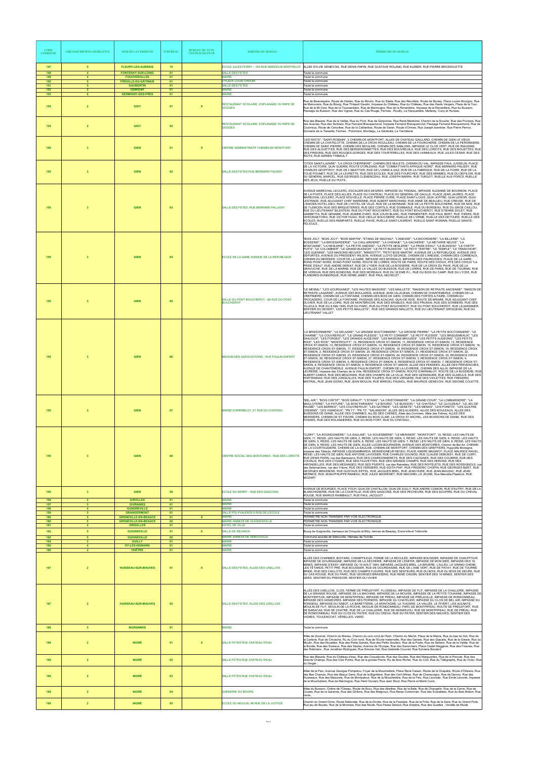| CODE COMMUNE | CIRCONSCRIPTION LEGISLATIVE | NOM DE LA COMMUNE | N°BUREAU | BUREAU DE VOTE CENTRALISATEUR | ADRESSE DU BUREAU | PERIMETRE DU BUREAU |
|---|---|---|---|---|---|---|
| 147 | 5 | FLEURY-LES-AUBRAIS | 15 | | ECOLE JULES FERRY – 153 RUE MARCELIN BERTHELOT | ALLEE SYLVIE GENEVOIX, RUE DENIS PAPIN, RUE GUSTAVE ROLAND, RUE KLEBER, RUE PIERRE BROSSOLETTE |
| 148 | 4 | FONTENAY-SUR-LOING | 01 | | SALLE DES FETES | Toute la commune |
| 149 | 4 | FOUCHEROLLES | 01 | | MAIRIE | Toute la commune |
| 150 | 5 | FRÉVILLE-DU-GÂTINAIS | 01 | | 2 PLACE LOUIS CROUM | Toute la commune |
| 151 | 5 | GAUBERTIN | 01 | | SALLE DES FETES | Toute la commune |
| 152 | 2 | GEMIGNY | 01 | | MAIRIE | Toute la commune |
| 153 | 6 | GERMIGNY-DES-PRÉS | 01 | | MAIRIE | Toute la commune |
| 154 | 2 | GIDY | 01 | X | RESTAURANT SCOLAIRE, ESPLANADE OLYMPE DE GOUGES | Rue de Beaurepaire, Route de Hôetre, Rue du Moulin, Rue du Stade, Rue des Recollets, Route de Boulay, Place Lucien Bourgon, Rue de Malvoviers, Rue du Bourg, Rue Thibault Gaudin, Impasse du Château, Rue du Château, Rue des Hauts Vergers, Place de la Tour, Rue de la Mi-Voie, Rue de la Toussardière, Rue de Marmogne, Rue de la Renardière, Impasse de la Renardière, Rue du Buisson, Passage du Buisson, Rue des Vignes, Rue du Cas Rouge, Fermes : Rouilly, La Hacquetière, Melleray, Cuny et Huraeau |
| 154 | 2 | GIDY | 02 | | RESTAURANT SCOLAIRE, ESPLANADE OLYMPE DE GOUGES | Rue des Bleuets, Rue de la Vallée, Rue du Pont, Rue de Genginnes, Rue René Maréchal, Chemin de la Souche, Rue des Pruniers, Rue des Acacias, Rue des Sorbiers, Rue Fernand Brecquemond, Impasse Fernand Brecquemond, Passage Fernand Brecquemond, Rue de Coulneux, Route de Cercottes, Rue de la Caillardise, Route de Saran, Route d'Ormes, Rue Joseph Isambier, Rue Pierre Perron, Domaine de la Tasselle, Fermes : Pommiers, Montaigu, La Générale, La Tremblerie |
| 155 | 3 | GIEN | 01 | X | CENTRE ADMINISTRATIF CHEMIN DE MONTFORT | "LES RIOTS", "SAINT-ROMAIN", 3 CHEMIN DE MONTFORT, ALLEE DE CHATEAU GAILLARD, CHEMIN DE GIEN LE VIEUX, CHEMIN DE LA CHATELOTTE, CHEMIN DE LA CROIX ROULLEAU, CHEMIN DE LA FOURCHERIE, CHEMIN DE LA PERONNIERE, CHEMIN DE SAINT-PIERRE, CHEMIN DES MOULINS, CHEMIN DES SABLONS, IMPASSE LE CLOS VERT, RUE DE RIAUDINE, RUE DES ALOUETTES, RUE DES BERGERONNETTES, RUE DES BOUVREUILS, RUE DES LORIOTS, RUE DES MOUETTES, RUE DES PINSONS, RUE DES ROUGES-GORGES, RUE DES TOURTERELLES, RUE DES VANNEAUX, RUE JULES CESAR, RUE DES RIOTS, RUE ADRIEN THIBAULT |
| 155 | 3 | GIEN | 02 | | SALLE DES FETES RUE BERNARD PALISSY | "CITES SAINT-LAZARE", "LA CROIX CHERRIERE", CHEMIN DES MULETS, CHEMIN DU VAL, IMPASSE PAUL JUSSELIN, PLACE DE LA VICTOIRE, QUAI GUERIN, ROUTE D'ORLEANS, RUE "COMBATTANTS AFRIQUE NORD", RUE BERNARD PALISSY, RUE CHARLES GEOFFROY, RUE DE L'ABATTOIR, RUE DE L'USINE A GAZ, RUE DE LA FABRIQUE, RUE DE LA FOIRE, RUE DE LA FOLIE POUMET, RUE DE LA LEVRETTE, RUE DES ECOLES, RUE DES FOURCHES, RUE DES MINIMES, RUE DU DEFILOIR, RUE DU GENERAL MARCEL, RUE GEORGES CLEMENCEAU, RUE JOSEPH BARRA, RUE TURGOT, RUELLE AUX PORCS, RUELLE DES JEUX, RUELLE DU PUITS , |
| 155 | 3 | GIEN | 03 | | SALLE DES FETES, RUE BERNARD PALLISSY | AVENUE MARECHAL LECLERC, ESCALIER DES DEGRES, IMPASSE DU TRIGNAL, IMPASSE SUZANNE DE BOURBON, PLACE DE LA POSTE, PLACE DES ALLIES, PLACE DU CHATEAU, PLACE DU GENERAL DE GAULLE, PLACE JEAN JAURES, PLACE MARECHAL LECLERC, PLACE NOUVELLE, PLACE PIERRE CURIE, PLACE SAINT-LOUIS, QUAI JOFFRE, QUAI LENOIR, QUAI LESTRADE, RUE ADJUDANT CHEF MARIENNE, RUE ALBERT MARCHAND, RUE ANNE DE BEAUJEU, RUE CREUSE, RUE DE L'ANCIEN HOTEL DIEU, RUE DE L'HOTEL DE VILLE, RUE DE LA MONNAIE, RUE DE LA PETITE BOUCHERIE, RUE DE NOE, RUE DE TLEMCEN, RUE DES BRIQUETERIES, RUE DES CORTILS, RUE DOMBASLE, RUE DU BORDEAU, RUE DU GROS CAILLOU, RUE DU LIEUTENANT BILDSTEIN, RUE DU PONT BOUCHEROT, RUE DU PONT BOUCHEROT, RUE ETIENNE DOLET, RUE GAMBETTA, RUE GENABIE, RUE JEANNE D'ARC, RUE LOUIS BLANC, RUE PARMENTIER, RUE PAUL BERT, RUE THIERS, RUE VERCINGETORIX, RUE VICTOR HUGO, RUE VIEILLE BOUCHERIE, RUELLE DE L'ORME, RUELLE DES DETOURS, RUELLE DES ECOLES, RUELLE DES REMPARTS, RUELLE PAVIE, RUELLE SAINT-LAURENT, RUELLE SAINT-ROMAIN, RUELLE SAINTE-FELICULE , |
| 155 | 3 | GIEN | 04 | | ECOLE DE LA GARE AVENUE DE LA REPUBLIQUE | "BOIS JOLI", "BOIS JOLY", "BOIS MARTIN", "ETANG DE MACHAU", "L'ANESSE", "LA BICORDIERE", "LA BILLERIE", "LA BOSSERIE", "LA BROSSARDERIE", "LA CAILLARDIERE", "LA CHENAIE", "LA GACHERIE", "LA METAIRIE NEUVE", "LA MONTAGNE", "LA NESLERIE", "LA PETITE ANESSE", "LA PETITE NESLERIE", "LA PRISE D'EAU", "LE BUISSON", "LE CHETIF PUITS", "LE COLOMBIER", "LE GRAND BUISSON", "LE PETIT BUISSON", "LE PETIT TERTRE", "LE TEMPLE", "LE TRANCHOIR", "LES GUENINS", "LES MAISONS NEUVES", "MINGOTTY", "PETIT BOIS MARTIN", AVENUE DE LA REPUBLIQUE, AVENUE DES DEPORTES, AVENUE DU PRESIDENT WILSON, AVENUE LLOYD GEORGE, CHEMIN DE L'ANESSE, CHEMIN DES CORMEAUX, CHEMIN DU MERISIER, COUR DE LA GARE, IMPASSE DES MOREAUX, IMPASSE DES PAUBOCHES, PLACE DE LA GARE, ROND-POINT NORD, ROND-POINT NORD, ROUTE DE LORRIS, ROUTE DE PARIS, ROUTE DES CROIX, RTE DES CROIX "LA PRISE D'EAU", RUE ANDRE DERIAT, RUE DE L'YSER, RUE DE LA BOSSERIE, RUE DE LA CROIX DU PAVE, RUE DE LA GRAVUCHE, RUE DE LA MARNE, RUE DE LA VALLEE DU BUISSON, RUE DE LORRIS, RUE DE PARIS, RUE DE TOURNAI, RUE DE VERDUN, RUE DES BONDONS, RUE DES MOREAUX, RUE DU 32 EME R.I., RUE DU BOIS DU CAMP, RUE DU LYCEE, RUE FLANDRES-DUNKERQUE, RUE HENRI JAMET, RUE PAUL MICHELET , |
| 155 | 3 | GIEN | 05 | | SALLE DU PONT BOUCHEROT - 68 RUE DU PONT BOUCHEROT | "LE MESNIL", "LES GOURGANES", "LES HAUTES MAISONS", "LES MAILLETS", "MAISON DE RETRAITE ANCIENNE", "MAISON DE RETRAITE LAGARDE", AVENUE DES BOULARDS, AVENUE JEAN VILLEJEAN, CHEMIN DE CHANTEMERLE, CHEMIN DE LA CREPINIERE, CHEMIN DE LA FONTAINE, CHEMIN DES BOIS DE GIEN, CHEMIN DES FORTES A FAIRE, CHEMIN DU TROCADERO, COUR DE LA FONTAINE, PASSAGE DES ACACIAS, QUAI DE NICE, ROUTE DE BRIARE, RUE ADJUDANT CHEF OLIVIER, RUE DE LA LOIRE, RUE DE MONTBRICON, RUE DES ERABLES, RUE DES PRUNUS, RUE DES SORBIERS, RUE DES TILLEULS, RUE DU 8 MAI 1945, RUE DU PARC, RUE DU PONT BOUCHEROT, RUE DU PONT BOUCHEROT, RUE LEJARDINIER, SENTIER DU DESERT, "LES PETITS MAILLETS", RUE DES GRANDS MAILLETS, RUE DU LIEUTENANT GROSJEAN, RUE DU LIEUTENANT VALLET |
| 155 | 3 | GIEN | 06 | | MAISON DES ASSOCIATIONS - RUE PAULIN ENFERT | "LA BRISSONNIERE", "LA DELASSE", "LA GRANDE BOUTONNIERE", "LA GROSSE PIERRE", "LA PETITE BOUTONNIERE", "LE CHARME", "LE COUVREFEUX", "LE GRAND PLESSIS", "LE PETIT CORMIER", "LE PETIT PLESSIS", "LES BRIQUEMEAUX", "LES DANJOUX", "LES FORGES", "LES GRANDS AUGEONS", "LES MAISONS BRULEES", "LES PETITS AUGEONS", "LES PETITS BOIS", "LES ROIS", "MONTROUTY", 10, RESIDENCE CROIX ST-SIMON, 11, RESIDENCE CROIX ST-SIMON, 12, RESIDENCE CROIX ST-SIMON, 13, RESIDENCE CROIX ST-SIMON, 14, RESIDENCE CROIX ST-SIMON, 15, RESIDENCE CROIX ST-SIMON, 16, RESIDENCE CROIX ST-SIMON, 17, RESIDENCE CROIX ST-SIMON, 18, RESIDENCE CROIX ST-SIMON, 19, RESIDENCE CROIX ST-SIMON, 2, RESIDENCE CROIX ST-SIMON, 20, RESIDENCE CROIX ST-SIMON, 21, RESIDENCE CROIX ST-SIMON, 22, RESIDENCE CROIX ST-SIMON, 23, RESIDENCE CROIX ST-SIMON, 24, RESIDENCE CROIX ST-SIMON, 25, RESIDENCE CROIX ST-SIMON, 26, RESIDENCE CROIX ST-SIMON, 27, RESIDENCE CROIX ST-SIMON, 3, RESIDENCE CROIX ST-SIMON, 4, RESIDENCE CROIX ST-SIMON, 5, RESIDENCE CROIX ST-SIMON, 6, RESIDENCE CROIX ST-SIMON, 7, RESIDENCE CROIX ST-SIMON, 8, RESIDENCE CROIX ST-SIMON, 9, RESIDENCE CROIX ST-SIMON, ALLEE DES PENSEES, ALLEE DES PERVENCHES, AVENUE DE CHANTEMERLE, AVENUE PAULIN ENFERT, CHEMIN DE LA LEVRERIE, CHEMIN DES ALLIX, IMPASSE DE LA LEVRERIE, impasse des Champs de la Ville, RESIDENCE CROIX ST-SIMON, ROUTE D'ARRABLOY, ROUTE DE LA BUSSIERE, RUE ALBERT CAMUS, RUE DES BEGONIAS, RUE DES CHAMPS DE LA VILLE, RUE DES GERANIUMS, RUE DES GLAIEULS, RUE DES HORTENSIAS, RUE DES JONQUILLES, RUE DES TULIPES, RUE DES VERGERS, RUE DES VIOLETTES, RUE FREDERIC MISTRAL, RUE JEAN GIONO, RUE JEAN MOULIN, RUE MARCEL PAGNOL, RUE MAURICE GENEVOIX, RUE SIDONIE COLETTE , |
| 155 | 3 | GIEN | 07 | | MAIRIE D'ARRABLOY, 21 RUE DU CHATEAU | "BEL AIR", "BOIS CHETIF", "BOIS GIRAUT", "L'ETANG", "LA CRISTONNIERE", "LA GRAND COUR", "LA LOMBARDERIE", "LA MAILLOTERIE", "LA PATURE", "LE BOIS PARISIEN", "LE BOURG", "LE BUISSON", "LE CHATEAU", "LE CLOUZEAU", "LE JEU DE PAUME", "LES BARRES", "LES COUVREFEUX", "LES GATINES", "LES GENETS", "LES MENAS", "LES PORETS", "LES QUATRE CHEMINS", "LES VIGNEAUX", "PN 71", "PN 73", "SALANDON", ALLEE DES ALISIERS, ALLEE DES BOULEAUX, ALLEE DES BUISSONS DE DIANE, ALLEE DES CHARMES, ALLEE DES CHENES, Allée des Cormiers, Allée des Frênes, ALLEE DES MERISIERS, CHEMIN DE ST FIACRE, CHEMIN DU BOIS CLAIR, LA CROIX ST-MICHEL, LES BUISSONS DE DIANE, RUE DES FOSSES, RUE DES ROLANDERIES, RUE DU BOIS FORT, RUE DU CHATEAU , |
| 155 | 3 | GIEN | 08 | | CENTRE SOCIAL DES MONTOIRES - RUE DES LORIOTS | "CUIRY", "LA ROGNOGNIERE", "LA SAULAIE", "LA SOUESMERIE", "LE MERISIER", "MONTFORT", 10, RESID. LES HAUTS DE GIEN, 11, RESID. LES HAUTS DE GIEN, 3, RESID. LES HAUTS DE GIEN, 4, RESID. LES HAUTS DE GIEN, 5, RESID. LES HAUTS DE GIEN, 6, RESID. LES HAUTS DE GIEN, 7, RESID. LES HAUTS DE GIEN, 8, RESID. LES HAUTS DE GIEN, 9, RESID. LES HAUTS DE GIEN, ALLEE LUCIEN BOURASSIN, AVENUE DES MONTOIRES, Chemin de Bel Air, CHEMIN DE LA COURTAUDIERE, CHEMIN DE LA SAULAIE, CHEMIN DE MONTFORT, CHEMIN DES GREFFIERS, Hyppolite Moreigne, impasse des Tétards, IMPASSE LIQUIDAMBARDS, MONSEIGNEUR NEVEU, PLACE ANDRE MAGINOT, PLACE MAURICE RAVEL, RESID. LES HAUTS DE GIEN, RUE ANTOINE LAVOISIER, RUE CHARLES GOUNOD, RUE CLAUDE DEBUSSY, RUE DE CUIRY, RUE DENIS PAPIN, rue des Barracans, RUE DES CHARDONNERETS, RUE DES CIGOGNES, RUE DES COLIBRIS, RUE DES COURLIS, RUE DES CYGNES, RUE DES FAUVETTES, RUE DES GRANDS CHAMPS, RUE DES HERONS, RUE DES HIRONDELLES, RUE DES MESANGES, RUE DES PIVERTS, rue des Rainettes, RUE DES ROITELETS, RUE DES ROSSIGNOLS, rue des Salamandres, rue des Tritons, RUE DES VERDIERS, RUE EDITH PIAF, RUE FREDERIC CHOPIN, RUE GEORGES BIZET, RUE GEORGES BRASSENS, RUE GUSTAVE EIFFEL, RUE JACQUES BREL, RUE JEAN HURE, RUE JEAN MAUZAC, RUE JEAN MERMOZ, RUE JEAN-PHILIPPE RAMEAU, RUE JULES MASSENET, RUE MACAREL LE JEUNE, Rue Marcelle Plastinck, RUE MOZART |
| 155 | 3 | GIEN | 09 | | ECOLE DU BERRY - RUE DES GASCONS | AVENUE DE BOURGES, PLACE FOCH, QUAI DE CHATILLON, QUAI DE SULLY, RUE ANDRE CUNION, RUE D'AUTRY, RUE DE LA BLANCHISSERIE, RUE DE LA COURTILLE, RUE DES GASCONS, RUE DES PECHEURS, RUE DES SOUPIRS, RUE DU CHEVAL ROUGE, RUE MARIUS RAIMBAULT, RUE PAUL JACQUOT , |
| 156 | 4 | GIROLLES | 01 | | MAIRIE | Toute la commune |
| 157 | 5 | GIVRAINES | 01 | | MAIRIE | Toute la commune |
| 158 | 4 | GONDREVILLE | 01 | | MAIRIE | Toute la commune |
| 159 | 5 | GRANGERMONT | 01 | | SALLE POLYVALENTE 6 RUE DE L'ECOLE | Toute la commune |
| 160 | 5 | GRENEVILLE-EN-BEAUCE | 01 | X | MAIRIE | PERIMETRE NON TRANSMIS PAR VOIE ELECTRONIQUE |
| 160 | 5 | GRENEVILLE-EN-BEAUCE | 02 | | MAIRIE ANNEXE DE GUIGNONVILLE | PERIMETRE NON TRANSMIS PAR VOIE ELECTRONIQUE |
| 161 | 4 | GRISELLES | 01 | | HOTEL DE VILLE | Toute la commune |
| 162 | 5 | GUIGNEVILLE | 01 | X | SALLE DE REUNION | Bourg de Guigneville, hameaux de Oimpuits et Bitry, fermes de Beaulay, Ennonville et Trébinville |
| 162 | 5 | GUIGNEVILLE | 02 | | MAIRIE ANNEXE DE SEBOUVILLE | Commune associée de Sébouville, Hameau de Torville |
| 164 | 3 | GUILLY | 01 | | MAIRIE | Toute la commune |
| 165 | 4 | GY-LES-NONAINS | 01 | | MAIRIE | Toute la commune |
| 166 | 2 | HUÊTRE | 01 | | MAIRIE | Toute la commune |
| 167 | 2 | HUISSEAU-SUR-MAUVES | 01 | X | SALLE DES FETES, ALLEE DES UXELLOIS | ALLÉE DES CHARMES, BOITARD, CHAMPFILEUX, FERME DE LA RECULÉE, IMPASSE BOUSSIER, IMPASSE DE CHAUFFOUR, IMPASSE DE DOURDAIGNE, IMPASSE DE LA SÈCHERIE, IMPASSE DE L'ENFER, IMPASSE DE MON IDÉE, IMPASSE DES 16 MINES, IMPASSE D'ESSY, IMPASSE DU 15 AOUT 1944, IMPASSE JACQUES BREL, LA BRUÈRE, L'ALLEU, LE GRAND CHENE, LES TÉTARDS, PETIT PRÉ, RUE BOUSSIER, RUE DE DOURDAIGNE, RUE DE L'ANE VERT, RUE DE PATAY, RUE DE TOURNE BRIDE, RUE DES CAILLOTS, RUE DES CHAMPS FLEURIS, RUE DES SENTEURS, RUE DU BOIS, RUE DU BOIS DE DEURE, RUE DU CAS ROUGE, RUE DU PARC, RUE GEORGES BRASSENS, RUE RENÉ CASSIN, SENTIER DES 16 MINES, SENTIER DES GRÈS, SENTIER DU PRESSOIR, SENTIER DU VIVIER |
| 167 | 2 | HUISSEAU-SUR-MAUVES | 02 | | SALLE DES FETES, ALLEE DES UXELLOIS | ALLÉE DES UXELLOIS, CLOS, FERME DE PRÉLEFORT, FLUSSEAU, IMPASSE DE FLIT, IMPASSE DE LA CHALLERIE, IMPASSE DE LA GRANGE ROUGE, IMPASSE DE LA MACHINE, IMPASSE DE LA MOUISE, IMPASSE DE LA PETITE TOUANNE, IMPASSE DE MONTPERTUIS, IMPASSE DE MONTPIPEAU, IMPASSE DE PRÉAU, IMPASSE DE PRÉLAVILLE, IMPASSE DE RONDONNEAU, IMPASSE DES GENIÈVRES, IMPASSE DES POIRIERS, IMPASSE DU CHATELIER, IMPASSE DU CLOS DE BEL AIR, IMPASSE DU RONDEAU, IMPASSE DU SABOT, LA BARETTERIE, LA MONTAGNE, LA TUILERIE, LA VALLÉE, LE PIVERT, LES AULNAYS, MOULIN DE FLIT, MOULIN DE LA ROCHE, MOULIN DE RONDONNEAU, PARC DE MONTPIPEAU, ROUTE DE PRÉLEFORT, RUE DE BARACAS, RUE DE CHATRE, RUE DE LA CHALLERIE, RUE DE MONERJOU, RUE DE MONTPIPEAU, RUE DE PRÉAU, RUE DE RONDONNEAU, RUE DU CLOS DU PATER, RUE DU CREUX, RUE DU PATER, SENTIER DES MAUVES, SENTIER DES VIGNES, TOULENCOAT, VÉRELLES, VIARD |
| 168 | 5 | INGRANNES | 01 | | MAIRIE | Toute la commune |
| 169 | 2 | INGRÉ | 01 | X | SALLE FETES RUE CHATEAU D'EAU | Allée de Gournat, Chemin de Chivache, Chemin du Marteau, Chemin du coin rond de l'Azin, Chemin du Mariot, Place de la Mairie, Rue du bas du Got, Rue de la Carlerie, Rue de Chivache, Ru du Coin rond, Rue de l'Ecole maternelle, Rue des Genets, Rue des Glacis, Rue de la Gresle, Rue du Moulin, Rue des Nouettes, Rue des Petits Genets, Rue des Petits Souliers, Rue de la Poste, Rue de Seillers, Rue de la Vallée, Rue de la Bonde, Rue des Sureaux, Rue des Saules, Avenue de l'Europe, Rue des Savonniers, Place Castel Maggiore, Rue des Fresnes, Rue des Robiniers , Rue Jonathan Rodrigues, Rue Simone Veil, Rue Gabrielle Courest, Rue Sylviane Boulard |
| 169 | 2 | INGRÉ | 02 | | SALLE FETES RUE CHATEAU D'EAU | Rue des Bleuets, Rue du Château d'eau, Rue des Coquelicots, Rue des Goulets, Rue des Marguerites, Rue de la Prevote, Rue des Grands Champs, Rue des Clos Points, Rue de la grosse Pierre, Ru de Bois Richer, Rue du Crot, Rue du Télégraphe, Rue du Vivier, Rue du Verger , |
| 169 | 2 | INGRÉ | 03 | | SALLE FETES RUE CHATEAU D'EAU | Allée de la Paix, Avenue Georges Pompidou, Foyer de la Mouchetière, Place René Cassin, Route de la Chapelle, Route d'Orleans, Rue des Bas Champs, Rue des Beaux Gens, Rue de la Bigottiere, Rue des Cent Mines, Rue de Champoigny, Rue de Darvoy, Rue des Huisseaux, Rue des Mazurets, Rue de Montpatour, Rue de la Mouchetière, Rue de la Paix, Rue Lavoisier, Rue Emile Leconte, Impasse de la Mouchetiere, Rue de Marmogne, Rue Henri Dunant, Rue Jean Nicot, Rue Pierre et Marie Curie , |
| 169 | 2 | INGRÉ | 04 | | GARDERIE DU BOURG | Allée du Buisson, Chêne de l'Oiseau, Route de Bucy, Rue des Abeilles, Rue de la Bate, Rue de Changelin, Rue de la Corne, Rue de Coulee, Rue de la Garenne, Rue des Grillons, Rue des Malgroux, Rue Moise Cordonnier, Rue des Scarabées, Rue du Bois Breton, Rue Verte , |
| 169 | 2 | INGRÉ | 05 | | ECOLE DU MOULIN, 66 RUE DE LA JUSTICE | Chemin du Grand Orme, Route Nationale, Rue de la Droitte, Rue de la Fassière, Rue de la Folie, Rue de la Gare, Rue du Grand Puits, Rue jeu de Boules, Rue de la Monnaie, Rue des Muids, Rue Passe Debout, Rue Ampère, Rue des Guettes , Venelle de Muids |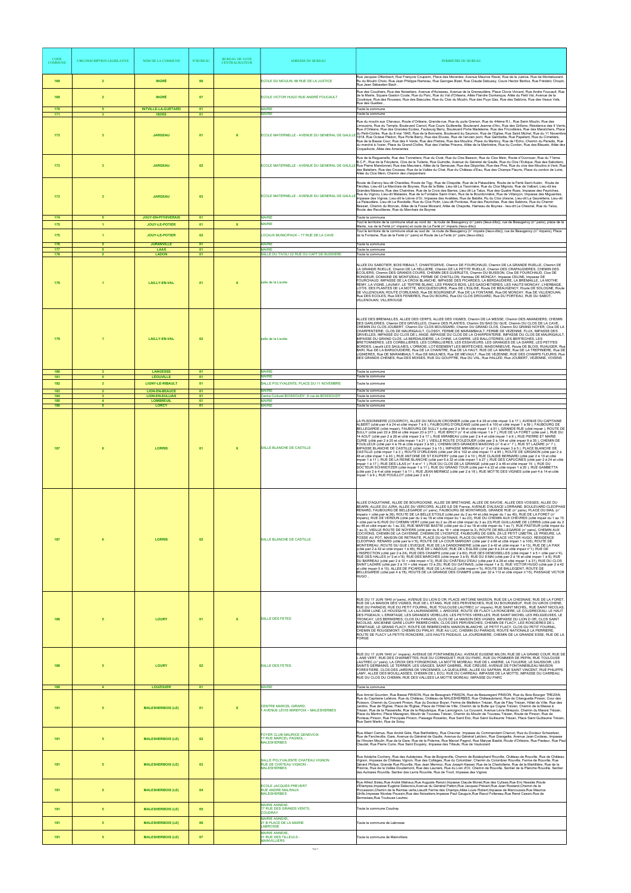| CODE COMMUNE | CIRCONSCRIPTION LEGISLATIVE | NOM DE LA COMMUNE | N°BUREAU | BUREAU DE VOTE CENTRALISATEUR | ADRESSE DU BUREAU | PERIMETRE DU BUREAU |
|---|---|---|---|---|---|---|
| 169 | 2 | INGRÉ | 06 | | ECOLE DU MOULIN, 66 RUE DE LA JUSTICE | Rue Jacques Offenbach, Rue François Couperin, Place des Moraines, Avenue Maurice Ravel, Rue de la Justice, Rue de Montebourd, Ru du Moulin Choix, Rue Jean Philippe Rameau, Rue Georges Bizet, Rue Claude Debussy, Cours Hector Berlioz, Rue Frédéric Chopin, Rue Jean Sébastien Bach . |
| 169 | 2 | INGRÉ | 07 | | ECOLE VICTOR HUGO RUE ANDRÉ FOUCAULT | Rue des Coudriers, Rue des Noisetiers, Avenue d'Huisseau, Avenue de la Grenaudière, Place Clovis Vincent, Rue André Foucault, Rue de la Mairie, Square Gaston Couté, Rue du Parc, Rue du Val d'Orléans, Allée Flandre Dunkerque, Allée du Petit Val, Avenue de la Coudraye, Rue des Rousses, Rue des Bascules, Rue du Clos du Moulin, Rue des Puys Gas, Rue des Sablons, Rue des Veaux Vels, Rue des Guettes . |
| 170 | 5 | INTVILLE-LA-GUÉTARD | 01 | | MAIRIE | Toute la commune |
| 171 | 3 | ISDES | 01 | | MAIRIE | Toute la commune |
| 173 | 3 | JARGEAU | 01 | X | ECOLE MATERNELLE - AVENUE DU GENERAL DE GAULLE | Rue du moulin aux Chevaux, Route d'Orléans, Grande-rue, Rue du puits Grenon, Rue du 44ème R.I., Rue Serin Moulin, Rue des Limousins, Rue du Temple, Boulevard Carnot, Rue Cours Guillerette, Boulevard Jeanne d'Arc, Rue des Grillons, Résidence des 4 Vents, Rue d'Orléans, Rue des Grandes Ecoles, Faubourg Berry, Boulevard Porte Madeleine, Rue des Fricodières, Rue des Maréchaux, Place du Petit-Cloître, Rue du 8 mai 1945, Rue de la Bonnerie, Boulevard du Saumon, Rue de l'Eglise, Rue Saint Michel, Rue du 11 Novembre 1918, Rue Octave Pilédon, Rue Porte Berry, Rue des Eluves, Rue de l'ancien pont, Rue Gambetta, Rue Papeland, Rue du Cimetière, Rue de la Basse Cour, Rue des 4 Vents, Rue des Prêtres, Rue des Moulins, Place du Martroy, Rue de l'Echo, Chemin du Paradis, Rue du marché à l'osier, Place du Grand-Cloître, Rue des Vieilles Prisons, Allée de la Martinière, Rue du Cordon, Rue des Bleuets, Allée des Coquelicots, Allée des Amarantes |
| 173 | 3 | JARGEAU | 02 | | ECOLE MATERNELLE - AVENUE DU GENERAL DE GAULLE | Rue de la Raguenelle, Rue des Tonneliers, Rue du Civet, Rue du Clos Besson, Rue du Clos Mein, Route d'Ouvrouer, Rue du 7 1ème B.C.P., Rue de la Fécule​rie, Clos de la Tuilerie, Rue Guinotte, Avenue du Général de Gaulle, Rue du Clos l'Evêque, Rue des Sabotiers, Rue Pierre Mandonnet, Rue des Meuniers, Allée de la Semeuse, Rue des Déportés, Rue des Pins, Rue du clos des Moulins à Vent, Rue des Bateliers, Rue des Crosses, Rue de la Vallée du Chat, Rue du Château d'Eau, Rue des Champs Fleuris, Place du cordon de Loire, Allée du Clos Mein, Chemin des charpentiers |
| 173 | 3 | JARGEAU | 03 | | ECOLE MATERNELLE - AVENUE DU GENERAL DE GAULLE | Route de Darvoy lieu-dit Chenelles, Route de Tigy, Rue de Chapotte, Rue de la Pataudière, Route de la Ferté Saint Aubin , Route de Férolles, Lieu-dit Le Marchais de Boynes, Rue de la Bâte, Lieu-dit La Tisonnière, Rue du Clos Mignois, Rue de Vaillant, Lieu-dit les Grandes Maisons, Rue des Chaintres, Rue de la Croix des Barres, Lieu-dit Le Talus, Rue des Quatre Rues, Impasse des Paurichés, Rue du Vignou, Lieu-dit Malassis, Rue de la Fontaine Saint-Vrain, Rue de la Bourdonnière, Rue de Villançon, Impasse des Miguardes, Impasse des Vignes, Lieu-dit le Lièvre d'Or, Impasse des Avelines, Rue de Babille, Ru du Clos chesne, Lieu-dit La Gaunillerie, Lieu-dit La Pataudière, Lieu-dit La Rondelle, Rue du Clos Potin, Lieu-dit Pontoise, Rue des Paurichés, Rue des Sablons, Rue du Chemin Bessier, Chemin du Morvan, Allée de la Fosse Moizard, Allée de Chapotte, Hameau de Boynes - lieu-dit Le Chesnat, Rue du Talus, Route des Recollières, Rue du Marchais de Boynes |
| 174 | 5 | JOUY-EN-PITHIVERAIS | 01 | | MAIRIE | Toute la commune |
| 175 | 1 | JOUY-LE-POTIER | 01 | X | MAIRIE | Tout le territoire de la commune situé au nord de : la route de Beaugency (n° pairs (lieux-dits)), rue de Beaugency (n° pairs), place de la Mairie, rue de la Ferté (n° impairs) et route de La Ferté (n° impairs (lieux-dits)) |
| 175 | 1 | JOUY-LE-POTIER | 02 | | LOCAUX MUNICIPAUX – 77 RUE DE LA CAVE | Tout le territoire de la commune situé au sud de : la route de Beaugency (n° impairs (lieux-dits)), rue de Beaugency (n° impairs), Place de la Fontaine, Rue de la Ferté (n° pairs) et Route de La Ferté (n° pairs (lieux-dits)) |
| 176 | 5 | JURANVILLE | 01 | | MAIRIE | Toute la commune |
| 177 | 5 | LAAS | 01 | | MAIRIE | Toute la commune |
| 178 | 5 | LADON | 01 | | SALLE DU TIVOLI 22 RUE DU CAPT DE BUSSIERE | Toute la commune |
| 179 | 1 | LAILLY-EN-VAL | 01 | X | salle de la Lisotte | ALLEE DU SABOTIER, BOIS RIBAULT, CHANTEGRIVE, Chemin DE FOURCHAUD, Chemin DE LA GRANDE RUELLE, Chemin DE LA GRANDE RUELLE, Chemin DE LA HELLIERE, Chemin DE LA PETITE RUELLE, Chemin DES CRAPAUDIERES, Chemin DES ECOLIERS, Chemin DES GRANDS COURS, CHEMIN DES GUERLETS, Chemin DU BUISSON, Clos DE FOURCHAUD, Clos DE RONDEUR, DOMAINE DE MONTIZEAU, FERME DE CHATILLON, Hameau DE MONCAY, Impasse CELINE, Impasse DE FOURCHAUD, IMPASSE DE LA CROIX BLANCHE, IMPASSE DES PICARDES, LA BERDAUDIERE, LA BREMAILLE, LA MOTHE REMY, LA VIGNE, LAUNAY, LE TERTRE BLANC, LES FRANCS BOIS, LES GASCHETIERES, LES HAUTS MONCAY, L'HERBAGE, LOTIS. DES PLANTES DE LA MOTTE, MOCQUESOURIS, Place DE L'EGLISE, Route DE BEAUGENCY, Route DE SOLOGNE, Route DE VILLENOUAN, ROUTE D'ORLEANS, Rue DE BOURGNEUF, Rue DE LA FONTAINE, Rue DE MONCAY, Rue DE VILLENOUAN, Rue DES ECOLES, Rue DES FENIERES, Rue DU BOURG, Rue DU CLOS DROUARD, Rue DU PORTEAU, RUE DU SABOT, VILLENOUAN, VILLEROUGE |
| 179 | 1 | LAILLY-EN-VAL | 02 | | salle de la Lisotte | ALLEE DES BREMAILLES, ALLEE DES CERFS, ALLEE DES VIGNES, Chemin DE LA MESSE, Chemin DES AMANDIERS, CHEMIN DES GARLERIES, Chemin DES GRIVELLES, Chemin DES PLANTES, Chemin DU BAS DU GUE, Chemin DU CLOS DE LA CAVE, CHEMIN DU CLOS JOUBERT, Chemin DU CLOS MOUSSARD, Chemin DU GRAND CLOS, Chemin DU GRAND NOYER, Clos DE LA CHARPENTERIE, CLOS DE MAURIGAULT, CLOSSY, FERME DE MARAMBAULT, FERME DE VEZENNE, FLUXY, IMPASSE DES GRIVELLES, IMPASSE DU CLOS DE L'ANGE, IMPASSE DU CLOS DE LA CHARPENTERIE, IMPASSE DU CLOS DE MAURIGAULT, IMPASSE DU GRAND CLOS, LA BERDAUDIERE, LA CHINE, LA DARRE, LES BALLOTERIES, LES BERTECHES, LES BRETONNIERES, LES CORBILLIERES, LES CORBILLIERES, LES ESSAVEURS, LES GRANGES DE LA DARRE, LES PETITES BORDES, Lieudit LES SAULAIES, L'ORMOIE, LOTISSEMENT LES BERTECHES, MAISONNEUVE, Route DE BLOIS, RUAUSAUX, Rue BARI, Rue DE LA BERGOUDIERE, Rue DE LA CHAINTRE, Rue DE LA HAUT, RUE DE LA MAIRIE, Rue DE LA TREPINIERE, Rue DE LIGNIERES, Rue DE MARAMBAULT, Rue DE MAULNES, Rue DE MEVAULT, Rue DE VEZENNE, RUE DES CHAMPS FLEURIS, Rue DES GRANDS CHENES, Rue DES MOISES, RUE DU GOUFFRE, Rue DU VAL, Rue HALLEE, Rue JOUBERT, VEZENNE, VOISINS |
| 180 | 3 | LANGESSE | 01 | | MAIRIE | Toute la commune |
| 181 | 5 | LÉOUVILLE | 01 | | MAIRIE | Toute la commune |
| 182 | 3 | LIGNY-LE-RIBAULT | 01 | | SALLE POLYVALENTE, PLACE DU 11 NOVEMBRE | Toute la commune |
| 183 | 2 | LION-EN-BEAUCE | 01 | | MAIRIE | Toute la commune |
| 184 | 3 | LION-EN-SULLIAS | 01 | | Centre Culturel BOISSOUDY, 8 rue de BOISSOUDY | Toute la commune |
| 185 | 4 | LOMBREUIL | 01 | | MAIRIE | Toute la commune |
| 186 | 5 | LORCY | 01 | | MAIRIE | Toute la commune |
| 187 | 6 | LORRIS | 01 | X | SALLE BLANCHE DE CASTILLE | LA PLISSONNIERE (COUDROY), ALLEE DU MOULIN CROSNIER (côté pair 6 à 36 et côté impair 3 à 17 ), AVENUE DU CAPITAINE ALBERT (côté pair 4 à 24 et côté impair 7 à 9 ), FAUBOURG D'ORLEANS (côté pair 6 à 100 et côté impair 1 à 59 ), FAUBOURG DE BELLEGARDE (côté impair), FAUBOURG DE SULLY (côté pair 2 à 58 et côté impair 1 à 51 ), GRANDE RUE (côté impair ), ROUTE DE SULLY (côté pair 22 à 358 et côté impair 23 à 377 ), RUE BRICY (n° 6 et côté impair 1 à 7 ), RUE DE LA FORET (côté pair ), RUE DU 14 AOUT (côté pair 2 à 28 et côté impair 3 à 17 ), RUE MIRABEAU (côté pair 2 à 4 et côté impair 1 à 9 ), RUE PIERRE ET MARIE CURIE (côté pair 2 à 20 et côté impair 1 à 21 ), VIEILLE ROUTE D'OUZOUER (côté pair 2 à 104 et côté impair 9 à 35 ), CHEMIN DE FOUILLEUX (côté pair 4 à 76 et côté impair 3 à 55 ), CHEMIN DES GRANDES MAISONS (n° 6 et n° 7 ), RUE ST LAZARE (n° 7 ), IMPASSE BLANCHE DE CASTILLE (côté impair 3 à 15 ), IMPASSE MIRABEAU (n° 2 et côté impair 3 à 5 ), PLACE BLANCHE DE CASTILLE (côté impair 1 à 3 ), ROUTE D'ORLEANS (côté pair 26 à 102 et côté impair 11 à 95 ), ROUTE DE GRIGNON (côté pair 2 à 46 et côté impair 1 à 43 ), RUE ANTOINE DE ST EXUPERY (côté pair 2 à 10 ), RUE CLAUDE BERNARD (côté pair 2 à 10 et côté impair 1 à 11 ), RUE DE LA REINE BLANCHE (côté pair 6 à 32 et côté impair 1 à 27 ), RUE DES CAPUCINES (côté pair 2 à 24 et côté impair 1 à 17 ), RUE DES LILAS (n° 4 et n° 1 ), RUE DU CLOS DE LA GRANGE (côté pair 2 à 46 et côté impair 15 ), RUE DU DOCTEUR SCHWEITZER (côté impair 1 à 11 ), RUE DU GRAND TOUR (côté pair 4 à 22 et côté impair 1 à 25 ), RUE GAMBETTA (côté pair 2 à 4 et côté impair 1 à 11 ), RUE JEAN MERMOZ (côté pair 2 à 18 ), RUE MOTTE DES VIGNES (côté pair 4 à 14 et côté impair 1 à 9 ), RUE POUILLOT (côté pair 2 à 8 ) |
| 187 | 6 | LORRIS | 02 | | SALLE BLANCHE DE CASTILLE | ALLEE D'AQUITAINE, ALLEE DE BOURGOGNE, ALLEE DE BRETAGNE, ALLEE DE SAVOIE, ALLEE DES VOSGES, ALLEE DU BEARN, ALLEE DU JURA, ALLEE DU VERCORS, ALLEE ILE DE France, AVENUE D'ALSACE LORRAINE, BOULEVARD CLEOPHAS RENARD, FAUBOURG DE BELLEGARDE (n° pairs), FAUBOURG DE MONTARGIS, GRANDE RUE (n° pairs), PLACE DU MAIL (n° impairs + côté pair le 26), ROUTE DE LA BELLE ETOILE (côté pair du 2 au 44 et côté impair du 1 au 45), RUE DE LA FORET (n° impairs), RUE DE VERDUN (côté pair du 2 au 18 et côté impair du 1 au 23), RUE DU CHEMIN AUX CHEVRES (côté impair du 1 au 15 + côté pair le 6) RUE DU CHEMIN VERT (côté pair du 2 au 28 et côté impair du 3 au 23) RUE GUILLAUME DE LORRIS (côté pair du 2 au 46 et côté impair du 1 au 33), RUE MARYSE BASTIE (côté pair du 2 au 16 et côté impair du 1 au 7), RUE PASTEUR (côté impair du 1 au 3), VIEILLE ROUTE DE NOYERS (côté pair du 6 au 16 + côté impair le 3), ROUTE DE BELLEGARDE (n° pairs), CHEMIN AUX COCHONS, CHEMIN DE LA CAYENNE, CHEMIN DE L'HOSPICE, FAUBOURG DE GIEN, ZA LE PETIT LIMETIN, LE PRIEURE, LA FOSSE AU POT, MAISON DE RETRAITE, PLACE DU GATINAIS, PLACE DU MARTROI, PLACE VICTOR HUGO, RESIDENCE CLEOPHAS RENARD (côté pair le n°6), ROUTE DE LA COUR MARIGNY (côté pair 2 à 66 et côté impair 1 à 105), ROUTE DE MONTEREAU, ROUTE DU GUE L'EVEQUE, RUE DE LA DANDONNERIE (côté pair 2 à 42 et côté impair 1 à 13), RUE DE LA PAIX (côté pair 2 à 42 et côté impair 1 à 65), RUE DE L'ABZOUE, RUE DE L'EGLISE (côté pair 8 à 24 et côté impair n°1), RUE DE L'INSPECTION (côté pair 2 à 24), RUE DES CHAMPS (côté pair 2 à 60), RUE DES DEMOISELLES (côté impair 1 à 5 + côté pair n°4), RUE DES HALLES (n°3 et n°8), RUE DES MARCHES (côté impair 3 à 9), RUE DU 8 MAI (côté pair 2 à 16 et côté impair 1 à 9), RUE DU BARREAU (côté pair 2 à 10 + côté impair n°3), RUE DU CHÂTEAU D'EAU (côté pair 8 à 28 et côté impair 1 à 31), RUE DU CLOS SAINT LAZARE (côté pair 2 à 10 + côté impair 13 à 25), RUE DU GATINAIS, (côté impair 1 à 3), RUE VICTOR HUGO (côté pair 2 à 42 et côté impair 5 à 15), ALLEE DE PICARDIE, RUE DE LA HALLE (côté impair n°5), ROUTE DE BALLEGENT, ROUTE DE BELLEGARDE (côté pair 4 à 78), ROUTE DE LA GRANGE DES CHAMPS (côté pair 32 à 112 et côté impair n°15), PASSAGE VICTOR HUGO , |
| 188 | 5 | LOURY | 01 | X | SALLE DES FETES | RUE DU 17 JUIN 1940 (n°pairs), AVENUE DU LION D OR, PLACE ANTOINE MASSON, RUE DE LA CHESNAIE, RUE DE LA FORET, RUE DE LA MAISON DES VIGNES, RUE DE L ETANG, RUE DES PERVENCHES, RUE DU BOURGNEUF, RUE DU GROS CHENE, RUE DU PARADIS, RUE DU PETIT FOURNIL, RUE TOULOUSE LAUTREC (n° impairs), RUE SAINT MICHEL, RUE SAINT NICOLAS, LA DEMI LUNE, LE HOUSSAYE, LA LAURANDIERE, L ARDOISE, ROUTE DE FLACY LA RONCIERE, LE COUDRECEAU, LE HAUT DES PIGEAUX, L ERMITAGE, LES GRANDES VERELLES, LES PETITES VERELLES, RUE SAINT MICHEL LES RELIGIEUSES, LE TRONCAY, LES BERNIERES, CLOS DU PARADIS, CLOS DE LA MAISON DES VIGNES, IMPASSE DU LION D OR, CLOS SAINT NICOLAS, ANCIENNE GARE LOURY REBRECHIEN, CLOS DES PERVENCHES, CHEMIN DE FLACY, LES RONCIERES DE L ERMITAGE, LE GRAND FLACY, ROUTE DE REBRECHIEN, MAISON BLANCHE, LE PETIT FLACY, CLOS DU PETIT FOURNIL, CHEMIN DE ROUGEMONT, CHEMIN DU PIRLAY, RUE AU LUC, CHEMIN DU PARADIS, ROUTE NATIONALE LA PERRIERE, ROUTE DE FLACY LA PETITE RONCIERE, LES HAUTS PIGEAUX, LA JOURDINIERE, CHEMIN DE LA GRANDE ESSE, RUE DE LA FORGE |
| 188 | 5 | LOURY | 02 | | SALLE DES FETES | RUE DU 17 JUIN 1940 (n° impairs), AVENUE DE FONTAINEBLEAU, AVENUE EUGENE MILON, RUE DE LA GRAND COUR, RUE DE L ANE VERT, RUE DES CHARMETTES, RUE DU CORNIQUET, RUE DU PARC, RUE DU POMMIER DE PEPIN, RUE TOULOUSE LAUTREC (n° pairs), LA CROIX DES FORGERONS, LA MOTTE MOREAU, RUE DE L ANERIE, LA TUILERIE, LE SAUSSOIR, LES SAINTS GERMAINS, LE TERRIER, LES USAGES, SAINT GABRIEL, RUE CREUSE, AVENUE DE FONTAINEBLEAU MAISON FORESTIERE, CLOS DES JARDINS DE VINCENNES, LA GUEULERIE, ALLEE DU SAFRAN, RUE SAINT VINCENT, RUE PHILIPPE LAMY, ALLEE DES MOUILLASSES, CHEMIN DE L ECU, RUE DU CARREAU, IMPASSE DE LA MOTTE, IMPASSE DU CARREAU, RUE DU CLOS DU CHEMIN, RUE DES VALLEES LA MOTTE MOREAU, IMPASSE DU PARC |
| 189 | 4 | LOUZOUER | 01 | | MAIRIE | Toute la commune |
| 191 | 5 | MALESHERBOIS (LE) | 01 | X | CENTRE MARCEL GIRARD, 1 AVENUE LÉVIS MIREPOIX – MALESHERBES | Rue Amiral Gourdon, Rue Basse PINSON, Rue de Beaugrain PINSON, Rue de Beauregard PINSON, Rue du Bois Bourger TREZAN, Rue du Capitaine Lelièvre, Rue du Château, Château de MALESHERBES, Rue Châteaubriand, Rue de Citanguette Pinson, Cour des Poisson, Chemin du Couvent Pinson, Rue du Docteur Boyer, Ferme de Mailleton Trézan, Rue de Filay Trézan, Hôtel de Ville, Rue des Jardins, Rue de l'Eglise, Place de l'Eglise, Place de l'Hôtel de Ville, Chemin de la Butte qui Cogne Trézan, Chemin de la Messe à Trézan, Rue de la Passerelle, Rue de la République, Rue Lamoignon, Le Couvent, Avenue Lévis Mirepoix, Chemin du Marais Trézan, Place du Martroi, Place Mazagran, Moulin de Touveau Trézan, Chemin du Moulin de Touveau Trézan, Route de Pinson, Rue de Ponteau Pinson, Rue Principale Pinson, Passage Rosanbo, Rue Saint Eloi, Rue Saint Guillaume Trézan, Place Saint Guillaume Trézan, Rue Saint Martin, Rue de Soisy |
| 191 | 5 | MALESHERBOIS (LE) | 02 | | FOYER CLUB MAURICE GENEVOIX 17 RUE MARCEL PAGNOL - MALESHERBES | Rue Albert Camus, Rue André Gide, Rue Barthélémy, Rue Chevrier, Impasse du Commandant Charcot, Rue du Docteur Schweitzer, Rue de Farcheville, Gare, Avenue du Général de Gaulle, Avenue du Général Leclerc, Rue Grangette, Avenue Jean Cocteau, Impasse de l'Ancien Moulin, Rue de la Gare, Rue de la Poterne, Rue Marcel Pagnol, Rue Maryse Bastié, Route d'Orléans, Rue Pasteur, Rue Paul Claudel, Rue Pierre Curie, Rue Saint Exupéry, Impasse des Tilleuls, Rue de Vauluizard |
| 191 | 5 | MALESHERBOIS (LE) | 03 | | SALLE POLYVALENTE CHATEAU VIGNON RUE DE CHÂTEAU VIGNON - MALESHERBES | Rue Adolphe Cochery, Rue des Aubépines, Rue de Boigneville, Chemin de Boisbphard Rouville, Château de Rouville, Rue de Château Vignon, Impasse de Château Vignon, Rue des Collèges, Rue du Colombier, Chemin du Colombier Rouville, Ferme de Rouville, Rue Gérard Philipe, Grande Rue Rouville, Rue Jean Mermoz, Rue Joseph Kessel, Rue de la Charlotterie, Rue de la Martillière, Rue de la Pilonne, Rue de la Vallée Coudemont, Rue des Lauriers, Rue du Lion d'Or, Chemin de Rouville, Sentier de la Planche Rouville, Sentier des Aulnaies Rouville, Sentier des Larris Rouville, Rue de Tivoli, Impasse des Vignes |
| 191 | 5 | MALESHERBOIS (LE) | 04 | | ECOLE JACQUES PREVERT RUE ANDRE MALRAUX MALESHERBES | Rue Alfred Sisley,Rue André Malraux,Rue Auguste Renoir,Impasse Claude Monet,Rue des Cytises,Rue Eric Nessler,Route d'Etampes,Impasse Eugène Delacroix,Avenue du Général Patton,Rue Jacques Prévert,Rue Jean Rostand,Chemin de la Procession,Chemin de la Remise verte,Lieudit Ferme des Champs,Allée Louis Robert,Impasse de Marcoussis,Rue Maurice Utrillo,Impasse Nicolas Poussin,Rue des Noisetiers,Impasse Paul Gauguin,Rue Raoul Follereau,Rue René Cassin,Rue de Sermaises,Rue Toulouse Lautrec |
| 191 | 5 | MALESHERBOIS (LE) | 05 | | MAIRIE ANNEXE, 17 RUE DES GRANDS VENTS, COUDRAY | Toute la commune Coudray |
| 191 | 5 | MALESHERBOIS (LE) | 06 | | MAIRIE ANNEXE, 21 B PLACE DE LA MAIRIE LABROSSE | Toute la commune de Labrosse |
| 191 | 5 | MALESHERBOIS (LE) | 07 | | MAIRIE ANNEXE, 31 RUE DES TILLEULS - MAINVILLIERS | Toute la commune de Mainvilliers |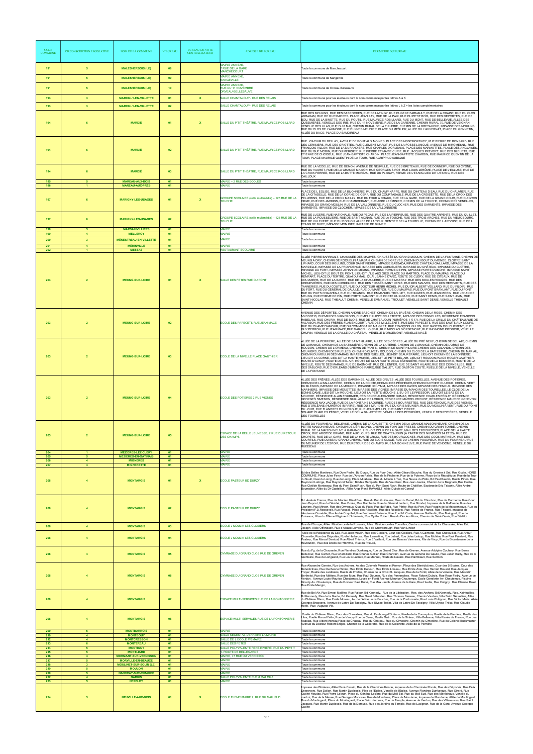| CODE COMMUNE | CIRCONSCRIPTION LEGISLATIVE | NOM DE LA COMMUNE | N°BUREAU | BUREAU DE VOTE CENTRALISATEUR | ADRESSE DU BUREAU | PERIMETRE DU BUREAU |
|---|---|---|---|---|---|---|
| 191 | 5 | MALESHERBOIS (LE) | 08 | | MAIRIE ANNEXE, 7 RUE DE LA GARE MANCHECOURT | Toute la commune de Manchecourt |
| 191 | 5 | MALESHERBOIS (LE) | 09 | | MAIRIE ANNEXE, NANGEVILLE | Toute la commune de Nangeville |
| 191 | 5 | MALESHERBOIS (LE) | 10 | | MAIRIE ANNEXE, RUE DU 11 NOVEMBRE ORVEAU-BELLESAUVE | Toute la commune de Orveau-Bellesauve |
| 193 | 3 | MARCILLY-EN-VILLETTE | 01 | X | SALLE CHANTALOUP - RUE DES RELAIS | Toute la commune pour les électeurs dont le nom commence par les lettres A à K |
| 193 | 3 | MARCILLY-EN-VILLETTE | 02 | | SALLE CHANTALOUP - RUE DES RELAIS | Toute la commune pour les électeurs dont le nom commence par les lettres L à Z + les listes complémentaires |
| 194 | 6 | MARDIÉ | 01 | X | SALLE DU P'TIT THÉÂTRE, RUE MAURICE ROBILLARD | RUE DES MOULINS, RUE DES BASROCHES, RUE DE LATINGY, RUE EUGÈNE FARNAULT, RUE DE LA CHAISE, RUE DU CLOS ABRAHAM, RUE DE QUESMIERES, PLACE JEAN ZAY, RUE DE LA PAIX, RUE DU PETIT BOIS, RUE DES DÉPORTÉS, RUE DE BOU, RUE DE LA BINETTE, RUE DU POUTIL, RUE MAURICE ROBILLARD, RUE DU MONT, RUE DE BELLEVUE, ALLÉE DES QUESMIERES, VENELLE DES IRIS, RUE DU 11 NOVEMBRE, RUE DE LA GARENNE, CHEMIN RURAL 70, RUE DE VEIGNAN, VENELLE DES LILAS, RUE DU 8 MAI, CHEMIN RURAL DE LA TUILERIE, CHEMIN DE LA BRETAUCHE, IMPASSE DES MOULINS, RUE DU CLOS DE L'AUMÔNE, RUE DU GRIS MEUNIER, PLACE DU MESLIER, ALLÉE DU L'AUVERNAT, PLACE DU GENNETIN, ALLÉE DU BACO, PLACE DU SAMOIREAU |
| 194 | 6 | MARDIÉ | 02 | | SALLE DU P'TIT THÉÂTRE, RUE MAURICE ROBILLARD | RUE JOACHIM DU BELLAY, AVENUE DE PONT AUX MOINES, PLACE DES MONTMORENCY, RUE PIERRE DE RONSARD, RUE DES CERISIERS, RUE DES GRIOTTES, RUE CLEMENT MAROT, RUE DE LA FOSSE LONGUE, AVENUE DE MIROMESNIL, RUE FRANÇOIS VILLON, RUE DE LA DURANDIERE, RUE CHARLES D'ORLEANS, PLACE DES MARMOTTES, PLACE DES ANGLAISES, RUE DU GUÉ MORIN, RUE DU MERISIER, RUE PIERRE ET MARIE CURIE, RUE JACQUES PREVERT, RUE DES BLEUETS, RUE ETIENNE DE CHOISEUL, RUE JEAN-BAPTISTE CHARDIN, RUE JEAN-BAPTISTE CHARDIN, RUE MAURICE QUENTIN DE LA TOUR, PLACE MAURICE QUENTIN DE LA TOUR, RUE AGRIPPA D'AUBIGNE |
| 194 | 6 | MARDIÉ | 03 | | SALLE DU P'TIT THÉÂTRE, RUE MAURICE ROBILLARD | RUE DE LA VEDELLE, RUE DE GENON, AVENUE DE NEUVILLE, RUE DES BRETEAUX, RUE DE DONNERY, RUE DU CYGNE, RUE DU VAURET, RUE DE LA GRANDE MAISON, RUE GEORGES SIROT, RUE LOUIS JERÔME, PLACE DE L'ECLUSE, RUE DE LA CROIX FERREE, RUE DE LA BUTTE MOREAU, RUE DU PLISSAY, FERME DE L'ETANG LIEU DIT L'ETANG, RUE DES CAILLOUX |
| 195 | 5 | MAREAU-AUX-BOIS | 01 | | MAIRIE – 2 RUE DES ECOLES | Toute la commune |
| 196 | 1 | MAREAU-AUX-PRÉS | 01 | | MAIRIE | Toute la commune |
| 197 | 6 | MARIGNY-LES-USAGES | 01 | X | GROUPE SCOLAIRE (salle multimédia) – 125 RUE DE LA TOUCHE | PLACE DE L'EGLISE, RUE DE LA BUONNERIE, RUE DU CHAMP NAPPE, RUE DU CHÂTEAU D'EAU, RUE DU CHAUMIER, RUE DE LA CITADELLE, RUE DE LA CORNE DE CERF, RUE DU COURTASAULE, RUE DE LA CROISETTE, RUE DE LA CROIX DES PELLERINS, RUE DE LA CROIX MAILLY, RUE DU FOUR A CHAUX, RUE DE LA GARE, RUE DE LA GRAND COUR, RUE DU GROS ORME, RUE DES JARDINS, RUE CHAMBREDANT, RUE ABBE LERMINIER, CHEMIN DE LA TOUCHE, CHEMIN DES VENELLES, IMPASSE DU GRAND MOULIN, RUE DE LA VALLONNIERE, RUE DU CLOCHER, RUE DES SARMENTS, IMPASSE DES SARMENTS, IMPASSE DU CLOCHER, IMPASSE DE LA VALLONNIÈRE |
| 197 | 6 | MARIGNY-LES-USAGES | 02 | | GROUPE SCOLAIRE (salle multimédia) – 125 RUE DE LA TOUCHE | RUE DE LUGERE, RUE NATIONALE, RUE DU PEGAS, RUE DE LA PIERREUSE, RUE DES QUATRE ARPENTS, RUE DU QUILLET, RUE DE LA ROUSSELIERE, RUE DE SAINT AIGNAN, RUE DE LA TOUCHE, RUE DES TROIS ARCHES, RUE DU VIEUX BOURG, RUE DE VILLEVERT, RUE DU DONJON, ALLÉE DE LA TOUR, SENTIER DE LA TOURELLE, CHEMIN DE L'ARDOISE, RUE DE L'ETANG DE BUCY, IMPASSE MON IDEE, IMPASSE DE BLIMER |
| 198 | 5 | MARSAINVILLIERS | 01 | | MAIRIE | Toute la commune |
| 199 | 4 | MELLEROY | 01 | | MAIRIE | Toute la commune |
| 200 | 3 | MÉNESTREAU-EN-VILLETTE | 01 | | MAIRIE | Toute la commune |
| 201 | 4 | MÉRINVILLE | 01 | | MAIRIE | Toute la commune |
| 202 | 1 | MESSAS | 01 | | RESTAURANT SCOLAIRE | Toute la commune |
| 203 | 2 | MEUNG-SUR-LOIRE | 01 | X | SALLE DES FÊTES RUE DU PONT | ALLÉE PIERRE BARRAULT, CHAUSSÉE DES MAUVES, CHAUSSÉE DU GRAND MOULIN, CHEMIN DE LA FONTAINE, CHEMIN DE MEUNG À DRY, CHEMIN DE ROQUELIN À MASAN, CHEMIN DES GRÈVES, CHEMIN DU BOUT DU MONDE, CLOÎTRE SAINT LIPHARD, COUR DES MOULINS, COUR SAINT PIERRE, IMPASSE BASSADA,IMPASSE CHÂTEAU GAILLARD, IMPASSE DE LA MARDELLE, IMPASSE DE LA PROVIDENCE, IMPASSE DES CORDELIERS, IMPASSE DU CHÂTEAU, IMPASSE DU CLOÎTRE, IMPASSE DU FORT, IMPASSE JEHAN DE MEUNG, IMPASSE POMME DE PIN, IMPASSE PORTE D'AMONT, IMPASSE SAINT MICHEL, LIEU-DIT LE BOUT DU PONT, LIEU-DIT L'ÎLE AUX OIES, PLACE DU MARTROI, PLACE DU MAUPAS, PLACE DU REMPART, PLACE DU TERTRE, QUAI DU MAIL, QUAI JEANNE D'ARC, ROUTE DE CLÉRY, RUE DE CITEAUX, RUE DE COULMIERS, RUE DE LA BARRE, RUE DE LA CHAULERIE, RUE DE MABRAY, RUE DES BOULES ROUGES, RUE DES CHENEVIÈRES, RUE DES CORDELIERS, RUE DES FOSSÉS SAINT DENIS, RUE DES MAUVES, RUE DES REMPARTS, RUE DES TANNERIES, RUE DU COUTELET, RUE DU DOCTEUR HENRI MICHEL, RUE DU DR ALBERT VEILLARD, RUE DU FLOIR, RUE DU FORT, RUE DU GÉNÉRAL DE GAULLE, RUE DU MARTROI, RUE DU MAUPAS, RUE DU PONT BRANLANT, RUE DU PONT, RUE DU PUITS CHAUVEAU, RUE DU TRIANON, RUE EMMANUEL TROULET, RUE INGRES, RUE JEAN MORIN, RUE JEHAN DE MEUNG, RUE POMME DE PIN, RUE PORTE D'AMONT, RUE PORTE GUIGNARD, RUE SAINT DENIS, RUE SAINT JEAN, RUE SAINT NICOLAS, RUE THIBAULT CHEMIN, VENELLE EMMANUEL TROULET, VENELLE SAINT DENIS, VENELLE THIBAULT CHEMIN |
| 203 | 2 | MEUNG-SUR-LOIRE | 02 | | ECOLE DES PAPECETS RUE JEAN MACE | AVENUE DES DÉPORTÉS, CHEMIN ANDRÉ BASCHET, CHEMIN DE LA BRUÈRE, CHEMIN DE LA ROSE, CHEMIN DES MYOSOTIS, CHEMIN DES VIGNERONS, CHEMIN PHILIPPE BELLETESTE, IMPASSE DES TONNELLES, RÉSIDENCE FRANÇOIS RABELAIS, RUE CHURIN, RUE DE BLOIS, RUE DE CHATEAUDUN (NUMÉROS 1 À 17), RUE DE LA GRILLE DU CHÂTEAU,RUE DE VALAISON, RUE DES FRÈRES FLAMENCOURT, RUE DES MILLECENTS, RUE DES PAPECETS, RUE DES SAUTS AUX LOUPS, RUE DU CHAMP D'AMOUR, RUE DU COMMISSAIRE MAIGRET, RUE FRANÇOIS VILLON, RUE GASTON DOUCHEMENT, RUE GUY PERRON, RUE JEAN MACÉ,RUE MARCEL LOISEAU,RUE NICOLAS D'ORGEMONT, RUE RAYMOND PIEDNOIR, VENELLE CHURIN, VENELLE DE LA GRILLE DU CHÂTEAU, VENELLE D'ORGEMONT, VENELLE MACÉ |
| 203 | 2 | MEUNG-SUR-LOIRE | 03 | | ECOLE DE LA NIVELLE PLACE GAUTHIER | ALLÉE DE LA PERRIÈRE, ALLÉE DE SAINT HILAIRE, ALLÉE DES CÈDRES, ALLÉE DU PRÉ NEUF, CHEMIN DE BEL AIR, CHEMIN DE GARANCE, CHEMIN DE LA BÂTISSIÈRE,CHEMIN DE LA LAITERIE, CHEMIN DE L'ORANGE, CHEMIN DE L'ORME DE ROUDON, CHEMIN DE L'ORMEAU, CHEMIN DE PANTIN, CHEMIN DE SAINT HILAIRE,CHEMIN DES CULANDS, CHEMIN DES MEUNIERS, CHEMIN DES RUELLES, CHEMIN D'OLIVET / ROUDON, CHEMIN DU CLOS DE LA BÂTISSIÈRE, CHEMIN DU MARIAU, CHEMIN DU MOULIN DES MARAIS, IMPASSE DES RUELLES, LIEU-DIT BEAUREPAIRE, LIEU-DIT CHEMIN DE LA BONNERIE, LIEU-DIT LA CORNE, LIEU-DIT LA HAUTE MUREE, LIEU-DIT LE PETIT BEL AIR, LIEU-DIT ROUDON,PLACE ROGER GAUTHIER, ROUTE D'AUNAY, ROUTE DE BEL AIR, ROUTE DE CLAN,ROUTE DE LA BÂTISSIÈRE, ROUTE DE LA BONNERIE, ROUTE DE LA NIVELLE, ROUTE DES MARAIS, RUE DE BASMONT, RUE DE L'ENFER, RUE DE SAINT HILAIRE,RUE DES CORNEILLES, RUE DES SABLONS, RUE D'ORLÉANS (NUMÉROS PAIRS),RUE GALLET, RUE GASTON COUTÉ, RUELLE DE LA NIVELLE, VENELLE DE LA FONTAINE |
| 203 | 2 | MEUNG-SUR-LOIRE | 04 | | ECOLE DES POTIERES 2 RUE VIGNES | ALLÉE DES FRÊNES, ALLÉE DES GARENNES, ALLÉE DES GRIVES, ALLÉE DES TOURELLES, AVENUE DES POTIÈRES, CHEMIN DE LA BALLASTIÈRE, CHEMIN DE LA POINTE,CHEMIN DES PÊCHEURS,CHEMIN DU POINT DU JOUR, CHEMIN VERT DU BLÉNOIS, IMPASSE DE LA MOUCHE, IMPASSE DE L'YMM, IMPASSE DES CAVES,IMPASSE DES FENOUX, IMPASSE DES MARINIERS, IMPASSE DES MOUETTES, IMPASSE DES VIGNES, IMPASSE DU MANOIR DES TOURELLES, LE CLOS DE LA BONNE DAME, LIEU-DIT LA MOUCHE, LIEU-DIT LA PETITE MOUCHE, LIEU-DIT LE PRESSOIR, LIEU-DIT LE BAS DE LA MOUCHE, RÉSIDENCE ALAIN FOURNIER, RÉSIDENCE ALEXANDRE DUMAS, RÉSIDENCE CHARLES PÉGUY, RÉSIDENCE GEORGES SIMENON, RÉSIDENCE GUILLAUME DE LORRIS, RÉSIDENCE MARCEL PROUST, RÉSIDENCE MAURICE GENEVOIX, RÉSIDENCE MAX JACOB, RUE DE LA FONTAINE LADURÉE, RUE DES BOURRETTES, RUE DES FENOUX, RUE DES VIGNES, RUE D'ORLÉANS (NUMÉROS IMPAIRS), RUE DU 8 MAI 1945, RUE DU GRIS MEUNIER, RUE DU MOULIN À VENT, RUE DU POINT DU JOUR, RUE FLANDRES DUNKERQUE, RUE JEAN MOULIN, RUE SAINT PIERRE, SQUARE CHARLES PÉGUY, VENELLE DE LA BALASTIÈRE, VENELLE DES PÊCHEURS, VENELLE DES POTIÈRES, VENELLE DES TOURELLES |
| 203 | 2 | MEUNG-SUR-LOIRE | 05 | | ESPACE DE LA BELLE JEUNESSE, 7 RUE DU RETOUR DES CHAMPS | ALLÉE DU FOURNEAU, BELLEVUE, CHEMIN DE LA CAUSETTE, CHEMIN DE LA GRANDE MAISON NEUVE, CHEMIN DE LA PETITE MAISON NEUVE, CHEMIN DE L'ÉPI BLOND, CHEMIN DU FOIN QUI PRESSE, CHEMIN DU GRAIN TOMBÉ, CHEMIN RURAL DE LA MAISON NEUVE À GARANCE, LIEU-DIT COUR DE LA GARE, MAIL DES TROIS ROSES, PLACE DE LA HAUTE CROIX, RUE ARISTIDE BRIAND, RUE AUX LOUPS, RUE DE CHATEAUDUN (À PARTIR DES NUMÉROS 24 ET 25), RUE DE CROPETS, RUE DE LA GARE, RUE DE LA HAUTE CROIX, RUE DES BOURGOGNES, RUE DES COQS MATINEUX, RUE DES COURTILS, RUE DU BEAU GRAND CHEMIN, RUE DU BLOIS GLACÉ, RUE DU CHEMIN POUDREUX, RUE DU FOURNEAU,RUE DU MEUNIER DE L'ESPOIR, RUE DURETOUR DES CHAMPS, RUE MAISON NEUVE, RUE PAVÉ DE VENDÔME, VENELLE DU RUISSEAU |
| 204 | 1 | MÉZIÈRES-LEZ-CLÉRY | 01 | | MAIRIE | Toute la commune |
| 205 | 5 | MÉZIÈRES-EN-GÂTINAIS | 01 | | MAIRIE | Toute la commune |
| 206 | 4 | MIGNÈRES | 01 | | MAIRIE | Toute la commune |
| 207 | 4 | MIGNERETTE | 01 | | MAIRIE | Toute la commune |
| 208 | 4 | MONTARGIS | 01 | X | ECOLE PASTEUR BD DURZY | Bd des Belles Manières, Rue Dom Pedre, Bd Durzy, Rue du Four Dieu, Allée Gérard Bouche, Rue du Grenier à Sel, Rue Gudin, HORS COMMUNE, Place Jules Ferry, Rue de L'Ancien Palais, Rue de la Pêcherie, Rue de la Poterne, Place de la République, Rue de la Tour du Sault, Quai du Loing, Rue du Loing, Place Mirabeau, Rue du Moulin à Tan, Rue Neuve du Pâtis, Bd Paul Baudin, Ruelle Pinon, Rue Raymond Laforge, Rue Raymond Tellier, Bd des Remparts, Rue de Vaublanc, Rue Jean Jaurès, Chemin de la Baignade,Rue Hoche, Rue Clotilde Moisseau, Rue du Pont Saint Roch, Rue du Port Saint Roch, Route de Châtillon, Esplanade Eric Tabarly, Allée André Bourrabier, Allée du Dr Gastellier, Allée Ange René RAVAULT, Allée Dubois et Coneuf |
| 208 | 4 | MONTARGIS | 02 | | ECOLE PASTEUR BD DURZY | Bd Anatole France, Rue de l'Ancien Hôtel Dieu, Rue du Bon Guillaume, Quai du Canal, Bd du Chinchon, Rue de Cormenin, Rue Cour Jean Dupont, Rue du Dévidet, Rue Dorée, Rue Gambetta, Rue du Général Leclerc, Rue Grodet, Impasse de la Raffinerie, Rue des Lauriers, Rue Mirconn, Rue des Ormeaux, Quai du Pâtis, Rue du Pâtis, Rue Périer, Rue du Port, Rue Pougin de la Maisonneuve, Rue du Président F.D.Roosevelt, Rue Raspail, Place des Récollets, Rue des Récollets, Rue Renée de France, Rue Triquet, Impasse de l'Ancienne Comédie, Rue André Coquillet, Rue Ferdinand Buisson, Rue P. et M. Curie, Avenue Gaillardin, Rue Marigaud, Rue du Puiseaux, Rue du 82ème Régiment d'Infanterie, Rue Cyrille Robert, Rue du Docteur Roux, Chemin de Saint-Denis, Rue Sédillot |
| 208 | 4 | MONTARGIS | 03 | | ECOLE J MOULIN LES CLOSIERS | Rue de l'Europe, Allée Résidence de la Roseraie, Allée Résidence des Tourelles, Centre commercial de La Chaussée, Allée Eric Joseph, Allée Offenbach, Rue d'Alsace Lorraine, Rue de Crowborough, Rue Van Linden |
| 208 | 4 | MONTARGIS | 04 | | ECOLE J MOULIN LES CLOSIERS | Allée de la Résidence du Lac, Rue Jean Moulin, Rue des Closiers, Cour des Closiers, Rue A.Calmette, Rue Chatouillat, Rue Arthur Chometle, Rue des Déportés, Ruelle Herbeuse, Rue Lamartine, Rue Lebert, Rue Jules Leloup, Rue Molière, Rue Paul Painlevé, Rue Pasteur, Rue Marcel Sembat, Rue Albert Thierry, Rue E.Vaillant, Rue des Basses Varennes, Rte de Viroy, Rue du Bicentenaire de la Révolution, Rue des Droits de l'Homme, Rue du Prieuré, |
| 208 | 4 | MONTARGIS | 05 | | GYMNASE DU GRAND CLOS RUE DE GREVEN | Rue du Fg. de la Chaussée, Rue Flandres Dunkerque, Rue du Grand Clos, Rue de Greven, Avenue Adolphe Cochery, Rue Berne Bellecour, Rue Carnot, Rue Chamillard, Rue Charles Gollier, Rue Chartrain, Avenue du Général De Gaulle, Rue Julien Bailly, Rue de la Quintaine, Rue du Longeard, Rue Louis Lacroix, Rue Manuel, Route de Nevers, Rue Raimbault, Rue Sermon |
| 208 | 4 | MONTARGIS | 06 | | GYMNASE DU GRAND CLOS RUE DE GREVEN | Rue Alexandre Garnier, Rue des Archers, Av.des Colonels Mesnier et Romon, Place des Bénédictines, Cour des 5 Boules, Cour des Bénédictines, Rue Duchesne Rabier, Rue Emile Decourt, Rue Emile Loiseau, Rue Emile Zola, Rue Henriet Rouard, Rue Jacques Frayer, Ruelle des Jardiniers, Ruelle de l'Hatier, Chemin de la Croix St. Jacques, Rue de la Forêt, Allée de la Vénerie, Rue Marcelin Berthelot, Rue des Métiers, Rue des Murs, Rue Paul Doumer, Rue des Pervenches, Place Robert Dubois, Rue Roux Fedry, Avenue de Verdun , Avenue Louis-Maurice Chautemps, Lycée en Forêt Avenue Maurice Chautemps, Ecole Genebrier Av. Chautemps, Piscine Girardy Av. Chautemps, Rue du Docteur Paul Dubé, Rue Max Jacob, Avenue de la Gare, Rue Huette, Rue Coligny, Rue Etienne Dolet, Rue Emile Mengin, |
| 208 | 4 | MONTARGIS | 07 | | ESPACE MULTI-SERVICES RUE DE LA PONTONNERIE | Rue de Bel Air, Rue Ernest Malêtre, Rue Fabour, Bd Kennedy, Rue de la Libération, Res. des Archers, Bd.Kennedy, Res. Xaintrailles, Bd.Kennedy, Res.de la Garde, Bd.Kennedy, Rue Saint Sébastien, Rue Thomas Barreau, Chemin Vauban, Villa Saint Sébastien, Allée du Château Blanc, Rue Emile Moreau, Av. de l'Abbé Louis Foucher, Rue de la Pontonnerie, Rue Louis Philippon, Rue Victor Meric, Allée Georges Brassens, Avenue de Lattre De Tassigny, Rue Ulysse Trélat, Villa de Lattre De Tassigny, Villa Ulysse Trélat, Rue Claude Rolfe, Rue Auguste Vie, |
| 208 | 4 | MONTARGIS | 08 | | ESPACE MULTI-SERVICES RUE DE LA PONTONNERIE | Ruelle du Château Blanc, Cour des Chevaliers, Rue du Faubourg d'Orléans, Ruelle de la Conception, Ruelle de la Pierrière, Ruelle des Lilas, Ruelle Marcel Félin, Rue de Vimory,Rue du Canal, Ruelle Guo, Rue de la Sirène, Villa Bellevue, Villa Ferrée de France, Rue des Acacias, Rue Albert Moreau,Place du Château, Rue du Château, Rue du Cimetière, Chemin du Cimetière ,Rue du Colonel Buckmaster, Avenue du Docteur Robert Szigeti, Chemin de la Collerette, Rue de la Collerette, Allée de la Pierrière |
| 209 | 5 | MONTBARROIS | 01 | | MAIRIE | Toute la commune |
| 210 | 4 | MONTBOUY | 01 | | SALLE SEGESTAE-DERRIERE LA MAIRIE | Toute la commune |
| 212 | 4 | MONTCRESSON | 01 | | SALLE DE L'ECOLE PRIMAIRE | Toute la commune |
| 213 | 6 | MONTEREAU | 01 | | SALLE DES FETES | Toute la commune |
| 214 | 5 | MONTIGNY | 01 | | SALLE POLYVALENTE RENE RIVIERE, RUE DU PEYTIT | Toute la commune |
| 215 | 5 | MONTLIARD | 01 | | 1, ROUTE DE BELLEGARDE | Toute la commune |
| 216 | 4 | MORMANT-SUR-VERNISSON | 01 | | MAIRIE, 77 RUE DU VERNISSON | Toute la commune |
| 217 | 5 | MORVILLE-EN-BEAUCE | 01 | | MAIRIE | Toute la commune |
| 218 | 3 | MOULINET-SUR-SOLIN (LE) | 01 | | MAIRIE | Toute la commune |
| 219 | 5 | MOULON | 01 | | MAIRIE | Toute la commune |
| 220 | 5 | NANCRAY-SUR-RIMARDE | 01 | | MAIRIE | Toute la commune |
| 222 | 4 | NARGIS | 01 | | SALLE POLYVALENTE RUE 8 MAI 1945 | Toute la commune |
| 223 | 5 | NESPLOY | 01 | | MAIRIE | Toute la commune |
| 224 | 5 | NEUVILLE-AUX-BOIS | 01 | X | ECOLE ELEMENTAIRE 2, RUE DU MAIL SUD | Impasse des Blinières, Allée René Cassin, Rue de la Cheminée Ronde, Impasse de la Cheminée Ronde, Rue des Déportés, Rue Félix Desnoyers, Rue Dollon, Rue Martin Duplessis, Place de l'Eglise, Venelle de l'Eglise, Avenue Flandres Dunkerque, Rue Girard, Rue Guérin Houdas, Rue Pierre Lebrun, Place du Général Leclerc, Rue du Mail Est, Rue du Mail Sud, Rue des Maréchaux, Venelle du martroi, Rue de la Messe, Rue Georges Monceau, Rue de Mondame, Place de Mondame, Impasse de Mondame, Allée du Moulingault, Rue du Moulingault, Place du Moulingault, Place Saint Jacques, Rue du Temple, Avenue de Verdun, Rue des Villeneuves, Rue Saint Jacques, Rue Martin Duplessis, Rue de la Domuse, Rue des Jardins du Temple, Rue de Lusignan, Rue de la Gare, Avenue Georges Guérin |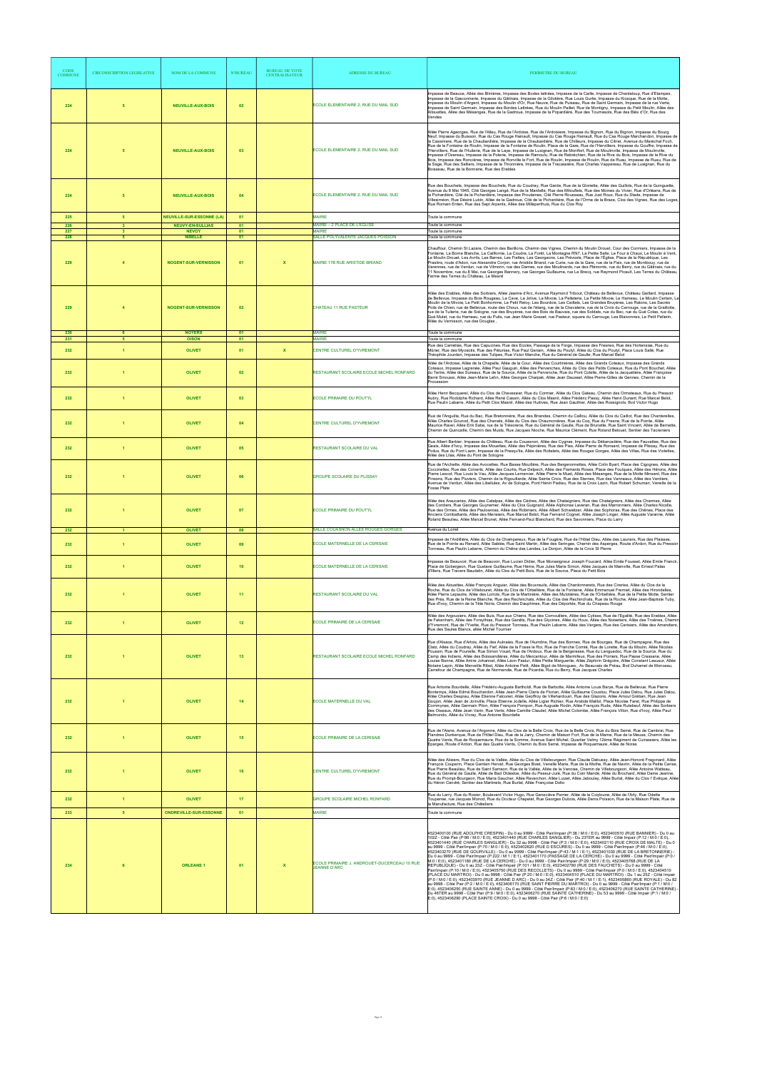| CODE COMMUNE | CIRCONSCRIPTION LEGISLATIVE | NOM DE LA COMMUNE | N°BUREAU | BUREAU DE VOTE CENTRALISATEUR | ADRESSE DU BUREAU | PERIMETRE DU BUREAU |
|---|---|---|---|---|---|---|
| 224 | 5 | NEUVILLE-AUX-BOIS | 02 | | ECOLE ELEMENTAIRE 2, RUE DU MAIL SUD | Impasse de Beauce, Allée des Bineires, Impasse des Bodes lattnées, Impasse de la Caille, Impasse de Chantaloup, Rue d'Etampes, Impasse de la Gasconnerie, Impasse du Gâtinais, Impasse de la Gitoblère, Rue Louis Gurlie, Impasse du Kiosque, Rue de la Motte, Impasse du Moulin d'Argent, Impasse du Moulin d'Or, Rue Neuve, Rue de Puiseau, Rue de Saint Germain, Impasse de la rue Verte, Impasse de Saint Germain, Impasse des Bordes Lattnées, Rue du Moulin Paillet, Rue de Montigny, Impasse du Petit Moulin, Allée des Alouettes, Allée des Mésanges, Rue de la Gedroue, Impasse de la Popardière, Rue des Tournesols, Rue des Blés d'Or, Rue des Vendes |
| 224 | 5 | NEUVILLE-AUX-BOIS | 03 | | ECOLE ELEMENTAIRE 2, RUE DU MAIL SUD | Allée Pierre Ageorges, Rue de l'Allieu, Rue de l'Ardoise, Rue de l'Ardoisière, Impasse du Bignon, Rue du Bignon, Impasse du Bourg Neuf, Impasse du Buisson, Rue du Cas Rouge Hainault, Impasse du Cas Rouge Marchandon, Impasse de la Cassinière, Rue de la Chaubardière, Impasse de la Chaubardière, Rue de Chilleurs, Impasse du Citrier, Avenue du Maréchal Foch, Rue de la Fontaine de Roulin, Impasse de la Fontaine de Roulin, Place de la Gare, Rue de l'Hervillers, Impasse du Gouffre, Impasse de l'Hervillers, Rue de l'Hullerie, Rue de la Laye, Impasse de Lusignan, Rue de Montfort, Rue de Moulinville, Impasse de Moulinville, Impasse d'Ozereau, Impasse de la Poterie, Impasse de Ramoulu, Rue de Rebréchien, Rue de la Rive du Bois, Impasse de la Rive du Bois, Impasse des Roncières, Impasse de Ronville le Fort, Rue de Roulin, Impasse de Roulin, Rue de Rusu, Impasse de Rusu, Rue de la Sage, Rue des Sellers, Impasse de la Thionnière, Impasse de la Tracassière, Rue Charles Vappereau, Rue de Lusignan, Rue du Boisseau, Rue de la Bonnerie, Rue des Erables |
| 224 | 5 | NEUVILLE-AUX-BOIS | 04 | | ECOLE ELEMENTAIRE 2, RUE DU MAIL SUD | Rue des Bouchets, Impasse des Bouchets, Rue du Coudray, Rue Garde, Rue de la Gloriette, Allée des Guillots, Rue de la Guinguette, Avenue du 8 Mai 1945, Cité Georges Langé, Rue de la Mardelle, Rue des Mitouflets, Rue des Moines du Vivier, Rue d'Orléans, Rue de la Pichardière, Cité de la Pichardière, Impasse des Proulières, Cité Pierre Rousseau, Rue Just Roux, Rue du Stade, Impasse de Villeremon, Rue Désiré Lubin, Allée de la Gedroue, Cité de la Pichardière, Rue de l'Orme de la Braze, Clos des Vignes, Rue des Loges, Rue Romain Emien, Rue des Sept Arpents, Allée des Millepertuis, Rue du Clos Roy |
| 225 | 5 | NEUVILLE-SUR-ESSONNE (LA) | 01 | | MAIRIE | Toute la commune |
| 226 | 3 | NEUVY-EN-SULLIAS | 01 | | MAIRIE - 2 PLACE DE L'EGLISE | Toute la commune |
| 227 | 3 | NEVOY | 01 | | MAIRIE | Toute la commune |
| 228 | 5 | NIBELLE | 01 | | SALLE POLYVALENTE JACQUES POISSON | Toute la commune |
| 229 | 4 | NOGENT-SUR-VERNISSON | 01 | X | MAIRIE 17B RUE ARISTIDE BRIAND | Chauffour, Chemin St Lazare, Chemin des Barillons, Chemin des Vignes, Chemin du Moulin Drouet, Cour des Cormiers, Impasse de la Fontaine, La Borne Blanche, La Californie, La Coudre, La Forêt, La Montagne RN7, La Petite Selle, Le Four à Chaux, Le Moulin à Vent, Le Moulin Drouet, Les Avrils, Les Barres, Les Fiettes, Les Georgeons, Les Prévosts, Place de l'Eglise, Place de la République, Les Prastins, route d'Adon, rue Alexandre Corjon, rue Aristide Briand, rue Curie, rue de la Gare, rue de la Paix, rue de Montbouy, rue de Varennes, rue de Verdun, rue de Vilmorin, rue des Dames, rue des Moulinards, rue des Plémonts, rue du Berry, rue du Gâtinais, rue du 11 Novembre, rue du 8 Mai, rue Georges Bannery, rue Georges Guillaume, rue Le Brecq, rue Raymond Picault, Les Terres du Château, Ferme des Terres du Château, Le Mesnil |
| 229 | 4 | NOGENT-SUR-VERNISSON | 02 | | CHATEAU 11 RUE PASTEUR | Allée des Erables, Allée des Sorbiers, Allée Jeanne d'Arc, Avenue Raymond Triboulet, Château de Bellevue, Château Gaillard, Impasse de Bellevue, Impasse du Bois Rougeau, La Cave, La Jolive, La Mivoie, La Pelleterie, La Petite Mivoie, Le Hameau, Le Moulin Certain, Le Moulin de la Mivoie, Le Petit Bonhomme, Le Petit Reloy, Les Bourdois, Les Caillats, Les Grandes Bruyères, Les Ratons, Les Sacrés Poils de Chien, rue de Bellevue, route des Choux, rue de l'étang, rue de la Chevalerie, rue de la Croix du Carrouge, rue de la Graillotte, rue de la Tuilerie, rue de Sologne, rue des Bruyères, rue des Bois de Bauvais, rue des Soldats, rue du Bac, rue du Gué Colas, rue du Gué Mulet, rue du Hameau, rue du Puits, rue Jean Marie Gosset, rue Pasteur, square du Carrouge, Les Blaivonnes, Le Petit Pellerin, Allée du Vernisson, rue des Douglas , |
| 230 | 6 | NOYERS | 01 | | MAIRIE | Toute la commune |
| 231 | 5 | OISON | 01 | | MAIRIE | Toute la commune |
| 232 | 1 | OLIVET | 01 | X | CENTRE CULTUREL D'YVREMONT | Rue des Camélias, Rue des Capucines, Rue des Ecoles, Passage de la Forge, Impasse des Fresnes, Rue des Hortensias, Rue du Mûrier, Rue des Myosotis, Rue des Pétunias, Rue Paul Genain, Allée du Poutyl, Allée du Clos du Poutyl, Place Louis Sallé, Rue Théophile Jourdan, Impasse des Tulipes, Rue Victor Manche, Rue du Général de Gaulle, Rue Marcel Belot |
| 232 | 1 | OLIVET | 02 | | RESTAURANT SCOLAIRE ECOLE MICHEL RONFARD | Allée de l'Ardoise, Allée de la Chapelle, Allée de la Cour, Allée des Courtinières, Allée des Grands Coteaux, Impasse des Grands Coteaux, Impasse Lagrenée, Allée Paul Gauguin, Allée des Pervenches, Allée du Clos des Petits Coteaux, Rue du Pont Bouchet, Allée du Tertre, Allée des Sureaux, Rue de la Source, Allée de la Pervenche, Rue du Pont Cotelle, Allée de la Jacquetière, Allée Françoise Barré Sinoussi, Allée Jean-Marie Lehn, Allée Georges Charpak, Allée Jean Dausset, Allée Pierre-Gilles de Gennes, Chemin de la Procession |
| 232 | 1 | OLIVET | 03 | | ECOLE PRIMAIRE DU POUTYL | Allée Henri Becquerel, Allée du Clos de Chevessier, Rue du Cormier, Allée du Clos Gateau, Chemin des Ormeteaux, Rue du Pressoir Aubry, Rue Rodolphe Richard, Allée René Cassin, Allée du Clos Mesnil, Allée Frédéric Passy, Allée Henri Dunant, Rue Marcel Belot, Rue Paulin Labarre, Allée du Petit Clos Mesnil, Allée des Huitives, Rue Jean Gauthier, Allée des Rossignols, Bvd Victor Hugo |
| 232 | 1 | OLIVET | 04 | | CENTRE CULTUREL D'YVREMONT | Rue de l'Anguille, Rue du Bac, Rue Bretonnière, Rue des Briandes, Chemin du Caillou, Allée du Clos du Caillot, Rue des Chanterelles, Allée Charles Gounod, Rue des Chenats, Allée du Clos des Chaumonières, Rue du Coq, Rue du Fresne, Rue de la Pointe, Allée Maurice Ravel, Allée Erik Satie, rue de la Trésorerie, Rue du Général de Gaulle, Rue de Brunette, Rue Saint Vincent, Allée de Bernette, Chemin de Quincaille, Chemin des Muids, Rue Jacques Nioche, Rue Maurice Clément, Rue Roland Belouet, Sentier des Tacreniers |
| 232 | 1 | OLIVET | 05 | | RESTAURANT SCOLAIRE DU VAL | Rue Albert Barbier, Impasse du Château, Rue du Couasnon, Allée des Cygnes, Impasse du Débarcadère, Rue des Fauvettes, Rue des Geais, Allée d'Ivoy, Impasse des Mouettes, Allée des Pépinières, Rue des Pies, Allée Pierre de Ronsard, Impasse de Plissay, Rue des Poilus, Rue du Pont Lazin, Impasse de la Presqu'île, Allée des Roitelets, Allée des Rouges Gorges, Allée des Villas, Rue des Violettes, Allée des Lilas, Allée du Pont de Sologne |
| 232 | 1 | OLIVET | 06 | | GROUPE SCOLAIRE DU PLISSAY | Rue de l'Archette, Allée des Avocettes, Rue Basse Mouillère, Rue des Bergeronnettes, Allée Colin Byart, Place des Cigognes, Allée des Coccinelles, Rue des Corverts, Allée des Courlis, Rue Delpech, Allée des Flamants Roses, Place des Foulques, Allée des Hérons, Allée Pierre Lescot, Rue Louis le Vau, Allée Jacques Lemercier, Allée Pierre le Muet, Allée des Mésanges, Rue de la Motte Minsard, Rue des Pinsons, Rue des Pluviers, Chemin de la Rigouillarde, Allée Sainte Croix, Rue des Sternes, Rue des Vanneaux, Allée des Verdiers, Avenue de Verdun, Allée des Libellules, Av de Sologne, Pont Hénin Padieu, Rue de la Croix Lazin, Rue Robert Schuman, Venelle de la Fosse Plate |
| 232 | 1 | OLIVET | 07 | | ECOLE PRIMAIRE DU POUTYL | Allée des Araucarias, Allée des Catalpas, Allée des Cèdres, Allée des Chataigniers, Rue des Chataigniers, Allée des Charmes, Allée des Cordiers, Rue Georges Guynemer, Allée du Clos Guignard, Allée Alphonse Laveran, Rue des Marronniers, Allée Charles Nicolle, Rue des Ormes, Allée des Paulownias, Allée des Robiniers, Allée Albert Schweitzer, Allée des Sophoras, Rue des Chênes, Place des Anciens Combattants, Allée des Merisiers, Rue Marcel Belot, Rue Fernand Cognet, Allée Joseph Linger, Allée Auguste Varanne, Allée Roland Beaulieu, Allée Marcel Brunet, Allée Fernand-Paul Blanchard, Rue des Savonniers, Place du Larry |
| 232 | 1 | OLIVET | 08 | | SALLE COUASNON ALLEE ROUGES GORGES | Avenue du Loiret |
| 232 | 1 | OLIVET | 09 | | ECOLE MATERNELLE DE LA CERISAIE | Impasse de l'Antillière, Allée du Clos de Champereux, Rue de la Fougère, Rue de l'Hôtel Dieu, Allée des Lauriers, Rue des Plaisses, Rue de la Pointe au Renard, Allée Sablée, Rue Saint Martin, Allée des Seringas, Chemin des Asperges, Route d'Ardon, Rue du Pressoir Tonneau, Rue Paulin Labarre, Chemin du Chêne des Landes, Le Donjon, Allée de la Croix St Pierre |
| 232 | 1 | OLIVET | 10 | | ECOLE MATERNELLE DE LA CERISAIE | Impasse de Beauvoir, Rue de Beauvoir, Rue Lucien Didier, Rue Monseigneur Joseph Foucard, Allée Emile Fousset, Allée Emile Franck, Place de Gobergeon, Rue Gustave Guillaume, Rue Hème, Rue Jules Marie Simon, Allée Jacques de Mainville, Rue Ernest Pates d'Illiers, Rue Travers Baudelin, Allée du Clos du Petit Bois, Rue de la Source, Place du Petit Bois |
| 232 | 1 | OLIVET | 11 | | RESTAURANT SCOLAIRE DU VAL | Allée des Alouettes, Allée François Anguier, Allée des Bouvreuils, Allée des Chardonnerets, Rue des Creries, Allée du Clos de la Roche, Rue du Clos de Villebourel, Allée du Clos de l'Orbellière, Rue de la Fontaine, Allée Emmanuel Fremiet, Allée des Hirondelles, Allée Pierre Lepautre, Allée des Loriots, Rue de la Martinière, Allée des Mulotières, Rue de l'Orbellière, Rue de la Petite Motte, Sentier des Prés, Rue de la Reine Blanche, Rue des Rechinchats, Allée du Clos des Rechinchats, Rue de la Roche, Allée Jean-Baptiste Tuby, Rue d'Ivoy, Chemin de la Tête Noire, Chemin des Dauphines, Rue des Déportés, Rue du Chapeau Rouge |
| 232 | 1 | OLIVET | 12 | | ECOLE PRIMAIRE DE LA CERISAIE | Allée des Argousiers, Allée des Buis, Rue aux Chiens, Rue des Cornouillers, Allée des Cytises, Rue de l'Egalité, Rue des Erables, Allée de Fakenham, Allée des Forsythias, Rue des Genêts, Rue des Glycines, Allée du Houx, Allée des Noisetiers, Allée des Troènes, Chemin D'Yvremont, Rue de l'Yvette, Rue du Pressoir Tonneau, Rue Paulin Labarre, Allée des Vergers, Rue des Cerisiers, Allée des Amandiers, Rue des Saules Blancs, allée Michel Tournier |
| 232 | 1 | OLIVET | 13 | | RESTAURANT SCOLAIRE ECOLE MICHEL RONFARD | Rue d'Alsace, Rue d'Artois, Allée des Aulnaies, Rue de l'Aumône, Rue des Bonnes, Rue de Bourges, Rue de Champagne, Rue des Clets, Allée du Coudray, Allée du Fief, Allée de la Fosse le Roi, Rue de Franche Comté, Rue de Lorette, Rue du Moulin, Allée Nicolas Poussin, Rue de Pouneille, Rue Simon Vouet, Rue de l'Ardoux, Rue de la Bergeresse, Rue du Languedoc, Rue de la Source, Rue du Camp des Indiens, Allée des Boissandières, Allée du Mercantour, Allée de Marmiteux, Rue des Poiriers, Rue Passe Crassane, Allée Louise Bonne, Allée Anne Johannet, Allée Léon Pastur, Allée Petite Marguerite, Allée Zéphirin Grégoire, Allée Constant Lesueur, Allée Notaire Lepin, Allée Merveille Ribet, Allée Antoine Petit, Allée Bigot de Morogues, Av Beauvais de Préau, Bvd Duhamel de Monceau, Carrefour de Champagne, Rue de Normandie, Rue de Picardie, Rue du Berry, Rue Jacques Charles |
| 232 | 1 | OLIVET | 14 | | ECOLE MATERNELLE DU VAL | Rue Antoine Bourdelle, Allée Frédéric-Auguste Bartholdi, Rue de Barbotte, Allée Antoine Louis Barye, Rue de Bellevue, Rue Pierre Bontemps, Allée Edmé Bouchardon, Allée Jean-Pierre Claris de Florian, Allée Guillaume Coustou, Place Jules Dalou, Rue Jules Dalou, Allée Charles Despiau, Allée Etienne Falconet, Allée Geoffroy de Villehardouin, Rue des Glazons, Allée Arnoul Gréban, Rue Jean Goujon, Allée Jean de Joinville, Place Etienne Jodelle, Allée Ligier Richier, Rue Aristide Maillol, Place Nicolas Favet, Rue Philippe de Commynes, Allée Germain Pilon, Allée François Pompon, Rue Auguste Rodin, Allée François Rude, Allée Rutebeuf, Allée des Sorbiers des Oiseaux, Allée Jean Varin, Rue Verte, Allée Camille Claudel, Allée Michel Colombe, Allée François Villon, Rue d'Ivoy, Allée Paul Belmondo, Allée du Vivray, Rue Antoine Bourdelle |
| 232 | 1 | OLIVET | 15 | | ECOLE PRIMAIRE DE LA CERISAIE | Rue de l'Aisne, Avenue de l'Argonne, Allée du Clos de la Belle Croix, Rue de la Belle Croix, Rue du Bois Semé, Rue de Cambrai, Rue Flandres Dunkerque, Rue de l'Hôtel Dieu, Rue de la Jarry, Chemin de Maison Fort, Rue de la Marne, Rue de la Meuse, Chemin des Quatre Vents, Rue de Roquemaure, Rue de la Somme, Avenue Saint Michel, Quartier Valmy 12ème Régiment de Cuirassiers, Allée les Eparges, Route d'Ardon, Rue des Quatre Vents, Chemin du Bois Semé, Impasse de Roquemaure, Allée de Noras |
| 232 | 1 | OLIVET | 16 | | CENTRE CULTUREL D'YVREMONT | Allée des Alisiers, Rue du Clos de la Vallée, Allée du Clos de Villebourgeon, Rue Claude Debussy, Allée Jean-Honoré Fragonard, Allée François Couperin, Place Gentien Hervet, Rue Georges Bizet, Venelle Marie, Rue de la Mothe, Rue de Marnin, Allée de la Petite Cerise, Rue Pierre Beaulieu, Rue de Saint Samson, Rue de la Vallée, Allée de la Vanoise, Chemin de Villebourgeon, Allée Antoine Watteau, Rue du Général de Gaulle, Allée de Bad Olderloe, Allée du Passe-Junk, Rue du Coin Mandé, Allée de la Mère Jeanne, Rue du Prompt-Bourgeon, Rue Marie Gaucher, Allée Reverchon, Allée Luzet, Allée Jaboulay, Allée Burlat, Allée du Clos l'Evêque, Allée du Héron Cendré, Sentier des Martinets, Rue Burlat, Allée Françoise Dolto |
| 232 | 1 | OLIVET | 17 | | GROUPE SCOLAIRE MICHEL RONFARD | Rue du Larry, Rue du Rosier, Boulevard Victor Hugo, Rue Geneviève Perrier, Allée de la Coqtourne, Allée de l'Arly, Rue Odette Touperner, rue Jacques Monod, Rue du Docteur Chapelet, Rue Georges Dubois, Allée Denis Poisson, Rue de la Maison Plate, Rue de la Manufacture, Rue des Châtaliers |
| 233 | 5 | ONDREVILLE-SUR-ESSONNE | 01 | | MAIRIE | Toute la commune |
| 234 | 6 | ORLEANS 1 | 01 | X | ECOLE PRIMAIRE J. ANDROUET-DUCERCEAU 10 RUE JEANNE D'ARC | 4523400100 (RUE ADOLPHE CRESPIN) - Du 0 au 9999 - Côté Pair/Impair (P:38 / M:0 / E:0), 4523400510 (RUE BANNIER) - Du 0 au 102Z - Côté Pair (P:96 / M:0 / E:0), 4523401440 (RUE CHARLES SANGLIER) - Du 23TER au 9999 - Côté Impair (P:12 / M:0 / E:0), 4523401440 (RUE CHARLES SANGLIER) - Du 32 au 9998 - Côté Pair (P:3 / M:0 / E:0), 4523402110 (RUE CROIX DE MALTE) - Du 0 au 9999 - Côté Pair/Impair (P:70 / M:0 / E:0), 4523402620 (RUE D ESCURES) - Du 0 au 9999 - Côté Pair/Impair (P:46 / M:0 / E:0), 4523403270 (RUE DE GOURVILLE) - Du 0 au 9999 - Côté Pair/Impair (P:43 / M:1 / E:1), 4523401030 (RUE DE LA BRETONNERIE) - Du 0 au 9999 - Côté Pair/Impair (P:222 / M:1 / E:1), 4523401170 (PASSAGE DE LA CERCHE) - Du 0 au 9999 - Côté Pair/Impair (P:0 / M:0 / E:0), 4523401180 (RUE DE LA CERCHE) - Du 0 au 9999 - Côté Pair/Impair (P:29 / M:0 / E:0), 4523405760 (RUE DE LA REPUBLIQUE) - Du 0 au 23Z - Côté Pair/Impair (P:101 / M:0 / E:0), 4523402780 (RUE DES FAUCHETS) - Du 0 au 9999 - Côté Pair/Impair (P:10 / M:0 / E:0), 4523405750 (RUE DES RECOLLETS) - Du 0 au 9999 - Côté Pair/Impair (P:0 / M:0 / E:0), 4523404510 (PLACE DU MARTROI) - Du 0 au 9998 - Côté Pair (P:20 / M:0 / E:0), 4523404510 (PLACE DU MARTROI) - Du 1 au 25Z - Côté Impair (P:0 / M:0 / E:0), 4523403970 (RUE JEANNE D ARC) - Du 0 au 34Z - Côté Pair (P:40 / M:1 / E:1), 4523405860 (RUE ROYALE) - Du 52 au 9998 - Côté Pair (P:2 / M:0 / E:0), 4523406170 (RUE SAINT PIERRE DU MARTROI) - Du 0 au 9999 - Côté Pair/Impair (P:1 / M:0 / E:0), 4523406250 (RUE SAINTE ANNE) - Du 0 au 9999 - Côté Pair/Impair (P:63 / M:0 / E:0), 4523406270 (RUE SAINTE CATHERINE) - Du 46TER au 9998 - Côté Pair (P:9 / M:0 / E:0), 4523406270 (RUE SAINTE CATHERINE) - Du 53 au 9999 - Côté Impair (P:1 / M:0 / E:0), 4523406290 (PLACE SAINTE CROIX) - Du 0 au 9998 - Côté Pair (P:6 / M:0 / E:0) |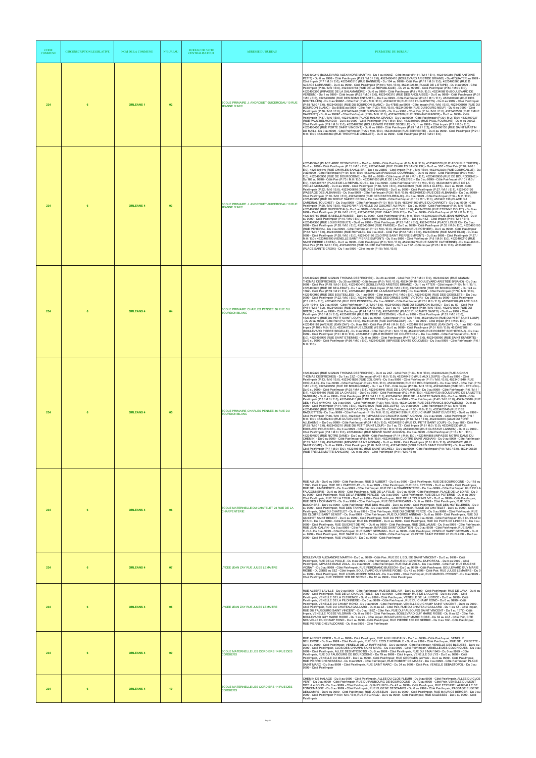| CODE COMMUNE | CIRCONSCRIPTION LEGISLATIVE | NOM DE LA COMMUNE | N°BUREAU | BUREAU DE VOTE CENTRALISATEUR | ADRESSE DU BUREAU | PERIMETRE DU BUREAU |
|---|---|---|---|---|---|---|
| 234 | 6 | ORLEANS 1 | 02 | | ECOLE PRIMAIRE J. ANDROUET-DUCERCEAU 10 RUE JEANNE D'ARC | 4523400210 (BOULEVARD ALEXANDRE MARTIN) - Du 1 au 9999Z - Côté Impair (P:111 / M:1 / E:1), 4523400380 (RUE ANTOINE PETIT) - Du 0 au 9999 - Côté Pair/Impair (P:23 / M:0 / E:0), 4523400410 (BOULEVARD ARISTIDE BRIAND) - Du 47QUATER au 9999 - Côté Impair (P:7 / M:0 / E:0), 4523400510 (RUE BANNIER) - Du 104 au 9998 - Côté Pair (P:11 / M:0 / E:0), 4523402850 (RUE D ALSACE LORRAINE) - Du 0 au 9999 - Côté Pair/Impair (P:104 / M:0 / E:0), 4523402630 (PLACE DE L ETAPE) - Du 0 au 9999 - Côté Pair/Impair (P:58 / M:0 / E:0), 4523405768 (RUE DE LA REPUBLIQUE) - Du 24 au 9998Z - Côté Pair/Impair (P:50 / M:0 / E:0), 4523406300 (IMPASSE DE LA SALAMANDRE) - Du 0 au 9999 - Côté Pair/Impair (P:7 / M:0 / E:0), 4523406610 (BOULEVARD DE VERDUN) - Du 1 au 9999 - Côté Impair (P:25 / M:0 / E:0), 4523400310 (RUE DES ANGLAISES) - Du 0 au 9999 - Côté Pair/Impair (P:31 / M:0 / E:0), 4523400880 (RUE DES BONS ENFANTS) - Du 0 au 9999 - Côté Pair/Impair (P:43 / M:1 / E:1), 4523400980 (RUE DES BOUTEILLES) - Du 0 au 9998Z - Côté Pair (P:46 / M:0 / E:0), 4523403710 (RUE DES HUGUENOTS) - Du 0 au 9999 - Côté Pair/Impair (P:18 / M:0 / E:0), 4523400930 (RUE DU BOURDON BLANC) - Du 47BIS au 9999 - Côté Impair (P:0 / M:0 / E:0), 4523400930 (RUE DU BOURDON BLANC) - Du 50BIS au 9998 - Côté Pair (P:23 / M:0 / E:0), 4523400940 (RUE DU BOURG NEUF) - Du 0 au 9999 - Côté Pair/Impair (P:36 / M:0 / E:0), 4523402440 (RUE DUPANLOUP) - Du 0 au 9998 - Côté Pair (P:14 / M:0 / E:0), 4523402580 (RUE EMILE DAVOUST) - Du 0 au 9999Z - Côté Pair/Impair (P:30 / M:0 / E:0), 4523402820 (RUE FERNAND RABIER) - Du 0 au 9999 - Côté Pair/Impair (P:37 / M:0 / E:0), 4523403540 (PLACE HALMA GRAND) - Du 0 au 9999 - Côté Pair/Impair (P:30 / M:2 / E:0), 4523407037 (RUE PAUL BELMONDO) - Du 0 au 9999 - Côté Pair/Impair (P:0 / M:0 / E:0), 4523405090 (RUE PAUL FOURCHE) - Du 0 au 9999Z - Côté Pair/Impair (P:9 / M:0 / E:0), 4523407208 (BOULEVARD PIERRE SEGELLE) - Du 1 au 9999 - Côté Impair (P:7 / M:0 / E:0), 4523405450 (RUE PORTE SAINT VINCENT) - Du 0 au 9999 - Côté Pair/Impair (P:29 / M:2 / E:2), 4523406130 (RUE SAINT MARTIN DU MAIL) - Du 0 au 9999 - Côté Pair/Impair (P:23 / M:0 / E:0), 4523406390 (RUE SERPENTE) - Du 0 au 9999 - Côté Pair/Impair (P:21 / M:0 / E:0), 4523406560 (RUE THEOPHILE CHOLLET) - Du 0 au 9999 - Côté Pair/Impair (P:44 / M:0 / E:0) |
| 234 | 6 | ORLEANS 4 | 03 | | ECOLE PRIMAIRE J. ANDROUET-DUCERCEAU 10 RUE JEANNE D'ARC | 4523400040 (PLACE ABBE DESNOYERS) - Du 0 au 9999 - Côté Pair/Impair (P:0 / M:0 / E:0), 4523406570 (RUE ADOLPHE THIERS) - Du 0 au 9999 - Côté Pair/Impair (P:15 / M:0 / E:0), 4523401440 (RUE CHARLES SANGLIER) - Du 0 au 30Z - Côté Pair (P:20 / M:0 / E:0), 4523401440 (RUE CHARLES SANGLIER) - Du 1 au 23BIS - Côté Impair (P:31 / M:0 / E:0), 4523402020 (RUE COURCAILLE) - Du 0 au 9999 - Côté Pair/Impair (P:19 / M:0 / E:0), 4523402025 (PASSAGE COURHADO) - Du 0 au 9999 - Côté Pair/Impair (P:0 / M:0 / E:0), 4523400950 (RUE DE BOURGOGNE) - Du 181 au 9999 - Côté Impair (P:84 / M:1 / E:1), 4523400950 (RUE DE BOURGOGNE) - Du 188 au 9998 - Côté Pair (P:73 / M:0 / E:0), 4523401650 (RUE DE LA CHOLERIE) - Du 0 au 9999 - Côté Pair/Impair (P:10 / M:0 / E:0), 4523405767 (PLACE DE LA REPUBLIQUE) - Du 0 au 9999 - Côté Pair/Impair (P:15 / M:0 / E:0), 4523406870 (RUE DE LA VIEILLE MONNAIE) - Du 0 au 9999 - Côté Pair/Impair (P:38 / M:0 / E:0), 4523406640 (RUE DES 3 CLEFS) - Du 0 au 9999 - Côté Pair/Impair (P:22 / M:0 / E:0), 4523406670 (RUE DES 3 MARIES) - Du 0 au 9999 - Côté Pair/Impair (P:27 / M:1 / E:1), 4523400120 (PASSAGE DES ALSANAIS) - Du 0 au 9999 - Côté Pair/Impair (P:26 / M:0 / E:0), 4523400130 (RUE DES ALBANAIS) - Du 0 au 9999 - Côté Pair/Impair (P:10 / M:0 / E:0), 4523405060 (RUE DES PASTOUREAUX) - Du 0 au 9999 - Côté Pair/Impair (P:54 / M:2 / E:2), 4523400850 (RUE DU BOEUF SAINTE CROIX) - Du 0 au 9999 - Côté Pair/Impair (P:10 / M:1 / E:0), 4523401130 (PLACE DU CARDINAL TOUCHET) - Du 0 au 9999 - Côté Pair/Impair (P:10 / M:0 / E:0), 4523401360 (RUE DU CHARIOT) - Du 0 au 9999 - Côté Pair/Impair (P:20 / M:0 / E:0), 4523407047 (VENELLE DU GUICHET AU PAIN) - Du 0 au 9999 - Côté Pair/Impair (P:0 / M:0 / E:0), 4523402390 (RUE DUCERCEAU) - Du 0 au 9999 - Côté Pair/Impair (P:2 / M:0 / E:0), 4523402690 (RUE ETIENNE DOLET) - Du 0 au 9999 - Côté Pair/Impair (P:50 / M:0 / E:0), 4523403770 (RUE ISAAC JOGUES) - Du 0 au 9999 - Côté Pair/Impair (P:31 / M:0 / E:0), 4523403780 (RUE ISABELLE ROMEE) - Du 0 au 9999 - Côté Pair/Impair (P:5 / M:0 / E:0), 4523403920 (RUE JEAN HUPEAU) - Du 0 au 9999 - Côté Pair/Impair (P:19 / M:0 / E:0), 4523403970 (RUE JEANNE D ARC) - Du 1 au 41Z - Côté Impair (P:44 / M:1 / E:1), 4523404300 (RUE LOUIS ROGUET) - Du 0 au 9999 - Côté Pair/Impair (P:22 / M:0 / E:0), 4523407014 (PLACE LOUIS XI) - Du 0 au 9999 - Côté Pair/Impair (P:28 / M:0 / E:0), 4523405040 (RUE PARISIE) - Du 0 au 9999 - Côté Pair/Impair (P:33 / M:0 / E:0), 4523405160 (RUE PEREIRA) - Du 0 au 9999 - Côté Pair/Impair (P:19 / M:0 / E:0), 4523405500 (RUE POTHIER) - Du 0 au 9999 - Côté Pair/Impair (P:32 / M:0 / E:0), 4523405860 (RUE ROYALE) - Du 0 au 80Z - Côté Pair (P:42 / M:0 / E:0), 4523405950 (RUE SAINT ELOI) - Du 0 au 9999 - Côté Pair/Impair (P:28 / M:0 / E:0), 4523406160 (CLOITRE SAINT PIERRE EMPONT) - Du 0 au 9999 - Côté Pair/Impair (P:27 / M:0 / E:0), 4523406190 (VENELLE SAINT PIERRE EMPONT) - Du 0 au 9999 - Côté Pair/Impair (P:5 / M:0 / E:0), 4523406210 (RUE SAINT PIERRE LENTIN) - Du 0 au 9999 - Côté Pair/Impair (P:0 / M:0 / E:0), 4523406270 (RUE SAINTE CATHERINE) - Du 0 au 46BIS - Côté Pair (P:19 / M:0 / E:0), 4523406270 (RUE SAINTE CATHERINE) - Du 1 au 51Z - Côté Impair (P:23 / M:0 / E:0), 4523406290 (PLACE SAINTE CROIX) - Du 1 au 9999 - Côté Impair (P:15 / M:0 / E:0) |
| 234 | 6 | ORLEANS 4 | 04 | | ECOLE PRIMAIRE CHARLES PENSEE 36 RUE DU BOURDON BLANC | 4523402320 (RUE AIGNAN THOMAS DESFRICHES) - Du 26 au 9998 - Côté Pair (P:8 / M:0 / E:0), 4523402320 (RUE AIGNAN THOMAS DESFRICHES) - Du 35 au 9999Z - Côté Impair (P:0 / M:0 / E:0), 4523400410 (BOULEVARD ARISTIDE BRIAND) - Du 0 au 9998 - Côté Pair (P:78 / M:0 / E:0), 4523400410 (BOULEVARD ARISTIDE BRIAND) - Du 1 au 47TER - Côté Impair (P:10 / M:1 / E:1), 4523400670 (RUE DE BELLEBAT) - Du 1 au 29Z - Côté Impair (P:36 / M:0 / E:0), 4523400950 (RUE DE BOURGOGNE) - Du 124 au 186Z - Côté Pair (P:59 / M:2 / E:2), 4523404400 (RUE DE LA MANUFACTURE) - Du 0 au 9999 - Côté Pair/Impair (P:70 / M:0 / E:0), 4523400980 (RUE DES BOUTEILLES) - Du 1 au 9999 - Côté Impair (P:0 / M:0 / E:0), 4523403260 (RUE DES GOBELETS) - Du 0 au 9999 - Côté Pair/Impair (P:22 / M:0 / E:0), 4523404960 (RUE DES ORMES SAINT VICTOR) - Du 28BIS au 9999 - Côté Pair/Impair (P:3 / M:0 / E:0), 4523405150 (RUE DES PENSEES) - Du 0 au 9999Z - Côté Pair/Impair (P:76 / M:0 / E:0), 4523407209 (PLACE DU 6 JUIN 1944) - Du 0 au 9999 - Côté Pair/Impair (P:3 / M:0 / E:0), 4523400930 (RUE DU BOURDON BLANC) - Du 0 au 50 - Côté Pair (P:61 / M:2 / E:2), 4523400930 (RUE DU BOURDON BLANC) - Du 1 au 47 - Côté Impair (P:59 / M:0 / E:0), 4523401020 (RUE DU BREUIL) - Du 0 au 9999 - Côté Pair/Impair (P:24 / M:0 / E:0), 4523401080 (PLACE DU CAMPO SANTO) - Du 0 au 9999 - Côté Pair/Impair (P:0 / M:0 / E:0), 4523407207 (RUE DU PERE WREZINSKI) - Du 0 au 9999 - Côté Pair/Impair (P:32 / M:0 / E:0), 4523405210 (RUE DU PETIT SAINT LOUP) - Du 0 au 9999 - Côté Pair/Impair (P:4 / M:0 / E:0), 4523405210 (RUE DU PETIT SAINT LOUP) - Du 20 au 9998 - Côté Pair (P:2 / M:0 / E:0), 4523402440 (RUE DUPANLOUP) - Du 1 au 9999 - Côté Impair (P:1 / M:0 / E:0), 4523407192 (AVENUE JEAN ZAY) - Du 0 au 10Z - Côté Pair (P:48 / M:0 / E:0), 4523407192 (AVENUE JEAN ZAY) - Du 1 au 19Z - Côté Impair (P:108 / M:0 / E:0), 4523407206 (RUE LOUISE WEISS) - Du 0 au 9999 - Côté Pair/Impair (P:0 / M:0 / E:0), 4523407208 (BOULEVARD PIERRE SEGELLE) - Du 0 au 9998 - Côté Pair (P:41 / M:0 / E:0), 4523407205 (RUE ROBERT BOTHEREAU) - Du 0 au 9999 - Côté Pair/Impair (P:0 / M:0 / E:0), 4523405810 (RUE ROBERT DE COURTENAY) - Du 0 au 9999 - Côté Pair/Impair (P:4 / M:0 / E:0), 4523405970 (RUE SAINT ETIENNE) - Du 0 au 9999 - Côté Pair/Impair (P:47 / M:0 / E:0), 4523405990 (RUE SAINT EUVERTE) - Du 0 au 9999 - Côté Pair/Impair (P:98 / M:0 / E:0), 4523406280 (IMPASSE SAINTE COLOMBE) - Du 0 au 9999 - Côté Pair/Impair (P:0 / M:0 / E:0) |
| 234 | 6 | ORLEANS 4 | 05 | | ECOLE PRIMAIRE CHARLES PENSEE 36 RUE DU BOURDON BLANC | 4523402320 (RUE AIGNAN THOMAS DESFRICHES) - Du 0 au 24Z - Côté Pair (P:23 / M:0 / E:0), 4523402320 (RUE AIGNAN THOMAS DESFRICHES) - Du 1 au 33Z - Côté Impair (P:42 / M:0 / E:0), 4523404310 (RUE AUX LOUPS) - Du 0 au 9999 - Côté Pair/Impair (P:13 / M:0 / E:0), 4523401820 (RUE COLIGNY) - Du 0 au 9999 - Côté Pair/Impair (P:11 / M:0 / E:0), 4523401940 (RUE COQUILLE) - Du 0 au 9999 - Côté Pair/Impair (P:49 / M:0 / E:0), 4523400950 (RUE DE BOURGOGNE) - Du 0 au 122Z - Côté Pair (P:74 / M:0 / E:0), 4523400950 (RUE DE BOURGOGNE) - Du 1 au 113Z - Côté Impair (P:126 / M:3 / E:3), 4523402640 (RUE DE L ETELON) - Du 0 au 9999 - Côté Pair/Impair (P:35 / M:4 / E:4), 4523404940 (RUE DE L ORIFLAMME) - Du 0 au 9999 - Côté Pair/Impair (P:8 / M:1 / E:1), 4523401480 (RUE DE LA CHASSE) - Du 0 au 9999 - Côté Pair/Impair (P:2 / M:0 / E:0), 4523404730 (BOULEVARD DE LA MOTTE SANGUIN) - Du 0 au 9999 - Côté Pair/Impair (P:15 / M:1 / E:1), 4523404740 (RUE DE LA MOTTE SANGUIN) - Du 0 au 9999 - Côté Pair/Impair (P:3 / M:0 / E:0), 4523406410 (RUE DE SOLFERINO) - Du 0 au 9999 - Côté Pair/Impair (P:42 / M:0 / E:0), 4523405680 (RUE DES 4 FILS AYMON) - Du 0 au 9999 - Côté Pair/Impair (P:30 / M:0 / E:0), 4523402980 (RUE DES FRANCS BOURGEOIS) - Du 0 au 9999 - Côté Pair/Impair (P:14 / M:0 / E:0), 4523404020 (RUE DES JUIFS) - Du 0 au 9999 - Côté Pair/Impair (P:13 / M:0 / E:0), 4523404960 (RUE DES ORMES SAINT VICTOR) - Du 0 au 28 - Côté Pair/Impair (P:50 / M:0 / E:0), 4523405740 (RUE DES RAQUETTES) - Du 0 au 9999 - Côté Pair/Impair (P:19 / M:0 / E:0), 4523401290 (RUE DU CHAMP SAINT EUVERTE) - Du 0 au 9999 - Côté Pair/Impair (P:26 / M:0 / E:0), 4523402180 (IMPASSE DU CRUCIFIX SAINT AIGNAN) - Du 0 au 9999 - Côté Pair/Impair (P:6 / M:0 / E:0), 4523402340 (RUE DU DEVIDET) - Du 0 au 9999 - Côté Pair/Impair (P:48 / M:1 / E:0), 4523402870 (QUAI DU FORT ALLEAUME) - Du 0 au 9999 - Côté Pair/Impair (P:34 / M:0 / E:0), 4523405210 (RUE DU PETIT SAINT LOUP) - Du 0 au 18Z - Côté Pair (P:25 / M:0 / E:0), 4523405210 (RUE DU PETIT SAINT LOUP) - Du 1 au 7Z - Côté Impair (P:8 / M:0 / E:0), 4523402530 (RUE EDOUARD FOURNIER) - Du 0 au 9999 - Côté Pair/Impair (P:34 / M:0 / E:0), 4523403500 (RUE GUSTAVE LANSON) - Du 0 au 9999 - Côté Pair/Impair (P:8 / M:0 / E:0), 4523404840 (RUE NEUVE SAINT AIGNAN) - Du 0 au 9999 - Côté Pair/Impair (P:13 / M:1 / E:1), 4523404870 (RUE NOTRE DAME) - Du 0 au 9999 - Côté Pair/Impair (P:24 / M:0 / E:0), 4523404888 (IMPASSE NOTRE DAME DU CHEMIN) - Du 0 au 9999 - Côté Pair/Impair (P:5 / M:0 / E:0), 4523405880 (CLOITRE SAINT AIGNAN) - Du 0 au 9999 - Côté Pair/Impair (P:35 / M:0 / E:0), 4523405890 (IMPASSE SAINT AIGNAN) - Du 0 au 9999 - Côté Pair/Impair (P:8 / M:0 / E:0), 4523405920 (RUE SAINT COME) - Du 0 au 9999 - Côté Pair/Impair (P:26 / M:0 / E:0), 4523405980 (BOULEVARD SAINT EUVERTE) - Du 0 au 9999 - Côté Pair/Impair (P:7 / M:0 / E:0), 4523406150 (RUE SAINT MICHEL) - Du 0 au 9999 - Côté Pair/Impair (P:9 / M:0 / E:0), 4523406620 (RUE TREILLE MOTTE SANGUIN) - Du 0 au 9999 - Côté Pair/Impair (P:11 / M:0 / E:0) |
| 234 | 6 | ORLEANS 4 | 06 | | ECOLE MATERNELLE DU CHATELET 25 RUE DE LA CHARPENTERIE | RUE AU LIN - Du 0 au 9999 - Côté Pair/Impair, RUE D AUBERT - Du 0 au 9999 - Côté Pair/Impair, RUE DE BOURGOGNE - Du 115 au 179Z - Côté Impair, RUE DE L EMPEREUR - Du 0 au 9999 - Côté Pair/Impair, RUE DE L EPERON - Du 0 au 9999 - Côté Pair/Impair, RUE DE L UNIVERSITE - Du 0 au 9999 - Côté Pair/Impair, RUE DE LA CHARPENTERIE - Du 0 au 9999 - Côté Pair/Impair, RUE DE LA FAUCONNERIE - Du 0 au 9999 - Côté Pair/Impair, RUE DE LA FOLIE - Du 0 au 9999 - Côté Pair/Impair, PLACE DE LA LOIRE - Du 0 au 9999 - Côté Pair/Impair, RUE DE LA PIERRE PERCEE - Du 0 au 9999 - Côté Pair/Impair, RUE DE LA POTERNE - Du 0 au 9999 - Côté Pair/Impair, RUE DE LA TOUR - Du 0 au 9999 - Côté Pair/Impair, RUE DE LA TOUR NEUVE - Du 0 au 9999 - Côté Pair/Impair, RUE DES 7 DORMANTS - Du 0 au 9999 - Côté Pair/Impair, RUE DES AFRICAINS - Du 0 au 9999 - Côté Pair/Impair, RUE DES BOUCHERS - Du 0 au 9999 - Côté Pair/Impair, RUE DES HALLES - Du 0 au 9999 - Côté Pair/Impair, RUE DES HOTELLERIES - Du 0 au 9999 - Côté Pair/Impair, RUE DES TANNEURS - Du 0 au 9999 - Côté Pair/Impair, PLACE DU CHATELET - Du 0 au 9999 - Côté Pair/Impair, QUAI DU CHATELET - Du 0 au 9999 - Côté Pair/Impair, RUE DU CHENE PERCE - Du 0 au 9999 - Côté Pair/Impair, RUE DU CLOITRE SAINT BENOIT - Du 0 au 9999 - Côté Pair/Impair, RUE DU GROS ANNEAU - Du 0 au 9999 - Côté Pair/Impair, RUE DU GUICHET SAINT BENOIT - Du 0 au 9999 - Côté Pair/Impair, RUE DU PETIT PUITS - Du 0 au 9999 - Côté Pair/Impair, RUE DU PLAT D ETAIN - Du 0 au 9999 - Côté Pair/Impair, RUE DU POIRIER - Du 0 au 9999 - Côté Pair/Impair, RUE DU PUITS DE LINIERES - Du 0 au 9999 - Côté Pair/Impair, RUE GUICHET DE MOI - Du 0 au 9999 - Côté Pair/Impair, RUE GUILLAUME - Du 0 au 9999 - Côté Pair/Impair, RUE JEAN CALVIN - Du 0 au 9999 - Côté Pair/Impair, IMPASSE SAINT DONATIEN - Du 0 au 9999 - Côté Pair/Impair, RUE SAINT FLOU - Du 0 au 9999 - Côté Pair/Impair, RUE SAINT GERMAIN - Du 0 au 9999 - Côté Pair/Impair, VENELLE SAINT GERMAIN - Du 0 au 9999 - Côté Pair/Impair, RUE SAINT GILLES - Du 0 au 9999 - Côté Pair/Impair, CLOITRE SAINT PIERRE LE PUELLIER - Du 0 au 9999 - Côté Pair/Impair, RUE VAUDOUR - Du 0 au 9999 - Côté Pair/Impair |
| 234 | 6 | ORLEANS 4 | 07 | | LYCEE JEAN ZAY RUE JULES LEMAITRE | BOULEVARD ALEXANDRE MARTIN - Du 0 au 9999 - Côté Pair, RUE DE L EGLISE SAINT VINCENT - Du 0 au 9999 - Côté Pair/Impair, RUE DE LA POULE - Du 0 au 9999 - Côté Pair/Impair, AVENUE DU GENERAL DUPORTAIL - Du 0 au 9999 - Côté Pair/Impair, IMPASSE EMILE ZOLA - Du 0 au 9999 - Côté Pair/Impair, RUE EMILE ZOLA - Du 0 au 9999 - Côté Pair, RUE EUGENE VIGNAT - Du 0 au 9999 - Côté Pair/Impair, RUE FERDINAND BUISSON - Du 0 au 9999 - Côté Pair/Impair, BOULEVARD GUY MARIE RIOBE - Du 29BIS au 53Z - Côté Impair, BOULEVARD GUY MARIE RIOBE - Du 42 au 9998 - Côté Pair, RUE JULES LEMAITRE - Du 0 au 9999 - Côté Pair/Impair, RUE LOUIS JOSEPH SOULAS - Du 0 au 9999 - Côté Pair/Impair, RUE MARCEL PROUST - Du 0 au 9999 - Côté Pair/Impair, RUE PIERRE 1ER DE SERBIE - Du 12 au 9999 - Côté Pair/Impair |
| 234 | 6 | ORLEANS 4 | 08 | | LYCEE JEAN ZAY RUE JULES LEMAITRE | RUE ALBERT LAVILLE - Du 0 au 9999 - Côté Pair/Impair, RUE DE BEL AIR - Du 0 au 9999 - Côté Pair/Impair, RUE DE JAVA - Du 0 au 9999 - Côté Pair/Impair, RUE DE LA CHAUDE TUILE - Du 1 au 9999 - Côté Impair, RUE DE LA CLAYE - Du 0 au 9999 - Côté Pair/Impair, VENELLE DE LA CLEMENCE - Du 0 au 9999 - Côté Pair/Impair, VENELLE DE LA JUSTICE - Du 0 au 9999 - Côté Pair/Impair, VENELLE DE LA PILONNERIE - Du 0 au 9999 - Côté Pair/Impair, RUE DU CHAMP ROND - Du 0 au 9999 - Côté Pair/Impair, VENELLE DU CHAMP ROND - Du 0 au 9999 - Côté Pair/Impair, VENELLE DU CHAMP SAINT VINCENT - Du 0 au 9999 - Côté Pair/Impair, RUE DU CHATEAU GAILLARD - Du 0 au 2Z - Côté Pair, RUE DU CHATEAU GAILLARD - Du 1 au 1Z - Côté Impair, RUE DU FAUBOURG SAINT VINCENT - Du 0 au 162Z - Côté Pair, RUE DU FAUBOURG SAINT VINCENT - Du 1 au 157Z - Côté Impair, VENELLE FOSSE VILGRAIN - Du 0 au 9999 - Côté Pair/Impair, BOULEVARD GUY MARIE RIOBE - Du 0 au 8Z - Côté Pair, BOULEVARD GUY MARIE RIOBE - Du 1 au 29 - Côté Impair, BOULEVARD GUY MARIE RIOBE - Du 32 au 40Z - Côté Pair, CITE NOUVELLE DU CHAMP ROND - Du 0 au 9999 - Côté Pair/Impair, RUE PIERRE 1ER DE SERBIE - Du 0 au 10Z - Côté Pair/Impair, RUE PIERRE CHEVALDONNE - Du 0 au 9999 - Côté Pair/Impair |
| 234 | 6 | ORLEANS 4 | 09 | | ECOLE MATERNELLE LES CORDIERS 14 RUE DES CORDIERS | RUE ALBERT VIGER - Du 0 au 9999 - Côté Pair/Impair, RUE AUX LIGNEAUX - Du 0 au 9999 - Côté Pair/Impair, VENELLE BELLEVOIE - Du 0 au 9999 - Côté Pair/Impair, RUE DE L ECOLE NORMALE - Du 0 au 9999 - Côté Pair/Impair, RUE DE L ORBETTE - Du 0 au 9999 - Côté Pair/Impair, VENELLE DE LA RAFFINERIE - Du 0 au 9999 - Côté Pair/Impair, VENELLE DES BLEUETS - Du 0 au 9999 - Côté Pair/Impair, CLOS DES CHAMPS SAINT MARC - Du 0 au 9999 - Côté Pair/Impair, VENELLE DES COLCHIQUES - Du 0 au 9999 - Côté Pair/Impair, ALLEE DES MYOSOTIS - Du 0 au 9999 - Côté Pair/Impair, RUE DU 8 MAI 1945 - Du 0 au 9999 - Côté Pair/Impair, RUE DU FAUBOURG DE BOURGOGNE - Du 79 au 9999 - Côté Impair, VENELLE DU LYS - Du 0 au 9999 - Côté Pair/Impair, VENELLE DU MUGUET - Du 0 au 9999 - Côté Pair/Impair, RUE GEORGES GOYAU - Du 0 au 9999 - Côté Pair/Impair, RUE PIERRE CHENESSEAU - Du 0 au 9999 - Côté Pair/Impair, RUE ROBERT DE MASSY - Du 0 au 9999 - Côté Pair/Impair, PLACE SAINT MARC - Du 0 au 9999 - Côté Pair/Impair, RUE SAINT MARC - Du 34 au 9998 - Côté Pair, VENELLE SEBASTOPOL - Du 0 au 9999 - Côté Pair/Impair |
| 234 | 6 | ORLEANS 4 | 10 | | ECOLE MATERNELLE LES CORDIERS 14 RUE DES CORDIERS | CHEMIN DE HALAGE - Du 0 au 9999 - Côté Pair/Impair, ALLEE DU CLOS FLEURI - Du 0 au 9999 - Côté Pair/Impair, ALLEE DU CLOS VERT - Du 0 au 9999 - Côté Pair/Impair, RUE DU FAUBOURG DE BOURGOGNE - Du 72 au 9998 - Côté Pair, VENELLE DU MONT DITE A 4 SOUS - Du 0 au 9999 - Côté Pair/Impair, QUAI DU ROI - Du 47 au 9999 - Côté Pair/Impair, RUE ETIENNE LAUREAULT DE FONCEMAGNE - Du 0 au 9999 - Côté Pair/Impair, RUE EUGENE DESCAMPS - Du 0 au 9999 - Côté Pair/Impair, PASSAGE EUGENE DESCAMPS - Du 0 au 9999 - Côté Pair/Impair, RUE JOUSSELIN - Du 0 au 9999 - Côté Pair/Impair, RUE MAURICE BERGER - Du 0 au 9999 - Côté Pair/Impair P:109 / M:0 / E:0, RUE REGINALD - Du 0 au 9999 - Côté Pair/Impair, RUE SALESSES - Du 0 au 9999 - Côté Pair/Impair |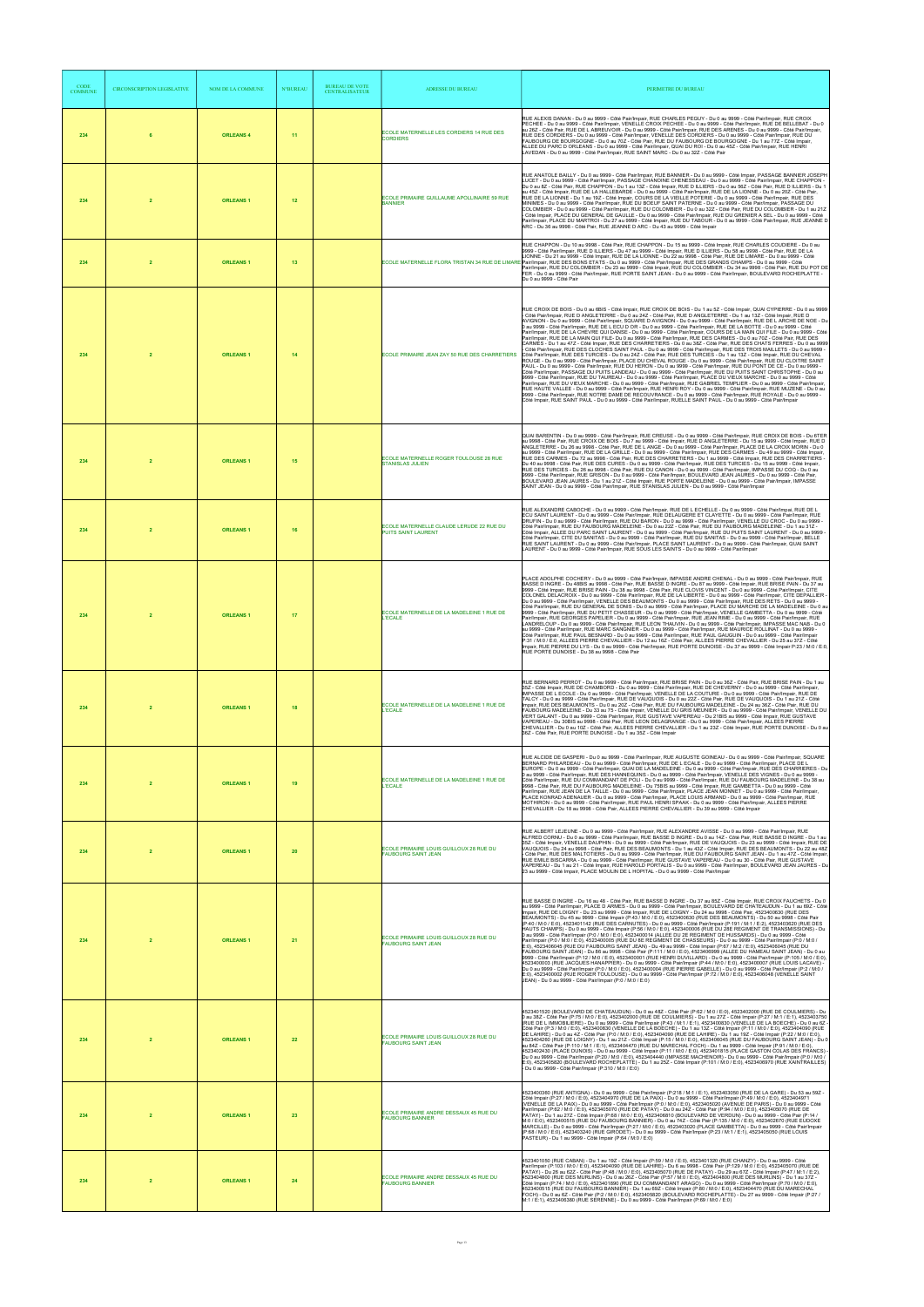| CODE COMMUNE | CIRCONSCRIPTION LEGISLATIVE | NOM DE LA COMMUNE | N°BUREAU | BUREAU DE VOTE CENTRALISATEUR | ADRESSE DU BUREAU | PERIMETRE DU BUREAU |
|---|---|---|---|---|---|---|
| 234 | 6 | ORLEANS 4 | 11 | | ECOLE MATERNELLE LES CORDIERS 14 RUE DES CORDIERS | RUE ALEXIS DANAN - Du 0 au 9999 - Côté Pair/Impair, RUE CHARLES PEGUY - Du 0 au 9999 - Côté Pair/Impair, RUE CROIX PECHEE - Du 0 au 9999 - Côté Pair/Impair, VENELLE CROIX PECHEE - Du 0 au 9999 - Côté Pair/Impair, RUE DE BELLEBAT - Du 0 au 26Z - Côté Pair, RUE DE L ABREUVOIR - Du 0 au 9999 - Côté Pair/Impair, RUE DES ARENES - Du 0 au 9999 - Côté Pair/Impair, RUE DES CORDIERS - Du 0 au 9999 - Côté Pair/Impair, VENELLE DES CORDIERS - Du 0 au 9999 - Côté Pair/Impair, RUE DU FAUBOURG DE BOURGOGNE - Du 0 au 70Z - Côté Pair, RUE DU FAUBOURG DE BOURGOGNE - Du 1 au 77Z - Côté Impair, ALLEE DU PARC D ORLEANS - Du 0 au 9999 - Côté Pair/Impair, QUAI DU ROI - Du 0 au 45Z - Côté Pair/Impair, RUE HENRI LAVEDAN - Du 0 au 9999 - Côté Pair/Impair, RUE SAINT MARC - Du 0 au 32Z - Côté Pair |
| 234 | 2 | ORLEANS 1 | 12 | | ECOLE PRIMAIRE GUILLAUME APOLLINAIRE 50 RUE BANNIER | RUE ANATOLE BAILLY - Du 0 au 9999 - Côté Pair/Impair, RUE BANNIER - Du 0 au 9999 - Côté Impair, PASSAGE BANNIER JOSEPH LICET - Du 0 au 9999 - Côté Pair/Impair, PASSAGE CHANOINE CHENESSEAU - Du 0 au 9999 - Côté Pair/Impair, RUE CHAPPON - Du 0 au 8Z - Côté Pair, RUE CHAPPON - Du 1 au 13Z - Côté Impair, RUE D ILLIERS - Du 0 au 56Z - Côté Pair, RUE D ILLIERS - Du 1 au 45Z - Côté Impair, RUE DE LA HALLEBARDE - Du 0 au 9999 - Côté Pair/Impair, RUE DE LA LIONNE - Du 0 au 20Z - Côté Pair, RUE DE LA LIONNE - Du 1 au 19Z - Côté Impair, COURS DE LA VIEILLE POTERIE - Du 0 au 9999 - Côté Pair/Impair, RUE DES MINIMES - Du 0 au 9999 - Côté Pair/Impair, RUE DU BOEUF SAINT PATERNE - Du 0 au 9999 - Côté Pair/Impair, PASSAGE DU COLOMBIER - Du 0 au 9999 - Côté Pair/Impair, RUE DU COLOMBIER - Du 0 au 32Z - Côté Pair, RUE DU COLOMBIER - Du 1 au 21Z - Côté Impair, PLACE DU GENERAL DE GAULLE - Du 0 au 9999 - Côté Pair/Impair, RUE DU GRENIER A SEL - Du 0 au 9999 - Côté Pair/Impair, PLACE DU MARTROI - Du 27 au 9999 - Côté Impair, RUE DU TABOUR - Du 0 au 9999 - Côté Pair/Impair, RUE JEANNE D ARC - Du 36 au 9998 - Côté Pair, RUE JEANNE D ARC - Du 43 au 9999 - Côté Impair |
| 234 | 2 | ORLEANS 1 | 13 | | ECOLE MATERNELLE FLORA TRISTAN 34 RUE DE LIMARE | RUE CHAPPON - Du 10 au 9998 - Côté Pair, RUE CHAPPON - Du 15 au 9999 - Côté Impair, RUE CHARLES COUDIERE - Du 0 au 9999 - Côté Pair/Impair, RUE D ILLIERS - Du 47 au 9999 - Côté Impair, RUE D ILLIERS - Du 58 au 9998 - Côté Pair, RUE DE LA LIONNE - Du 21 au 9999 - Côté Impair, RUE DE LA LIONNE - Du 22 au 9998 - Côté Pair, RUE DE LIMARE - Du 0 au 9999 - Côté Pair/Impair, RUE DES BONS ETATS - Du 0 au 9999 - Côté Pair/Impair, RUE DES GRANDS CHAMPS - Du 0 au 9999 - Côté Pair/Impair, RUE DU COLOMBIER - Du 23 au 9999 - Côté Impair, RUE DU COLOMBIER - Du 34 au 9998 - Côté Pair, RUE DU POT DE FER - Du 0 au 9999 - Côté Pair/Impair, RUE PORTE SAINT JEAN - Du 0 au 9999 - Côté Pair/Impair, BOULEVARD ROCHEPLATTE - Du 0 au 9999 - Côté Pair |
| 234 | 2 | ORLEANS 1 | 14 | | ECOLE PRIMAIRE JEAN ZAY 50 RUE DES CHARRETIERS | RUE CROIX DE BOIS - Du 0 au 8BIS - Côté Impair, RUE CROIX DE BOIS - Du 1 au 5Z - Côté Impair, QUAI CYPIERRE - Du 0 au 9999 - Côté Pair/Impair, RUE D ANGLETERRE - Du 0 au 24Z - Côté Pair, RUE D ANGLETERRE - Du 1 au 13Z - Côté Impair, RUE D AVIGNON - Du 0 au 9999 - Côté Pair/Impair, SQUARE D AVIGNON - Du 0 au 9999 - Côté Pair/Impair, RUE DE L ARCHE DE NOE - Du 0 au 9999 - Côté Pair/Impair, RUE DE L ECU D OR - Du 0 au 9999 - Côté Pair/Impair, RUE DE LA BOTTE - Du 0 au 9999 - Côté Pair/Impair, RUE DE LA CHEVRE QUI DANSE - Du 0 au 9999 - Côté Pair/Impair, COURS DE LA MAIN QUI FILE - Du 0 au 9999 - Côté Pair/Impair, RUE DE LA MAIN QUI FILE- Du 0 au 9999 - Côté Pair/Impair, RUE DES CARMES - Du 0 au 70Z - Côté Pair, RUE DES CARMES - Du 1 au 47Z - Côté Impair, RUE DES CHARRETIERS - Du 0 au 38Z - Côté Pair, RUE DES CHATS FERRES - Du 0 au 9999 - Côté Pair/Impair, RUE DES CLOCHES SAINT PAUL - Du 0 au 9999 - Côté Pair/Impair, RUE DES TROIS MAILLETS - Du 0 au 9999 - Côté Pair/Impair, RUE DES TURCIES - Du 0 au 24Z - Côté Pair, RUE DES TURCIES - Du 1 au 13Z - Côté Impair, RUE DU CHEVAL ROUGE - Du 0 au 9999 - Côté Pair/Impair, PLACE DU CHEVAL ROUGE - Du 0 au 9999 - Côté Pair/Impair, RUE DU CLOITRE SAINT PAUL - Du 0 au 9999 - Côté Pair/Impair, RUE DU HERON - Du 0 au 9999 - Côté Pair/Impair, RUE DU PONT DE CE - Du 0 au 9999 - Côté Pair/Impair, PASSAGE DU PUITS LANDEAU - Du 0 au 9999 - Côté Pair/Impair, RUE DU PUITS SAINT CHRISTOPHE - Du 0 au 9999 - Côté Pair/Impair, RUE DU TAUREAU - Du 0 au 9999 - Côté Pair/Impair, PLACE DU VIEUX MARCHE - Du 0 au 9999 - Côté Pair/Impair, RUE DU VIEUX MARCHE - Du 0 au 9999 - Côté Pair/Impair, RUE GABRIEL TEMPLIER - Du 0 au 9999 - Côté Pair/Impair, RUE HAUTE VALLEE - Du 0 au 9999 - Côté Pair/Impair, RUE HENRI ROY - Du 0 au 9999 - Côté Pair/Impair, RUE MUZAINE - Du 0 au 9999 - Côté Pair/Impair, RUE NOTRE DAME DE RECOUVRANCE - Du 0 au 9999 - Côté Pair/Impair, RUE ROYALE - Du 0 au 9999 - Côté Impair, RUE SAINT PAUL - Du 0 au 9999 - Côté Pair/Impair, RUELLE SAINT PAUL - Du 0 au 9999 - Côté Pair/Impair |
| 234 | 2 | ORLEANS 1 | 15 | | ECOLE MATERNELLE ROGER TOULOUSE 26 RUE STANISLAS JULIEN | QUAI BARENTIN - Du 0 au 9999 - Côté Pair/Impair, RUE CREUSE - Du 0 au 9999 - Côté Pair/Impair, RUE CROIX DE BOIS - Du 8TER au 9998 - Côté Pair, RUE CROIX DE BOIS - Du 7 au 9999 - Côté Impair, RUE D ANGLETERRE - Du 15 au 9999 - Côté Impair, RUE D ANGLETERRE - Du 26 au 9998 - Côté Pair, RUE DE L ANGE - Du 0 au 9999 - Côté Pair/Impair, PLACE DE LA CROIX MORIN - Du 0 au 9999 - Côté Pair/Impair, RUE DE LA GRILLE - Du 0 au 9999 - Côté Pair/Impair, RUE DES CARMES - Du 49 au 9999 - Côté Impair, RUE DES CARMES - Du 72 au 9998 - Côté Pair, RUE DES CHARRETIERS - Du 1 au 9999 - Côté Impair, RUE DES CHARRETIERS - Du 40 au 9998 - Côté Pair, RUE DES CURES - Du 0 au 9999 - Côté Pair/Impair, RUE DES TURCIES - Du 15 au 9999 - Côté Impair, RUE DES TURCIES - Du 26 au 9998 - Côté Pair, RUE DU CANON - Du 0 au 9999 - Côté Pair/Impair, IMPASSE DU COQ - Du 0 au 9999 - Côté Pair/Impair, RUE GRISON - Du 0 au 9999 - Côté Pair/Impair, BOULEVARD JEAN JAURES - Du 0 au 9999 - Côté Pair, BOULEVARD JEAN JAURES - Du 1 au 21Z - Côté Impair, RUE PORTE MADELEINE - Du 0 au 9999 - Côté Pair/Impair, IMPASSE SAINT JEAN - Du 0 au 9999 - Côté Pair/Impair, RUE STANISLAS JULIEN - Du 0 au 9999 - Côté Pair/Impair |
| 234 | 2 | ORLEANS 1 | 16 | | ECOLE MATERNELLE CLAUDE LEWI2E 22 RUE DU PUITS SAINT LAURENT | RUE ALEXANDRE CABOCHE - Du 0 au 9999 - Côté Pair/Impair, RUE DE L ECHELLE - Du 0 au 9999 - Côté Pair/Impair, RUE DE L ECU SAINT LAURENT - Du 0 au 9999 - Côté Pair/Impair, RUE DELAUGERE ET CLAYETTE - Du 0 au 9999 - Côté Pair/Impair, RUE DRUFIN - Du 0 au 9999 - Côté Pair/Impair, RUE DU BARON - Du 0 au 9999 - Côté Pair/Impair, VENELLE DU CROC - Du 0 au 9999 - Côté Pair/Impair, RUE DU FAUBOURG MADELEINE - Du 0 au 22Z - Côté Pair, RUE DU FAUBOURG MADELEINE - Du 1 au 31Z - Côté Impair, ALLEE DU PARC SAINT LAURENT - Du 0 au 9999 - Côté Pair/Impair, RUE DU PUITS SAINT LAURENT - Du 0 au 9999 - Côté Pair/Impair, CITE DU SANITAS - Du 0 au 9999 - Côté Pair/Impair, RUE DU SANITAS - Du 0 au 9999 - Côté Pair/Impair, BELLE RUE SAINT LAURENT - Du 0 au 9999 - Côté Pair/Impair, PLACE SAINT LAURENT - Du 0 au 9999 - Côté Pair/Impair, QUAI SAINT LAURENT - Du 0 au 9999 - Côté Pair/Impair, RUE SOUS LES SAINTS - Du 0 au 9999 - Côté Pair/Impair |
| 234 | 2 | ORLEANS 1 | 17 | | ECOLE MATERNELLE DE LA MADELEINE 1 RUE DE L'ECALE | PLACE ADOLPHE COCHERY - Du 0 au 9999 - Côté Pair/Impair, IMPASSE ANDRE CHENAL - Du 0 au 9999 - Côté Pair/Impair, RUE BASSE D INGRE - Du 48BIS au 9998 - Côté Pair, RUE BASSE D INGRE - Du 87 au 9999 - Côté Impair, RUE BRISE PAIN - Du 37 au 9999 - Côté Impair, RUE BRISE PAIN - Du 38 au 9998 - Côté Pair, RUE CLOVIS VINCENT - Du 0 au 9999 - Côté Pair/Impair, CITE COLONEL DELACROIX - Du 0 au 9999 - Côté Pair/Impair, RUE DE LA LIBERTE - Du 0 au 9999 - Côté Pair/Impair, CITE DEPALLIER - Du 0 au 9999 - Côté Pair/Impair, VENELLE DES BEAUMONTS - Du 0 au 9999 - Côté Pair/Impair, RUE DES RETS - Du 0 au 9999 - Côté Pair/Impair, RUE DU GENERAL DE SONIS - Du 0 au 9999 - Côté Pair/Impair, PLACE DU MARCHE DE LA MADELEINE - Du 0 au 9999 - Côté Pair/Impair, RUE DU PETIT CHASSEUR - Du 0 au 9999 - Côté Pair/Impair, VENELLE GAMBETTA - Du 0 au 9999 - Côté Pair/Impair, RUE GEORGES PAPELIER - Du 0 au 9999 - Côté Pair/Impair, RUE JEAN RIME - Du 0 au 9999 - Côté Pair/Impair, RUE LANDRELOUP - Du 0 au 9999 - Côté Pair/Impair, RUE LEON THAUVIN - Du 0 au 9999 - Côté Pair/Impair, IMPASSE MAC NAB - Du 0 au 9999 - Côté Pair/Impair, RUE MARC SANGNIER - Du 0 au 9999 - Côté Pair/Impair, RUE MAURICE ROLLINAT - Du 0 au 9999 - Côté Pair/Impair, RUE PAUL BESNARD - Du 0 au 9999 - Côté Pair/Impair, RUE PAUL GAUGUIN - Du 0 au 9999 - Côté Pair/Impair P:31 / M:0 / E:0, ALLEES PIERRE CHEVALLIER - Du 12 au 16Z - Côté Pair, ALLEES PIERRE CHEVALLIER - Du 25 au 37Z - Côté Impair, RUE PIERRE DU LYS - Du 0 au 9999 - Côté Pair/Impair, RUE PORTE DUNOISE - Du 37 au 9999 - Côté Impair P:23 / M:0 / E:0, RUE PORTE DUNOISE - Du 38 au 9998 - Côté Pair |
| 234 | 2 | ORLEANS 1 | 18 | | ECOLE MATERNELLE DE LA MADELEINE 1 RUE DE L'ECALE | RUE BERNARD PERROT - Du 0 au 9999 - Côté Pair/Impair, RUE BRISE PAIN - Du 0 au 36Z - Côté Pair, RUE BRISE PAIN - Du 1 au 35Z - Côté Impair, RUE DE CHAMBORD - Du 0 au 9999 - Côté Pair/Impair, RUE DE CHEVERNY - Du 0 au 9999 - Côté Pair/Impair, IMPASSE DE L ECOLE - Du 0 au 9999 - Côté Pair/Impair, VENELLE DE LA COUTURE - Du 0 au 9999 - Côté Pair/Impair, RUE DE TALCY - Du 0 au 9999 - Côté Pair/Impair, RUE DE VAUQUOIS - Du 0 au 22Z - Côté Pair, RUE DE VAUQUOIS - Du 1 au 21Z - Côté Impair, RUE DES BEAUMONTS - Du 0 au 20Z - Côté Pair, RUE DU FAUBOURG MADELEINE - Du 24 au 36Z - Côté Pair, RUE DU FAUBOURG MADELEINE - Du 33 au 75 - Côté Impair, VENELLE DU GRIS MEUNIER - Du 0 au 9999 - Côté Pair/Impair, VENELLE DU VERT GALANT - Du 0 au 9999 - Côté Pair/Impair, RUE GUSTAVE VAPEREAU - Du 21BIS au 9999 - Côté Impair, RUE GUSTAVE VAPEREAU - Du 30BIS au 9998 - Côté Pair, RUE LEON DELAGRANGE - Du 0 au 9999 - Côté Pair/Impair, ALLEES PIERRE CHEVALLIER - Du 0 au 10Z - Côté Pair, ALLEES PIERRE CHEVALLIER - Du 1 au 23Z - Côté Impair, RUE PORTE DUNOISE - Du 0 au 36Z - Côté Pair, RUE PORTE DUNOISE - Du 1 au 35Z - Côté Impair |
| 234 | 2 | ORLEANS 1 | 19 | | ECOLE MATERNELLE DE LA MADELEINE 1 RUE DE L'ECALE | RUE ALCIDE DE GASPERI - Du 0 au 9999 - Côté Pair/Impair, RUE AUGUSTE GOINEAU - Du 0 au 9999 - Côté Pair/Impair, SQUARE BERNARD PHILARDEAU - Du 0 au 9999 - Côté Pair/Impair, RUE DE L ECALE - Du 0 au 9999 - Côté Pair/Impair, PLACE DE L EUROPE - Du 0 au 9999 - Côté Pair/Impair, QUAI DE LA MADELEINE - Du 0 au 9999 - Côté Pair/Impair, RUE DES CHARMES - Du 0 au 9999 - Côté Pair/Impair, RUE DES HANNEQUINS - Du 0 au 9999 - Côté Pair/Impair, VENELLE DES VIGNES - Du 0 au 9999 - Côté Pair/Impair, RUE DU COMMANDANT DE POLI - Du 0 au 9999 - Côté Pair/Impair, RUE DU FAUBOURG MADELEINE - Du 38 au 9998 - Côté Pair, RUE DU FAUBOURG MADELEINE - Du 75BIS au 9999 - Côté Impair, RUE GAMBETTA - Du 0 au 9999 - Côté Pair/Impair, RUE JEAN DE LA TAILLE - Du 0 au 9999 - Côté Pair/Impair, PLACE JEAN MONNET - Du 0 au 9999 - Côté Pair/Impair, PLACE KONRAD ADENAUER - Du 0 au 9999 - Côté Pair/Impair, PLACE LOUIS ARMAND - Du 0 au 9999 - Côté Pair/Impair, RUE MOTHIRON - Du 0 au 9999 - Côté Pair/Impair, RUE PAUL HENRI SPAAK - Du 0 au 9999 - Côté Pair/Impair, ALLEES PIERRE CHEVALLIER - Du 18 au 9998 - Côté Pair, ALLEES PIERRE CHEVALLIER - Du 39 au 9999 - Côté Impair |
| 234 | 2 | ORLEANS 1 | 20 | | ECOLE PRIMAIRE LOUIS GUILLOUX 28 RUE DU FAUBOURG SAINT JEAN | RUE ALBERT LEJEUNE - Du 0 au 9999 - Côté Pair/Impair, RUE ALEXANDRE AVISSE - Du 0 au 9999 - Côté Pair/Impair, RUE ALFRED CORNU - Du 0 au 9999 - Côté Pair/Impair, RUE BASSE D INGRE - Du 0 au 14Z - Côté Pair, RUE BASSE D INGRE - Du 1 au 35Z - Côté Impair, VENELLE DAUPHIN - Du 0 au 9999 - Côté Pair/Impair, RUE DE VAUQUOIS - Du 23 au 9999 - Côté Impair, RUE DE VAUQUOIS - Du 24 au 9998 - Côté Pair, RUE DES BEAUMONTS - Du 1 au 43Z - Côté Impair, RUE DES BEAUMONTS - Du 22 au 48Z - Côté Pair, RUE DES MALTOTIERS - Du 0 au 9999 - Côté Pair/Impair, RUE DU FAUBOURG SAINT JEAN - Du 1 au 47Z - Côté Impair, RUE EMILE BISCARRA - Du 0 au 9999 - Côté Pair/Impair, RUE GUSTAVE VAPEREAU - Du 0 au 30 - Côté Pair, RUE GUSTAVE VAPEREAU - Du 1 au 21 - Côté Impair, RUE HAROLD PORTALIS - Du 0 au 9999 - Côté Pair/Impair, BOULEVARD JEAN JAURES - Du 23 au 9999 - Côté Impair, PLACE MOULIN DE L HOPITAL - Du 0 au 9999 - Côté Pair/Impair |
| 234 | 2 | ORLEANS 1 | 21 | | ECOLE PRIMAIRE LOUIS GUILLOUX 28 RUE DU FAUBOURG SAINT JEAN | RUE BASSE D INGRE - Du 16 au 48 - Côté Pair, RUE BASSE D INGRE - Du 37 au 85Z - Côté Impair, RUE CROIX FAUCHETS - Du 0 au 9999 - Côté Pair/Impair, PLACE D ARMES - Du 0 au 9999 - Côté Pair/Impair, BOULEVARD DE CHATEAUDUN - Du 1 au 69Z - Côté Impair, RUE DE LOIGNY - Du 23 au 9999 - Côté Impair, RUE DE LOIGNY - Du 24 au 9998 - Côté Pair, 4523400630 (RUE DES BEAUMONTS) - Du 45 au 9999 - Côté Impair (P:43 / M:0 / E:0), 4523400630 (RUE DES BEAUMONTS) - Du 50 au 9998 - Côté Pair (P:40 / M:0 / E:0), 4523401142 (RUE DES CARNUTES) - Du 0 au 9999 - Côté Pair/Impair (P:191 / M:1 / E:2), 4523403020 (RUE DES HAUTS CHAMPS) - Du 0 au 9999 - Côté Impair (P:56 / M:0 / E:0), 4523400006 (RUE DU 28E REGIMENT DE TRANSMISSIONS) - Du 0 au 9999 - Côté Pair/Impair (P:0 / M:0 / E:0), 4523400014 (ALLEE DU 2E REGIMENT DE HUSSARDS) - Du 0 au 9999 - Côté Pair/Impair (P:0 / M:0 / E:0), 4523400005 (RUE DU 6E REGIMENT DE CHASSEURS) - Du 0 au 9999 - Côté Pair/Impair (P:0 / M:0 / E:0), 4523406040 (RUE DU FAUBOURG SAINT JEAN) - Du 49 au 9999 - Côté Impair (P:67 / M:0 / E:0), 4523406045 (RUE DU FAUBOURG SAINT JEAN) - Du 66 au 9998 - Côté Pair (P:11 / M:0 / E:0), 4523406999 (ALLEE DU HAMEAU SAINT JEAN) - Du 0 au 9999 - Côté Pair/Impair (P:12 / M:0 / E:0), 4523400001 (RUE HENRI DUVILLARD) - Du 0 au 9999 - Côté Pair/Impair (P:105 / M:0 / E:0), 4523400003 (RUE JACQUES HANAPPIER) - Du 0 au 9999 - Côté Pair/Impair (P:44 / M:0 / E:0), 4523400007 (RUE LOUIS LACAVE) - Du 0 au 9999 - Côté Pair/Impair (P:0 / M:0 / E:0), 4523400004 (RUE PIERRE GABELLE) - Du 0 au 9999 - Côté Pair/Impair (P:2 / M:0 / E:0), 4523400002 (RUE ROGER TOULOUSE) - Du 0 au 9999 - Côté Pair/Impair (P:72 / M:0 / E:0), 4523406046 (VENELLE SAINT JEAN) - Du 0 au 9999 - Côté Pair/Impair (P:0 / M:0 / E:0) |
| 234 | 2 | ORLEANS 1 | 22 | | ECOLE PRIMAIRE LOUIS GUILLOUX 28 RUE DU FAUBOURG SAINT JEAN | 4523401520 (BOULEVARD DE CHATEAUDUN) - Du 0 au 48Z - Côté Pair (P:62 / M:0 / E:0), 4523402000 (RUE DE COULMIERS) - Du 0 au 38Z - Côté Pair (P:75 / M:0 / E:0), 4523402000 (RUE DE COULMIERS) - Du 1 au 27Z - Côté Impair (P:27 / M:1 / E:1), 4523403750 (RUE DE L IMMOBILIERE) - Du 0 au 9999 - Côté Pair/Impair (P:43 / M:1 / E:1), 4523400830 (VENELLE DE LA BOECHE) - Du 0 au 6Z - Côté Pair (P:3 / M:0 / E:0), 4523400830 (VENELLE DE LA BOECHE) - Du 1 au 13Z - Côté Impair (P:11 / M:0 / E:0), 4523404090 (RUE DE LAHIRE) - Du 0 au 4Z - Côté Pair (P:0 / M:0 / E:0), 4523404090 (RUE DE LAHIRE) - Du 1 au 19Z - Côté Impair (P:22 / M:0 / E:0), 4523404260 (RUE DE LOIGNY) - Du 1 au 21Z - Côté Impair (P:15 / M:0 / E:0), 4523406045 (RUE DU FAUBOURG SAINT JEAN) - Du 0 au 64Z - Côté Pair (P:110 / M:1 / E:1), 4523404470 (RUE DU MARECHAL FOCH) - Du 1 au 9999 - Côté Impair (P:91 / M:0 / E:0), 4523402430 (PLACE DUNOIS) - Du 0 au 9999 - Côté Impair (P:11 / M:0 / E:0), 4523401815 (PLACE GASTON COLAS DES FRANCS) - Du 0 au 9999 - Côté Pair/Impair (P:20 / M:0 / E:0), 4523404440 (IMPASSE MACHENOIR) - Du 0 au 9999 - Côté Pair/Impair (P:0 / M:0 / E:0), 4523405820 (BOULEVARD ROCHEPLATTE) - Du 1 au 25Z - Côté Impair (P:101 / M:0 / E:0), 4523406970 (RUE XAINTRAILLES) - Du 0 au 9999 - Côté Pair/Impair (P:310 / M:0 / E:0) |
| 234 | 2 | ORLEANS 1 | 23 | | ECOLE PRIMAIRE ANDRE DESSAUX 45 RUE DU FAUBOURG BANNIER | 4523400360 (RUE ANTIGNA) - Du 0 au 9999 - Côté Pair/Impair (P:218 / M:1 / E:1), 4523403050 (RUE DE LA GARE) - Du 53 au 59Z - Côté Impair (P:27 / M:0 / E:0), 4523404970 (RUE DE LA PAIX) - Du 0 au 9999 - Côté Pair/Impair (P:49 / M:0 / E:0), 452340497 1 (VENELLE DE LA PAIX) - Du 0 au 9999 - Côté Pair/Impair (P:0 / M:0 / E:0), 4523405020 (AVENUE DE PARIS) - Du 0 au 9999 - Côté Pair/Impair (P:62 / M:0 / E:0), 4523405070 (RUE DE PATAY) - Du 0 au 24Z - Côté Pair (P:94 / M:0 / E:0), 4523405070 (RUE DE PATAY) - Du 1 au 27Z - Côté Impair (P:68 / M:0 / E:0), 4523406810 (BOULEVARD DE VERDUN) - Du 0 au 9999 - Côté Pair (P:14 / M:0 / E:0), 4523400515 (RUE DU FAUBOURG BANNIER) - Du 0 au 74Z - Côté Pair (P:135 / M:0 / E:0), 4523402670 (RUE EUDOXE MARCILLE) - Du 0 au 9999 - Côté Pair/Impair (P:27 / M:0 / E:0), 4523403020 (PLACE GAMBETTA) - Du 0 au 9999 - Côté Pair/Impair (P:68 / M:0 / E:0), 4523403240 (RUE GIRODET) - Du 0 au 9999 - Côté Pair/Impair (P:23 / M:1 / E:1), 4523405050 (RUE LOUIS PASTEUR) - Du 1 au 9999 - Côté Impair (P:64 / M:0 / E:0) |
| 234 | 2 | ORLEANS 1 | 24 | | ECOLE PRIMAIRE ANDRE DESSAUX 45 RUE DU FAUBOURG BANNIER | 4523401050 (RUE CABAN) - Du 1 au 19Z - Côté Impair (P:59 / M:0 / E:0), 4523401320 (RUE CHANZY) - Du 0 au 9999 - Côté Pair/Impair (P:103 / M:0 / E:0), 4523404090 (RUE DE LAHIRE) - Du 6 au 9998 - Côté Pair (P:129 / M:0 / E:0), 4523405070 (RUE DE PATAY) - Du 26 au 62Z - Côté Pair (P:48 / M:0 / E:0), 4523405070 (RUE DE PATAY) - Du 29 au 67Z - Côté Impair (P:47 / M:1 / E:2), 4523404800 (RUE DES MURLINS) - Du 0 au 36Z - Côté Pair (P:57 / M:0 / E:0), 4523404800 (RUE DES MURLINS) - Du 1 au 37Z - Côté Impair (P:74 / M:0 / E:0), 4523401890 (RUE DU COMMANDANT ARAGO) - Du 0 au 9999 - Côté Pair/Impair (P:70 / M:0 / E:0), 4523400515 (RUE DU FAUBOURG BANNIER) - Du 1 au 69Z - Côté Impair (P:80 / M:0 / E:0), 4523404470 (RUE DU MARECHAL FOCH) - Du 0 au 6Z - Côté Pair (P:2 / M:0 / E:0), 4523405820 (BOULEVARD ROCHEPLATTE) - Du 27 au 9999 - Côté Impair (P:27 / M:1 / E:1), 4523406380 (RUE SERENNE) - Du 0 au 9999 - Côté Pair/Impair (P:69 / M:0 / E:0) |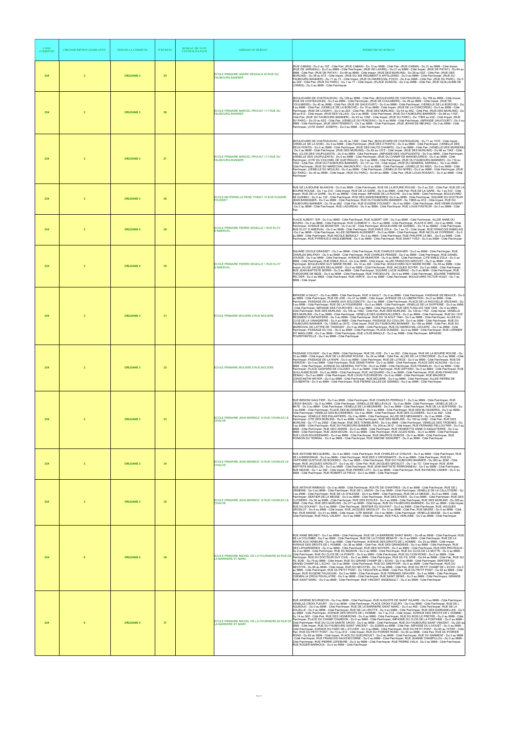| CODE COMMUNE | CIRCONSCRIPTION LEGISLATIVE | NOM DE LA COMMUNE | N°BUREAU | BUREAU DE VOTE CENTRALISATEUR | ADRESSE DU BUREAU | PERIMETRE DU BUREAU |
|---|---|---|---|---|---|---|
| 234 | 2 | ORLEANS 3 | 25 | | ECOLE PRIMAIRE ANDRE DESSAUX 45 RUE DU FAUBOURG BANNIER | (RUE CABAN) - Du 0 au 10Z - Côté Pair, (RUE CABAN) - Du 12 au 9998 - Côté Pair, (RUE CABAN) - Du 21 au 9999 - Côté Impair, (RUE DE JARGEAU) - Du 0 au 9999 - Côté Pair/Impair, (RUE DE LAHIRE) - Du 21 au 9999 - Côté Impair, (RUE DE PATAY) - Du 64 au 9998 - Côté Pair, (RUE DE PATAY) - Du 69 au 9999 - Côté Impair, (RUE DES MURLINS) - Du 28 au 52Z - Côté Pair, (RUE DES MURLINS) - Du 39 au 57Z - Côté Impair, (RUE DU 30E REGIMENT D ARTILLERIE) - Du 0 au 9999 - Côté Pair/Impair, (RUE DU FAUBOURG BANNIER) - Du 71 au 73 - Côté Impair, (RUE DU MARECHAL FOCH) - Du 8 au 9998 - Côté Pair, (RUE DU PARC) - Du 0 au 20Z - Côté Pair, (RUE DU PARC) - Du 1 au 17 - Côté Impair, (PLACE DUNOIS) - Du 0 au 9998 - Côté Pair, (RUE GUILLAUME DE LORRIS) - Du 0 au 9999 - Côté Pair/Impair |
| 234 | 2 | ORLEANS 3 | 26 | | ECOLE PRIMAIRE MARCEL PROUST 111 RUE DU FAUBOURG BANNIER | (BOULEVARD DE CHATEAUDUN) - Du 128 au 9998 - Côté Pair, (BOULEVARD DE CHATEAUDUN) - Du 159 au 9999 - Côté Impair, (RUE DE CHATEAUDUN) - Du 0 au 9999 - Côté Pair/Impair, (RUE DE COULMIERS) - Du 29 au 9999 - Côté Impair, (RUE DE COULMIERS) - Du 40 au 9998 - Côté Pair, (RUE DE GAUCOURT) - Du 0 au 9999 - Côté Pair/Impair, (VENELLE DE LA BOECHE) - Du 8 au 9998 - Côté Pair, (VENELLE DE LA BOECHE) - Du 15 au 9999 - Côté Impair, (RUE DE LA CONCORDE) - Du 0 au 9999 - Côté Pair/Impair, (RUE DE LOIGNY) - Du 0 au 22Z - Côté Pair, (RUE DES MURLINS) - Du 54 au 94Z - Côté Pair, (RUE DES MURLINS) - Du 59 au 81Z - Côté Impair, (RUE DES VILLAS) - Du 0 au 9999 - Côté Pair/Impair, (RUE DU FAUBOURG BANNIER) - Du 88 au 116Z - Côté Pair, (RUE DU FAUBOURG BANNIER) - Du 93 au 129Z - Côté Impair, (RUE DU PARC) - Du 17BIS au 43Z - Côté Impair, (RUE DU PARC) - Du 22 au 62Z - Côté Pair, (VENELLE DU PONCEAU) - Du 0 au 9999 - Côté Pair/Impair, (IMPASSE GAUCOURT) - Du 0 au 9999 - Côté Pair/Impair, (RUE GRATTEMINOT) - Du 0 au 9999 - Côté Pair/Impair, (RUE JEHAN DE MEUNG) - Du 0 au 9999 - Côté Pair/Impair, (CITE SAINT JOSEPH) - Du 0 au 9999 - Côté Pair/Impair |
| 234 | 2 | ORLEANS 3 | 27 | | ECOLE PRIMAIRE MARCEL PROUST 111 RUE DU FAUBOURG BANNIER | (BOULEVARD DE CHATEAUDUN) - Du 50 au 126Z - Côté Pair, (BOULEVARD DE CHATEAUDUN) - Du 71 au 157Z - Côté Impair, (VENELLE DE LA SOIE) - Du 0 au 9999 - Côté Pair/Impair, (RUE DES 2 PONTS) - Du 0 au 9999 - Côté Pair/Impair, (VENELLE DES DEUX PONTS) - Du 0 au 9999 - Côté Pair/Impair, (RUE DES HAUTS CHAMPS) - Du 0 au 9999 - Côté Pair, (VENELLE DES MURIERS) - Du 0 au 9999 - Côté Pair/Impair, (RUE DES MURLINS) - Du 83 au 127Z - Côté Impair, (RUE DES MURLINS) - Du 96 au 104Z - Côté Pair, (CLOS DES VAUPULENTS) - Du 0 au 9999 - Côté Pair/Impair, (IMPASSE DES VAUPULENTS) - Du 0 au 9999 - Côté Pair/Impair, (VENELLE DES VAUPULENTS) - Du 0 au 9999 - Côté Pair/Impair, (RUE DU CHAMP DE MANOEUVRES) - Du 0 au 9999 - Côté Pair/Impair, (CITE DU COLONEL DE QUEYRAUX) - Du 0 au 9999 - Côté Pair/Impair, (RUE DU FAUBOURG BANNIER) - Du 118 au 154Z - Côté Pair, (RUE DU FAUBOURG BANNIER) - Du 131 au 135 - Côté Impair, (RUE DU GENERAL SARRAIL) - Du 0 au 9999 - Côté Pair/Impair, (RUE DU MARECHAL MAUNOURY) - Du 0 au 9999 - Côté Pair/Impair, (VENELLE DU MIDI) - Du 0 au 9999 - Côté Pair/Impair, (VENELLE DU MOULIN) - Du 0 au 9999 - Côté Pair/Impair, (VENELLE DU NORD) - Du 0 au 9999 - Côté Pair/Impair, (RUE DU PARC) - Du 45 au 9999 - Côté Impair, (RUE DU PARC) - Du 64 au 9998 - Côté Pair, (RUE LOUIS ROSSAT) - Du 0 au 9999 - Côté Pair/Impair |
| 234 | 2 | ORLEANS 3 | 28 | | ECOLE MATERNELLE RENE THINAT 15 RUE EUGENE FOUSSET | RUE DE LA BOURIE BLANCHE - Du 0 au 9999 - Côté Pair/Impair, RUE DE LA BOURIE ROUGE - Du 0 au 22Z - Côté Pair, RUE DE LA BOURIE ROUGE - Du 1 au 21Z - Côté Impair, RUE DE LA GARE - Du 0 au 9998 - Côté Pair, RUE DE LA GARE - Du 1 au 51Z - Côté Impair, RUE DE LA GARE - Du 61 au 9999Z - Côté Impair, IMPASSE DE LA RUCHE - Du 0 au 9999 - Côté Pair/Impair, BOULEVARD DE QUEBEC - Du 0 au 13Z - Côté Pair/Impair, RUE DES SANSONNIERES- Du 0 au 9999 - Côté Pair/Impair, SQUARE DU DOCTEUR JEAN BARANGER - Du 0 au 9999 - Côté Pair/Impair, RUE DU FAUBOURG BANNIER - Du 73BIS au 91Z - Côté Impair, RUE DU FAUBOURG BANNIER - Du 76 au 86Z - Côté Pair, RUE EUGENE FOUSSET - Du 0 au 9999 - Côté Pair/Impair, RUE HENRI DUNANT - Du 0 au 9999 - Côté Pair/Impair, RUE LADUREAU - Du 0 au 9999 - Côté Pair/Impair, RUE LOUIS PASTEUR - Du 0 au 9998 - Côté Pair |
| 234 | 2 | ORLEANS 4 | 29 | | ECOLE PRIMAIRE PIERRE SEGELLE 1 RUE ELOY D'AMERVAL | PLACE ALBERT 1ER - Du 0 au 9999 - Côté Pair/Impair, RUE ALBERT 1ER - Du 0 au 9999 - Côté Pair/Impair, ALLEE ANNE DU BOURG - Du 0 au 9999 - Côté Pair/Impair, RUE CLEMENT V - Du 0 au 9999 - Côté Pair/Impair, PLACE D ARC - Du 0 au 9999 - Côté Pair/Impair, AVENUE DE MUNSTER - Du 0 au 4Z - Côté Pair/Impair, BOULEVARD DE QUEBEC - Du 14 au 9999Z - Côté Pair/Impair, RUE ELOY D AMERVAL - Du 0 au 9999 - Côté Pair/Impair, RUE EMILE ZOLA - Du 1 au 7Z - Côté Impair, RUE FRANCOIS RABELAIS - Du 0 au 9999 - Côté Pair/Impair, ALLEE GERMAIN AUDEBERT - Du 0 au 9999 - Côté Pair/Impair, RUE NICOLAS COPERNIC - Du 0 au 9999 - Côté Pair/Impair, RUE NICOLE BERAULT - Du 0 au 9999 - Côté Pair/Impair, RUE PHILIPPE LE BEL - Du 0 au 9999 - Côté Pair/Impair, RUE PYRRHUS D ANGLEBERME - Du 0 au 9999 - Côté Pair/Impair, RUE SAINT YVES - Du 0 au 9999 - Côté Pair/Impair |
| 234 | 2 | ORLEANS 4 | 30 | | ECOLE PRIMAIRE PIERRE SEGELLE 1 RUE ELOY D'AMERVAL | SQUARE CECILE GRASSET - Du 0 au 9999 - Côté Pair/Impair, RUE CHARLES GRAVIER - Du 0 au 9999 - Côté Pair/Impair, RUE CHARLES MALFRAY - Du 0 au 9999 - Côté Pair/Impair, RUE CHARLES PENSEE - Du 0 au 9999 - Côté Pair/Impair, RUE DANIEL JOUSSE - Du 0 au 9999 - Côté Pair/Impair, AVENUE DE MUNSTER - Du 5 au 9999 - Côté Pair/Impair, CITE EMILE ZOLA - Du 0 au 9999 - Côté Pair/Impair, RUE EMILE ZOLA - Du 9 au 9999 - Côté Impair, ALLEE FRANCOIS GIROUST - Du 0 au 9999 - Côté Pair/Impair, BOULEVARD GUY MARIE RIOBE - Du 10 au 30Z - Côté Pair, BOULEVARD GUY MARIE RIOBE - Du 55 au 9999 - Côté Impair, ALLEE JACQUES DELALANDE - Du 0 au 9999 - Côté Pair/Impair, RUE JACQUES SOYER - Du 0 au 9999 - Côté Pair/Impair, RUE JEAN BAPTISTE MORIN - Du 0 au 9999 - Côté Pair/Impair, SQUARE LUCIE AUBRAC - Du 0 au 9999 - Côté Pair/Impair, RUE THEODORE DE BEZE - Du 0 au 9999 - Côté Pair/Impair, RUE THEODULFE - Du 0 au 9999 - Côté Pair/Impair, SQUARE THERESE PELTIER - Du 0 au 9999 - Côté Pair/Impair, RUE VERTE - Du 0 au 9999 - Côté Pair/Impair, BOULEVARD VICTOR HUGO - Du 1 au 9999 - Côté Impair |
| 234 | 2 | ORLEANS 3 | 31 | | ECOLE PRIMAIRE MOLIERE 8 RUE MOLIERE | IMPASSE A GAULT - Du 0 au 9999 - Côté Pair/Impair, RUE A GAULT - Du 0 au 9999 - Côté Pair/Impair, PASSAGE DE BEAUCE - Du 0 au 9999 - Côté Pair/Impair, RUE DE JOIE - Du 37 au 9999 - Côté Impair, AVENUE DE LA LIBERATION - Du 0 au 9999 - Côté Pair/Impair, PASSAGE DE LA MARE AUX SOLOGNOTS - Du 0 au 9999 - Côté Pair/Impair, PLACE DE LA NOUVELLE ORLEANS - Du 0 au 9999 - Côté Pair/Impair, RUE DE LA POUDRIERE - Du 0 au 9999 - Côté Pair/Impair, VENELLE DE LA SUIFFERIE - Du 0 au 9999 - Côté Pair/Impair, IMPASSE DES FOURCHES - Du 0 au 9999 - Côté Pair/Impair, RUE DES FUSILLES 1940 1944 - Du 0 au 9999 - Côté Pair/Impair, RUE DES MURLINS - Du 106 au 148Z - Côté Pair, RUE DES MURLINS - Du 129 au 175Z - Côté Impair, VENELLE DES MURLINS - Du 0 au 9999 - Côté Pair/Impair, VENELLE DES QUENOUILLERES - Du 0 au 9999 - Côté Pair/Impair, RUE DU 131E REGIMENT D INFANTERIE - Du 0 au 9999 - Côté Pair/Impair, RUE DU 16 AOUT 1944 - Du 0 au 9999 - Côté Pair/Impair, ALLEE DU CLOS DE LA VINAIGRERIE - Du 0 au 9999 - Côté Pair/Impair, PASSAGE DU COULON - Du 0 au 9999 - Côté Pair/Impair, RUE DU FAUBOURG BANNIER - Du 135BIS au 207Z - Côté Impair, RUE DU FAUBOURG BANNIER - Du 156 au 9998 - Côté Pair, RUE DU MARECHAL DE LATTRE DE TASSIGNY - Du 0 au 9999 - Côté Pair/Impair, RUE DU MARECHAL LECLERC - Du 0 au 9999 - Côté Pair/Impair, PASSAGE DU VAL - Du 0 au 9999 - Côté Pair/Impair, PLACE DUNDEE - Du 0 au 9999 - Côté Pair/Impair, RUE LORMIER DIT MAGLOIRE - Du 0 au 9999 - Côté Pair/Impair, RUE LOUIS BRAILLE - Du 0 au 9999 - Côté Pair/Impair, IMPASSE POURPOINTELLE - Du 0 au 9999 - Côté Pair/Impair |
| 234 | 2 | ORLEANS 3 | 32 | | ECOLE PRIMAIRE MOLIERE 8 RUE MOLIERE | PASSAGE COLIGNY - Du 0 au 9999 - Côté Pair/Impair, RUE DE JOIE - Du 1 au 35Z - Côté Impair, RUE DE LA BOURIE ROUGE - Du 23 au 9999 - Côté Impair, RUE DE LA BOURIE ROUGE - Du 24 au 9998 - Côté Pair, ALLEE DE LA CONCORDE - Du 0 au 9999 - Côté Pair/Impair, PASSAGE DE LA RAPE - Du 0 au 9999 - Côté Pair/Impair, RUE DE LUTECE - Du 0 au 9999 - Côté Pair/Impair, RUE DE VIERZON - Du 0 au 9999 - Côté Pair/Impair, RUE DENIS PAPIN - Du 0 au 9999 - Côté Pair/Impair, PLACE DES ACACIAS - Du 0 au 9999 - Côté Pair/Impair, AVENUE DU GENERAL PATTON - Du 0 au 9999 - Côté Pair/Impair, RUE FRANKLIN - Du 0 au 9999 - Côté Pair/Impair, PLACE GASPARD DE COLIGNY - Du 0 au 9999 - Côté Pair/Impair, RUE GIFFARD - Du 0 au 9999 - Côté Pair/Impair, RUE GUILLAUME BUDE - Du 0 au 9999 - Côté Pair/Impair, RUE JACQUARD - Du 0 au 9999 - Côté Pair/Impair, RUE JEAN FRANCOIS DENIAU - Du 0 au 9999 - Côté Pair/Impair, RUE LOUIS FLEURIGEON - Du 0 au 9999 - Côté Pair/Impair, RUE MAURICE CONSTANTIN WEYER - Du 0 au 9999 - Côté Pair/Impair, RUE MOLIERE - Du 0 au 9999 - Côté Pair/Impair, ALLEE PIERRE DE COUBERTIN - Du 0 au 9999 - Côté Pair/Impair, RUE PIERRE GILLES DE GENNES - Du 0 au 9999 - Côté Pair/Impair |
| 234 | 2 | ORLEANS 3 | 33 | | ECOLE PRIMAIRE JEAN MERMOZ 10 RUE CHARLES LE CHAUVE | RUE BENONI GAULTIER - Du 0 au 9999 - Côté Pair/Impair, RUE CHARLES PERRAULT - Du 0 au 9999 - Côté Pair/Impair, RUE CROIX BAUDU - Du 0 au 9999 - Côté Pair/Impair, VENELLE DE BELLEVILLE - Du 0 au 9999 - Côté Pair/Impair, VENELLE DE LA BATE - Du 0 au 9999 - Côté Pair/Impair, VENELLE DE LA MEUNIERE - Du 0 au 9999 - Côté Pair/Impair, RUE DE LA SUIFFERIE - Du 0 au 9999 - Côté Pair/Impair, PLACE DES BLOSSIERES - Du 0 au 9999 - Côté Pair/Impair, RUE DES BLOSSIERES - Du 0 au 9999 - Côté Pair/Impair, VENELLE DES BLOSSIERES - Du 0 au 9999 - Côté Pair/Impair, RUE DES CLOSIERS - Du 0 au 48Z - Côté Pair/Impair, VENELLE DES EGLANTIERS - Du 0 au 9999 - Côté Pair/Impair, ALLEE DES MESANGES - Du 0 au 9999 - Côté Pair/Impair, CITE DES MURLINS - Du 0 au 9999 - Côté Pair/Impair, RUE DES MURLINS - Du 150 au 226Z - Côté Pair, RUE DES MURLINS - Du 177 au 259Z - Côté Impair, RUE DES TONNELIERS - Du 0 au 9999 - Côté Pair/Impair, VENELLE DES TROENES - Du 0 au 9999 - Côté Pair/Impair, RUE DU FAUBOURG BANNIER - Du 209 au 261Z - Côté Impair, RUE FERNAND PELLOUTIER - Du 0 au 9999 - Côté Pair/Impair, RUE GEO ANDRE - Du 0 au 9999 - Côté Pair/Impair, RUE HENRIETTE ANNE D ANGLETERRE - Du 0 au 9999 - Côté Pair/Impair, RUE JEAN BOUIN - Du 0 au 9999 - Côté Pair/Impair, RUE JULES NOEL - Du 0 au 9999 - Côté Pair/Impair, RUE LOUIS BOUSSENARD - Du 0 au 9999 - Côté Pair/Impair, RUE MAURICE DUBOIS - Du 0 au 9999 - Côté Pair/Impair, RUE PONSON DU TERRAIL - Du 0 au 9999 - Côté Pair/Impair, RUE SIMONE SIGNORET - Du 0 au 9999 - Côté Pair/Impair |
| 234 | 2 | ORLEANS 3 | 34 | | ECOLE PRIMAIRE JEAN MERMOZ 10 RUE CHARLES LE CHAUVE | RUE ANTOINE BECQUEREL - Du 0 au 9999 - Côté Pair/Impair, RUE CHARLES LE CHAUVE - Du 0 au 9999 - Côté Pair/Impair, RUE DE LA BIENVENUE - Du 0 au 9999 - Côté Pair/Impair, RUE DES 3 CROISSANTS - Du 0 au 9999 - Côté Pair/Impair, RUE DU CAPITAINE GUSTAVE DE BOISSIEU - Du 0 au 9999 - Côté Pair/Impair, RUE DU FAUBOURG BANNIER - Du 263 au 329Z - Côté Impair, RUE JACQUES GROSLOT - Du 0 au 8Z - Côté Pair, RUE JACQUES GROSLOT - Du 1 au 7Z - Côté Impair, RUE JEAN BAPTISTE MASSILLON - Du 0 au 9999 - Côté Pair/Impair, RUE JEAN BAPTISTE PERRONNEAU - Du 0 au 9999 - Côté Pair/Impair, RUE MASSE - Du 1 au 39Z - Côté Impair, RUE PIERRE LOTI - Du 0 au 9999 - Côté Pair/Impair, RUE RAYMOND VANIER - Du 0 au 9999 - Côté Pair/Impair, RUE ROBERT LE PIEUX - Du 0 au 9999 - Côté Pair/Impair |
| 234 | 2 | ORLEANS 3 | 35 | | ECOLE PRIMAIRE JEAN MERMOZ 10 RUE CHARLES LE CHAUVE | RUE ARTHUR RIMBAUD - Du 0 au 9999 - Côté Pair/Impair, ROUTE DE CHARTRES - Du 0 au 9999 - Côté Pair/Impair, RUE DE L ORMEREE - Du 0 au 9999 - Côté Pair/Impair, RUE DE L UNION - Du 0 au 9999 - Côté Pair/Impair, VENELLE DE LA CALLOTIERE - Du 0 au 9999 - Côté Pair/Impair, RUE DE LA CHILESSE - Du 0 au 9999 - Côté Pair/Impair, RUE DE LA MESSE - Du 0 au 9999 - Côté Pair/Impair, SENTIER DE LA MESSE - Du 0 au 9999 - Côté Pair/Impair, RUE DES AYDES - Du 0 au 9999 - Côté Pair/Impair, RUE DES CLOSIERS - Du 50 au 9999 - Côté Pair/Impair, RUE DES ECOLES - Du 0 au 9999 - Côté Pair/Impair, RUE DES MURLINS - Du 228 au 9998 - Côté Pair, RUE DES MURLINS - Du 271 au 9999 - Côté Impair, RUE DU FAUBOURG BANNIER - Du 331 au 9999 - Côté Impair, RUE DU SOUHAIT - Du 0 au 9999 - Côté Pair/Impair, SENTIER DU SOUHAIT - Du 0 au 9999 - Côté Pair/Impair, RUE JACQUES GROSLOT - Du 9 au 9999 - Côté Impair, RUE JACQUES GROSLOT - Du 10 au 9998 - Côté Pair, RUE MASSE - Du 0 au 9998 - Côté Pair, RUE MASSE - Du 41 au 9999 - Côté Impair, CITE MASSE - Du 0 au 9999 - Côté Pair/Impair, VENELLE MASSE - Du 0 au 9999 - Côté Pair/Impair, RUE PAUL VALERY - Du 0 au 9999 - Côté Pair/Impair, RUE PAUL VERLAINE - Du 0 au 9999 - Côté Pair/Impair |
| 234 | 6 | ORLEANS 4 | 36 | | ECOLE PRIMAIRE MICHEL DE LA FOURNIERE 80 RUE DE LA BARRIERE ST MARC | RUE ANNE BRUNET - Du 0 au 9999 - Côté Pair/Impair, RUE DE LA BARRIERE SAINT MARC - Du 48 au 9999 - Côté Pair/Impair, RUE DE LA COLOMBE - Du 0 au 9999 - Côté Pair/Impair, RUE DE LA FOSSE BENATE - Du 0 au 9999 - Côté Pair/Impair, RUE DE LA SENTE AUX VENEURS - Du 0 au 9999 - Côté Pair/Impair, AVENUE DES DROITS DE L HOMME - Du 25 au 9999 - Côté Impair, AVENUE DES DROITS DE L HOMME - Du 38 au 9998 - Côté Pair, RUE DES GRANDIERS - Du 0 au 9999 - Côté Pair/Impair, RUE DES LIPHARDIERES - Du 0 au 9999 - Côté Pair/Impair, RUE DES NOYERS - Du 0 au 9999 - Côté Pair/Impair, RUE DES PRATEAUX - Du 0 au 9999 - Côté Pair/Impair, RUE DU BIGNON - Du 0 au 9999 - Côté Pair/Impair, RUE DU CLOS DE LA MOTTE - Du 0 au 9999 - Côté Pair/Impair, RUE DU CLOS DE LA POINTE - Du 0 au 9999 - Côté Pair/Impair, RUE DU COIN ROND - Du 0 au 9999 - Côté Pair/Impair, RUE DU DOCTEUR GUY CIVIL - Du 0 au 9999 - Côté Pair/Impair, RUE DU FIL SOIE - Du 64 au 9998 - Côté Pair, RUE DU FIL SOIE - Du 79 au 9999 - Côté Impair, RUE DU GRAND CHAMP DE L ECHO - Du 0 au 9999 - Côté Pair/Impair, SENTIER DU GRAND CHAMP DE L ECHO - Du 0 au 9999 - Côté Pair/Impair, RUE DU GREFFOIR - Du 0 au 9999 - Côté Pair/Impair, RUE DU NECOTIN - Du 99 au 9999 - Côté Impair, RUE DU NECOTIN - Du 110 au 9998 - Côté Pair, RUE DU PETIT CHAMP DE L ECHO - Du 0 au 9999 - Côté Pair/Impair, RUE DU PETIT PONT - Du 74QUATER au 9998 - Côté Pair, RUE DU PETIT PONT - Du 93 au 9999 - Côté Impair, RUE EUGENE FAUGOUIN - Du 0 au 9999 - Côté Pair/Impair, RUE FERNAND GRAVIER - Du 0 au 9999 - Côté Pair/Impair, CHEMIN LA CROIX FEUILLATRE - Du 0 au 9999 - Côté Pair/Impair, RUE SAINT DENIS - Du 0 au 9999 - Côté Pair/Impair, GRANDE RUE SAINT MARC - Du 0 au 9999 - Côté Pair/Impair, RUE VINCENT ANGENAULT - Du 0 au 9999 - Côté Pair/Impair |
| 234 | 6 | ORLEANS 4 | 37 | | ECOLE PRIMAIRE MICHEL DE LA FOURNIERE 80 RUE DE LA BARRIERE ST MARC | RUE ARSENE BOURGEOIS - Du 0 au 9999 - Côté Pair/Impair, RUE AUGUSTE DE SAINT HILAIRE - Du 0 au 9999 - Côté Pair/Impair, VENELLE CROIX FLEURY - Du 0 au 9999 - Côté Pair/Impair, PLACE CROIX FLEURY - Du 0 au 9999 - Côté Pair/Impair, RUE DE L AQUEDUC - Du 0 au 9999 - Côté Pair/Impair, RUE DE LA BARRIERE SAINT MARC - Du 0 au 46Z - Côté Pair/Impair, RUE DE LA DOUELLE - Du 0 au 9999 - Côté Pair/Impair, RUE DE LA LISOTTE - Du 0 au 9999 - Côté Pair/Impair, RUE DES DARDANELLES - Du 0 au 9999 - Côté Pair/Impair, AVENUE DES DROITS DE L HOMME - Du 7 au 21Z - Côté Impair, AVENUE DES DROITS DE L HOMME - Du 14 au 36Z - Côté Pair, RUE DES VIGNERONS - Du 0 au 9999 - Côté Pair/Impair, RUE DU BOIS LE PRETRE - Du 0 au 9999 - Côté Pair/Impair, PLACE DU CHAMP CHARDON - Du 0 au 9999 - Côté Pair/Impair, IMPASSE DU CLOS DE LA FONTAINE - Du 0 au 9999 - Côté Pair/Impair, RUE DU CLOS SAINTE CROIX - Du 0 au 9999 - Côté Pair/Impair, RUE DU FAUBOURG SAINT VINCENT - Du 225 au 9999 - Côté Impair, RUE DU FAUBOURG SAINT VINCENT - Du 232BIS au 9998 - Côté Pair, IMPASSE DU LIVOUET - Du 0 au 9999 - Côté Pair/Impair, AVENUE DU PARC DE L ETUVEE - Du 0 au 9999 - Côté Pair/Impair, RUE DU PETIT PONT - Du 60 au 74TER - Côté Pair, RUE DU PETIT PONT - Du 73 au 91Z - Côté Impair, RUE DU POIRIER ROND - Du 84 au 9998 - Côté Pair, RUE DU POIRIER ROND - Du 85 au 9999 - Côté Impair, PLACE DU QUEUROUET - Du 0 au 9999 - Côté Pair/Impair, RUE DU SARMENT - Du 0 au 9999 - Côté Pair/Impair, RUE FRANCOIS HAUCHECORNE - Du 0 au 9999 - Côté Pair/Impair, RUE JEANNE CHAMPILLOU - Du 0 au 9999 - Côté Pair/Impair, RUE PIERRE LEFEBVRE - Du 0 au 9999 - Côté Pair/Impair, RUE PIERRE VIALA - Du 0 au 9999 - Côté Pair/Impair, RUE ROGER BARNOUX - Du 0 au 9999 - Côté Pair/Impair |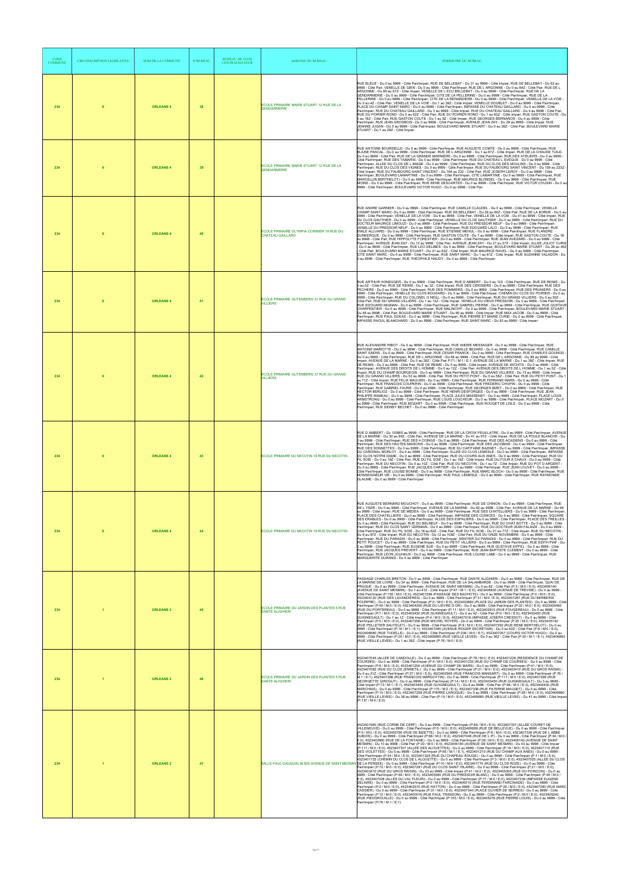| CODE COMMUNE | CIRCONSCRIPTION LEGISLATIVE | NOM DE LA COMMUNE | N°BUREAU | BUREAU DE VOTE CENTRALISATEUR | ADRESSE DU BUREAU | PERIMETRE DU BUREAU |
|---|---|---|---|---|---|---|
| 234 | 6 | ORLEANS 4 | 38 | | ECOLE PRIMAIRE MARIE STUART 12 RUE DE LA GENDARMERIE | RUE BLEUE - Du 0 au 9999 - Côté Pair/Impair, RUE DE BELLEBAT - Du 31 au 9999 - Côté Impair, RUE DE BELLEBAT - Du 62 au 9998 - Côté Pair, VENELLE DE GIEN - Du 0 au 9999 - Côté Pair/Impair, RUE DE L ARGONNE - Du 0 au 64Z - Côté Pair, RUE DE L ARGONNE - Du 69 au 87Z - Côté Impair, VENELLE DE L ECU BELLEBAT - Du 0 au 9999 - Côté Pair/Impair, RUE DE LA GENDARMERIE - Du 0 au 9999 - Côté Pair/Impair, CITE DE LA PELLERINE - Du 0 au 9999 - Côté Pair/Impair, RUE DE LA PELLERINE - Du 0 au 9999 - Côté Pair/Impair, CITE DE LA RENARDIERE - Du 0 au 9999 - Côté Pair/Impair, VENELLE DE LA VOIE - Du 0 au 4Z - Côté Pair, VENELLE DE LA VOIE - Du 1 au 39Z - Côté Impair, VENELLE DOUBLET - Du 0 au 9999 - Côté Pair/Impair, PLACE DU CHAMP SAINT MARC - Du 0 au 9999 - Côté Pair/Impair, IMPASSE DU CHATEAU GAILLARD - Du 0 au 9999 - Côté Pair/Impair, RUE DU CHATEAU GAILLARD - Du 3 au 9999 - Côté Impair, RUE DU CHATEAU GAILLARD - Du 4 au 9998 - Côté Pair, RUE DU POIRIER ROND - Du 0 au 62Z - Côté Pair, RUE DU POIRIER ROND - Du 1 au 63Z - Côté Impair, RUE GASTON COUTE - Du 0 au 16Z - Côté Pair, RUE GASTON COUTE - Du 1 au 5Z - Côté Impair, RUE GEORGES BERNANOS - Du 0 au 9999 - Côté Pair/Impair, RUE JEAN GROSBOIS - Du 0 au 9999 - Côté Pair/Impair, AVENUE JEAN ZAY - Du 29 au 9999 - Côté Impair, RUE JEANNE JUGAN - Du 0 au 9999 - Côté Pair/Impair, BOULEVARD MARIE STUART - Du 0 au 26Z - Côté Pair, BOULEVARD MARIE STUART - Du 1 au 29Z - Côté Impair |
| 234 | 6 | ORLEANS 4 | 39 | | ECOLE PRIMAIRE MARIE STUART 12 RUE DE LA GENDARMERIE | RUE ANTOINE BOURDELLE - Du 0 au 9999 - Côté Pair/Impair, RUE AUGUSTE COMTE - Du 0 au 9999 - Côté Pair/Impair, RUE BLAISE PASCAL - Du 0 au 9999 - Côté Pair/Impair, RUE DE L ARGONNE - Du 1 au 67Z - Côté Impair, RUE DE LA CHAUDE TUILE- Du 0 au 9998 - Côté Pair, RUE DE LA GRANDE MARNIERE - Du 0 au 9999 - Côté Pair/Impair, RUE DES ATELIERS - Du 0 au 9999 - Côté Pair/Impair, RUE DES TAMARIS - Du 0 au 9999 - Côté Pair/Impair, RUE DU CHATEAU L EVEQUE - Du 0 au 9999 - Côté Pair/Impair, ALLEE DU CLOS DE L IMAGE - Du 0 au 9999 - Côté Pair/Impair, RUE DU CLOS DES MOULINS - Du 0 au 9999 - Côté Pair/Impair, RUE DU CLOS DES VIGNES - Du 0 au 9999 - Côté Pair/Impair, RUE DU FAUBOURG SAINT VINCENT - Du 159 au 223Z - Côté Impair, RUE DU FAUBOURG SAINT VINCENT - Du 164 au 232 - Côté Pair, RUE JOSEPH LEROY - Du 0 au 9999 - Côté Pair/Impair, BOULEVARD LAMARTINE - Du 0 au 9999 - Côté Pair/Impair, CITE LAMARTINE - Du 0 au 9999 - Côté Pair/Impair, RUE MARCELLIN BERTHELOT - Du 0 au 9999 - Côté Pair/Impair, RUE MAURICE BLONDEL - Du 0 au 9999 - Côté Pair/Impair, RUE MOINE - Du 0 au 9999 - Côté Pair/Impair, RUE RENE DESCARTES - Du 0 au 9999 - Côté Pair/Impair, RUE VICTOR COUSIN - Du 0 au 9999 - Côté Pair/Impair, BOULEVARD VICTOR HUGO - Du 0 au 9998 - Côté Pair |
| 234 | 6 | ORLEANS 4 | 40 | | ECOLE PRIMAIRE OLYMPIA CORMIER 19 RUE DU CHATEAU GAILLARD | RUE ANDRE GARNIER - Du 0 au 9999 - Côté Pair/Impair, RUE CAMILLE CLAUDEL - Du 0 au 9999 - Côté Pair/Impair, VENELLE CHAMP SAINT MARC- Du 0 au 9999 - Côté Pair/Impair, RUE DE BELLEBAT - Du 28 au 60Z - Côté Pair, RUE DE LA BORDE - Du 0 au 9999 - Côté Pair/Impair, VENELLE DE LA VOIE - Du 6 au 9998 - Côté Pair, VENELLE DE LA VOIE - Du 41 au 9999 - Côté Impair, RUE DU CLOS GAUTHIER - Du 0 au 9999 - Côté Pair/Impair, VENELLE DU CLOS GAUTHIER - Du 0 au 9999 - Côté Pair/Impair, RUE DU DOCTEUR MAURICE LIMOUZI - Du 0 au 9999 - Côté Pair/Impair, RUE DU PRESSOIR NEUF - Du 0 au 9999 - Côté Pair/Impair, VENELLE DU PRESSOIR NEUF - Du 0 au 9999 - Côté Pair/Impair, RUE EDOUARD LALO - Du 0 au 9999 - Côté Pair/Impair, RUE EMILE ALLUARD - Du 0 au 9999 - Côté Pair/Impair, RUE ETIENNE MEHUL - Du 0 au 9999 - Côté Pair/Impair, RUE FLANDRE DUNKERQUE - Du 0 au 9999 - Côté Pair/Impair, RUE GASTON COUTE - Du 7 au 9999 - Côté Impair, RUE GASTON COUTE - Du 18 au 9998 - Côté Pair, RUE HIPPOLYTE FORESTIER - Du 0 au 9999 - Côté Pair/Impair, RUE JEAN AVEZARD - Du 0 au 9999 - Côté Pair/Impair, AVENUE JEAN ZAY - Du 12 au 9998 - Côté Pair, AVENUE JEAN ZAY - Du 21 au 27Z - Côté Impair, ALLEE JOLIOT CURIE - Du 0 au 9999 - Côté Pair/Impair, RUE LEO DELIBES - Du 0 au 9999 - Côté Pair/Impair, BOULEVARD MARIE STUART - Du 28 au 46Z - Côté Pair, BOULEVARD MARIE STUART - Du 31 au 63Z - Côté Impair, RUE MAURICE RAVEL - Du 0 au 9999 - Côté Pair/Impair, CITE SAINT MARC - Du 0 au 9999 - Côté Pair/Impair, RUE SAINT MARC - Du 1 au 81Z - Côté Impair, RUE SUZANNE VALADON - Du 0 au 9999 - Côté Pair/Impair, RUE THEOPHILE NAUDY - Du 0 au 9999 - Côté Pair/Impair |
| 234 | 6 | ORLEANS 4 | 41 | | ECOLE PRIMAIRE GUTENBERG 37 RUE DU GRAND VILLIERS | RUE ARTHUR HONEGGER - Du 0 au 9999 - Côté Pair/Impair, RUE D AMBERT - Du 0 au 103 - Côté Pair/Impair, RUE DE REIMS - Du 0 au 0Z - Côté Pair, RUE DE REIMS - Du 1 au 3Z - Côté Impair, RUE DES CERISIERS - Du 0 au 9999 - Côté Pair/Impair, RUE DES PECHERS - Du 0 au 9999 - Côté Pair/Impair, RUE DES POMMIERS - Du 0 au 9999 - Côté Pair/Impair, RUE DES PRUNIERS - Du 0 au 9999 - Côté Pair/Impair, VENELLE DU CLOS BOUDARD - Du 0 au 9999 - Côté Pair/Impair, CHEMIN DU CLOS DU POIRIER - Du 0 au 9999 - Côté Pair/Impair, RUE DU COLONEL O NEILL - Du 0 au 9999 - Côté Pair/Impair, RUE DU GRAND VILLIERS - Du 0 au 50Z - Côté Pair, RUE DU GRAND VILLIERS - Du 1 au 13Z - Côté Impair, VENELLE DU VIEUX PRESSOIR - Du 0 au 9999 - Côté Pair/Impair, RUE EDOUARD BRANLY - Du 0 au 9999 - Côté Pair/Impair, RUE GABRIEL PIERNE - Du 0 au 9999 - Côté Pair/Impair, RUE GUSTAVE CHARPENTIER - Du 0 au 9999 - Côté Pair/Impair, RUE MALAKOFF - Du 0 au 9999 - Côté Pair/Impair, BOULEVARD MARIE STUART - Du 48 au 9998 - Côté Pair, BOULEVARD MARIE STUART - Du 65 au 9999 - Côté Impair, RUE MAX JACOB - Du 0 au 9999 - Côté Pair/Impair, RUE PAUL DUKAS - Du 0 au 9999 - Côté Pair/Impair, RUE PIERRE ET MARIE CURIE - Du 0 au 9999 - Côté Pair/Impair, IMPASSE RAOUL BLANCHARD - Du 0 au 9999 - Côté Pair/Impair, RUE SAINT MARC - Du 83 au 9999 - Côté Impair |
| 234 | 6 | ORLEANS 4 | 42 | | ECOLE PRIMAIRE GUTENBERG 37 RUE DU GRAND VILLIERS | RUE ALEXANDRE RIBOT - Du 0 au 9999 - Côté Pair/Impair, RUE ANDRE MESSAGER - Du 0 au 9999 - Côté Pair/Impair, RUE ANTOINE MARIOTTE - Du 0 au 9999 - Côté Pair/Impair, RUE CAMILLE BEZARD - Du 0 au 9999 - Côté Pair/Impair, RUE CAMILLE SAINT SAENS - Du 0 au 9999 - Côté Pair/Impair, RUE CESAR FRANCK - Du 0 au 9999 - Côté Pair/Impair, RUE CHARLES GOUNOD - Du 0 au 9999 - Côté Pair/Impair, RUE DE L ARGONNE - Du 66 au 9998 - Côté Pair, RUE DE L ARGONNE - Du 89 au 9999 - Côté Impair, AVENUE DE LA MARNE - Du 0 au 28Z - Côté Pair (P:71 / M:1 / E:1, AVENUE DE LA MARNE - Du 1 au 39Z - Côté Impair, RUE DE REIMS - Du 2 au 9998 - Côté Pair, RUE DE REIMS - Du 5 au 9999 - Côté Impair, AVENUE DE WICHITA - Du 0 au 9999 - Côté Pair/Impair, AVENUE DES DROITS DE L HOMME - Du 0 au 12Z - Côté Pair, AVENUE DES DROITS DE L HOMME - Du 1 au 5Z - Côté Impair, RUE DU CHAMP BOURGEOIS - Du 0 au 9999 - Côté Pair/Impair, RUE DU GRAND VILLIERS - Du 15 au 9999 - Côté Impair, RUE DU GRAND VILLIERS - Du 52 au 9998 - Côté Pair, RUE DU PETIT PONT - Du 0 au 58Z - Côté Pair, RUE DU PETIT PONT - Du 1 au 71Z - Côté Impair, RUE FELIX MAULIEN - Du 0 au 9999 - Côté Pair/Impair, RUE FERNAND MARS - Du 0 au 9999 - Côté Pair/Impair, RUE FRANCOIS COUPERIN - Du 0 au 9999 - Côté Pair/Impair, RUE FREDERIC CHOPIN - Du 0 au 9999 - Côté Pair/Impair, RUE GABRIEL FAURE - Du 0 au 9999 - Côté Pair/Impair, RUE GEORGES BIZET - Du 0 au 9999 - Côté Pair/Impair, RUE HECTOR BERLIOZ - Du 0 au 9999 - Côté Pair/Impair, RUE HENRI DESFORGES - Du 0 au 9999 - Côté Pair/Impair, RUE JEAN PHILIPPE RAMEAU - Du 0 au 9999 - Côté Pair/Impair, PLACE JULES MASSENET - Du 0 au 9999 - Côté Pair/Impair, PLACE LOUIS ARMSTRONG - Du 0 au 9999 - Côté Pair/Impair, RUE LOUIS LOUCHEUR - Du 0 au 9999 - Côté Pair/Impair, PLACE MOZART - Du 0 au 9999 - Côté Pair/Impair, RUE MOZART - Du 0 au 9999 - Côté Pair/Impair, RUE ROUGET DE LISLE - Du 0 au 9999 - Côté Pair/Impair, RUE SIDNEY BECHET - Du 0 au 9999 - Côté Pair/Impair |
| 234 | 6 | ORLEANS 4 | 43 | | ECOLE PRIMAIRE DU NECOTIN 19 RUE DU NECOTIN | RUE D AMBERT - Du 103BIS au 9999 - Côté Pair/Impair, RUE DE LA CROIX FEUILLATRE - Du 0 au 9999 - Côté Pair/Impair, AVENUE DE LA MARNE - Du 30 au 80Z - Côté Pair, AVENUE DE LA MARNE - Du 41 au 97Z - Côté Impair, RUE DE LA POULE BLANCHE - Du 0 au 9999 - Côté Pair/Impair, RUE DES 4 COINGS - Du 0 au 9999 - Côté Pair/Impair, RUE DES ACADIENS - Du 0 au 9999 - Côté Pair/Impair, RUE DES HAUTES MAISONS - Du 0 au 9999 - Côté Pair/Impair, RUE DES JACOBINS - Du 0 au 9999 - Côté Pair/Impair, RUE DES SONNETTES - Du 0 au 9999 - Côté Pair/Impair, RUE DU CAPITAINE BAZINET - Du 0 au 9999 - Côté Pair/Impair, IMPASSE DU CARDINAL MORLOT - Du 0 au 9999 - Côté Pair/Impair, ALLEE DU CLOS LEMESLE - Du 0 au 9999 - Côté Pair/Impair, IMPASSE DU CLOS NOTRE DAME - Du 0 au 9999 - Côté Pair/Impair, RUE DU COURS AUX ANES - Du 0 au 9999 - Côté Pair/Impair, RUE DU FIL SOIE - Du 0 au 16Z - Côté Pair, RUE DU FIL SOIE - Du 1 au 19Z - Côté Impair, RUE DU FOUR A CHAUX - Du 0 au 9999 - Côté Pair/Impair, RUE DU NECOTIN - Du 0 au 10Z - Côté Pair, RUE DU NECOTIN - Du 1 au 7Z - Côté Impair, RUE DU POT D ARGENT - Du 0 au 9999 - Côté Pair/Impair, RUE JACQUES CARTIER - Du 0 au 9999 - Côté Pair/Impair, RUE JEAN LOUVET - Du 0 au 9999 - Côté Pair/Impair, RUE LOUISE BONNE - Du 0 au 9999 - Côté Pair/Impair, RUE MARC BLOCH - Du 0 au 9999 - Côté Pair/Impair, RUE MONSEIGNEUR VIE - Du 0 au 9999 - Côté Pair/Impair, RUE PAUL LEMESLE - Du 0 au 9999 - Côté Pair/Impair, RUE RAYMONDE GLAUME - Du 0 au 9999 - Côté Pair/Impair |
| 234 | 6 | ORLEANS 4 | 44 | | ECOLE PRIMAIRE DU NECOTIN 19 RUE DU NECOTIN | RUE AUGUSTE BERNARD MOUCHOT - Du 0 au 9999 - Côté Pair/Impair, RUE DE CHINON - Du 0 au 9999 - Côté Pair/Impair, RUE DE L YSER - Du 0 au 9999 - Côté Pair/Impair, AVENUE DE LA MARNE - Du 82 au 9998 - Côté Pair, AVENUE DE LA MARNE - Du 99 au 9999 - Côté Impair, RUE DE MEDEA - Du 0 au 9999 - Côté Pair/Impair, RUE DES CHATELLIERS - Du 0 au 9999 - Côté Pair/Impair, PLACE DES CHATELLIERS - Du 0 au 9999 - Côté Pair/Impair, IMPASSE DES COMICES - Du 0 au 9999 - Côté Pair/Impair, SQUARE DES ERABLES - Du 0 au 9999 - Côté Pair/Impair, ALLEE DES ESPALIERS - Du 0 au 9999 - Côté Pair/Impair, PLACE DES TREILLES - Du 0 au 9999 - Côté Pair/Impair, RUE DU BELNEUF - Du 0 au 9999 - Côté Pair/Impair, RUE DU CHAT BOTTE - Du 0 au 9999 - Côté Pair/Impair, RUE DU CLOS SAINT GERMAIN - Du 0 au 9999 - Côté Pair/Impair, RUE DU DOCTEUR JEAN FALAIZE - Du 0 au 9999 - Côté Pair/Impair, RUE DU FIL SOIE - Du 18 au 62Z - Côté Pair, RUE DU FIL SOIE - Du 21 au 77Z - Côté Impair, RUE DU NECOTIN - Du 9 au 97Z - Côté Impair, RUE DU NECOTIN - Du 12 au 108Z - Côté Pair, RUE DU ONZE NOVEMBRE - Du 0 au 9999 - Côté Pair/Impair, RUE DU PARADIS - Du 0 au 9999 - Côté Pair/Impair, SENTIER DU PARADIS - Du 0 au 9999 - Côté Pair/Impair, RUE DU PETIT POUCET - Du 0 au 9999 - Côté Pair/Impair, RUE DU PETIT VILLIERS - Du 0 au 9999 - Côté Pair/Impair, RUE EDITH PIAF - Du 0 au 9999 - Côté Pair/Impair, RUE EUGENE SUE - Du 0 au 9999 - Côté Pair/Impair, RUE GUSTAVE EIFFEL - Du 0 au 9999 - Côté Pair/Impair, RUE JACQUES PREVERT - Du 0 au 9999 - Côté Pair/Impair, RUE JEAN BAPTISTE CLEMENT - Du 0 au 9999 - Côté Pair/Impair, RUE LEON JOUHAUX - Du 0 au 9999 - Côté Pair/Impair, RUE LOUISE LABE - Du 0 au 9999 - Côté Pair/Impair, RUE MARGUERITE DURAND - Du 0 au 9999 - Côté Pair/Impair |
| 234 | 1 | ORLEANS 2 | 45 | | ECOLE PRIMAIRE DU JARDIN DES PLANTES 5 RUE DANTE ALIGHIERI | PASSAGE CHARLES BRETON - Du 0 au 9999 - Côté Pair/Impair, RUE DANTE ALIGHIERI - Du 0 au 9999 - Côté Pair/Impair, RUE DE LA MARINE DE LOIRE - Du 34 au 9999 - Côté Pair/Impair, RUE DE LA SALAMBARDE - Du 0 au 9999 - Côté Pair/Impair, QUAI DE PRAGUE - Du 0 au 9999 - Côté Pair/Impair, AVENUE DE SAINT MESMIN - Du 0 au 8Z - Côté Pair (P:3 / M:0 / E:0), 4523406140 (AVENUE DE SAINT MESMIN) - Du 1 au 41Z - Côté Impair (P:47 / M:1 / E:0), 4523406630 (AVENUE DE TREVISE) - Du 0 au 9999 - Côté Pair/Impair (P:155 / M:0 / E:0), 4523407299 (PASSAGE DES BACHOTS) - Du 0 au 9999 - Côté Pair/Impair (P:0 / M:0 / E:0), 4523404120 (RUE DES LAVANDIERES) - Du 0 au 9999 - Côté Pair/Impair (P:31 / M:0 / E:0), 4523407287 (RUE DU BERBERIS POURPRE) - Du 0 au 9999 - Côté Pair/Impair (P:0 / M:0 / E:0), 4523403860 (PLACE DU JARDIN DES PLANTES) - Du 0 au 9999 - Côté Pair/Impair (P:40 / M:0 / E:0), 4523404200 (RUE DU LIEVRE D OR) - Du 0 au 9999 - Côté Pair/Impair (P:32 / M:0 / E:0), 4523405460 (RUE DU PORTEREAU) - Du 0 au 9999 - Côté Pair/Impair (P:11 / M:0 / E:0), 4523402910 (RUE FOUGEREAU) - Du 0 au 9999 - Côté Pair/Impair (P:7 / M:0 / E:0), 4523403430 (RUE GUIGNEGAULT) - Du 0 au 4Z - Côté Pair (P:0 / M:0 / E:0), 4523403450 (RUE GUIGNEGAULT) - Du 1 au 1Z - Côté Impair (P:4 / M:0 / E:0), 4523407018 (IMPASSE JOSEPH CRESSOT) - Du 0 au 9999 - Côté Pair/Impair (P:0 / M:0 / E:0), 4523407256 (RUE MICHEL ROYER) - Du 0 au 9999 - Côté Pair/Impair (P:25 / M:0 / E:0), 4523405140 (RUE PELLETIER SAUTELET) - Du 0 au 9999 - Côté Pair/Impair (P:4 / M:0 / E:0), 4523407292 (RUE RENE BERTHELOT) - Du 0 au 9999 - Côté Pair/Impair (P:16 / M:1 / E:1), 4523401090 (AVENUE ROGER SECRETAIN) - Du 0 au 62Z - Côté Pair (P:9 / M:0 / E:0), 4523406680 (RUE TUDELLE) - Du 0 au 9999 - Côté Pair/Impair (P:236 / M:0 / E:1), 4523407257 (COURS VICTOR HUGO) - Du 0 au 9999 - Côté Pair/Impair (P:20 / M:0 / E:0), 4523406860 (RUE VIEILLE LEVEE) - Du 0 au 36Z - Côté Pair (P:30 / M:1 / E:1), 4523406860 (RUE VIEILLE LEVEE) - Du 1 au 39Z - Côté Impair (P:76 / M:0 / E:0) |
| 234 | 1 | ORLEANS 2 | 46 | | ECOLE PRIMAIRE DU JARDIN DES PLANTES 5 RUE DANTE ALIGHIERI | 4523407045 (ALLEE DE CANDOLLE) - Du 0 au 9999 - Côté Pair/Impair (P:79 / M:0 / E:0), 4523401228 (RESIDENCE DU CHAMP DE COURSES) - Du 0 au 9999 - Côté Pair/Impair (P:4 / M:0 / E:0), 4523401230 (RUE DU CHAMP DE COURSES) - Du 0 au 9999 - Côté Pair/Impair (P:6 / M:0 / E:0), 4523401250 (AVENUE DU CHAMP DE MARS) - Du 0 au 9999 - Côté Pair/Impair (P:41 / M:0 / E:0), 4523407082 (RUE DU CLOS JENNETIL) - Du 0 au 9999 - Côté Pair/Impair (P:31 / M:0 / E:0), 4523403410 (RUE DU GROS RAISIN) - Du 0 au 21Z - Côté Pair/Impair (P:27 / M:0 / E:0), 4523402945 (RUE FRANCOIS MANSART) - Du 0 au 9999 - Côté Pair/Impair (P:79 / M:1 / E:1), 4523407288 (RUE FRANCOIS MARGOTTIN) - Du 0 au 9999 - Côté Pair/Impair (P:111 / M:0 / E:0), 4523407289 (RUE GEORGETTE GIROGUY) - Du 0 au 9999 - Côté Pair/Impair (P:14 / M:0 / E:0), 4523403450 (RUE GUIGNEGAULT) - Du 3 au 9999 - Côté Impair (P:73 / M:1 / E:1), 4523403450 (RUE GUIGNEGAULT) - Du 6 au 9998 - Côté Pair (P:96 / M:3 / E:3), 4523404430 (RUE MARCHAIS) - Du 0 au 9999 - Côté Pair/Impair (P:170 / M:2 / E:3), 4523407338 (RUE PATERNE MAUGET) - Du 0 au 9999 - Côté Pair/Impair (P:15 / M:0 / E:0), 4523407258 (RUE PIERRE LAROQUE) - Du 0 au 9999 - Côté Pair/Impair (P:26 / M:0 / E:0), 4523406860 (RUE VIEILLE LEVEE) - Du 38 au 9998 - Côté Pair (P:15 / M:0 / E:0), 4523406860 (RUE VIEILLE LEVEE) - Du 41 au 9999 - Côté Impair (P:137 / M:0 / E:0) |
| 234 | 1 | ORLEANS 2 | 47 | | SALLE PAUL GAUGUIN 36 BIS AVENUE DE SAINT MESMIN | 4523401960 (RUE CORNE DE CERF) - Du 0 au 9999 - Côté Pair/Impair (P:89 / M:0 / E:0), 4523407337 (ALLEE COURET DE VILLENEUVE) - Du 0 au 9999 - Côté Pair/Impair (P:5 / M:0 / E:0), 4523400699 (RUE DE BELLEVUE) - Du 0 au 9999 - Côté Pair/Impair (P:5 / M:0 / E:0), 4523400780 (RUE DE BIZETTE) - Du 0 au 9999 - Côté Pair/Impair (P:6 / M:0 / E:0), 4523407336 (RUE DE L ABBE DUBOIS) - Du 0 au 9999 - Côté Pair/Impair (P:68 / M:2 / E:2), 4523407046 (RUE DE L IF) - Du 0 au 9999 - Côté Pair/Impair (P:34 / M:0 / E:0), 4523402860 (RUE DE LA FONTAINE) - Du 0 au 9999 - Côté Pair/Impair (P:26 / M:0 / E:0), 4523406140 (AVENUE DE SAINT MESMIN) - Du 10 au 9998 - Côté Pair (P:30 / M:0 / E:0), 4523406140 (AVENUE DE SAINT MESMIN) - Du 43 au 9999 - Côté Impair (P:111 / M:0 / E:0), 4523407307 (ALLEE DES ALOUETTES) - Du 0 au 9999 - Côté Pair/Impair (P:19 / M:0 / E:0), 4523407115 (RUE DES VIOLETTES) - Du 0 au 9999 - Côté Pair/Impair (P:65 / M:1 / E:1), 4523401210 (RUE DU CHAMP AUX ANES) - Du 0 au 9999 - Côté Pair/Impair (P:34 / M:0 / E:0), 4523401325 (RUE DU CHAPEAU ROUGE) - Du 0 au 9999 - Côté Pair/Impair (P:1 / M:0 / E:0), 4523401725 (CHEMIN DU CLOS DE L ALOUETTE) - Du 0 au 9999 - Côté Pair/Impair (P:3 / M:0 / E:0), 4523407025 (ALLEE DU CLOS DE LA PENSEE) - Du 0 au 9999 - Côté Pair/Impair (P:10 / M:0 / E:0), 4523401770 (RUE DU CLOS ROZE) - Du 0 au 9999 - Côté Pair/Impair (P:72 / M:0 / E:0), 4523407291 (RUE DU CLOS SAINT HILAIRE) - Du 0 au 9999 - Côté Pair/Impair (P:21 / M:0 / E:0), 4523403410 (RUE DU GROS RAISIN) - Du 23 au 9999 - Côté Impair (P:41 / M:2 / E:2), 4523405355 (RUE DU POINCON) - Du 0 au 9999 - Côté Pair/Impair (P:48 / M:0 / E:0), 4523405580 (RUE DU PRESSOIR BLANC) - Du 0 au 9999 - Côté Pair/Impair (P:44 / M:0 / E:0), 4523407028 (ALLEE DU VAL FLEURI) - Du 0 au 9999 - Côté Pair/Impair (P:17 / M:0 / E:0), 4523407339 (IMPASSE EUGENE DELAIRE) - Du 0 au 9999 - Côté Pair/Impair (P:0 / M:0 / E:0), 4523400015 (RUE FERDINAND FARCINADE) - Du 0 au 9999 - Côté Pair/Impair (P:2 / M:0 / E:0), 4523403570 (RUE HATTON) - Du 0 au 9999 - Côté Pair/Impair (P:20 / M:0 / E:0), 4523407290 (RUE MARC CASSIER) - Du 0 au 9999 - Côté Pair/Impair (P:37 / M:0 / E:0), 4523407340 (PLACE OLIVIER DE SERRES) - Du 0 au 9999 - Côté Pair/Impair (P:12 / M:0 / E:0), 4523400016 (RUE PAUL TRANSON) - Du 0 au 9999 - Côté Pair/Impair (P:2 / M:0 / E:0), 4523405240 (RUE PIEDGROUILLE) - Du 0 au 9999 - Côté Pair/Impair (P:103 / M:0 / E:0), 4523405276 (RUE PIERRE LOUIS) - Du 0 au 9999 - Côté Pair/Impair (P:76 / M:1 / E:1) |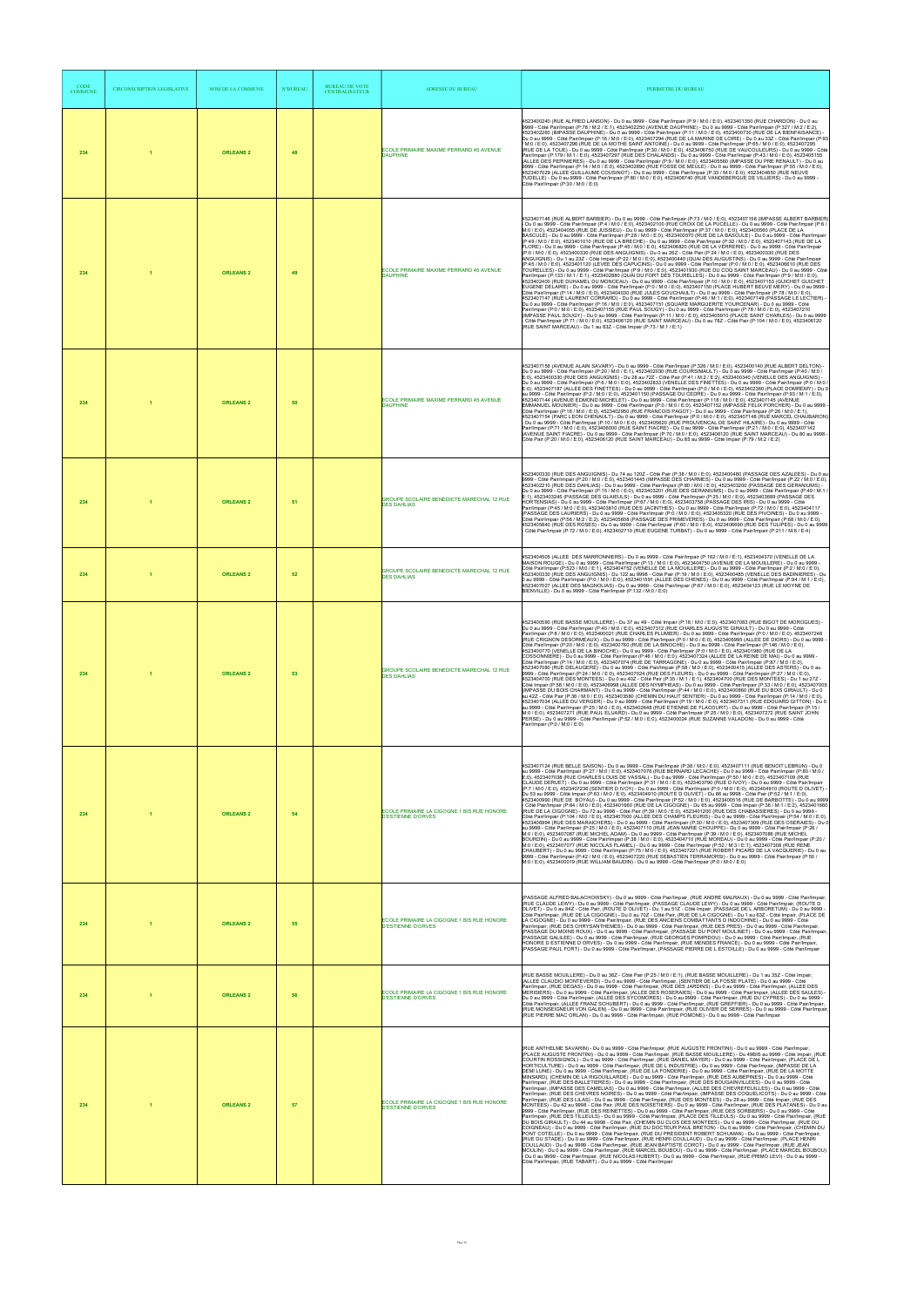| CODE COMMUNE | CIRCONSCRIPTION LEGISLATIVE | NOM DE LA COMMUNE | N°BUREAU | BUREAU DE VOTE CENTRALISATEUR | ADRESSE DU BUREAU | PERIMETRE DU BUREAU |
|---|---|---|---|---|---|---|
| 234 | 1 | ORLEANS 2 | 48 | | ECOLE PRIMAIRE MAXIME PERRARD 45 AVENUE DAUPHINE | 4523400240 (RUE ALFRED LANSON) - Du 0 au 9999 - Côté Pair/Impair (P:9 / M:0 / E:0), 4523401350 (RUE CHARDON) - Du 0 au 9999 - Côté Pair/Impair (P:76 / M:2 / E:1), 4523402250 (AVENUE DAUPHINE) - Du 0 au 9999 - Côté Pair/Impair (P:327 / M:2 / E:2), 4523402260 (IMPASSE DAUPHINE) - Du 0 au 9999 - Côté Pair/Impair (P:11 / M:0 / E:0), 4523400730 (RUE DE LA BIENFAISANCE) - Du 0 au 9999 - Côté Pair/Impair (P:16 / M:0 / E:0), 4523407294 (RUE DE LA MARINE DE LOIRE) - Du 0 au 33Z - Côté Pair/Impair (P:93 / M:0 / E:0), 4523407296 (RUE DE LA MOTHE SAINT ANTOINE) - Du 0 au 9999 - Côté Pair/Impair (P:65 / M:0 / E:0), 4523407295 (RUE DE LA TOUE) - Du 0 au 9999 - Côté Pair/Impair (P:30 / M:0 / E:0), 4523406750 (RUE DE VAUCOULEURS) - Du 0 au 9999 - Côté Pair/Impair (P:179 / M:1 / E:0), 4523407297 (RUE DES CHALANDS) - Du 0 au 9999 - Côté Pair/Impair (P:43 / M:0 / E:0), 4523405155 (ALLEE DES PEPINIERES) - Du 0 au 9999 - Côté Pair/Impair (P:9 / M:0 / E:0), 4523405560 (IMPASSE DU PRE RENAULT) - Du 0 au 9999 - Côté Pair/Impair (P:14 / M:0 / E:0), 4523402890 (RUE FOSSE DE MEULE) - Du 0 au 9999 - Côté Pair/Impair (P:55 / M:0 / E:0), 4523407029 (ALLEE GUILLAUME COUSINOT) - Du 0 au 9999 - Côté Pair/Impair (P:33 / M:0 / E:0), 4523404850 (RUE NEUVE TUDELLE) - Du 0 au 9999 - Côté Pair/Impair (P:80 / M:0 / E:0), 4523406740 (RUE VANDEBERGUE DE VILLIERS) - Du 0 au 9999 - Côté Pair/Impair (P:30 / M:0 / E:0) |
| 234 | 1 | ORLEANS 2 | 49 | | ECOLE PRIMAIRE MAXIME PERRARD 45 AVENUE DAUPHINE | 4523407146 (RUE ALBERT BARBIER) - Du 0 au 9998 - Côté Pair/Impair (P:73 / M:0 / E:0), 4523407158 (IMPASSE ALBERT BARBIER) - Du 0 au 9999 - Côté Pair/Impair (P:4 / M:0 / E:0), 4523402100 (RUE CROIX DE LA PUCELLE) - Du 0 au 9999 - Côté Pair/Impair (P:6 / M:0 / E:0), 4523404055 (RUE DE JUSSIEU) - Du 0 au 9999 - Côté Pair/Impair (P:37 / M:0 / E:0), 4523400560 (PLACE DE LA BASCULE) - Du 0 au 9999 - Côté Pair/Impair (P:28 / M:0 / E:0), 4523400570 (RUE DE LA BASCULE) - Du 0 au 9999 - Côté Pair/Impair (P:49 / M:0 / E:0), 4523401010 (RUE DE LA BRECHE) - Du 0 au 9999 - Côté Pair/Impair (P:32 / M:0 / E:0), 4523407143 (RUE DE LA FLORE) - Du 0 au 9999 - Côté Pair/Impair (P:45 / M:0 / E:0), 4523406820 (RUE DE LA VERRERIE) - Du 0 au 9999 - Côté Pair/Impair (P:0 / M:0 / E:0), 4523400330 (RUE DES ANGUIGNIS) - Du 0 au 26Z - Côté Pair (P:24 / M:0 / E:0), 4523400330 (RUE DES ANGUIGNIS) - Du 1 au 23Z - Côté Impair (P:22 / M:0 / E:0), 4523400440 (QUAI DES AUGUSTINS) - Du 0 au 9999 - Côté Pair/Impair (P:45 / M:0 / E:0), 4523401120 (LEVEE DES CAPUCINS) - Du 0 au 9999 - Côté Pair/Impair (P:0 / M:0 / E:0), 4523406610 (RUE DES TOURELLES) - Du 0 au 9999 - Côté Pair/Impair (P:9 / M:0 / E:0), 4523401930 (RUE DU COQ SAINT MARCEAU) - Du 0 au 9999 - Côté Pair/Impair (P:133 / M:1 / E:1), 4523402880 (QUAI DU FORT DES TOURELLES) - Du 0 au 9999 - Côté Pair/Impair (P:9 / M:0 / E:0), 4523402400 (RUE DUHAMEL DU MONCEAU) - Du 0 au 9999 - Côté Pair/Impair (P:10 / M:0 / E:0), 4523407153 (GUICHET GUICHET EUGENE DELAIRE) - Du 0 au 9999 - Côté Pair/Impair (P:0 / M:0 / E:0), 4523407150 (PLACE HUBERT SEUVE MERY) - Du 0 au 9999 - Côté Pair/Impair (P:14 / M:0 / E:0), 4523404030 (RUE JULES GOUCHAULT) - Du 0 au 9999 - Côté Pair/Impair (P:78 / M:0 / E:0), 4523407147 (RUE LAURENT CORRARD) - Du 0 au 9999 - Côté Pair/Impair (P:46 / M:1 / E:0), 4523407149 (PASSAGE LE LECTIER) - Du 0 au 9999 - Côté Pair/Impair (P:16 / M:0 / E:0), 4523407151 (SQUARE MARGUERITE YOURCENAR) - Du 0 au 9999 - Côté Pair/Impair (P:0 / M:0 / E:0), 4523407155 (RUE PAUL SOUGY) - Du 0 au 9999 - Côté Pair/Impair (P:76 / M:0 / E:0), 4523407210 (IMPASSE PAUL SOUGY) - Du 0 au 9999 - Côté Pair/Impair (P:11 / M:0 / E:0), 4523405910 (PLACE SAINT CHARLES) - Du 0 au 9999 - Côté Pair/Impair (P:71 / M:0 / E:0), 4523406120 (RUE SAINT MARCEAU) - Du 0 au 78Z - Côté Pair (P:104 / M:0 / E:0), 4523406120 (RUE SAINT MARCEAU) - Du 1 au 83Z - Côté Impair (P:73 / M:1 / E:1) |
| 234 | 1 | ORLEANS 2 | 50 | | ECOLE PRIMAIRE MAXIME PERRARD 45 AVENUE DAUPHINE | 4523407156 (AVENUE ALAIN SAVARY) - Du 0 au 9999 - Côté Pair/Impair (P:326 / M:0 / E:0), 4523400140 (RUE ALBERT DELTON) - Du 0 au 9999 - Côté Pair/Impair (P:20 / M:0 / E:1), 4523402030 (RUE COURSIMAULT) - Du 0 au 9999 - Côté Pair/Impair (P:40 / M:0 / E:0), 4523400330 (RUE DES ANGUIGNIS) - Du 28 au 72Z - Côté Pair (P:41 / M:2 / E:2), 4523400340 (VENELLE DES ANGUIGNIS) - Du 0 au 9999 - Côté Pair/Impair (P:6 / M:0 / E:0), 4523402833 (VENELLE DES FINETTES) - Du 0 au 9999 - Côté Pair/Impair (P:0 / M:0 / E:0), 4523407187 (ALLEE DES FINETTES) - Du 0 au 9999 - Côté Pair/Impair (P:0 / M:0 / E:0), 4523402360 (PLACE DOMREMY) - Du 0 au 9999 - Côté Pair/Impair (P:2 / M:0 / E:0), 4523401150 (PASSAGE DU CEDRE) - Du 0 au 9999 - Côté Pair/Impair (P:93 / M:1 / E:0), 4523407144 (AVENUE EDMOND MICHELET) - Du 0 au 9999 - Côté Pair/Impair (P:118 / M:0 / E:0), 4523407145 (AVENUE EMMANUEL MOUNIER) - Du 0 au 9999 - Côté Pair/Impair (P:0 / M:0 / E:0), 4523407152 (IMPASSE FELIX PORCHER) - Du 0 au 9999 - Côté Pair/Impair (P:16 / M:0 / E:0), 4523402950 (RUE FRANCOIS PAGOT) - Du 0 au 9999 - Côté Pair/Impair (P:26 / M:0 / E:1), 4523407154 (PARC LEON CHENAULT) - Du 0 au 9999 - Côté Pair/Impair (P:0 / M:0 / E:0), 4523407148 (RUE MARCEL CHAUBARON) - Du 0 au 9999 - Côté Pair/Impair (P:10 / M:0 / E:0), 4523405620 (RUE PROUVENCAL DE SAINT HILAIRE) - Du 0 au 9999 - Côté Pair/Impair (P:71 / M:0 / E:0), 4523406000 (RUE SAINT FIACRE) - Du 0 au 9999 - Côté Pair/Impair (P:21 / M:0 / E:0), 4523407142 (AVENUE SAINT FIACRE) - Du 0 au 9999 - Côté Pair/Impair (P:70 / M:0 / E:0), 4523406120 (RUE SAINT MARCEAU) - Du 80 au 9998 - Côté Pair (P:20 / M:0 / E:0), 4523406120 (RUE SAINT MARCEAU) - Du 85 au 9999 - Côté Impair (P:79 / M:2 / E:2) |
| 234 | 1 | ORLEANS 2 | 51 | | GROUPE SCOLAIRE BENEDICTE MARECHAL 12 RUE DES DAHLIAS | 4523400330 (RUE DES ANGUIGNIS) - Du 74 au 120Z - Côté Pair (P:38 / M:0 / E:0), 4523400480 (PASSAGE DES AZALEES) - Du 0 au 9999 - Côté Pair/Impair (P:20 / M:0 / E:0), 4523401445 (IMPASSE DES CHARMES) - Du 0 au 9999 - Côté Pair/Impair (P:22 / M:0 / E:0), 4523402210 (RUE DES DAHLIAS) - Du 0 au 9999 - Côté Pair/Impair (P:80 / M:0 / E:0), 4523403200 (PASSAGE DES GERANIUMS) - Du 0 au 9999 - Côté Pair/Impair (P:15 / M:0 / E:0), 4523403201 (RUE DES GERANIUMS) - Du 0 au 9999 - Côté Pair/Impair (P:49 / M:1 / E:1), 4523403245 (PASSAGE DES GLAIEULS) - Du 0 au 9999 - Côté Pair/Impair (P:25 / M:0 / E:0), 4523403689 (PASSAGE DES HORTENSIAS) - Du 0 au 9999 - Côté Pair/Impair (P:67 / M:0 / E:0), 4523403758 (PASSAGE DES IRIS) - Du 0 au 9999 - Côté Pair/Impair (P:45 / M:0 / E:0), 4523403810 (RUE DES JACINTHES) - Du 0 au 9999 - Côté Pair/Impair (P:72 / M:0 / E:0), 4523404117 (PASSAGE DES LAURIERS) - Du 0 au 9999 - Côté Pair/Impair (P:0 / M:0 / E:0), 4523405320 (RUE DES PIVOINES) - Du 0 au 9999 - Côté Pair/Impair (P:56 / M:2 / E:2), 4523405608 (PASSAGE DES PRIMEVERES) - Du 0 au 9999 - Côté Pair/Impair (P:68 / M:0 / E:0), 4523405840 (RUE DES ROSES) - Du 0 au 9999 - Côté Pair/Impair (P:60 / M:0 / E:0), 4523406690 (RUE DES TULIPES) - Du 0 au 9999 - Côté Pair/Impair (P:72 / M:0 / E:0), 4523402710 (RUE EUGENE TURBAT) - Du 0 au 9999 - Côté Pair/Impair (P:211 / M:6 / E:4) |
| 234 | 1 | ORLEANS 2 | 52 | | GROUPE SCOLAIRE BENEDICTE MARECHAL 12 RUE DES DAHLIAS | 4523404505 (ALLEE DES MARRONNIERS) - Du 0 au 9999 - Côté Pair/Impair (P:162 / M:0 / E:1), 4523404370 (VENELLE DE LA MAISON ROUGE) - Du 0 au 9999 - Côté Pair/Impair (P:13 / M:0 / E:0), 4523404750 (AVENUE DE LA MOUILLERE) - Du 0 au 9999 - Côté Pair/Impair (P:523 / M:0 / E:1), 4523404752 (VENELLE DE LA MOUILLERE) - Du 0 au 9999 - Côté Pair/Impair (P:2 / M:0 / E:0), 4523400330 (RUE DES ANGUIGNIS) - Du 122 au 9998 - Côté Pair (P:19 / M:0 / E:0), 4523400485 (VENELLE DES BADINIERES) - Du 0 au 9999 - Côté Pair/Impair (P:0 / M:0 / E:0), 4523401591 (ALLEE DES CHENES) - Du 0 au 9999 - Côté Pair/Impair (P:64 / M:1 / E:0), 4523407027 (ALLEE DES MAGNOLIAS) - Du 0 au 9999 - Côté Pair/Impair (P:67 / M:0 / E:0), 4523404123 (RUE LE MOYNE DE BIENVILLE) - Du 0 au 9999 - Côté Pair/Impair (P:132 / M:0 / E:0) |
| 234 | 1 | ORLEANS 2 | 53 | | GROUPE SCOLAIRE BENEDICTE MARECHAL 12 RUE DES DAHLIAS | 4523400590 (RUE BASSE MOUILLERE) - Du 37 au 49 - Côté Impair (P:18 / M:0 / E:0), 4523407083 (RUE BIGOT DE MOROGUES) - Du 0 au 9999 - Côté Pair/Impair (P:40 / M:0 / E:0), 4523407312 (RUE CHARLES AUGUSTE GIRAULT) - Du 0 au 9999 - Côté Pair/Impair (P:8 / M:0 / E:0), 4523400021 (RUE CHARLES PLUMIER) - Du 0 au 9999 - Côté Pair/Impair (P:0 / M:0 / E:0), 4523407248 (RUE CRIGNON DESORMEAUX) - Du 0 au 9999 - Côté Pair/Impair (P:0 / M:0 / E:0), 4523406995 (ALLEE DE DIORS) - Du 0 au 9999 - Côté Pair/Impair (P:20 / M:0 / E:0), 4523400760 (RUE DE LA BINOCHE) - Du 0 au 9999 - Côté Pair/Impair (P:146 / M:0 / E:0), 4523400770 (VENELLE DE LA BINOCHE) - Du 0 au 9999 - Côté Pair/Impair (P:0 / M:0 / E:0), 4523401980 (RUE DE LA COSSONNIERE) - Du 0 au 9999 - Côté Pair/Impair (P:46 / M:0 / E:0), 4523407324 (ALLEE DE LA REINE DE MAI) - Du 0 au 9999 - Côté Pair/Impair (P:14 / M:0 / E:0), 4523407074 (RUE DE TARRAGONE) - Du 0 au 9999 - Côté Pair/Impair (P:87 / M:0 / E:0), 4523407080 (RUE DELAUGERE) - Du 0 au 9999 - Côté Pair/Impair (P:58 / M:0 / E:0), 4523400415 (ALLEE DES ASTERES) - Du 0 au 9999 - Côté Pair/Impair (P:24 / M:0 / E:0), 4523407024 (RUE DES FLEURS) - Du 0 au 9999 - Côté Pair/Impair (P:27 / M:0 / E:0), 4523404700 (RUE DES MONTEES) - Du 0 au 40Z - Côté Pair (P:35 / M:1 / E:1), 4523404700 (RUE DES MONTEES) - Du 1 au 27Z - Côté Impair (P:56 / M:0 / E:0), 4523406998 (ALLEE DES NYMPHEAS) - Du 0 au 9999 - Côté Pair/Impair (P:33 / M:0 / E:0), 4523407005 (IMPASSE DU BOIS CHARMANT) - Du 0 au 9999 - Côté Pair/Impair (P:44 / M:0 / E:0), 4523400860 (RUE DU BOIS GIRAULT) - Du 0 au 42Z - Côté Pair (P:36 / M:0 / E:0), 4523403580 (CHEMIN DU HAUT SENTIER) - Du 0 au 9999 - Côté Pair/Impair (P:14 / M:0 / E:0), 4523407034 (ALLEE DU VERGER) - Du 0 au 9999 - Côté Pair/Impair (P:19 / M:0 / E:0), 4523407311 (RUE EDOUARD GITTON) - Du 0 au 9999 - Côté Pair/Impair (P:25 / M:0 / E:0), 4523402848 (RUE ETIENNE DE FLACOURT) - Du 0 au 9999 - Côté Pair/Impair (P:15 / M:0 / E:0), 4523407271 (RUE PAUL ELUARD) - Du 0 au 9999 - Côté Pair/Impair (P:25 / M:0 / E:0), 4523407272 (RUE SAINT JOHN PERSE) - Du 0 au 9999 - Côté Pair/Impair (P:52 / M:0 / E:0), 4523400024 (RUE SUZANNE VALADON) - Du 0 au 9999 - Côté Pair/Impair (P:0 / M:0 / E:0) |
| 234 | 1 | ORLEANS 2 | 54 | | ECOLE PRIMAIRE LA CIGOGNE 1 BIS RUE HONORE D'ESTIENNE D'ORVES | 4523407124 (RUE BELLE SAISON) - Du 0 au 9999 - Côté Pair/Impair (P:38 / M:0 / E:0), 4523407111 (RUE BENOIT LEBRUN) - Du 0 au 9999 - Côté Pair/Impair (P:27 / M:0 / E:0), 4523407076 (RUE BERNARD LECACHE) - Du 0 au 9999 - Côté Pair/Impair (P:80 / M:0 / E:0), 4523407038 (RUE CHARLES LOUIS DE VASSAL) - Du 0 au 9999 - Côté Pair/Impair (P:50 / M:0 / E:0), 4523407109 (RUE CLAUDE DERUET) - Du 0 au 9999 - Côté Pair/Impair (P:31 / M:0 / E:0), 4523403790 (RUE D IVOY) - Du 0 au 9999 - Côté Pair/Impair (P:7 / M:0 / E:0), 4523407236 (SENTIER D IVOY) - Du 0 au 9999 - Côté Pair/Impair (P:0 / M:0 / E:0), 4523404910 (ROUTE D OLIVET) - Du 53 au 9999 - Côté Impair (P:63 / M:0 / E:0), 4523404910 (ROUTE D OLIVET) - Du 86 au 9998 - Côté Pair (P:52 / M:1 / E:0), 4523400690 (RUE DE BOYAU) - Du 0 au 9999 - Côté Pair/Impair (P:52 / M:0 / E:0), 4523400516 (RUE DE BARBOTTE) - Du 0 au 9999 - Côté Pair/Impair (P:84 / M:0 / E:0), 4523401660 (RUE DE LA CIGOGNE) - Du 65 au 9999 - Côté Impair (P:36 / M:1 / E:2), 4523401660 (RUE DE LA CIGOGNE) - Du 72 au 9998 - Côté Pair (P:39 / M:0 / E:0), 4523401200 (RUE DES CHABASSIERES) - Du 0 au 9999 - Côté Pair/Impair (P:104 / M:0 / E:0), 4523407000 (ALLEE DES CHAMPS FLEURIS) - Du 0 au 9999 - Côté Pair/Impair (P:54 / M:0 / E:0), 4523406994 (RUE DES MARAICHERS) - Du 0 au 9999 - Côté Pair/Impair (P:30 / M:0 / E:0), 4523407309 (RUE DES OSERAIES) - Du 0 au 9999 - Côté Pair/Impair (P:25 / M:0 / E:0), 4523407110 (RUE JEAN MARIE CHOUPPE) - Du 0 au 9999 - Côté Pair/Impair (P:26 / M:0 / E:0), 4523407087 (RUE MICHEL ADAM) - Du 0 au 9999 - Côté Pair/Impair (P:39 / M:0 / E:0), 4523407086 (RUE MICHEL BOURDIN) - Du 0 au 9999 - Côté Pair/Impair (P:38 / M:0 / E:0), 4523404710 (RUE MOREAU) - Du 0 au 9999 - Côté Pair/Impair (P:20 / M:0 / E:0), 4523407077 (RUE NICOLAS FLAMEL) - Du 0 au 9999 - Côté Pair/Impair (P:52 / M:3 / E:1), 4523407308 (RUE RENE CHAUBERT) - Du 0 au 9999 - Côté Pair/Impair (P:75 / M:0 / E:0), 4523407221 (RUE ROBERT PICARD DE LA VACQUERIE) - Du 0 au 9999 - Côté Pair/Impair (P:42 / M:0 / E:0), 4523407220 (RUE SEBASTIEN TERRAMORSI) - Du 0 au 9999 - Côté Pair/Impair (P:50 / M:0 / E:0), 4523400019 (RUE WILLIAM BAUDIN) - Du 0 au 9999 - Côté Pair/Impair (P:0 / M:0 / E:0) |
| 234 | 1 | ORLEANS 2 | 55 | | ECOLE PRIMAIRE LA CIGOGNE 1 BIS RUE HONORE D'ESTIENNE D'ORVES | (PASSAGE ALFRED SALACHOWSKY) - Du 0 au 9999 - Côté Pair/Impair, (RUE ANDRE MALRAUX) - Du 0 au 9999 - Côté Pair/Impair, (RUE CLAUDE LEWY) - Du 0 au 9999 - Côté Pair/Impair, (PASSAGE CLAUDE LEWY) - Du 0 au 9999 - Côté Pair/Impair, (ROUTE D OLIVET) - Du 0 au 84Z - Côté Pair, (ROUTE D OLIVET) - Du 1 au 51Z - Côté Impair, (PASSAGE DE L ARBORETUM) - Du 0 au 9999 - Côté Pair/Impair, (RUE DE LA CIGOGNE) - Du 0 au 70Z - Côté Pair, (RUE DE LA CIGOGNE) - Du 1 au 63Z - Côté Impair, (SQUARE DE LA CIGOGNE) - Du 0 au 9999 - Côté Pair/Impair, (RUE DES ANCIENS COMBATTANTS D INDOCHINE) - Du 0 au 9999 - Côté Pair/Impair, (RUE DES CHRYSANTHEMES) - Du 0 au 9999 - Côté Pair/Impair, (RUE DES PRES) - Du 0 au 9999 - Côté Pair/Impair, (PASSAGE DU MOINS ROUX) - Du 0 au 9999 - Côté Pair/Impair, (PASSAGE DU PONT MOULINET) - Du 0 au 9999 - Côté Pair/Impair, (PASSAGE GALILEE) - Du 0 au 9999 - Côté Pair/Impair, (RUE GEORGES POMPIDOU) - Du 0 au 9999 - Côté Pair/Impair, (RUE HONORE D ESTIENNE D ORVES) - Du 0 au 9999 - Côté Pair/Impair, (RUE MENDES FRANCE) - Du 0 au 9999 - Côté Pair/Impair, (PASSAGE PAUL FORT) - Du 0 au 9999 - Côté Pair/Impair, (PASSAGE PIERRE DE L ESTOILLE) - Du 0 au 9999 - Côté Pair/Impair |
| 234 | 1 | ORLEANS 2 | 56 | | ECOLE PRIMAIRE LA CIGOGNE 1 BIS RUE HONORE D'ESTIENNE D'ORVES | (RUE BASSE MOUILLERE) - Du 0 au 36Z - Côté Pair (P:25 / M:0 / E:1), (RUE BASSE MOUILLERE) - Du 1 au 35Z - Côté Impair, (ALLEE CLAUDIO MONTEVERDI) - Du 0 au 9999 - Côté Pair/Impair, (SENTIER DE LA FOSSE PLATE) - Du 0 au 9999 - Côté Pair/Impair, (RUE DE GAS) - Du 0 au 9999 - Côté Pair/Impair, (RUE DES JARDINS) - Du 0 au 9999 - Côté Pair/Impair, (ALLEE DES MERISIERS) - Du 0 au 9999 - Côté Pair/Impair, (ALLEE DES ROSERAIES) - Du 0 au 9999 - Côté Pair/Impair, (ALLEE DES SAULES) - Du 0 au 9999 - Côté Pair/Impair, (ALLEE DES SYCOMORES) - Du 0 au 9999 - Côté Pair/Impair, (RUE DU CYPRES) - Du 0 au 9999 - Côté Pair/Impair, (ALLEE FRANZ SCHUBERT) - Du 0 au 9999 - Côté Pair/Impair, (RUE GREFFIER) - Du 0 au 9999 - Côté Pair/Impair, (RUE MONSEIGNEUR VON GALEN) - Du 0 au 9999 - Côté Pair/Impair, (RUE OLIVIER DE SERRES) - Du 0 au 9999 - Côté Pair/Impair, (RUE PIERRE MAC ORLAN) - Du 0 au 9999 - Côté Pair/Impair, (RUE POMONE) - Du 0 au 9999 - Côté Pair/Impair |
| 234 | 1 | ORLEANS 2 | 57 | | ECOLE PRIMAIRE LA CIGOGNE 1 BIS RUE HONORE D'ESTIENNE D'ORVES | (RUE ANTHELME SAVARIN) - Du 0 au 9999 - Côté Pair/Impair, (RUE AUGUSTE FRONTINI) - Du 0 au 9999 - Côté Pair/Impair, (PLACE AUGUSTE FRONTINI) - Du 0 au 9999 - Côté Pair/Impair, (RUE BASSE MOUILLERE) - Du 49BIS au 9999 - Côté Impair, (RUE COURTIN ROSSIGNOL) - Du 0 au 9999 - Côté Pair/Impair, (RUE DANIEL MAYER) - Du 0 au 9999 - Côté Pair/Impair, (RUE DE L HORTICULTURE) - Du 0 au 9999 - Côté Pair/Impair, (RUE DE L INDUSTRIE) - Du 0 au 9999 - Côté Pair/Impair, (IMPASSE DE LA DEMI LUNE) - Du 0 au 9999 - Côté Pair/Impair, (RUE DE LA FONDERIE) - Du 0 au 9999 - Côté Pair/Impair, (RUE DE LA MOTTE MINSARD), (CHEMIN DE LA RIGOUILLARDE) - Du 0 au 9999 - Côté Pair/Impair, (RUE DES AUBEPINES) - Du 0 au 9999 - Côté Pair/Impair, (RUE DES BALLETERIES) - Du 0 au 9999 - Côté Pair/Impair, (RUE DES BOUGAINVILLEES) - Du 0 au 9999 - Côté Pair/Impair, (IMPASSE DES CAMELIAS) - Du 0 au 9999 - Côté Pair/Impair, (ALLEE DES CHEVREFEUILLES) - Du 0 au 9999 - Côté Pair/Impair, (RUE DES CHEVRES NOIRES) - Du 0 au 9999 - Côté Pair/Impair, (IMPASSE DES COQUELICOTS) - Du 0 au 9999 - Côté Pair/Impair, (RUE DES LILAS) - Du 0 au 9999 - Côté Pair/Impair, (RUE DES MONTEES) - Du 29 au 9999 - Côté Impair, (RUE DES MONTEES) - Du 42 au 9998 - Côté Pair, (RUE DES NOISETIERS) - Du 0 au 9999 - Côté Pair/Impair, (RUE DES PLATANES) - Du 0 au 9999 - Côté Pair/Impair, (RUE DES REINETTES) - Du 0 au 9999 - Côté Pair/Impair, (RUE DES SORBIERS) - Du 0 au 9999 - Côté Pair/Impair, (RUE DES TILLEULS) - Du 0 au 9999 - Côté Pair/Impair, (PLACE DES TILLEULS) - Du 0 au 9999 - Côté Pair/Impair, (RUE DU BOIS GIRAULT) - Du 44 au 9998 - Côté Pair, (CHEMIN DU CLOS DES MONTEES) - Du 0 au 9999 - Côté Pair/Impair, (RUE DU COIGNEAU) - Du 0 au 9999 - Côté Pair/Impair, (RUE DU DOCTEUR PAUL BRETON) - Du 0 au 9999 - Côté Pair/Impair, (CHEMIN DU PONT COTELLE) - Du 0 au 9999 - Côté Pair/Impair, (RUE DU PRESIDENT ROBERT SCHUMAN) - Du 0 au 9999 - Côté Pair/Impair, (RUE DU STADE) - Du 0 au 9999 - Côté Pair/Impair, (RUE HENRI COULLAUD) - Du 0 au 9999 - Côté Pair/Impair, (PLACE HENRI COULLAUD) - Du 0 au 9999 - Côté Pair/Impair, (RUE JEAN BAPTISTE COROT) - Du 0 au 9999 - Côté Pair/Impair, (RUE JEAN MOULIN) - Du 0 au 9999 - Côté Pair/Impair, (RUE MARCEL BOUBOU) - Du 0 au 9999 - Côté Pair/Impair, (PLACE MARCEL BOUBOU) - Du 0 au 9999 - Côté Pair/Impair, (RUE NICOLAS HUBERT) - Du 0 au 9999 - Côté Pair/Impair, (RUE PRIMO LEVI) - Du 0 au 9999 - Côté Pair/Impair, (RUE TABART) - Du 0 au 9999 - Côté Pair/Impair |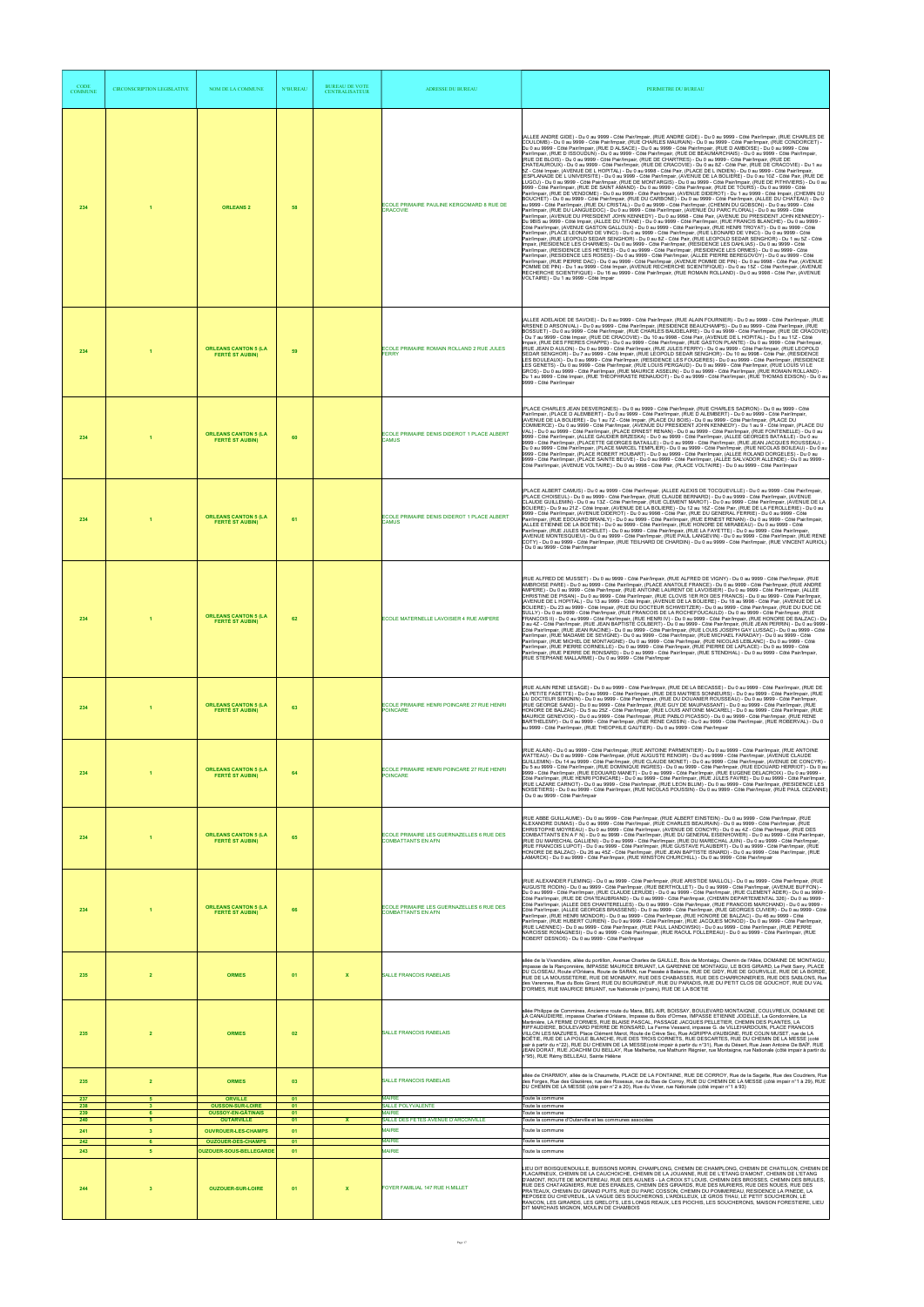| CODE COMMUNE | CIRCONSCRIPTION LEGISLATIVE | NOM DE LA COMMUNE | N°BUREAU | BUREAU DE VOTE CENTRALISATEUR | ADRESSE DU BUREAU | PERIMETRE DU BUREAU |
|---|---|---|---|---|---|---|
| 234 | 1 | ORLEANS 2 | 58 | | ECOLE PRIMAIRE PAULINE KERGOMARD 8 RUE DE CRACOVIE | (ALLEE ANDRE GIDE) - Du 0 au 9999 - Côté Pair/Impair, (RUE ANDRE GIDE) - Du 0 au 9999 - Côté Pair/Impair, (RUE CHARLES DE COULOMB) - Du 0 au 9999 - Côté Pair/Impair, (RUE CHARLES MAURAIN) - Du 0 au 9999 - Côté Pair/Impair, (RUE CONDORCET) - Du 0 au 9999 - Côté Pair/Impair, (RUE D ALSACE) - Du 0 au 9999 - Côté Pair/Impair, (RUE D AMBOISE) - Du 0 au 9999 - Côté Pair/Impair, (RUE D ISSOUDUN) - Du 0 au 9999 - Côté Pair/Impair, (RUE DE BEAUMARCHAIS) - Du 0 au 9999 - Côté Pair/Impair, (RUE DE BLOIS) - Du 0 au 9999 - Côté Pair/Impair, (RUE DE CHARTRES) - Du 0 au 9999 - Côté Pair/Impair, (RUE DE CHATEAUROUX) - Du 0 au 9999 - Côté Pair/Impair, (RUE DE CRACOVIE) - Du 0 au 8Z - Côté Pair, (RUE DE CRACOVIE) - Du 1 au 5Z - Côté Impair, (AVENUE DE L HOPITAL) - Du 0 au 9998 - Côté Pair, (PLACE DE L INDIEN) - Du 0 au 9999 - Côté Pair/Impair, (ESPLANADE DE L UNIVERSITE) - Du 0 au 9999 - Côté Pair/Impair, (AVENUE DE LA BOLIERE) - Du 0 au 10Z - Côté Pair, (RUE DE LUGOJ) - Du 0 au 9999 - Côté Pair/Impair, (RUE DE MONTARGIS) - Du 0 au 9999 - Côté Pair/Impair, (RUE DE PITHIVIERS) - Du 0 au 9999 - Côté Pair/Impair, (RUE DE SAINT AMAND) - Du 0 au 9999 - Côté Pair/Impair, (RUE DE TOURS) - Du 0 au 9999 - Côté Pair/Impair, (RUE DE VENDOME) - Du 0 au 9999 - Côté Pair/Impair, (AVENUE DIDEROT) - Du 1 au 9999 - Côté Impair, (CHEMIN DU BOUCHET) - Du 0 au 9999 - Côté Pair/Impair, (RUE DU CARBONE) - Du 0 au 9999 - Côté Pair/Impair, (ALLEE DU CHATEAU) - Du 0 au 9999 - Côté Pair/Impair, (RUE DU CRISTAL) - Du 0 au 9999 - Côté Pair/Impair, (CHEMIN DU GOBSON) - Du 0 au 9999 - Côté Pair/Impair, (RUE DU LANGUEDOC) - Du 0 au 9999 - Côté Pair/Impair, (AVENUE DU PARC FLORAL) - Du 0 au 9999 - Côté Pair/Impair, (AVENUE DU PRESIDENT JOHN KENNEDY) - Du 0 au 9998 - Côté Pair, (AVENUE DU PRESIDENT JOHN KENNEDY) - Du 9BIS au 9999 - Côté Impair, (ALLEE DU TITANE) - Du 0 au 9999 - Côté Pair/Impair, (RUE FRANCIS BLANCHE) - Du 0 au 9999 - Côté Pair/Impair, (AVENUE GASTON GALLOUX) - Du 0 au 9999 - Côté Pair/Impair, (RUE HENRI TROYAT) - Du 0 au 9999 - Côté Pair/Impair, (PLACE LEONARD DE VINCI) - Du 0 au 9999 - Côté Pair/Impair, (RUE LEONARD DE VINCI) - Du 0 au 9999 - Côté Pair/Impair, (RUE LEOPOLD SEDAR SENGHOR) - Du 0 au 8Z - Côté Pair, (RUE LEOPOLD SEDAR SENGHOR) - Du 1 au 5Z - Côté Impair, (RESIDENCE LES CHARMES) - Du 0 au 9999 - Côté Pair/Impair, (RESIDENCE LES DAHLIAS) - Du 0 au 9999 - Côté Pair/Impair, (RESIDENCE LES HETRES) - Du 0 au 9999 - Côté Pair/Impair, (RESIDENCE LES ORMES) - Du 0 au 9999 - Côté Pair/Impair, (RESIDENCE LES ROSES) - Du 0 au 9999 - Côté Pair/Impair, (ALLEE PIERRE BEREGOVOY) - Du 0 au 9999 - Côté Pair/Impair, (RUE PIERRE DAC) - Du 0 au 9999 - Côté Pair/Impair, (AVENUE POMME DE PIN) - Du 0 au 9998 - Côté Pair, (AVENUE POMME DE PIN) - Du 1 au 9999 - Côté Impair, (AVENUE RECHERCHE SCIENTIFIQUE) - Du 0 au 15Z - Côté Pair/Impair, (AVENUE RECHERCHE SCIENTIFIQUE) - Du 16 au 9999 - Côté Pair/Impair, (RUE ROMAIN ROLLAND) - Du 0 au 9998 - Côté Pair, (AVENUE VOLTAIRE) - Du 1 au 9999 - Côté Impair |
| 234 | 1 | ORLEANS CANTON 5 (LA FERTÉ ST AUBIN) | 59 | | ECOLE PRIMAIRE ROMAIN ROLLAND 2 RUE JULES FERRY | (ALLEE ADELAIDE DE SAVOIE) - Du 0 au 9999 - Côté Pair/Impair, (RUE ALAIN FOURNIER) - Du 0 au 9999 - Côté Pair/Impair, (RUE ARSENE D ARSONVAL) - Du 0 au 9999 - Côté Pair/Impair, (RESIDENCE BEAUCHAMPS) - Du 0 au 9999 - Côté Pair/Impair, (RUE BOSSUET) - Du 0 au 9999 - Côté Pair/Impair, (RUE CHARLES BAUDELAIRE) - Du 0 au 9999 - Côté Pair/Impair, (RUE DE CRACOVIE) - Du 7 au 9999 - Côté Impair, (RUE DE CRACOVIE) - Du 10 au 9998 - Côté Pair, (AVENUE DE L HOPITAL) - Du 1 au 11Z - Côté Impair, (RUE DES FRERES CHAPPE) - Du 0 au 9999 - Côté Pair/Impair, (RUE GASTON PLANTE) - Du 0 au 9999 - Côté Pair/Impair, (RUE JEAN D AULON) - Du 0 au 9999 - Côté Pair/Impair, (RUE JULES FERRY) - Du 0 au 9999 - Côté Pair/Impair, (RUE LEOPOLD SEDAR SENGHOR) - Du 7 au 9999 - Côté Impair, (RUE LEOPOLD SEDAR SENGHOR) - Du 10 au 9998 - Côté Pair, (RESIDENCE LES BOULEAUX) - Du 0 au 9999 - Côté Pair/Impair, (RESIDENCE LES FOUGERES) - Du 0 au 9999 - Côté Pair/Impair, (RESIDENCE LES GENETS) - Du 0 au 9999 - Côté Pair/Impair, (RUE LOUIS PERGAUD) - Du 0 au 9999 - Côté Pair/Impair, (RUE LOUIS VI LE GROS) - Du 0 au 9999 - Côté Pair/Impair, (RUE MAURICE ASSELIN) - Du 0 au 9999 - Côté Pair/Impair, (RUE ROMAIN ROLLAND) - Du 1 au 9999 - Côté Impair, (RUE THEOPHRASTE RENAUDOT) - Du 0 au 9999 - Côté Pair/Impair, (RUE THOMAS EDISON) - Du 0 au 9999 - Côté Pair/Impair |
| 234 | 1 | ORLEANS CANTON 5 (LA FERTÉ ST AUBIN) | 60 | | ECOLE PRIMAIRE DENIS DIDEROT 1 PLACE ALBERT CAMUS | (PLACE CHARLES JEAN DESVERGNES) - Du 0 au 9999 - Côté Pair/Impair, (RUE CHARLES SADRON) - Du 0 au 9999 - Côté Pair/Impair, (PLACE D ALEMBERT) - Du 0 au 9999 - Côté Pair/Impair, (RUE D ALEMBERT) - Du 0 au 9999 - Côté Pair/Impair, (AVENUE DE LA BOLIERE) - Du 1 au 7Z - Côté Impair, (PLACE DU BOIS) - Du 0 au 9999 - Côté Pair/Impair, (PLACE DU COMMERCE) - Du 0 au 9999 - Côté Pair/Impair, (AVENUE DU PRESIDENT JOHN KENNEDY) - Du 1 au 9 - Côté Impair, (PLACE DU VAL) - Du 0 au 9999 - Côté Pair/Impair, (PLACE ERNEST RENAN) - Du 0 au 9999 - Côté Pair/Impair, (RUE FONTENELLE) - Du 0 au 9999 - Côté Pair/Impair, (RUE GAUDIER BRZESKA) - Du 0 au 9999 - Côté Pair/Impair, (ALLEE GEORGES BATAILLE) - Du 0 au 9999 - Côté Pair/Impair, (PLACETTE GEORGES BATAILLE) - Du 0 au 9999 - Côté Pair/Impair, (RUE JACQUES ROUSSEAU) - Du 0 au 9999 - Côté Pair/Impair, (PLACE MARCEL TEMPLIER) - Du 0 au 9999 - Côté Pair/Impair, (RUE NICOLAS BOILEAU) - Du 0 au 9999 - Côté Pair/Impair, (PLACE ROBERT HOUBART) - Du 0 au 9999 - Côté Pair/Impair, (ALLEE ROLAND DORGELES) - Du 0 au 9999 - Côté Pair/Impair, (PLACE SAINTE BEUVE) - Du 0 au 9999 - Côté Pair/Impair, (ALLEE SALVADOR ALLENDE) - Du 0 au 9999 - Côté Pair/Impair, (AVENUE VOLTAIRE) - Du 0 au 9998 - Côté Pair, (PLACE VOLTAIRE) - Du 0 au 9999 - Côté Pair/Impair |
| 234 | 1 | ORLEANS CANTON 5 (LA FERTÉ ST AUBIN) | 61 | | ECOLE PRIMAIRE DENIS DIDEROT 1 PLACE ALBERT CAMUS | (PLACE ALBERT CAMUS) - Du 0 au 9999 - Côté Pair/Impair, (ALLEE ALEXIS DE TOCQUEVILLE) - Du 0 au 9999 - Côté Pair/Impair, (PLACE CHOISEUL) - Du 0 au 9999 - Côté Pair/Impair, (RUE CLAUDE BERNARD) - Du 0 au 9999 - Côté Pair/Impair, (AVENUE CLAUDE GUILLEMIN) - Du 0 au 13Z - Côté Pair/Impair, (RUE CLEMENT MAROT) - Du 0 au 9999 - Côté Pair/Impair, (AVENUE DE LA BOLIERE) - Du 9 au 21Z - Côté Impair, (AVENUE DE LA BOLIERE) - Du 12 au 16Z - Côté Pair, (RUE DE LA FEROLLERIE) - Du 0 au 9999 - Côté Pair/Impair, (AVENUE DIDEROT) - Du 0 au 9998 - Côté Pair, (RUE DU GENERAL FERRIE) - Du 0 au 9999 - Côté Pair/Impair, (RUE EDOUARD BRANLY) - Du 0 au 9999 - Côté Pair/Impair, (RUE ERNEST RENAN) - Du 0 au 9999 - Côté Pair/Impair, (ALLEE ETIENNE DE LA BOETIE) - Du 0 au 9999 - Côté Pair/Impair, (RUE HONORE DE MIRABEAU) - Du 0 au 9999 - Côté Pair/Impair, (RUE JULES MICHELET) - Du 0 au 9999 - Côté Pair/Impair, (RUE LA FAYETTE) - Du 0 au 9999 - Côté Pair/Impair, (AVENUE MONTESQUIEU) - Du 0 au 9999 - Côté Pair/Impair, (RUE PAUL LANGEVIN) - Du 0 au 9999 - Côté Pair/Impair, (RUE RENE COTY) - Du 0 au 9999 - Côté Pair/Impair, (RUE TEILHARD DE CHARDIN) - Du 0 au 9999 - Côté Pair/Impair, (RUE VINCENT AURIOL) - Du 0 au 9999 - Côté Pair/Impair |
| 234 | 1 | ORLEANS CANTON 5 (LA FERTÉ ST AUBIN) | 62 | | ECOLE MATERNELLE LAVOISIER 4 RUE AMPERE | (RUE ALFRED DE MUSSET) - Du 0 au 9999 - Côté Pair/Impair, (RUE ALFRED DE VIGNY) - Du 0 au 9999 - Côté Pair/Impair, (RUE AMBROISE PARE) - Du 0 au 9999 - Côté Pair/Impair, (PLACE ANATOLE FRANCE) - Du 0 au 9999 - Côté Pair/Impair, (RUE ANDRE AMPERE) - Du 0 au 9999 - Côté Pair/Impair, (RUE ANTOINE LAURENT DE LAVOISIER) - Du 0 au 9999 - Côté Pair/Impair, (ALLEE CHRISTINE DE PISAN) - Du 0 au 9999 - Côté Pair/Impair, (RUE CLOVIS 1ER ROI DES FRANCS) - Du 0 au 9999 - Côté Pair/Impair, (AVENUE DE L HOPITAL) - Du 13 au 9999 - Côté Impair, (AVENUE DE LA BOLIERE) - Du 18 au 9998 - Côté Pair, (AVENUE DE LA BOLIERE) - Du 23 au 9999 - Côté Impair, (RUE DU DOCTEUR SCHWEITZER) - Du 0 au 9999 - Côté Pair/Impair, (RUE DU DUC DE SULLY) - Du 0 au 9999 - Côté Pair/Impair, (RUE FRANCOIS DE LA ROCHEFOUCAULD) - Du 0 au 9999 - Côté Pair/Impair, (RUE FRANCOIS II) - Du 0 au 9999 - Côté Pair/Impair, (RUE HENRI IV) - Du 0 au 9999 - Côté Pair/Impair, (RUE HONORE DE BALZAC) - Du 0 au 4Z - Côté Pair/Impair, (RUE JEAN BAPTISTE COLBERT) - Du 0 au 9999 - Côté Pair/Impair, (RUE JEAN PERRIN) - Du 0 au 9999 - Côté Pair/Impair, (RUE JEAN RACINE) - Du 0 au 9999 - Côté Pair/Impair, (RUE LOUIS JOSEPH GAY LUSSAC) - Du 0 au 9999 - Côté Pair/Impair, (RUE MADAME DE SEVIGNE) - Du 0 au 9999 - Côté Pair/Impair, (RUE MICHAEL FARADAY) - Du 0 au 9999 - Côté Pair/Impair, (RUE MICHEL DE MONTAIGNE) - Du 0 au 9999 - Côté Pair/Impair, (RUE NICOLAS LEBLANC) - Du 0 au 9999 - Côté Pair/Impair, (RUE PIERRE CORNEILLE) - Du 0 au 9999 - Côté Pair/Impair, (RUE PIERRE DE LAPLACE) - Du 0 au 9999 - Côté Pair/Impair, (RUE PIERRE DE RONSARD) - Du 0 au 9999 - Côté Pair/Impair, (RUE STENDHAL) - Du 0 au 9999 - Côté Pair/Impair, (RUE STEPHANE MALLARME) - Du 0 au 9999 - Côté Pair/Impair |
| 234 | 1 | ORLEANS CANTON 5 (LA FERTÉ ST AUBIN) | 63 | | ECOLE PRIMAIRE HENRI POINCARE 27 RUE HENRI POINCARE | (RUE ALAIN RENE LESAGE) - Du 0 au 9999 - Côté Pair/Impair, (RUE DE LA BECASSE) - Du 0 au 9999 - Côté Pair/Impair, (RUE DE LA PETITE FADETTE) - Du 0 au 9999 - Côté Pair/Impair, (RUE DES MAITRES SONNEURS) - Du 0 au 9999 - Côté Pair/Impair, (RUE DU DOCTEUR SIMONIN) - Du 0 au 9999 - Côté Pair/Impair, (RUE DU DOUANIER ROUSSEAU) - Du 0 au 9999 - Côté Pair/Impair, (RUE GEORGE SAND) - Du 0 au 9999 - Côté Pair/Impair, (RUE GUY DE MAUPASSANT) - Du 0 au 9999 - Côté Pair/Impair, (RUE HONORE DE BALZAC) - Du 5 au 25Z - Côté Pair/Impair, (RUE LOUIS ANTOINE MACAREL) - Du 0 au 9999 - Côté Pair/Impair, (RUE MAURICE GENEVOIX) - Du 0 au 9999 - Côté Pair/Impair, (RUE PABLO PICASSO) - Du 0 au 9999 - Côté Pair/Impair, (RUE RENE BARTHELEMY) - Du 0 au 9999 - Côté Pair/Impair, (RUE RENE CASSIN) - Du 0 au 9999 - Côté Pair/Impair, (RUE ROBERVAL) - Du 0 au 9999 - Côté Pair/Impair, (RUE THEOPHILE GAUTIER) - Du 0 au 9999 - Côté Pair/Impair |
| 234 | 1 | ORLEANS CANTON 5 (LA FERTÉ ST AUBIN) | 64 | | ECOLE PRIMAIRE HENRI POINCARE 27 RUE HENRI POINCARE | (RUE ALAIN) - Du 0 au 9999 - Côté Pair/Impair, (RUE ANTOINE PARMENTIER) - Du 0 au 9999 - Côté Pair/Impair, (RUE ANTOINE WATTEAU) - Du 0 au 9999 - Côté Pair/Impair, (RUE AUGUSTE RENOIR) - Du 0 au 9999 - Côté Pair/Impair, (AVENUE CLAUDE GUILLEMIN) - Du 14 au 9999 - Côté Pair/Impair, (RUE CLAUDE MONET) - Du 0 au 9999 - Côté Pair/Impair, (AVENUE DE CONCYR) - Du 5 au 9999 - Côté Pair/Impair, (RUE DOMINIQUE INGRES) - Du 0 au 9999 - Côté Pair/Impair, (RUE EDOUARD HERRIOT) - Du 0 au 9999 - Côté Pair/Impair, (RUE EDOUARD MANET) - Du 0 au 9999 - Côté Pair/Impair, (RUE EUGENE DELACROIX) - Du 0 au 9999 - Côté Pair/Impair, (RUE HENRI POINCARE) - Du 0 au 9999 - Côté Pair/Impair, (RUE JULES FAVRE) - Du 0 au 9999 - Côté Pair/Impair, (RUE LAZARE CARNOT) - Du 0 au 9999 - Côté Pair/Impair, (RUE LEON BLUM) - Du 0 au 9999 - Côté Pair/Impair, (RESIDENCE LES NOISETIERS) - Du 0 au 9999 - Côté Pair/Impair, (RUE NICOLAS POUSSIN) - Du 0 au 9999 - Côté Pair/Impair, (RUE PAUL CEZANNE) - Du 0 au 9999 - Côté Pair/Impair |
| 234 | 1 | ORLEANS CANTON 5 (LA FERTÉ ST AUBIN) | 65 | | ECOLE PRIMAIRE LES GUERNAZELLES 6 RUE DES COMBATTANTS EN AFN | (RUE ABBE GUILLAUME) - Du 0 au 9999 - Côté Pair/Impair, (RUE ALBERT EINSTEIN) - Du 0 au 9999 - Côté Pair/Impair, (RUE ALEXANDRE DUMAS) - Du 0 au 9999 - Côté Pair/Impair, (RUE CHARLES BEAUHAIN) - Du 0 au 9999 - Côté Pair/Impair, (RUE CHRISTOPHE MOYREAU) - Du 0 au 9999 - Côté Pair/Impair, (AVENUE DE CONCYR) - Du 0 au 4Z - Côté Pair/Impair, (RUE DES COMBATTANTS EN A F N) - Du 0 au 9999 - Côté Pair/Impair, (RUE DU GENERAL EISENHOWER) - Du 0 au 9999 - Côté Pair/Impair, (RUE DU MARECHAL GALLIENI) - Du 0 au 9999 - Côté Pair/Impair, (RUE DU MARECHAL JUIN) - Du 0 au 9999 - Côté Pair/Impair, (RUE FRANCOIS LUPOT) - Du 0 au 9999 - Côté Pair/Impair, (RUE GUSTAVE FLAUBERT) - Du 0 au 9999 - Côté Pair/Impair, (RUE HONORE DE BALZAC) - Du 26 au 45Z - Côté Pair/Impair, (RUE JEAN BAPTISTE ISNARD) - Du 0 au 9999 - Côté Pair/Impair, (RUE LAMARCK) - Du 0 au 9999 - Côté Pair/Impair, (RUE WINSTON CHURCHILL) - Du 0 au 9999 - Côté Pair/Impair |
| 234 | 1 | ORLEANS CANTON 5 (LA FERTÉ ST AUBIN) | 66 | | ECOLE PRIMAIRE LES GUERNAZELLES 6 RUE DES COMBATTANTS EN AFN | (RUE ALEXANDER FLEMING) - Du 0 au 9999 - Côté Pair/Impair, (RUE ARISTIDE MAILLOL) - Du 0 au 9999 - Côté Pair/Impair, (RUE AUGUSTE RODIN) - Du 0 au 9999 - Côté Pair/Impair, (RUE BERTHOLLET) - Du 0 au 9999 - Côté Pair/Impair, (AVENUE BUFFON) - Du 0 au 9999 - Côté Pair/Impair, (RUE CLAUDE LERUDE) - Du 0 au 9999 - Côté Pair/Impair, (RUE CLEMENT ADER) - Du 0 au 9999 - Côté Pair/Impair, (RUE DE CHATEAUBRIAND) - Du 0 au 9999 - Côté Pair/Impair, (CHEMIN DEPARTEMENTAL 326) - Du 0 au 9999 - Côté Pair/Impair, (ALLEE DES CHANTERELLES) - Du 0 au 9999 - Côté Pair/Impair, (RUE FRANCOIS MARCHAND) - Du 0 au 9999 - Côté Pair/Impair, (ALLEE GEORGES BRASSENS) - Du 0 au 9999 - Côté Pair/Impair, (RUE GEORGES CUVIER) - Du 0 au 9999 - Côté Pair/Impair, (RUE HENRI MONDOR) - Du 0 au 9999 - Côté Pair/Impair, (RUE HONORE DE BALZAC) - Du 46 au 9999 - Côté Pair/Impair, (RUE HUBERT CURIEN) - Du 0 au 9999 - Côté Pair/Impair, (RUE JACQUES MONOD) - Du 0 au 9999 - Côté Pair/Impair, (RUE LAENNEC) - Du 0 au 9999 - Côté Pair/Impair, (RUE PAUL LANDOWSKI) - Du 0 au 9999 - Côté Pair/Impair, (RUE PIERRE NARCISSE ROMAGNESI) - Du 0 au 9999 - Côté Pair/Impair, (RUE RAOUL FOLLEREAU) - Du 0 au 9999 - Côté Pair/Impair, (RUE ROBERT DESNOS) - Du 0 au 9999 - Côté Pair/Impair |
| 235 | 2 | ORMES | 01 | X | SALLE FRANCOIS RABELAIS | allée de la Vivandière, allée du portillon, Avenue Charles de GAULLE, Bois de Montaigu, Chemin de l'Allée, DOMAINE DE MONTAIGU, Impasse de la Rançonnière, IMPASSE MAURICE BRUANT, LA GARENNE DE MONTAIGU, LE BOIS GIRARD, Le Petit Sarry, PLACE DU CLOSEAU, Route d'Orléans, Route de SARAN, rue Passée à Balance, RUE DE GIDY, RUE DE GOURVILLE, RUE DE LA BORDE, RUE DE LA MOUSSETERIE, RUE DE MONBARY, RUE DES CHABASSES, RUE DES CHARRONNERIES, RUE DES SABLONS, Rue des Varennes, Rue du Bois Girard, RUE DU BOURGNEUF, RUE DU PARADIS, RUE DU PETIT CLOS DE GOUCHOT, RUE DU VAL D'ORMES, RUE MAURICE BRUANT, rue Nationale (n°pairs), RUE DE LA BOETIE |
| 235 | 2 | ORMES | 02 | | SALLE FRANCOIS RABELAIS | allée Philippe de Commines, Ancienne route du Mans, BEL AIR, BOISSAY, BOULEVARD MONTAIGNE, COULVREUX, DOMAINE DE LA CANAUDIERE, impasse Charles d'Orléans, Impasse du Bois d'Ormes, IMPASSE ETIENNE JODELLE, La Gondonnière, La Martinière, LA FERME D'ORMES, RUE BLAISE PASCAL, PASSAGE JACQUES PELLETIER, CHEMIN DES PLANTES, LA RIFFAUDIERE, BOULEVARD PIERRE DE RONSARD, La Ferme Vassard, impasse G. de VILLEHARDOUIN, PLACE FRANCOIS VILLON LES MAZURES, Place Clément Marot, Route de Crève Sec, Rue AGRIPPA d'AUBIGNE, RUE COLIN MUSET, rue de LA BOETIE, RUE DE LA POULE BLANCHE, RUE DES TROIS CORNETS, RUE DESCARTES, RUE DU CHEMIN DE LA MESSE (coté pair à partir du n°22), RUE DU CHEMIN DE LA MESSE(coté impair à partir du n°31), Rue du Désert, Rue Jean Antoine De BAÏF, RUE JEAN DORAT, RUE JOACHIM DU BELLAY, Rue Malherbe, rue Mathurin Régnier, rue Montaigne, rue Nationale (côté impair à partir du n°95), RUE Rémy BELLEAU, Sainte Hélène |
| 235 | 2 | ORMES | 03 | | SALLE FRANCOIS RABELAIS | allée de CHARMOY, allée de la Chaumette, PLACE DE LA FONTAINE, RUE DE CORROY, Rue de la Sagette, Rue des Coudriers, Rue des Forges, Rue des Glacières, rue des Roseaux, rue du Bas de Corroy, RUE DU CHEMIN DE LA MESSE (côté impair n°1 à 29), RUE DU CHEMIN DE LA MESSE (côté pair n°2 à 20), Rue du Vivier, rue Nationale (côté impair n°1 à 93) |
| 237 | 5 | ORVILLE | 01 | | MAIRIE | Toute la commune |
| 238 | 2 | OUSSON-SUR-LOIRE | 01 | | SALLE POLYVALENTE | Toute la commune |
| 239 | 6 | OUSSOY-EN-GÂTINAIS | 01 | | MAIRIE | Toute la commune |
| 240 | 5 | OUTARVILLE | 01 | X | SALLE DES FETES AVENUE D'ARCONVILLE | Toute la commune d'Outarville et les communes associées |
| 241 | 3 | OUVROUER-LES-CHAMPS | 01 | | MAIRIE | Toute la commune |
| 242 | 6 | OUZOUER-DES-CHAMPS | 01 | | MAIRIE | Toute la commune |
| 243 | 5 | OUZOUER-SOUS-BELLEGARDE | 01 | | MAIRIE | Toute la commune |
| 244 | 3 | OUZOUER-SUR-LOIRE | 01 | X | FOYER FAMILIAL 147 RUE H.MILLET | LIEU DIT BOISQUENOUILLE, BUISSONS MORIN, CHAMPLONG, CHEMIN DE CHAMPLONG, CHEMIN DE CHATILLON, CHEMIN DE FLACARNEUX, CHEMIN DE LA CAUCHOICHE, CHEMIN DE LA JOUANNE, RUE DE L'ETANG D'AMONT, CHEMIN DE L'ETANG D'AMONT, ROUTE DE MONTEREAU, RUE DES AULNES - LA CROIX ST LOUIS, CHEMIN DES BROSSES, CHEMIN DES BRULES, RUE DES CHATAIGNIERS, RUE DES ERABLES, CHEMIN DES GIRARDS, RUE DES MURIERS, RUE DES NOUES, RUE DES PRATEAUX, CHEMIN DU GRAND PUITS, RUE DU PARC COSSON, CHEMIN DU POMMEREAU, RESIDENCE LA PINEDE, LA REPOSEE DU CHEVREUIL, LA VAGUE DES SOUCHERONS, L'ARDILLEUX, LE GROS THAU, LE PETIT SOUCHERON, LE RANCON, LES GIRARDS, LES GRELOTS, LES LONGS REAUX, LES PIOCHIS, LES SOUCHERONS, MAISON FORESTIERE, LIEU DIT MARCHAIS MIGNON, MOULIN DE CHAMBOIS |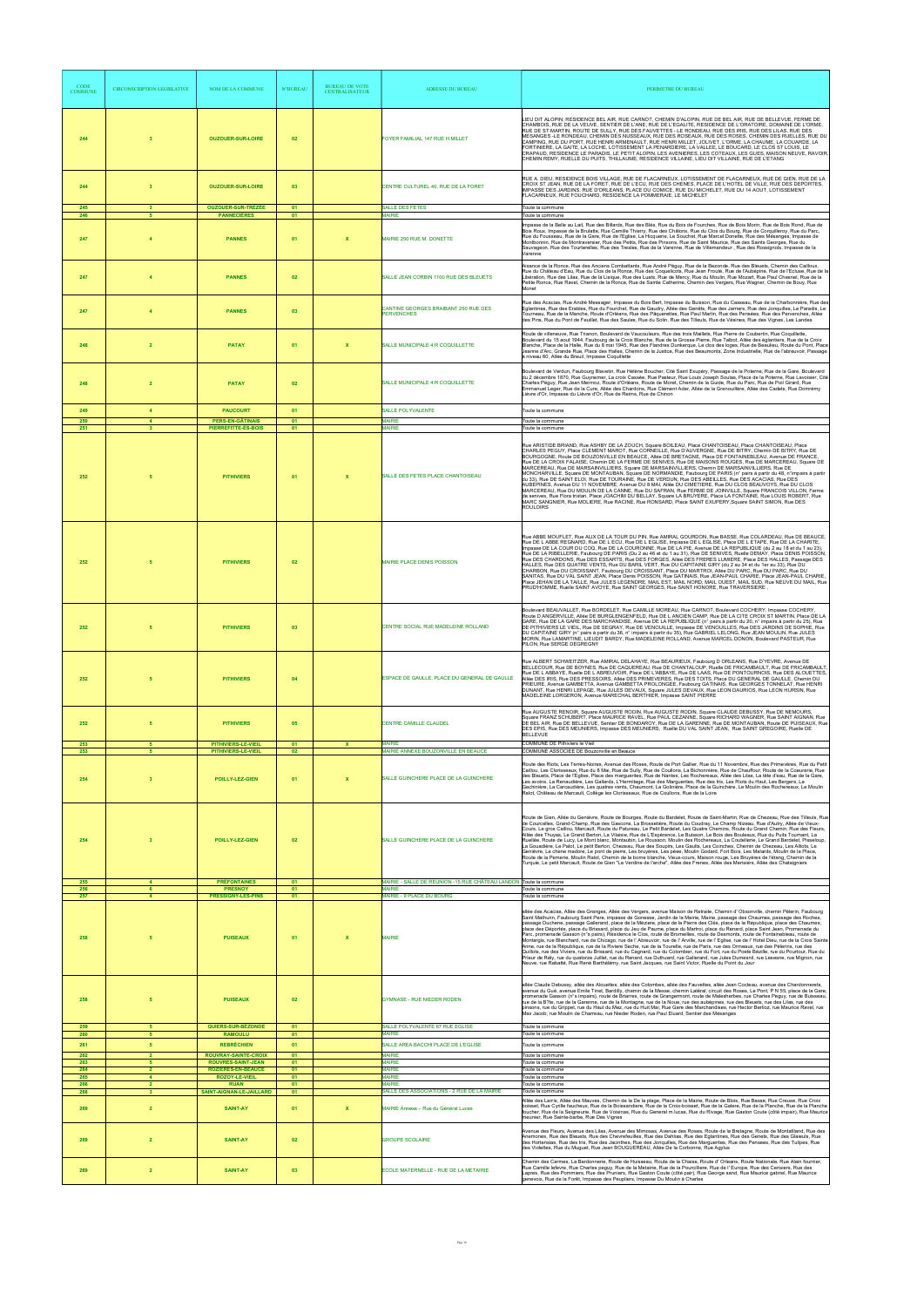| CODE COMMUNE | CIRCONSCRIPTION LEGISLATIVE | NOM DE LA COMMUNE | N°BUREAU | BUREAU DE VOTE CENTRALISATEUR | ADRESSE DU BUREAU | PERIMETRE DU BUREAU |
|---|---|---|---|---|---|---|
| 244 | 3 | OUZOUER-SUR-LOIRE | 02 | | FOYER FAMILIAL 147 RUE H.MILLET | LIEU DIT ALOPIN, RESIDENCE BEL AIR, RUE CARNOT, CHEMIN D'ALOPIN, RUE DE BEL AIR, RUE DE BELLEVUE, FERME DE CHAMBOIS, RUE DE LA VEUVE, SENTIER DE L'ANE, RUE DE L'EGALITE, RESIDENCE DE L'ORATOIRE, DOMAINE DE L'ORME, RUE DE ST MARTIN, ROUTE DE SULLY, RUE DES FAUVETTES - LE RONDEAU, RUE DES IRIS, RUE DES LILAS, RUE DES MESANGES -LE RONDEAU, CHEMIN DES NUSSEAUX, RUE DES ROSEAUX, RUE DES ROSES, CHEMIN DES RUELLES, RUE DU CAMPING, RUE DU PORT, RUE HENRI ARMENAULT, RUE HENRI MILLET, JOLIVET, L'ORME, LA CHAUME, LA COUARDE, LA FORTINIERE, LA GAITE, LA LOCHE, LOTISSEMENT LA PENARDIERE, LA VALLEE, LE BOUCARD, LE CLOS ST LOUIS, LE CRAPAUD, RESIDENCE LE PARADIS, LE PETIT ALOPIN, LES AVENIERES, LES COTEAUX, LES GUES, MAISON NEUVE, RAVOIR, CHEMIN REMY, RUELLE DU PUITS, THILLAUME, RESIDENCE VILLAINE, LIEU DIT VILLAINE, RUE DE L'ETANG |
| 244 | 3 | OUZOUER-SUR-LOIRE | 03 | | CENTRE CULTUREL 40, RUE DE LA FORET | RUE A. DIEU, RESIDENCE BOIS VILLAGE, RUE DE FLACARNEUX, LOTISSEMENT DE FLACARNEUX, RUE DE GIEN, RUE DE LA CROIX ST JEAN, RUE DE LA FORET, RUE DE L'ECU, RUE DES CHENES, PLACE DE L'HOTEL DE VILLE, RUE DES DEPORTES, IMPASSE DES JARDINS, RUE D'ORLEANS, PLACE DU COMICE, RUE DU MICHELET, RUE DU 14 AOUT, LOTISSEMENT FLACARNEUX, RUE FOUCHARD, RESIDENCE LA POMMERAIE, LE MICHELET |
| 245 | 3 | OUZOUER-SUR-TRÉZÉE | 01 | | SALLE DES FETES | Toute la commune |
| 246 | 5 | PANNECIÈRES | 01 | | MAIRIE | Toute la commune |
| 247 | 4 | PANNES | 01 | X | MAIRIE 290 RUE M. DONETTE | Impasse de la Belle au Lait, Rue des Billards, Rue des Blés, Rue du Bois de Fourches, Rue de Bois Morin, Rue de Bois Rond, Rue de Bois Roux, Impasse de la Brulatte, Rue Camille Thierry, Rue des Châtons, Rue du Clos du Bourg, Rue de Coquillerey, Rue du Parc, Rue du Fousseau, Rue de la Gare, Rue de l'Eglise, La Hicquerie, Le Souchet, Rue Marcel Donette, Rue des Mésanges, Impasse de Montbonnin, Rue de Montravensier, Rue des Petits, Rue des Pinsons, Rue de Saint Maurice, Rue des Saints Georges, Rue du Sauvageon, Rue des Tourterelles, Rue des Tresles, Rue de la Varenne, Rue de Villemandeur , Rue des Rossignols, Impasse de la Varenne |
| 247 | 4 | PANNES | 02 | | SALLE JEAN CORBIN 1100 RUE DES BLEUETS | Aisance de la Ronce, Rue des Anciens Combattants, Rue André Péguy, Rue de la Bezonde, Rue des Bleuets, Chemin des Cailloux, Rue du Château d'Eau, Rue du Clos de la Ronce, Rue des Coquelicots, Rue Jean Frouté, Rue de l'Aubépine, Rue de l'Ecluse, Rue de la Libération, Rue des Lilas, Rue de la Luigue, Rue des Lusts, Rue de Mercy, Rue du Moulin, Rue Mozart, Rue Paul Chesnel, Rue de la Petite Ronce, Rue Ravel, Chemin de la Ronce, Rue de Sainte Catherine, Chemin des Vergers, Rue Wagner, Chemin de Bouy, Rue Monet |
| 247 | 4 | PANNES | 03 | | CANTINE GEORGES BRAIBANT 250 RUE DES PERVENCHES | Rue des Acacias, Rue André Messager, Impasse du Bois Bert, Impasse du Buisson, Rue du Casseau, Rue de la Charbonnière, Rue des Eglantines, Rue des Erables, Rue du Fourchet, Rue de Gaudry, Allée des Genêts, Rue des Jarriers, Rue des Jonquilles, Le Paradis, Le Tourneau, Rue de la Manche, Route d'Orléans, Rue des Pâquerettes, Rue Paul Martin, Rue des Perelles, Rue des Pervenches, Allée des Pins, Rue du Pont de Feuillet, Rue des Saules, Rue du Solin, Rue des Tilleuls, Rue de Vésines, Rue des Vignes, Les Landes |
| 248 | 2 | PATAY | 01 | X | SALLE MUNICIPALE 4 R COQUILLETTE | Route de villeneuve, Rue Trianon, Boulevard de Vaucouleurs, Rue des trois Maillets, Rue Pierre de Coubertin, Rue Coquillette, Boulevard du 15 aout 1944, Faubourg de la Croix Blanche, Rue de la Grosse Pierre, Rue Talbot, Allée des églantiers, Rue de la Croix Blanche, Place de la Halle, Rue du 8 mai 1945, Rue des Flandres Dunkerque, Le clos des loges, Rue de Beaulieu, Route du Pont, Place Jeanne d'Arc, Grande Rue, Place des Halles, Chemin de la Justice, Rue des Beaumonts, Zone Industrielle, Rue de l'abreuvoir, Passage à niveau 60, Allée du Breuil, Impasse Coquillette |
| 248 | 2 | PATAY | 02 | | SALLE MUNICIPALE 4 R COQUILLETTE | Boulevard de Verdun, Faubourg Blavetin, Rue Hélène Boucher, Cité Saint Exupéry, Passage de la Poterne, Rue de la Gare, Boulevard du 2 décembre 1870, Rue Guynemer, La croix Cassée, Rue Pasteur, Rue Louis Joseph Soulas, Place de la Poterne, Rue Lavoisier, Cité Charles Péguy, Rue Jean Mermoz, Route d'Orléans, Route de Morel, Chemin de la Guide, Rue du Parc, Rue de Poil Girard, Rue Emmanuel Leger, Rue de la Cure, Allée des Chardons, Rue Clément Ader, Allée de la Grenouillère, Allée des Cadets, Rue Domrémy Lièvre d'Or, Impasse du Lièvre d'Or, Rue de Reims, Rue de Chinon |
| 249 | 4 | PAUCOURT | 01 | | SALLE POLYVALENTE | Toute la commune |
| 250 | 4 | PERS-EN-GÂTINAIS | 01 | | MAIRIE | Toute la commune |
| 251 | 3 | PIERREFITTE-ÈS-BOIS | 01 | | MAIRIE | Toute la commune |
| 252 | 5 | PITHIVIERS | 01 | X | SALLE DES FETES PLACE CHANTOISEAU | Rue ARISTIDE BRIAND, Rue ASHBY DE LA ZOUCH, Square BOILEAU, Place CHANTOISEAU, Place CHANTOISEAU, Place CHARLES PEGUY, Place CLEMENT MAROT, Rue CORNEILLE, Rue D'AUVERGNE, Rue DE BITRY, Chemin DE BITRY, Rue DE BOURGOGNE, Route DE BOUZONVILLE EN BEAUCE, Allee DE BRETAGNE, Place DE FONTAINEBLEAU, Avenue DE FRANCE, Rue DE LA CROIX FALAISE, Chemin DE LA FERME DE SENIVES, Rue DE MAISONS ROUGES, Rue DE MARCEREAU, Square DE MARCEREAU, Rue DE MARSAINVILLIERS, Square DE MARSAINVILLIERS, Chemin DE MARSAINVILLIERS, Rue DE MONCHARVILLE, Square DE MONTAUBAN, Square DE NORMANDIE, Faubourg DE PARIS (n° pairs à partir du 48, n°impairs à partir du 33), Rue DE SAINT ELOI, Rue DE TOURAINE, Rue DE VERDUN, Rue DES ABEILLES, Rue DES ACACIAS, Rue DES AUBEPINES, Avenue DU 11 NOVEMBRE, Avenue DU 8 MAI, Allee DU CIMETIERE, Rue DU CLOS BEAUVOYS, Rue DU CLOS MARCEREAU, Rue DU MOULIN DE LA CANNE, Rue DU SAFFRAN, Rue FERME DE JOINVILLE, Square FRANCOIS VILLON, Ferme de senives, Rue Flora tristan, Place JOACHIM DU BELLAY, Square LA BRUYERE, Place LA FONTAINE, Rue LOUIS ROBERT, Rue MARC SANGNIER, Rue MOLIERE, Rue RACINE, Rue RONSARD, Place SAINT EXUPERY,Square SAINT SIMON, Rue DES ROULOIRS |
| 252 | 5 | PITHIVIERS | 02 | | MAIRIE PLACE DENIS POISSON | Rue ABBE MOUFLET, Rue ALIX DE LA TOUR DU PIN, Rue AMIRAL GOURDON, Rue BASSE, Rue COLARDEAU, Rue DE BEAUCE, Rue DE L'ABBE REGNARD, Rue DE L'ECU, Rue DE L'EGLISE, Impasse DE L'EGLISE, Place DE L'ETAPE, Rue DE LA CHARITE, Impasse DE LA COUR DU COQ, Rue DE LA COURONNE, Rue DE LA PIE, Avenue DE LA REPUBLIQUE (du 2 au 18 et du 1 au 23), Rue DE LA RIBELLERIE, Faubourg DE PARIS (Du 2 au 46 et du 1 au 31), Rue DE SENIVES, Ruelle DEMAY, Place DENIS POISSON, Rue DES CHARDONS, Rue DES ESSARTS, Rue DES FORGES, Allée DES FRERES LUMIERE, Place DES HALLES, Passage DES HALLES, Rue DES QUATRE VENTS, Rue DU BARIL VERT, Rue DU CAPITAINE GIRY (du 2 au 34 et du 1er au 33), Rue DU CHARBON, Rue DU CROISSANT, Faubourg DU CROISSANT, Place DU MARTROI, Allee DU PARC, Rue DU PARC, Rue DU SANITAS, Rue DU VAL SAINT JEAN, Place Denis POISSON, Rue GATINAIS, Rue JEAN-PAUL CHARIE, Place JEAN-PAUL CHARIE, Place JEHAN DE LA TAILLE, Rue JULES LEGENDRE, MAIL EST, MAIL NORD, MAIL OUEST, MAIL SUD, Rue NEUVE DU MAIL, Rue PRUD'HOMME, Ruelle SAINT AVOYE, Rue SAINT GEORGES, Rue SAINT HONORE, Rue TRAVERSIERE , |
| 252 | 5 | PITHIVIERS | 03 | | CENTRE SOCIAL RUE MADELEINE ROLLAND | Boulevard BEAUVALLET, Rue BORDELET, Rue CAMILLE MOREAU, Rue CARNOT, Boulevard COCHERY, Impasse COCHERY, Route D'ANGERVILLE, Allee DE BURGLENGENFELD, Rue DE L'ANCIEN CAMP, Rue DE LA CITE CROIX ST MARTIN, Place DE LA GARE, Rue DE LA GARE DES MARCHANDISE, Avenue DE LA REPUBLIQUE (n° pairs à partir du 20, n° impairs à partir du 25), Rue DE PITHIVIERS LE VIEIL, Rue DE SEGRAY, Rue DE VENOUILLE, Impasse DE VENOUILLES, Rue DES JARDINS DE SOPHIE, Rue DU CAPITAINE GIRY (n° pairs à partir du 36, n° impairs à partir du 35), Rue GABRIEL LELONG, Rue JEAN MOULIN, Rue JULES MORIN, Rue LAMARTINE, LIEUDIT BARDY, Rue MADELEINE ROLLAND, Avenue MARCEL DONON, Boulevard PASTEUR, Rue PILON, Rue SERGE DEGREGNY |
| 252 | 5 | PITHIVIERS | 04 | | ESPACE DE GAULLE PLACE DU GENERAL DE GAULLE | Rue ALBERT SCHWEITZER, Rue AMIRAL DELAHAYE, Rue BEAURIEUX, Faubourg D ORLEANS, Rue D'YEVRE, Avenue DE BELLECOUR, Rue DE BOYNES, Rue DE CAQUEREAU, Rue DE CHANTALOUP, Ruelle DE FRICAMBAULT, Rue DE FRICAMBAULT, Rue DE L'ABBAYE, Ruelle DE L'ABREUVOIR, Place DE L'ABBAYE, Rue DE LAAS, Rue DE PONTOURNOIS, Rue DES ALOUETTES, Allée DES IRIS, Rue DES PRESSOIRS, Allee DES PRIMEVERES, Rue DES TOITS, Place DU GENERAL DE GAULLE, Chemin DU PRIEURE, Avenue GAMBETTA, Avenue GAMBETTA PROLONGEE, Faubourg GATINAIS, Rue GEORGES TONNELAT, Rue HENRI DUNANT, Rue HENRI LEPAGE, Rue JULES DEVAUX, Square JULES DEVAUX, Rue LEON DAURIOS, Rue LEON HURSIN, Rue MADELEINE LORGERON, Avenue MARECHAL BERTHIER, Impasse SAINT PIERRE |
| 252 | 5 | PITHIVIERS | 05 | | CENTRE CAMILLE CLAUDEL | Rue AUGUSTE RENOIR, Square AUGUSTE RODIN, Rue AUGUSTE RODIN, Square CLAUDE DEBUSSY, Rue DE NEMOURS, Square FRANZ SCHUBERT, Place MAURICE RAVEL, Rue PAUL CEZANNE, Square RICHARD WAGNER, Rue SAINT AIGNAN, Rue DE BEL AIR, Rue DE BELLEVUE, Sentier DE BONDAROY, Rue DE LA GARENNE, Rue DE MONTAUBAN, Route DE PUISEAUX, Rue DES EPIS, Rue DES MEUNIERS, Impasse DES MEUNIERS, Ruelle DU VAL SAINT JEAN, Rue SAINT GREGOIRE, Ruelle DE BELLEVUE |
| 253 | 5 | PITHIVIERS-LE-VIEIL | 01 | X | MAIRIE | COMMUNE DE Pithiviers le Vieil |
| 253 | 5 | PITHIVIERS-LE-VIEIL | 02 | | MAIRIE ANNEXE BOUZONVILLE EN BEAUCE | COMMUNE ASSOCIEE DE Bouzonville en Beauce |
| 254 | 3 | POILLY-LEZ-GIEN | 01 | X | SALLE GUINCHERE PLACE DE LA GUINCHERE | Route des Riots, Les Terres-Noires, Avenue des Roses, Route de Port Gallier, Rue du 11 Novembre, Rue des Primevères, Rue du Petit Caillou, Les Cloriasseaux, Rue du 8 Mai, Rue de Sully, Rue de Coullons, La Bichonnière, Rue de Chauffour, Route de la Coeurerie, Rue des Bleuets, Place de l'Eglise, Place des marguerites, Rue de Nantes, Les Rochereaux, Allée des Lilas, La Mie d'eau, Rue de la Gare, Les avoirs, La Renaudière, Les Gallards, L'Hermitage, Rue des Marguerites, Rue des Iris, Les Riots du Haut, Les Bergers, La Gachinière, La Carcaudière, Les quatres vents, Chaumont, La Golinière, Place de la Guinchère, Le Moulin des Rochereaux, Le Moulin Ralot, Château de Marcault, Collège les Cloriasseaux, Rue de Coullons, Rue de la Loire |
| 254 | 3 | POILLY-LEZ-GIEN | 02 | | SALLE GUINCHERE PLACE DE LA GUINCHERE | Route de Gien, Allée du Genièvre, Route de Bourges, Route du Bardelet, Route de Saint-Martin, Rue de Chezeau, Rue des Tilleuls, Rue de Courcelles, Grand-Champ, Rue des Gascons, La Brossetière, Route du Coudray, Le Champ Naveu, Rue d'Autry, Allée de Vieux-Cours, La grove Caillou, Marcault, Route du Patureau, Le Petit Bardelet, Les Quatre Chemins, Route du Grand Chemin, Rue des Fleurs, Allée des Thuyas, Le Grand Berton, La Vilaisie, Rue de L'Espérance, Le Buisson, Le Bois des Bouleaux, Rue du Puits Tournant, La Ruellée, Route de Lucy, Le Mont blanc, Montaubin, Le Rouseon, Moulin des Rochereaux, La Coutellerie, Le Grand Bardelet, Plesslaup, La Gouardière, Le Palot, Le petit Berton, Chezeau, Rue des Soupirs, Les Gaults, Les Coinches, Chemin de Chezeau, Les Alliots, Le Genièvre, La chene madore, Le pont de pierre, Les bruyères, Les pèse, Moulin Godard, Fort Bois, Les Malards, Moulin de la Place, Route de la Pemerie, Moulin Ralot, Chemin de la borne blanche, Vieux-cours, Maison rouge, Les Bruyères de l'étang, Chemin de la Turquie, Le petit Marcault, Route de Gien "La Verdine de l'arche", Allée des Frenes, Allée des Merisiers, Allée des Chataigniers |
| 255 | 4 | PRÉFONTAINES | 01 | | MAIRIE - SALLE DE REUNION -15 RUE CHÂTEAU LANDON | Toute la commune |
| 256 | 6 | PRESNOY | 01 | | MAIRIE | Toute la commune |
| 257 | 4 | PRESSIGNY-LES-PINS | 01 | | MAIRIE - 8 PLACE DU BOURG | Toute la commune |
| 258 | 5 | PUISEAUX | 01 | X | MAIRIE | allée des Acacias, Allée des Granges, Allée des Vergers, avenue Maison de Retraite, Chemin d' Obsonville, chemin Pèlerin, Faubourg Saint Mathurin, Faubourg Saint Pere, impasse de Gonesse, Jardin de la Mairie, Mairie, passage des Chaumes, passage des Roches, passage Duchene, passage Gallerand, place de la Mézere, place de la Pierre des Clés, place de la République, place des Chaumes, place des Déportés, place du Briasard, place du Jeu de Paume, place du Martroi, place du Renard, place Saint Jean, Promenade du Parc, promenade Gasson (n°s pairs), Résidence le Clos, route de Bromeilles, route de Desmonts, route de Fontainebleau, route de Montargis, rue Blanchard, rue de Chicago, rue de l' Abreuvoir, rue de l' Arville, rue de l' Eglise, rue de l' Hotel Dieu, rue de la Croix Sainte Anne, rue de la République, rue de la Rivière Seche, rue de la Tourelle, rue de Paris, rue des Ormeaux, rue des Pèlerins, rue des Quillots, rue des Vieux Fossés, rue du Brassard, rue du Cagnard, rue du Colombier, rue du Fort, rue du Poste Bazille, rue du Pourtour, Rue du Prieur de Raty, rue du quatorze Juillet, rue du Renard, rue Duthuard, rue Gallerand, rue Jules Dumesnil, rue Lesesne, rue Mignon, rue Neuve, rue Rabatté, Rue René Barthélémy, rue Saint Jacques, rue Saint Victor, Ruelle du Point du Jour |
| 258 | 5 | PUISEAUX | 02 | | GYMNASE - RUE NIEDER RODEN | allée Claude Debussy, allée des Alouettes, allée des Colombes, allée des Fauvettes, allée Jean Cocteau, avenue des Chardonnerets, avenue du Gué, avenue Emile Tinel, Bardilly, chemin de la Messe, chemin Latéral, circuit des Roses, Le Pont, P N 55, place de la Gare, promenade Gasson (n°s impairs), route de Briarres, route de Grangermont, route de Malesherbes, rue Charles Peguy, rue de Buisseau, rue de la B?te, rue de la Garenne, rue de la Montagne, rue de la Noue, rue des aubépines, rue des Bleuets, rue des Lilas, rue des pinsons, rue du Grippet, rue du Haut du Mez, rue du Huit Mai, Rue Gare des Marchandises, rue Hector Berlioz, rue Maurice Ravel, rue Max Jacob, rue Moulin de Chameau, rue Nieder Roden, rue Paul Eluard, Sentier des Mésanges |
| 259 | 5 | QUIERS-SUR-BÉZONDE | 01 | | SALLE POLYVALENTE 67 RUE EGLISE | Toute la commune |
| 260 | 5 | RAMOULU | 01 | | MAIRIE | Toute la commune |
| 261 | 5 | REBRÉCHIEN | 01 | | SALLE AREA BACCHI PLACE DE L'EGLISE | Toute la commune |
| 262 | 2 | ROUVRAY-SAINTE-CROIX | 01 | | MAIRIE | Toute la commune |
| 263 | 5 | ROUVRES-SAINT-JEAN | 01 | | MAIRIE | Toute la commune |
| 264 | 2 | ROZIÈRES-EN-BEAUCE | 01 | | MAIRIE | Toute la commune |
| 265 | 4 | ROZOY-LE-VIEIL | 01 | | MAIRIE | Toute la commune |
| 266 | 2 | RUAN | 01 | | MAIRIE | Toute la commune |
| 268 | 3 | SAINT-AIGNAN-LE-JAILLARD | 01 | | SALLE DES ASSOCIATIONS - 2 RUE DE LA MAIRIE | Toute la commune |
| 269 | 2 | SAINT-AY | 01 | X | MAIRIE Annexe – Rue du Général Lucas | Allée des Larris, Allée des Mauves, Chemin de la De la plage, Place de la Mairie, Route de Blois, Rue Baise, Rue Creuse, Rue Croix boisset, Rue Cyrille faucheux, Rue de la Boissandière, Rue de la Croix-boisset, Rue de la Galère, Rue de la Planche, Rue de la Planche boucher, Rue de la Seigneurie, Rue de Voisines, Rue du General m.lucas, Rue du Rivage, Rue Gaston Coute (côté impair), Rue Maurice meunier, Rue Sainte-barbe, Rue Des Vignes |
| 269 | 2 | SAINT-AY | 02 | | GROUPE SCOLAIRE | Avenue des Fleurs, Avenue des Lilas, Avenue des Mimosas, Avenue des Roses, Route de la Bretagne, Route de Montaliland, Rue des Anémones, Rue des Bleuets, Rue des Chevrefeuilles, Rue des Dahlias, Rue des Eglantines, Rue des Genets, Rue des Glaieuls, Rue des Hortensias, Rue des Iris, Rue des Jacinthes, Rue des Jonquilles, Rue des Marguerites, Rue des Pensees, Rue des Tulipes, Rue des Violettes, Rue du Muguet, Rue Jean BOUGUEREAU, Allée De la Corbonne, Rue Agylus |
| 269 | 2 | SAINT-AY | 03 | | ECOLE MATERNELLE - RUE DE LA METAIRIE | Chemin des Carmes, La Bardonnerie, Route de Huisseau, Route de la Chaise, Route d' Orleans, Route Nationale, Rue Alain fournier, Rue Camille lefevre, Rue Charles peguy, Rue de la Metairie, Rue de la Pourcillière, Rue de l' Europe, Rue des Cerisiers, Rue des Lapres, Rue des Pommiers, Rue des Pruniers, Rue Gaston Coute (côté pair), Rue George sand, Rue Maurice gabriel, Rue Maurice genevoix, Rue de la Forêt, Impasse des Peupliers, Impasse Du Moulin à Charles |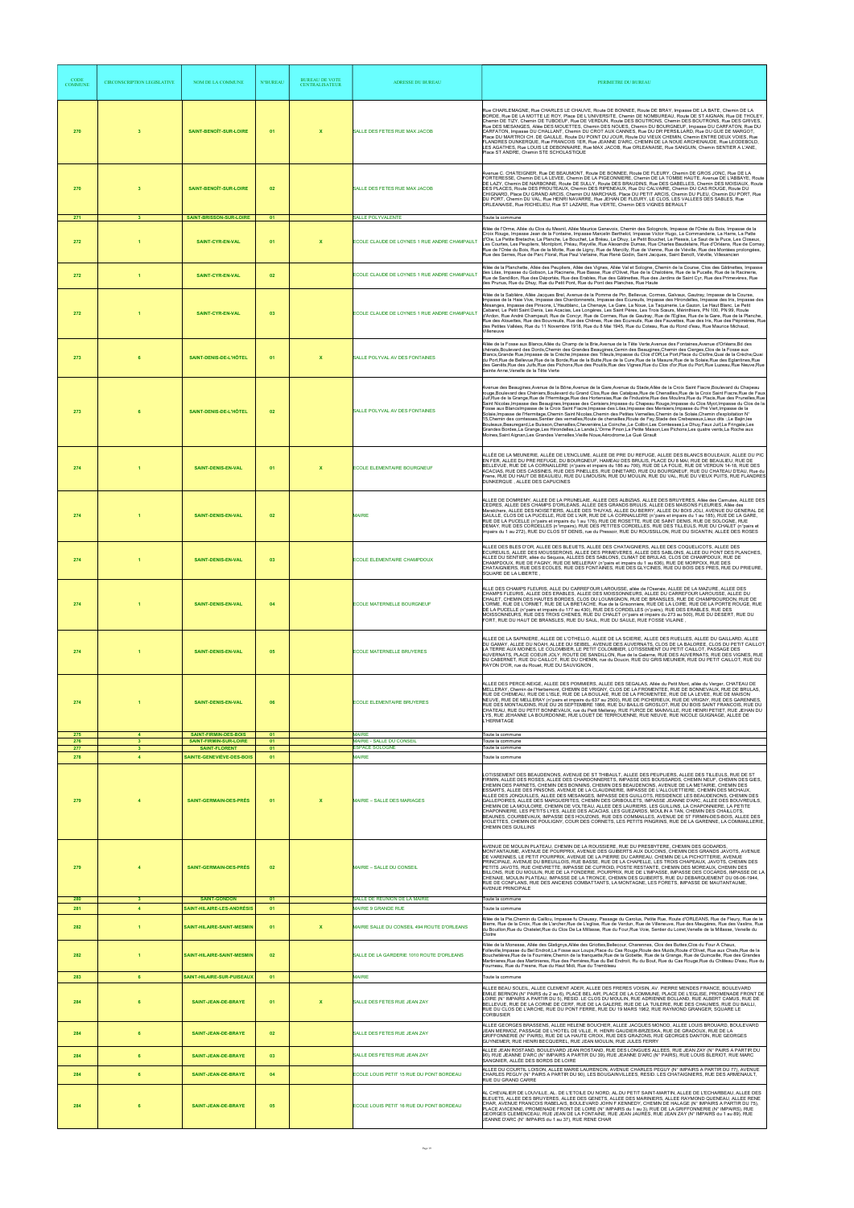| CODE COMMUNE | CIRCONSCRIPTION LEGISLATIVE | NOM DE LA COMMUNE | N°BUREAU | BUREAU DE VOTE CENTRALISATEUR | ADRESSE DU BUREAU | PERIMETRE DU BUREAU |
|---|---|---|---|---|---|---|
| 270 | 3 | SAINT-BENOÎT-SUR-LOIRE | 01 | X | SALLE DES FETES RUE MAX JACOB | Rue CHARLEMAGNE, Rue CHARLES LE CHAUVE, Route DE BONNEE, Route DE BRAY, Impasse DE LA BATE, Chemin DE LA BORDE, Rue DE LA MOTTE LE ROY, Place DE L'UNIVERSITE, Chemin DE NOMBUREAU, Route DE ST AIGNAN, Rue DE THOLEY, Chemin DE TIZY, Chemin DE TUBOEUF, Rue DE VERDUN, Route DES BOUTRONS, Chemin DES BOUTRONS, Rue DES GRIVES, Rue DES MESANGES, Allée DES MOUETTES, Chemin DES NOUES, Chemin DU BOURGNEUF, Impasse DU CARFATON, Rue DU CARFATON, Impasse DU CHALLANT, Chemin DU CROT AUX CANNES, Rue DU DR PERSILLARD, Rue DU GUE DE MARGOT, Place DU MARTROI CH. DE GAULLE, Route DU POINT DU JOUR, Route DU VIEUX CHEMIN, Chemin ENTRE DEUX VOIES, Rue FLANDRES DUNKERQUE, Rue FRANCOIS 1ER, Rue JEANNE D'ARC, CHEMIN DE LA NOUE ARCHENAUDE, Rue LEODEBOLD, LES AGATHES, Rue LOUIS LE DEBONNAIRE, Rue MAX JACOB, Rue ORLEANAISE, Rue SANGUIN, Chemin SENTIER A L'ANE, Place ST ANDRE, Chemin STE SCHOLASTIQUE |
| 270 | 3 | SAINT-BENOÎT-SUR-LOIRE | 02 | | SALLE DES FETES RUE MAX JACOB | Avenue C. CHATEIGNER, Rue DE BEAUMONT, Route DE BONNEE, Route DE FLEURY, Chemin DE GROS JONC, Rue DE LA FORTERESSE, Chemin DE LA LEVEE, Chemin DE LA PIGEONNIERE, Chemin DE LA TOMBE HAUTE, Avenue DE L'ABBAYE, Route DE LAZY, Chemin DE NARBONNE, Route DE SULLY, Route DES BRAUDINS, Rue DES GABELLES, Chemin DES MOISIAUX, Route DES PLACES, Route DES PROUTEAUX, Chemin DES RIPENEAUX, Rue DU CALVAIRE, Chemin DU CAS ROUGE, Route DU CHIGNARD, Place DU GRAND ARCIS, Chemin DU MARCHAIS, Place DU PETIT ARCIS, Chemin DU PLEU, Chemin DU PORT, Rue DU PORT, Chemin DU VAL, Rue HENRI NAVARRE, Rue JEHAN DE FLEURY, LE CLOS, LES VALLEES DES SABLES, Rue ORLEANAISE, Rue RICHELIEU, Rue ST LAZARE, Rue VERTE, Chemin DES VIGNES BERAULT |
| 271 | 3 | SAINT-BRISSON-SUR-LOIRE | 01 | | SALLE POLYVALENTE | Toute la commune |
| 272 | 1 | SAINT-CYR-EN-VAL | 01 | X | ECOLE CLAUDE DE LOYNES 1 RUE ANDRE CHAMPAULT | Allée de l'Orme, Allée du Clos du Mesnil, Allée Maurice Genevoix, Chemin des Sologncts, Impasse de l'Orée du Bois, Impasse de la Croix Rouge, Impasse Jean de la Fontaine, Impasse Marcelin Berthelot, Impasse Victor Hugo, La Commanderie, La Harre, La Petite d'Ole, La Petite Bretache, La Planche, Le Bouchet, Le Brèau, Le Dhuy, Le Petit Bouchet, Le Plessis, Le Saut de la Puce, Les Closeux, Les Courtes, Les Peupliers, Montplonl, Préau, Reyville, Rue Alexandre Dumas, Rue Charles Baudelaire, Rue d'Orléans, Rue de Cornay, Rue de l'Orée du Bois, Rue de la Motte, Rue de Ligny, Rue de Marcilly, Rue de Vienne, Rue de Viéville, Rue des Morelles prolongées, Rue des Serres, Rue de Parc Floral, Rue Paul Verlaine, Rue René Godin, Saint Jacques, Saint Benoît, Viéville, Villesancien |
| 272 | 1 | SAINT-CYR-EN-VAL | 02 | | ECOLE CLAUDE DE LOYNES 1 RUE ANDRE CHAMPAULT | Allée de la Planchette, Allée des Peupliers, Allée des Vignes, Allée Val et Sologne, Chemin de la Course, Clos des Gâtinettes, Impasse des Lilas, Impasse du Gobson, La Racinerie, Rue Basse, Rue d'Olivet, Rue de la Chalotière, Rue de la Pucelle, Rue de la Racinerie, Rue de Sandillon, Rue des Déportés, Rue des Erables, Rue des Gâtinettes, Rue des Jardins de Saint Cyr, Rue des Primevères, Rue des Prunus, Rue du Dhuy, Rue du Petit Pont, Rue du Pont des Planches, Rue Haute |
| 272 | 1 | SAINT-CYR-EN-VAL | 03 | | ECOLE CLAUDE DE LOYNES 1 RUE ANDRE CHAMPAULT | Allée de la Sablière, Allée Jacques Brel, Avenue de la Pomme de Pin, Bellevue, Cormes, Gaivaux, Gautray, Impasse de la Course, Impasse de la Haie Vive, Impasse des Chardonnerets, Impasse des Ecureuils, Impasse des Hirondelles, Impasse des Iris, Impasse des Mésanges, Impasse des Pinsons, L'Hautblanc, La Chenaye, La Gare, La Noue, La Taquinerie, Le Gazon, Le Haut Blanc, Le Petit Cabaret, Le Petit Saint Denis, Les Acacias, Les Longères, Les Saint Pères, Les Trois Saeurs, Mérinthiers, PN 100, PN 99, Route d'Ardon, Rue André Champault, Rue de Concyr, Rue de Cormes, Rue de Gautray, Rue de l'Eglise, Rue de la Gare, Rue de la Planche, Rue des Alouettes, Rue des Bouvreuils, Rue des Chênes, Rue des Ecureuils, Rue des Fauvettes, Rue des Iris, Rue des Pâquerettes, Rue des Petites Vallées, Rue du 11 Novembre 1918, Rue du 8 Mai 1945, Rue du Coteau, Rue du Rond d'eau, Rue Maurice Michaud, Villeneuve |
| 273 | 6 | SAINT-DENIS-DE-L'HÔTEL | 01 | X | SALLE POLYVAL AV DES FONTAINES | Allée de la Fosse aux Blancs,Allée du Champ de la Brie,Avenue de la Tête Verte,Avenue des Fontaines,Avenue d'Orléans,Bd des chênes,Boulevard des Dords,Chemin des Grandes Beaugines,Cemin des Beaugines,Chemin des Clerges,Clos de la Fosse aux Blancs,Grande Rue,Impasse de la Creche,Impasse des Tilleuls,Impasse du Clos d'Or,Le Port,Place du Cloître,Quai de la Crèche,Quai du Port,Rue de Bellevue,Rue de la Borde,Rue de la Butte,Rue de la Cure,Rue de la Masure,Rue de la Solaie,Rue des Eglantines,Rue des Genêts,Rue des Juifs,Rue des Pichons,Rue des Poutils,Rue des Vignes,Rue du Clos d'or,Rue du Port,Rue Luzeau,Rue Neuve,Rue Sainte Anne,Venelle de la Tête Verte |
| 273 | 6 | SAINT-DENIS-DE-L'HÔTEL | 02 | | SALLE POLYVAL AV DES FONTAINES | Avenue des Beaugines,Avenue de la Bône,Avenue de la Gare,Avenue du Stade,Allée de la Croix Saint Fiacre,Boulevard du Chapeau rouge,Boulevard des Chênes,Boulevard du Grand Clos,Rue des Catalpas,Rue de Chenailles,Rue de la Croix Saint Fiacre,Rue de Faux Juif,Rue de la Grange,Rue de l'Hermitage,Rue des Hortensias,Rue de l'Industrie,Rue des Moulins,Rue du Placis,Rue des Prunelles,Rue Saint Nicolas,Impasse des Beaugines,Impasse des Cerisiers,Impasse du Chapeau Rouge,Impasse du Clos Myot,Impasse du Clos de la Fosse aux Blancs,Impasse de la Croix Saint Fiacre,Impasse des Lilas,Impasse des Merisiers,Impasse du Pré Vert,Impasse de la Solaie,Impasse de l'Hermitage,Chemin Saint Nicolas,Chemin des Petites Vernelles,Chemin de la Chenaye,Chemin d'exploitation N° 15,Chemin des comtesses,Sentier des vernelles,Route de chenailles,Route de Fay,Stade des Crebezeaux,Lieux dits : Le Bajin,les Bouleaux,Beauregard,Le Buisson,Chenailles,Chevrenière,La Coinche ,Le Collon,Les Comtesses,Le Dhuy,Faux Juif,La Fringale,Les Grandes Bordes,La Grange,Les Hirondelles,La Lande,L'Orme Pinon,La Petite Maison,Les Pichons,Les quatre vents,La Roche aux Moines,Saint Aignan,Les Grandes Vernelles,Vieille Noue,Aérodrome,Le Gué Girault |
| 274 | 1 | SAINT-DENIS-EN-VAL | 01 | X | ECOLE ELEMENTAIRE BOURGNEUF | ALLÉE DE LA MEUNERIE, ALLÉE DE L'ENCLUME, ALLEE DE PRE DU REFUGE, ALLEE DES BLANCS BOULEAUX, ALLEE DU PIC EN FER, ALLEE DU PRE REFUGE, DU BOURGNEUF, HAMEAU DES BRULIS, PLACE DU 8 MAI, RUE DE BEAULIEU, RUE DE BELLEVUE, RUE DE LA CORNAILLERE (n°pairs et impairs du 186 au 700), RUE DE LA FOLIE, RUE DE VERDUN 14-18, RUE DES ACACIAS, RUE DES CASSINES, RUE DES PINELLES, RUE DINETARD, RUE DU BOURGNEUF, RUE DU CHATEAU D'EAU, Rue du Frene, RUE DU HAUT DE BEAULIEU, RUE DU LIMOUSIN, RUE DU MOULIN, RUE DU VAL, RUE DU VIEUX PUITS, RUE FLANDRES DUNKERQUE , ALLEE DES CAPUCINES |
| 274 | 1 | SAINT-DENIS-EN-VAL | 02 | | MAIRIE | ALLEE DE DOMREMY, ALLEE DE LA PRUNELAIE, ALLEE DES ALBIZIAS, ALLEE DES BRUYERES, Allée des Camuses, ALLEE DES CEDRES, ALLEE DES CHAMPS D'ORLEANS, ALLEE DES GRANDS BRULIS, ALLEE DES MAISONS FLEURIES, Allée des Maraîchers, ALLEE DES NOISETIERS, ALLEE DES THUYAS, ALLEE DU BERRY, ALLEE DU BOIS JOLI, AVENUE DU GENERAL DE GAULLE, CLOS DE LA PUCELLE, RUE DE L'AIR, RUE DE LA CORNAILLERE (n°pairs et impairs du 1 au 185), RUE DE LA GARE, RUE DE LA PUCELLE (n°pairs et impairs du 1 au 176), RUE DE ROSETTE, RUE DE SAINT DENIS, RUE DE SOLOGNE, RUE DEMAY, RUE DES CORDELLES (n°impairs), RUE DES PETITES CORDELLES, RUE DES TILLEULS, RUE DU CHALET (n°pairs et impairs du 1 au 272), RUE DU CLOS ST DENIS, rue du Pressoir, RUE DU ROUSSILLON, RUE DU SICANTIN, ALLEE DES ROSES |
| 274 | 1 | SAINT-DENIS-EN-VAL | 03 | | ECOLE ELEMENTAIRE CHAMPDOUX | ALLEE DES BLES D'OR, ALLEE DES BLEUETS, ALLEE DES CHATAIGNIERS, ALLEE DES COQUELICOTS, ALLEE DES ECUREUILS, ALLEE DES MOUSSERONS, ALLEE DES PRIMEVERES, ALLEE DES SABLONS, ALLEE DU PONT DES PLANCHES, ALLEE DU SENTIER, allée du Séquoia, ALLEES DES SABLONS, CLIMAT DE BRULAS, CLOS DE CHAMPDOUX, RUE DE CHAMPDOUX, RUE DE FAGNY, RUE DE MELLERAY (n°pairs et impairs du 1 au 636), RUE DE MORPOIX, RUE DES CHATAIGNIERS, RUE DES ECOLES, RUE DES FONTAINES, RUE DES GLYCINES, RUE DU BOIS DES PRES, RUE DU PRIEURE, SQUARE DE LA LIBERTE , |
| 274 | 1 | SAINT-DENIS-EN-VAL | 04 | | ECOLE MATERNELLE BOURGNEUF | ALLE DES CHAMPS FLEURIS, ALLE DU CARREFOUR LAROUSSE, allée de l'Oseraie, ALLEE DE LA MAZURE, ALLEE DES CHAMPS FLEURIS, ALLEE DES ERABLES, ALLEE DES MOISSONNEURS, ALLEE DU CARREFOUR LAROUSSE, ALLEE DU CHALET, CHEMIN DES HAUTES BORDES, CLOS DU LOUMIGNON, RUE DE BRANSLES, RUE DE CHAMPBOURDON, RUE DE L'ORME, RUE DE L'ORMET, RUE DE LA BRETACHE, Rue de la Grisonnerie, RUE DE LA LOIRE, RUE DE LA PORTE ROUGE, RUE DE LA PUCELLE (n°pairs et impairs du 177 au 430), RUE DES CORDELLES (n°pairs), RUE DES ERABLES, RUE DES MOISSONNEURS, RUE DES TROIS CHENES, RUE DU CHALET (n°pairs et impairs du 273 au 500), RUE DU DESERT, RUE DU FORT, RUE DU HAUT DE BRANSLES, RUE DU SAUL, RUE DU SAULE, RUE FOSSE VILAINE , |
| 274 | 1 | SAINT-DENIS-EN-VAL | 05 | | ECOLE MATERNELLE BRUYERES | ALLEE DE LA SAPINIERE, ALLEE DE L'OTHELLO, ALLEE DE LA SCIERIE, ALLEE DES RUELLES, ALLEE DU GAILLARD, ALLEE DU GAMAY, ALLEE DU NOAH, ALLEE DU SEIBEL, AVENUE DES AUVERNATS, CLOS DE LA BALOREE, CLOS DU PETIT CAILLOT, LA TERRE AUX MOINES, LE COLOMBIER, LE PETIT COLOMBIER, LOTISSEMENT DU PETIT CAILLOT, PASSAGE DES AUVERNATS, PLACE COEUR JOLY, ROUTE DE SANDILLON, Rue de la Galarne, RUE DES AUVERNATS, RUE DES VIGNES, RUE DU CABERNET, RUE DU CAILLOT, RUE DU CHENIN, rue du Doucin, RUE DU GRIS MEUNIER, RUE DU PETIT CAILLOT, RUE DU RAYON D'OR, rue du Rouet, RUE DU SAUVIGNON , |
| 274 | 1 | SAINT-DENIS-EN-VAL | 06 | | ECOLE ELEMENTAIRE BRUYERES | ALLEE DES PERCE-NEIGE, ALLEE DES POMMIERS, ALLEE DES SEGALAS, Allée du Petit Mont, allée du Verger, CHATEAU DE MELLERAY, Chemin de l'Herbemont, CHEMIN DE VRIGNY, CLOS DE LA FROMENTEE, RUE DE BONNEVAUX, RUE DE BRULAS, RUE DE CHEMEAU, RUE DE L'ISLE, RUE DE LA BOULAIE, RUE DE LA FROMENTEE, RUE DE LA LEVEE, RUE DE MAISON NEUVE, RUE DE MELLERAY (n°pairs et impairs du 637 au 2500), RUE DE PICHERIEUX, RUE DE VRIGNY, RUE DES GARENNES, RUE DES MONTAUDINS, RUE DU 26 SEPTEMBRE 1866, RUE DU BAILLIS GROSLOT, RUE DU BOIS SAINT FRANCOIS, RUE DU CHATEAU, RUE DU PETIT BONNEVAUX, rue du Petit Melleray, RUE FURCE DE MAINVILLE, RUE HENRI PETIET, RUE JEHAN DU LYS, RUE JEHANNE LA BOURDONNE, RUE LOUET DE TERROUENNE, RUE NEUVE, RUE NICOLE GUIGNAGE, ALLEE DE L'HERMITAGE |
| 275 | 4 | SAINT-FIRMIN-DES-BOIS | 01 | | MAIRIE | Toute la commune |
| 276 | 3 | SAINT-FIRMIN-SUR-LOIRE | 01 | | MAIRIE - SALLE DU CONSEIL | Toute la commune |
| 277 | 3 | SAINT-FLORENT | 01 | | ESPACE SOLOGNE | Toute la commune |
| 278 | 4 | SAINTE-GENEVIÈVE-DES-BOIS | 01 | | MAIRIE | Toute la commune |
| 279 | 4 | SAINT-GERMAIN-DES-PRÉS | 01 | X | MAIRIE – SALLE DES MARIAGES | LOTISSEMENT DES BEAUDENONS, AVENUE DE ST THIBAULT, ALLEE DES PEUPLIERS, ALLEE DES TILLEULS, RUE DE ST FIRMIN, ALLEE DES ROSES, ALLEE DES CHARDONNERETS, IMPASSE DES BOUSSARDS, CHEMIN NEUF, CHEMIN DES GES, CHEMIN DES PARNETS, CHEMIN DES BONNINS, CHEMIN DES BEAUDENONS, AVENUE DE LA METAIRIE, CHEMIN DES ESSARTS, ALLEE DES PINSONS, AVENUE DE LA CLAUDINERIE, IMPASSE DE L'ALLOUETTIERE, CHEMIN DES MICHAUX, ALLEE DES JONQUILLES, ALLEE DES MESANGES, IMPASSE DES GUILLOTS, RESIDENCE LES BEAUDENONS, CHEMIN DES GALLEPOIRES, ALLEE DES MARGUERITES, CHEMIN DES GRIBOULETS, IMPASSE JEANNE D'ARC, ALLEE DES BOUVREUILS, CHEMIN DE LA MOULOIRE, CHEMIN DE VOLTEAU, ALLEE DES LAURIERS, LES GUILLINS, LA CHAPONNIERE, LA PETITE CHAPONNIERE, LES PETITS LYES, ALLEE DES ACACIAS, LES GUEZARDS, MOULIN A TAN, CHEMIN DES CHAILLOTS, BEAUNES, COURBEVAUX, IMPASSE DES HOUZONS, RUE DES COMMAILLES, AVENUE DE ST FIRMIN-DES-BOIS, ALLEE DES VIOLETTES, CHEMIN DE POULIGNY, COUR DES CORNETS, LES PETITS PINGRINS, RUE DE LA GARENNE, LA COMMAILLERIE, CHEMIN DES GUILLINS |
| 279 | 4 | SAINT-GERMAIN-DES-PRÉS | 02 | | MAIRIE – SALLE DU CONSEIL | AVENUE DE MOULIN PLATEAU, CHEMIN DE LA ROUSSIERE, RUE DU PRESBYTERE, CHEMIN DES GODARDS, MONTANTAUME, AVENUE DE POURPRIX, AVENUE DES GUIBERTS AUX DUCOINS, CHEMIN DES GRANDS JAVOTS, AVENUE DE VARENNES, LE PETIT POURPRIX, AVENUE DE LA PIERRE DU CARREAU, CHEMIN DE LA PICHOTTERIE, AVENUE PRINCIPALE, AVENUE DU BREUILLOIS, RUE BASSE, RUE DE LA CHAPELLE, LES TROIS CHAPEAUX, JAVOTS, CHEMIN DES PETITS JAVOTS, RUE CHEVRETTE, IMPASSE DE CUFROID, POSTE RESTANTE, CHEMIN DES MOREAUX, CHEMIN DES BILLONS, RUE DU MOULIN, RUE DE LA FONDERIE, POURPRIX, RUE DE L'IMPASSE, IMPASSE DES COCARDS, IMPASSE DE LA CHENAIE, MOULIN PLATEAU, IMPASSE DE LA TRONCE, CHEMIN DES GUIBERTS, RUE DU DEBARQUEMENT DU 06-06-1944, RUE DE CONFLANS, RUE DES ANCIENS COMBATTANTS, LA MONTAGNE, LES FORETS, IMPASSE DE MAUTANTAUME, AVENUE PRINCIPALE |
| 280 | 3 | SAINT-GONDON | 01 | | SALLE DE REUNION DE LA MAIRIE | Toute la commune |
| 281 | 4 | SAINT-HILAIRE-LES-ANDRÉSIS | 01 | | MAIRIE 9 GRANDE RUE | Toute la commune |
| 282 | 1 | SAINT-HILAIRE-SAINT-MESMIN | 01 | X | MAIRIE SALLE DU CONSEIL 494 ROUTE D'ORLEANS | Allée de la Pie,Chemin du Caillou, Impasse fu Chaussy, Passage du Carolus, Petite Rue, Route d'ORLEANS, Rue de Fleury, Rue de la Bierre, Rue de la Croix, Rue de Lherbier,Rue de L'eglise, Rue de Verdun, Rue de Villeneuve, Rue des Maugères, Rue des Vaslins, Rue du Brouillon,Rue du Chatelet,Rue du Clos De La Millasse, Rue du Four,Rue Voie, Sentier du Loiret,Venelle de la Millasse, Venelle du Cloitre |
| 282 | 1 | SAINT-HILAIRE-SAINT-MESMIN | 02 | | SALLE DE LA GARDERIE 1010 ROUTE D'ORLEANS | Allée de la Monesse, Allée des Glatignys,Allée des Griottes,Bellecour, Charennes, Clos des Butes,Clos du Four A Chaux, Folleville,Impasse du Bel Endroit,La Fosse aux Loups,Place du Cas Rouge,Route des Muids,Route d'Olivet, Rue aux Chats,Rue de la Bouchetière,Rue de la Fourrière,Chemin de la tranquette,Rue de la Gobette, Rue de la Grange, Rue de Quincelle, Rue des Grandes Martinières,Rue des Martinieres, Rue des Perrières,Rue du Bel Endroit, Ru du Bout, Rue du Cas Rouge,Rue du Château D'eau, Rue du Fourneau, Rue du Fresne, Rue du Haut Midi, Rue du Trembleau |
| 283 | 6 | SAINT-HILAIRE-SUR-PUISEAUX | 01 | | MAIRIE | Toute la commune |
| 284 | 6 | SAINT-JEAN-DE-BRAYE | 01 | X | SALLE DES FETES RUE JEAN ZAY | ALLEE BEAU SOLEIL, ALLEE CLEMENT ADER, ALLEE DES FRERES VOISIN, AV. PIERRE MENDES FRANCE, BOULEVARD EMILE BERNON (N° PAIRS du 2 au 6), PLACE BEL AIR, PLACE DE LA COMMUNE, PLACE DE L'EGLISE, PROMENADE FRONT DE LOIRE (N° IMPAIRS A PARTIR DU 5), RESID. LE CLOS DU MOULIN, RUE ADRIENNE BOLLAND, RUE ALBERT CAMUS, RUE DE BELLEVUE, RUE DE LA CORNE DE CERF, RUE DE LA GALERE, RUE DE LA TUILERIE, RUE DES CHAUMES, RUE DU BAILLI, RUE DU CLOS DE L'ARCHE, RUE DU PONT FERRE, RUE DU 19 MARS 1962, RUE RAYMOND GRANGER, SQUARE LE CORBUSIER |
| 284 | 6 | SAINT-JEAN-DE-BRAYE | 02 | | SALLE DES FETES RUE JEAN ZAY | ALLEE GEORGES BRASSENS, ALLEE HELENE BOUCHER, ALLEE JACQUES MONOD, ALLEE LOUIS BROUARD, BOULEVARD JEAN MERMOZ, PASSAGE DE L'HOTEL DE VILLE, R. HENRI GAUDIER-BRZESKA, RUE DE GRADOUX, RUE DE LA GRIFFONNERIE (N° PAIRS), RUE DE LA HAUTE CROIX, RUE DES GRAZONS, RUE GEORGES DANTON, RUE GEORGES GUYNEMER, RUE HENRI BECQUEREL, RUE JEAN MOULIN, RUE JULES FERRY |
| 284 | 6 | SAINT-JEAN-DE-BRAYE | 03 | | SALLE DES FETES RUE JEAN ZAY | ALLEE JEAN ROSTAND, BOULEVARD JEAN ROSTAND, RUE DES LONGUES ALLEES, RUE JEAN ZAY (N° PAIRS A PARTIR DU 80), RUE JEANNE D'ARC (N° IMPAIRS A PARTIR DU 39), RUE JEANNE D'ARC (N° PAIRS), RUE LOUIS BLERIOT, RUE MARC SANGNIER, ALLEE DES BORDS DE LOIRE |
| 284 | 6 | SAINT-JEAN-DE-BRAYE | 04 | | ECOLE LOUIS PETIT 15 RUE DU PONT BORDEAU | ALLEE DU COURTIL LOISON, ALLEE MARIE LAURENCIN, AVENUE CHARLES PEGUY (N° IMPAIRS A PARTIR DU 77), AVENUE CHARLES PEGUY (N° PAIRS A PARTIR DU 90), LES BOUGAINVILLEES, RESID. LES CHATAIGNIERS, RUE DES ARMENAULT, RUE DU GRAND CARRE |
| 284 | 6 | SAINT-JEAN-DE-BRAYE | 05 | | ECOLE LOUIS PETIT 16 RUE DU PONT BORDEAU | AL CHEVALIER DE LOUVILLE, AL. DE L'ETOILE DU NORD, AL DU PETIT SAINT-MARTIN, ALLEE DE L'ECHARBEAU, ALLEE DES BLEUETS, ALLEE DES BRUYERES, ALLEE DES GENETS, ALLEE DES MARINIERS, ALLEE RAYMOND GUENEAU, ALLEE RENE CHAR, AVENUE FRANCOIS RABELAIS, BOULEVARD JOHN F KENNEDY, CHEMIN DE HALAGE (N° IMPAIRS A PARTIR DU 75), PLACE AVICENNE, PROMENADE FRONT DE LOIRE (N° IMPAIRS du 1 au 3), RUE DE LA GRIFFONNERIE (N° IMPAIRS), RUE GEORGES CLEMENCEAU, RUE JEAN DE LA FONTAINE, RUE JEAN JAURES, RUE JEAN ZAY (N° IMPAIRS du 1 au 89), RUE JEANNE D'ARC (N° IMPAIRS du 1 au 37), RUE RENE CHAR |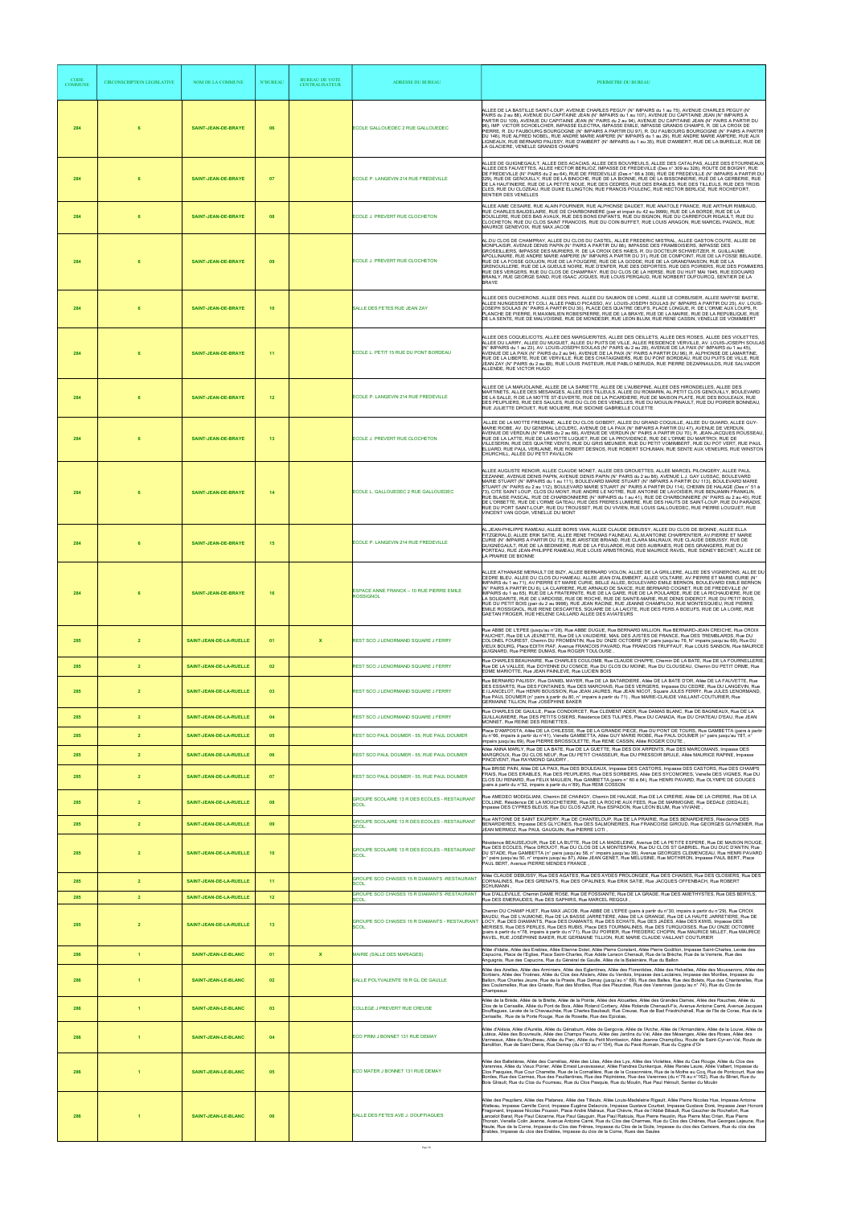| CODE COMMUNE | CIRCONSCRIPTION LEGISLATIVE | NOM DE LA COMMUNE | N°BUREAU | BUREAU DE VOTE CENTRALISATEUR | ADRESSE DU BUREAU | PERIMETRE DU BUREAU |
|---|---|---|---|---|---|---|
| 284 | 6 | SAINT-JEAN-DE-BRAYE | 06 | | ECOLE GALLOUEDEC 2 RUE GALLOUEDEC | ALLEE DE LA BASTILLE SAINT-LOUP, AVENUE CHARLES PEGUY (N° IMPAIRS du 1 au 75), AVENUE CHARLES PEGUY (N° PAIRS du 2 au 88), AVENUE DU CAPITAINE JEAN (N° IMPAIRS du 1 au 107), AVENUE DU CAPITAINE JEAN (N° IMPAIRS A PARTIR DU 109), AVENUE DU CAPITAINE JEAN (N° PAIRS du 2 au 94), AVENUE DU CAPITAINE JEAN (N° PAIRS A PARTIR DU 96), IMP. VICTOR SCHOELCHER, IMPASSE ELECTRA, IMPASSE EMILE, IMPASSE GRANDS CHAMPS, R. DE LA CROIX DE PIERRE, R. DU FAUBOURG BOURGOGNE (N° IMPAIRS A PARTIR DU 97), R. DU FAUBOURG BOURGOGNE (N° PAIRS A PARTIR DU 146), RUE ALFRED NOBEL, RUE ANDRE MARIE AMPERE (N° IMPAIRS du 1 au 29), RUE ANDRE MARIE AMPERE, RUE AUX LIGNEAUX, RUE BERNARD PALISSY, RUE D'AMBERT (N° IMPAIRS du 1 au 35), RUE D'AMBERT, RUE DE LA BURELLE, RUE DE LA GLACIERE, VENELLE GRANDS CHAMPS |
| 284 | 6 | SAINT-JEAN-DE-BRAYE | 07 | | ECOLE P. LANGEVIN 214 RUE FREDEVILLE | ALLEE DE GUIGNEGAULT, ALLEE DES ACACIAS, ALLEE DES BOUVREUILS, ALLEE DES CATALPAS, ALLEE DES ETOURNEAUX, ALLEE DES FAUVETTES, ALLEE HECTOR BERLIOZ, IMPASSE DE FREDEVILLE (Des n° 309 au 328), ROUTE DE BOIGNY, RUE DE FREDEVILLE (N° PAIRS du 2 au 64), RUE DE FREDEVILLE (Des n° 66 à 308), RUE DE FREDEVILLE (N° IMPAIRS A PARTIR DU 329), RUE DE GENOUILLY, RUE DE LA BINOCHE, RUE DE LA BIONNE, RUE DE LA BISSONNERIE, RUE DE LA GERBERIE, RUE DE LA HAUTINIERE, RUE DE LA PETITE NOUE, RUE DES CEDRES, RUE DES ERABLES, RUE DES TILLEULS, RUE DES TROIS CLES, RUE DU CLOZEAU, RUE DUKE ELLINGTON, RUE FRANCIS POULENC, RUE HECTOR BERLIOZ, RUE ROCHEFORT, SENTIER DES VENELLES |
| 284 | 6 | SAINT-JEAN-DE-BRAYE | 08 | | ECOLE J. PREVERT RUE CLOCHETON | ALLEE AIME CESAIRE, RUE ALAIN FOURNIER, RUE ALPHONSE DAUDET, RUE ANATOLE FRANCE, RUE ARTHUR RIMBAUD, RUE CHARLES BAUDELAIRE, RUE DE CHARBONNIERE (pair et impair du 42 au 9999), RUE DE LA BORDE, RUE DE LA BOUILLERE, RUE DES BAS AVAUX, RUE DES BONS ENFANTS, RUE DU BIGNON, RUE DU CARREFOUR RIGAULT, RUE DU CLOCHETON, RUE DU CLOS SAINT FRANCOIS, RUE DU COIN BUFFET, RUE LOUIS ARAGON, RUE MARCEL PAGNOL, RUE MAURICE GENEVOIX, RUE MAX JACOB |
| 284 | 6 | SAINT-JEAN-DE-BRAYE | 09 | | ECOLE J. PREVERT RUE CLOCHETON | AL.DU CLOS DE CHAMPRAY, ALLEE DU CLOS DU CASTEL, ALLEE FREDERIC MISTRAL, ALLEE GASTON COUTE, ALLEE DE MONPLAISIR, AVENUE DENIS PAPIN (N° PAIRS A PARTIR DU 88), IMPASSE DES FRAMBOISIERS, IMPASSE DES GROSEILLIERS, IMPASSE DES MURIERS, R. DE LA CROIX DES HAIES, R. DU DOCTEUR SCHWEITZER, R. GUILLAUME APOLLINAIRE, RUE ANDRE MARIE AMPERE (N° IMPAIRS A PARTIR DU 31), RUE DE COMPOINT, RUE DE LA FOSSE BELAUDE, RUE DE LA FOSSE GOUJON, RUE DE LA FOUGERE, RUE DE LA GODDE, RUE DE LA GRAND'MAISON, RUE DE LA GRENOUILLERE, RUE DE LA GUEULE NOIRE, RUE D'ENFER, RUE DES DEPORTES, RUE DES POIRIERS, RUE DES POMMIERS, RUE DES VERGERS, RUE DU CLOS DE CHAMPRAY, RUE DU CLOS DE LA HERSE, RUE DU HUIT MAI 1945, RUE EDOUARD BRANLY, RUE GEORGE SAND, RUE ISAAC JOGUES, RUE LOUIS PERGAUD, RUE NORBERT DUFOURCQ, SENTIER DE LA BRAYE |
| 284 | 6 | SAINT-JEAN-DE-BRAYE | 10 | | SALLE DES FETES RUE JEAN ZAY | ALLEE DES OUCHERONS, ALLEE DES PINS, ALLEE DU SAUMON DE LOIRE, ALLEE LE CORBUSIER, ALLEE MARYSE BASTIE, ALLEE NUNGESSER ET COLI, ALLEE PABLO PICASSO, AV. LOUIS-JOSEPH SOULAS (N° IMPAIRS A PARTIR DU 25), AV. LOUIS-JOSEPH SOULAS (N° PAIRS A PARTIR DU 30), PLACE DES QUATRE OEUFS, PLACE LONGUE, R. DE L'ORME AUX LOUPS, R. PLANCHE DE PIERRE, R.MAXIMILIEN ROBESPIERRE, RUE DE LA BRAYE, RUE DE LA MAIRIE, RUE DE LA REPUBLIQUE, RUE DE LA SENTE, RUE DE MALVOISINE, RUE DE MONDESIR, RUE LEON BLUM, RUE RENE CASSIN, VENELLE DE VOMIMBERT |
| 284 | 6 | SAINT-JEAN-DE-BRAYE | 11 | | ECOLE L. PETIT 15 RUE DU PONT BORDEAU | ALLEE DES COQUELICOTS, ALLEE DES MARGUERITES, ALLEE DES OEILLETS, ALLEE DES ROSES, ALLEE DES VIOLETTES, ALLEE DU LARRY, ALLEE DU MUGUET, ALLEE DU PUITS DE VILLE, ALLEE RESIDENCE VERVILLE, AV. LOUIS-JOSEPH SOULAS (N° IMPAIRS du 1 au 23), AV. LOUIS-JOSEPH SOULAS (N° PAIRS du 2 au 28), AVENUE DE LA PAIX (N° IMPAIRS du 1 au 45), AVENUE DE LA PAIX (N° PAIRS du 2 au 94), AVENUE DE LA PAIX (N° PAIRS A PARTIR DU 96), R. ALPHONSE DE LAMARTINE, RUE DE LA LIBERTE, RUE DE VERVILLE, RUE DES CHATAIGNIERS, RUE DU PONT BORDEAU, RUE DU PUITS DE VILLE, RUE JEAN ZAY (N° PAIRS du 2 au 88), RUE LOUIS PASTEUR, RUE PABLO NERUDA, RUE PIERRE DEZARNAULDS, RUE SALVADOR ALLENDE, RUE VICTOR HUGO |
| 284 | 6 | SAINT-JEAN-DE-BRAYE | 12 | | ECOLE P. LANGEVIN 214 RUE FREDEVILLE | ALLEE DE LA MARJOLAINE, ALLEE DE LA SARIETTE, ALLEE DE L'AUBEPINE, ALLEE DES HIRONDELLES, ALLEE DES MARTINETS, ALLEE DES MESANGES, ALLEE DES TILLEULS, ALLEE DU ROMARIN, AL.PETIT CLOS GENOUILLY, BOULEVARD DE LA SALLE, R.DE LA MOTTE ST-EUVERTE, RUE DE LA PICARDIERE, RUE DE MAISON PLATE, RUE DES BOULEAUX, RUE DES PEUPLIERS, RUE DES SAULES, RUE DU CLOS DES VENELLES, RUE DU MOULIN PINAULT, RUE DU POIRIER BONNEAU, RUE JULIETTE DROUET, RUE MOLIERE, RUE SIDONIE GABRIELLE COLETTE |
| 284 | 6 | SAINT-JEAN-DE-BRAYE | 13 | | ECOLE J. PREVERT RUE CLOCHETON | ALLEE DE LA MOTTE FRESNAIE, ALLEE DU CLOS GOBERT, ALLEE DU GRAND COQUILLE, ALLEE DU QUIARD, ALLEE GUY-MARIE RIOBE, AV. DU GENERAL LECLERC, AVENUE DE LA PAIX (N° IMPAIRS A PARTIR DU 47), AVENUE DE VERDUN, AVENUE DE VERDUN (N° PAIRS du 2 au 68), AVENUE DE VERDUN (N° PAIRS A PARTIR DU 70), R. JEAN-JACQUES ROUSSEAU, RUE DE LA LATTE, RUE DE LA MOTTE LUQUET, RUE DE LA PROVIDENCE, RUE DE L'ORME DU MARTROI, RUE DE VILLESERIN, RUE DES QUATRE VENTS, RUE DU GRIS MEUNIER, RUE DU PETIT VOMIMBERT, RUE DU POT VERT, RUE PAUL ELUARD, RUE PAUL VERLAINE, RUE ROBERT DESNOS, RUE ROBERT SCHUMAN, RUE SENTE AUX VENEURS, RUE WINSTON CHURCHILL, ALLÉE DU PETIT PAVILLON |
| 284 | 6 | SAINT-JEAN-DE-BRAYE | 14 | | ECOLE L. GALLOUEDEC 2 RUE GALLOUEDEC | ALLEE AUGUSTE RENOIR, ALLEE CLAUDE MONET, ALLEE DES GROUETTES, ALLEE MARCEL PILONGERY, ALLEE PAUL CEZANNE, AVENUE DENIS PAPIN, AVENUE DENIS PAPIN (N° PAIRS du 2 au 86), AVENUE L.J. GAY LUSSAC, BOULEVARD MARIE STUART (N° IMPAIRS du 1 au 111), BOULEVARD MARIE STUART (N° IMPAIRS A PARTIR DU 113), BOULEVARD MARIE STUART (N° PAIRS du 2 au 112), BOULEVARD MARIE STUART (N° PAIRS A PARTIR DU 114), CHEMIN DE HALAGE (Des n° 51 à 73), CITE SAINT LOUP, CLOS DU MONT, RUE ANDRE LE NOTRE, RUE ANTOINE DE LAVOISIER, RUE BENJAMIN FRANKLIN, RUE BLAISE PASCAL, RUE DE CHARBONNIERE (N° IMPAIRS du 1 au 41), RUE DE CHARBONNIERE (N° PAIRS du 2 au 40), RUE DE L'ORBETTE, RUE DE L'ORME GATEAU, RUE DES FRERES LUMIERE, RUE DES HAUTS DE SAINT-LOUP, RUE DU PARADIS, RUE DU PORT SAINT-LOUP, RUE DU TROUSSET, RUE DU VIVIEN, RUE LOUIS GALLOUEDEC, RUE PIERRE LOUGUET, RUE VINCENT VAN GOGH, VENELLE DU MONT |
| 284 | 6 | SAINT-JEAN-DE-BRAYE | 15 | | ECOLE P. LANGEVIN 214 RUE FREDEVILLE | AL.JEAN-PHILIPPE RAMEAU, ALLEE BORIS VIAN, ALLEE CLAUDE DEBUSSY, ALLEE DU CLOS DE BIONNE, ALLEE ELLA FITZGERALD, ALLEE ERIK SATIE, ALLEE RENE THOMAS FAUNEAU, AL.M.ANTOINE CHARPENTIER, AV.PIERRE ET MARIE CURIE (N° IMPAIRS A PARTIR DU 73), RUE ARISTIDE BRIAND, RUE CLARA MALRAUX, RUE CLAUDE DEBUSSY, RUE DE GUIGNEGAULT, RUE DE LA BEDINIERE, RUE DE LA FEULARDE, RUE DES AUBRAIES, RUE DES GRANGERS, RUE DU PORTEAU, RUE JEAN-PHILIPPE RAMEAU, RUE LOUIS ARMSTRONG, RUE MAURICE RAVEL, RUE SIDNEY BECHET, ALLÉE DE LA PRAIRIE DE BIONNE |
| 284 | 6 | SAINT-JEAN-DE-BRAYE | 16 | | ESPACE ANNE FRANCK – 10 RUE PIERRE EMILE ROSSIGNOL | ALLEE ATHANASE MERAULT DE BIZY, ALLEE BERNARD VIOLON, ALLEE DE LA GRILLERE, ALLEE DES VIGNERONS, ALLEE DU CEDRE BLEU, ALLEE DU CLOS DU HAMEAU, ALLEE JEAN D'ALEMBERT, ALLEE VOLTAIRE, AV.PIERRE ET MARIE CURIE (N° IMPAIRS du 1 au 71), AV.PIERRE ET MARIE CURIE, BELLE ALLEE, BOULEVARD EMILE BERNON, BOULEVARD EMILE BERNON (N° PAIRS A PARTIR DU 8), LA CLAIRIERE, RUE ARNAUD DE SAXCE, RUE BERNARD COGNET, RUE DE FREDEVILLE (N° IMPAIRS du 1 au 65), RUE DE LA FRATERNITE, RUE DE LA GARE, RUE DE LA POULARDE, RUE DE LA RICHAUDIERE, RUE DE LA SOLIDARITE, RUE DE L'ARDOISE, RUE DE ROCHE, RUE DE SAINTE-MARIE, RUE DENIS DIDEROT, RUE DU PETIT BOIS, RUE DU PETIT BOIS (pair du 2 au 9996), RUE JEAN RACINE, RUE JEANNE CHAMPILOU, RUE MONTESQUIEU, RUE PIERRE EMILE ROSSIGNOL, RUE RENE DESCARTES, SQUARE DE LA LAICITE, RUE DES FERS A BOEUFS, RUE DE LA LOIRE, RUE GAETAN FROGER, RUE HELENE CAILLARD ALLEE DES AVIATEURS |
| 285 | 2 | SAINT-JEAN-DE-LA-RUELLE | 01 | X | REST SCO J.LENORMAND SQUARE J.FERRY | Rue ABBE DE L'EPEE (jusqu'au n°28), Rue ABBE DUGUE, Rue BERNARD MILLION, Rue BERNARD-JEAN CREICHE, Rue CROIX FAUCHET, Rue DE LA JEUNETTE, Rue DE LA VAUDIERE, MAIL DES JUSTES DE FRANCE, Rue DES TREMBLAIRDS, Rue DU COLONEL FOUREST, Chemin DU FROMENTIN, Rue DU ONZE OCTOBRE (N° pairs jusqu'au 76, N° impairs jusqu'au 59), Rue DU VIEUX BOURG, Place EDITH PIAF, Avenue FRANCOIS PAVARD, Rue FRANCOIS TRUFFAUT, Rue LOUIS SANSON, Rue MAURICE GOUNARD, Rue PIERRE DUMAS, Rue ROGER TOULOUSE , |
| 285 | 2 | SAINT-JEAN-DE-LA-RUELLE | 02 | | REST SCO J.LENORMAND SQUARE J.FERRY | Rue CHARLES BEAUHAIRE, Rue CHARLES COULOMB, Rue CLAUDE CHAPPE, Chemin DE LA BATE, Rue DE LA FOURNELLERIE, Rue DE LA VALLEE, Rue DOYENNE DU COMICE, Rue DU CLOS DU MOINE, Rue DU CLOUSEAU, Chemin DU PETIT ORME, Rue EDME MARIOTTE, Rue JEAN PAINLEVE, Rue LUCIEN BOIS |
| 285 | 2 | SAINT-JEAN-DE-LA-RUELLE | 03 | | REST SCO J.LENORMAND SQUARE J.FERRY | Rue BERNARD PALISSY, Rue DANIEL MAYER, Rue DE LA BATARDIERE, Allée DE LA BATE D'OR, Allée DE LA FAUVETTE, Rue DES ESSARTS, Rue DES FONTAINES, Rue DES MARCHAIS, Rue DES VERGERS, Impasse DU CEDRE, Rue DU LANGEVIN, Rue E.LANCELOT, Rue HENRI BOUSSION, Rue JEAN JAURES, Rue JEAN NICOT, Square JULES FERRY, Rue JULES LENORMAND, Rue PAUL DOUMER (n° pairs à partir du 80, n° impairs à partir du 71) , Rue MARIE-CLAUDE VAILLANT-COUTURIER, Rue GERMAINE TILLION, Rue JOSÉPHINE BAKER |
| 285 | 2 | SAINT-JEAN-DE-LA-RUELLE | 04 | | REST SCO J.LENORMAND SQUARE J.FERRY | Rue CHARLES DE GAULLE, Place CONDORCET, Rue CLEMENT ADER, Rue DAMAS BLANC, Rue DE BAGNEAUX, Rue DE LA GUILLAUMIERE, Rue DES PETITS OSIERS, Résidence DES TULIPES, Place DU CANADA, Rue DU CHATEAU D'EAU, Rue JEAN MONNET, Rue REINE DES REINETTES , |
| 285 | 2 | SAINT-JEAN-DE-LA-RUELLE | 05 | | REST SCO PAUL DOUMER - 55, RUE PAUL DOUMER | Place D'AMPOSTA, Allée DE LA CHILESSE, Rue DE LA GRANDE PIECE, Rue DU PONT DE TOURS, Rue GAMBETTA (pairs à partir du n°86, impairs à partir du n°41), Venelle GAMBETTA, Allée GUY MARIE RIOBE, Rue PAUL DOUMER (n° pairs jusqu'au 78, n° impairs jusqu'au 69), Rue PIERRE BROSSOLETTE, Rue RENE CASSIN, Allée ROGER COUTE , |
| 285 | 2 | SAINT-JEAN-DE-LA-RUELLE | 06 | | REST SCO PAUL DOUMER - 55, RUE PAUL DOUMER | Allée ANNA MARLY, Rue DE LA BATE, Rue DE LA GUETTE, Rue DES DIX ARPENTS, Rue DES MARCOMANS, Impasse DES MARGROUX, Rue DU CLOS NEUF, Rue DU PETIT CHASSEUR, Rue DU PRESSOIR BRULE, Allée MAURICE RAPINE, Impasse PINCEVENT, Rue RAYMOND GAUDRY , |
| 285 | 2 | SAINT-JEAN-DE-LA-RUELLE | 07 | | REST SCO PAUL DOUMER - 55, RUE PAUL DOUMER | Rue BRISE PAIN, Allée DE LA PAIX, Rue DES BOULEAUX, Impasse DES CASTORS, Impasse DES CASTORS, Rue DES CHAMPS FRAIS, Rue DES ERABLES, Rue DES PEUPLIERS, Rue DES SORBIERS, Allée DES SYCOMORES, Venelle DES VIGNES, Rue DU CLOS DU RENARD, Rue FELIX MAUJEN, Rue GAMBETTA (pairs n° 60 à 84), Rue HENRI PAVARD, Rue OLYMPE DE GOUGES (pairs à partir du n°52, impairs à partir du n°69), Rue REMI COSSON |
| 285 | 2 | SAINT-JEAN-DE-LA-RUELLE | 08 | | GROUPE SCOLAIRE 13 R DES ECOLES - RESTAURANT SCOL. | Rue AMEDEO MODIGLIANI, Chemin DE CHAINGY, Chemin DE HALAGE, Rue DE LA CIRERIE, Allée DE LA CIRERIE, Rue DE LA COLLINE, Résidence DE LA MOUCHETIERE, Rue DE LA ROCHE AUX FEES, Rue DE MARMOGNE, Rue DEDALE (DEDALE), Impasse DES CYPRES BLEUS, Rue DU CLOS AZUR, Rue ESPADON, Rue LEON BLUM, Rue VIVIANE , |
| 285 | 2 | SAINT-JEAN-DE-LA-RUELLE | 09 | | GROUPE SCOLAIRE 13 R DES ECOLES - RESTAURANT SCOL. | Rue ANTOINE DE SAINT EXUPERY, Rue DE CHANTELOUP, Rue DE LA PRAIRIE, Rue DES BENARDIERES, Résidence DES BENARDIERES, Impasse DES GLYCINES, Rue DES SALMONERIES, Rue FRANCOISE GIROUD, Rue GEORGES GUYNEMER, Rue JEAN MERMOZ, Rue PAUL GAUGUIN, Rue PIERRE LOTI , |
| 285 | 2 | SAINT-JEAN-DE-LA-RUELLE | 10 | | GROUPE SCOLAIRE 13 R DES ECOLES - RESTAURANT SCOL. | Résidence BEAUSEJOUR, Rue DE LA BUTTE, Rue DE LA MADELEINE, Avenue DE LA PETITE ESPERE, Rue DE MAISON ROUGE, Rue DES ECOLES, Place DROUOT, Rue DU CLOS DE LA MONTESPAN, Rue DU CLOS ST GABRIEL, Rue DU DUC D'ANTIN, Rue DU STADE, Rue GAMBETTA (n° pairs jusqu'au 58, n° impairs jusqu'au 39), Avenue GEORGES CLEMENCEAU, Rue HENRI PAVARD (n° pairs jusqu'au 50, n° impairs jusqu'au 67), Allée JEAN GENET, Rue MELUSINE, Rue MOTHIRON, Impasse PAUL BERT, Place PAUL BERT, Avenue PIERRE MENDES FRANCE , |
| 285 | 2 | SAINT-JEAN-DE-LA-RUELLE | 11 | | GROUPE SCO CHAISES 15 R DIAMANTS -RESTAURANT SCOL. | Allée CLAUDE DEBUSSY, Rue DES AGATES, Rue DES AYDES PROLONGEE, Rue DES CHAISES, Rue DES CLOSIERS, Rue DES CORNALINES, Rue DES GRENATS, Rue DES OPALINES, Rue ERIK SATIE, Rue JACQUES OFFENBACH, Rue ROBERT SCHUMANN , |
| 285 | 2 | SAINT-JEAN-DE-LA-RUELLE | 12 | | GROUPE SCO CHAISES 15 R DIAMANTS -RESTAURANT SCOL. | Rue D'ALLEVILLE, Chemin DAME ROSE, Rue DE FOSSIANTE, Rue DE LA GRADE, Rue DES AMETHYSTES, Rue DES BERYLS, Rue DES EMERAUDES, Rue DES SAPHIRS, Rue MARCEL REGGUI , |
| 285 | 2 | SAINT-JEAN-DE-LA-RUELLE | 13 | | GROUPE SCO CHAISES 15 R DIAMANTS - RESTAURANT SCOL. | Chemin DU CHAMP HUET, Rue MAX JACOB, Rue ABBE DE L'EPEE (pairs à partir du n°30, impairs à partir du n°29), Rue CROIX BAUDU, Rue DE L'AUMONE, Rue DE LA BASSE JARRETIERE, Allée DE LA GRANGE, Rue DE LA HAUTE JARRETIERE, Rue DE LOCY, Rue DES DIAMANTS, Place DES DIAMANTS, Rue DES ECHATS, Rue DES JADES, Allée DES KIWIS, Impasse DES PERLES, Rue DES PERLES, Rue DES RUBIS, Place DES TOURMALINES, Rue DES TURQUOISES, Rue DU ONZE OCTOBRE (pairs à partir du n°78, impairs à partir du n°71), Rue DU POIRIER, Rue FREDERIC CHOPIN, Rue MAURICE MILLET, Rue MAURICE RAVEL, RUE JOSÉPHINE BAKER, RUE GERMAINE TILLION, RUE MARIE CLAUDE VAILLANT COUTURIER |
| 286 | 1 | SAINT-JEAN-LE-BLANC | 01 | X | MAIRIE (SALLE DES MARIAGES) | Allée d'Idalie, Allée des Erables, Allée Etienne Dolet, Allée Pierre Constant, Allée Pierre Godillon, Impasse Saint-Charles, Levée des Capucins, Place de l'Eglise, Place Saint-Charles, Rue Adèle Lanson Chenault, Rue de la Brèche, Rue de la Verrerie, Rue des Angèignis, Rue des Capucins, Rue du Général de Gaulle, Allée de la Baleinière, Rue du Ballon |
| 286 | 1 | SAINT-JEAN-LE-BLANC | 02 | | SALLE POLYVALENTE 18 R GL DE GAULLE | Allée des Airelles, Allée des Arminiers, Allée des Eglantines, Allée des Florentides, Allée des Helvelles, Allée des Mousserons, Allée des Sorbiers, Allée des Troënes, Allée du Clos des Aliziers, Allée du Verdois, Impasse des Lactaires, Impasse des Morilles, Impasse du Ballon, Rue Charles Jeune, Rue de la Prasle, Rue Demay (jusqu'au n° 69), Rue des Balles, Rue des Bolets, Rue des Chanterelles, Rue des Coulemelles, Rue des Grisets, Rue des Morilles, Rue des Pleurotes, Rue des Varennes (jusqu'au n° 74), Rue du Clos de Champeaux |
| 286 | 1 | SAINT-JEAN-LE-BLANC | 03 | | COLLEGE J.PREVERT RUE CREUSE | Allée de la Brède, Allée de la Brette, Allée de la Pointe, Allée des Alouettes, Allée des Grandes Dames, Allée des Rauches, Allée du Clos de la Cerisaille, Allée du Pont de Bois, Allée Roland Corbery, Allée Rolande Chenault-Fix, Avenue Antoine Carré, Avenue Jacques Douffiagues, Levée de la Chevauchée, Rue Charles Baubault, Rue Creuse, Rue de Bad Friedrichshall, Rue de l'Ile de Corse, Rue de la Cerisaille, Rue de la Porte Rouge, Rue de Rosette, Rue des Epicées, |
| 286 | 1 | SAINT-JEAN-LE-BLANC | 04 | | ECO PRIM J.BONNET 131 RUE DEMAY | Allée d'Alésia, Allée d'Aurélia, Allée du Géraboum, Allée de Gergovie, Allée de l'Arche, Allée de l'Armandière, Allée de la Louve, Allée de Lutèce, Allée des Bouvreuils, Allée des Champs Fleuris, Allée des Jardins du Val, Allée des Mésanges, Allée des Roses, Allée des Vanneaux, Allée du Moulineau, Allée du Parc, Allée du Petit Montission, Allée Jeanne Champillou, Route de Saint-Cyr-en-Val, Route de Sandillon, Rue de Saint Denis, Rue Demay (du n°83 au n°154), Rue du Pavé Romain, Rue du Cygne d'Or |
| 286 | 1 | SAINT-JEAN-LE-BLANC | 05 | | ECO MATER J.BONNET 131 RUE DEMAY | Allée des Balletières, Allée des Camélias, Allée des Lilas, Allée des Lys, Allée des Violettes, Allée du Cas Rouge, Allée du Clos des Varennes, Allée du Vieux Poirier, Allée Ernest Levavasseur, Allée Flandres Dunkerque, Allée Renée Laure, Allée Valbert, Impasse du Clos Pasquies, Rue Cour Chenette, Rue de la Cornaillère, Rue de la Cossonnière, Rue de la Mothe au Coq, Rue de Pontcourt, Rue des Bordes, Rue des Carmes, Rue des Feuillantines, Rue des Pépinières, Rue des Varennes (du n°76 au n°162), Rue du Stranz, Rue du Bois Gitault, Rue du Clos du Fourneau, Rue du Clos Pasquie, Rue du Moulin, Rue Paul Hérouilt, Sentier du Moulin |
| 286 | 1 | SAINT-JEAN-LE-BLANC | 06 | | SALLE DES FETES AVE J. DOUFFIAGUES | Allée des Peupliers, Allée des Platanes, Allée des Tilleuls, Allée Louis-Madeleine Rigault, Allée Pierre Nicolas Hue, Impasse Antoine Watteau, Impasse Camille Corot, Impasse Eugène Delacroix, Impasse Gustave Courbet, Impasse Gustave Doré, Impasse Jean Honoré Fragonard, Impasse Nicolas Poussin, Place André Malraux, Rue Chèvre, Rue de l'Abbé Bibault, Rue Gaucher de Rochefort, Rue Lancelot Barat, Rue Paul Cézanne, Rue Paul Gauguin, Rue Paul Rabouis, Rue Pierre Heuslin, Rue Pierre Mac Orlan, Rue Pierre Thorain, Venelle Colin Jeanne, Avenue Antoine Carré, Rue du Clos des Charmes, Rue du Clos des Chênes, Rue Georges Lejeune, Rue Haute, Rue de la Corne, Impasse du Clos des Frênes, Impasse du Clos de la Sicile, Impasse du clos des Cerisiers, Rue du clos des Erables, Impasse du clos des Erables, Impasse du clos de la Corne, Ruea des Saules |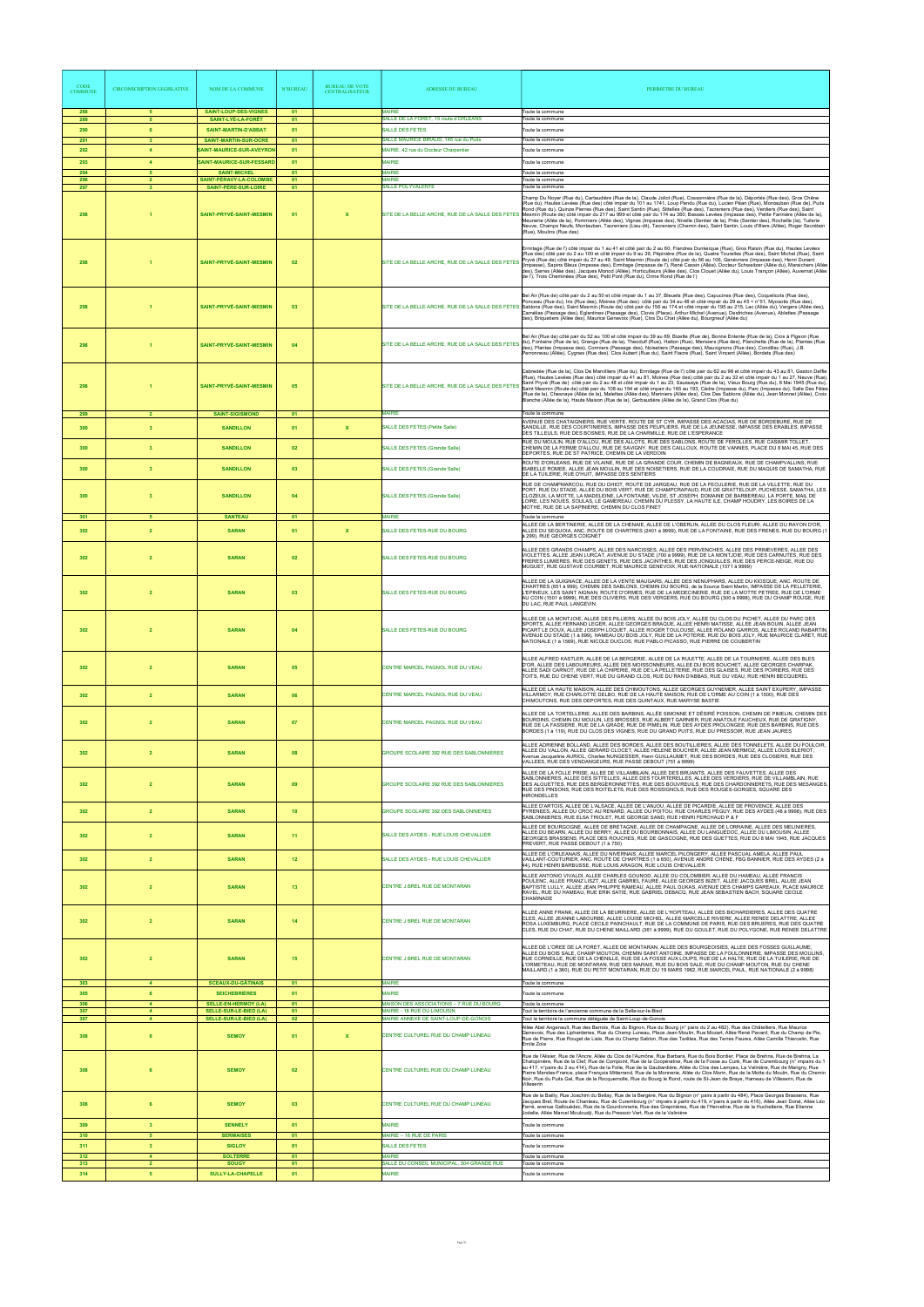| CODE COMMUNE | CIRCONSCRIPTION LEGISLATIVE | NOM DE LA COMMUNE | N°BUREAU | BUREAU DE VOTE CENTRALISATEUR | ADRESSE DU BUREAU | PERIMETRE DU BUREAU |
|---|---|---|---|---|---|---|
| 288 | 5 | SAINT-LOUP-DES-VIGNES | 01 | | MAIRIE | Toute la commune |
| 289 | 5 | SAINT-LYÉ-LA-FORÊT | 01 | | SALLE DE LA FORET, 15 route d'ORLEANS | Toute la commune |
| 290 | 6 | SAINT-MARTIN-D'ABBAT | 01 | | SALLE DES FETES | Toute la commune |
| 291 | 3 | SAINT-MARTIN-SUR-OCRE | 01 | | SALLE MAURICE BIRAUD, 145 rue du Puits | Toute la commune |
| 292 | 4 | SAINT-MAURICE-SUR-AVEYRON | 01 | | MAIRIE, 42 rue du Docteur Charpentier | Toute la commune |
| 293 | 4 | SAINT-MAURICE-SUR-FESSARD | 01 | | MAIRIE | Toute la commune |
| 294 | 5 | SAINT-MICHEL | 01 | | MAIRIE | Toute la commune |
| 296 | 2 | SAINT-PÉRAVY-LA-COLOMBE | 01 | | MAIRIE | Toute la commune |
| 297 | 3 | SAINT-PÈRE-SUR-LOIRE | 01 | | SALLE POLYVALENTE | Toute la commune |
| 298 | 1 | SAINT-PRYVÉ-SAINT-MESMIN | 01 | X | SITE DE LA BELLE ARCHE, RUE DE LA SALLE DES FETES | Champ Du Noyer (Rue du), Cartaudière (Rue de la), Claude Joliot (Rue), Cossonnière (Rue de la), Déportés (Rue des), Gros Chêne (Rue du), Hautes Levées (Rue des) côté impair du 101 au 1741, Loup Pendu (Rue du), Lucien Péan (Rue), Montauban (Rue de), Puits Rond (Rue du), Quinze Pierres (Rue des), Saint Santin (Rue), Sittelles (Rue des), Tacreniers (Rue des), Verdiers (Rue des), Saint Mesmin (Route de) côté impair du 217 au 999 et côté pair du 174 au 360, Basses Levées (Impasse des), Petite Fermière (Allée de la), Meunerie (Allée de la), Pommiers (Allée des), Vignes (Impasse des), Nivelle (Sentier de la), Prés (Sentier des), Rochelle (la), Tuilerie Neuve, Champs Neufs, Montauban, Tacreniers (Lieu-dit), Tacreniers (Chemin des), Saint Santin, Louis d'Illiers (Allée), Roger Secrétain (Rue), Moulins (Rue des) |
| 298 | 1 | SAINT-PRYVÉ-SAINT-MESMIN | 02 | | SITE DE LA BELLE ARCHE, RUE DE LA SALLE DES FETES | Ermitage (Rue de l') côté impair du 1 au 41 et côté pair du 2 au 60, Flandres Dunkerque (Rue), Gros Raisin (Rue du), Hautes Levées (Rue des) côté pair du 2 au 100 et côté impair du 9 au 39, Pépinière (Rue de la), Quatre Tourelles (Rue des), Saint Michel (Rue), Saint Pryvé (Rue de) côté impair du 27 au 49, Saint Mesmin (Route de) côté pair du 56 au 106, Genévriers (Impasse des), Henri Durant (Impasse), Sapins Bleus (Impasse des), Ermitage (Impasse de l'), René Cassin (Allée), Docteur Schweitzer (Allée du), Maraichers (Allée des), Serres (Allée des), Jacques Monod (Allée), Horticulteurs (Allée des), Clos Clouet (Allée du), Louis Tronçon (Allée), Auvernat (Allée de l'), Trois Cheminées (Rue des), Petit Pont (Rue du), Orme Rond (Rue de l') |
| 298 | 1 | SAINT-PRYVÉ-SAINT-MESMIN | 03 | | SITE DE LA BELLE ARCHE, RUE DE LA SALLE DES FETES | Bel Air (Rue de) côté pair du 2 au 50 et côté impair du 1 au 37, Bleuets (Rue des), Capucines (Rue des), Coquelicots (Rue des), Ponceau (Rue du), Iris (Rue des), Moines (Rue des) côté pair du 34 au 48 et côté impair du 29 au 45 + n°51, Myosotis (Rue des), Sablons (Rue des), Saint Mesmin (Route de) côté pair du 156 au 174 et côté impair du 195 au 215, Lac (Allée du), Vergers (Allée des), Camélias (Passage des), Eglantines (Passage des), Clovis (Place), Arthur Michel (Avenue), Desfriches (Avenue), Abeilles (Passage des), Briquetiers (Allée des), Maurice Genevoix (Rue), Clos Du Chat (Allée du), Bourgneuf (Allée du) |
| 298 | 1 | SAINT-PRYVÉ-SAINT-MESMIN | 04 | | SITE DE LA BELLE ARCHE, RUE DE LA SALLE DES FETES | Bel Air (Rue de) côté pair du 52 au 100 et côté impair du 39 au 69, Bizette (Rue de), Bonne Entente (Rue de la), Croix à Pigeon (Rue du), Fontaine (Rue de la), Grange (Rue de la), Theodulf (Rue), Hatton (Rue), Merisiers (Rue des), Planchette (Rue de la), Plantes (Rue des), Plantes (Impasse des), Cormiers (Passage des), Noisetiers (Passage des), Mauvignons (Rue des), Condillac (Rue), J.B. Perronneau (Allée), Cygnes (Rue des), Clos Aubert (Rue du), Saint Fiacre (Rue), Saint Vincent (Allée), Bordats (Rue des) |
| 298 | 1 | SAINT-PRYVÉ-SAINT-MESMIN | 05 | | SITE DE LA BELLE ARCHE, RUE DE LA SALLE DES FETES | Cabredée (Rue de la), Clos De Marvilliers (Rue du), Ermitage (Rue de l') côté pair du 62 au 96 et côté impair du 43 au 81, Gaston Delfie (Rue), Hautes Levées (Rue des) côté impair du 41 au 81, Moines (Rue des) côté pair du 2 au 32 et côté impair du 1 au 27, Neuve (Rue), Saint Pryvé (Rue de) côté pair du 2 au 48 et côté impair du 1 au 23, Saussaye (Rue de la), Vieux Bourg (Rue du), 8 Mai 1945 (Rue du), Saint Mesmin (Route de) côté pair du 106 au 154 et côté impair du 165 au 193, Cèdre (Impasse du), Parc (Impasse du), Salle Des Fêtes (Rue de la), Chesnaye (Allée de la), Malettes (Allée des), Mariniers (Allée des), Clos Des Sablons (Allée du), Jean Monnet (Allée), Croix Blanche (Allée de la), Haute Maison (Rue de la), Gerbaudière (Allée de la), Grand Clos (Rue du) |
| 299 | 2 | SAINT-SIGISMOND | 01 | | MAIRIE | Toute la commune |
| 300 | 3 | SANDILLON | 01 | X | SALLE DES FETES (Petite Salle) | AVENUE DES CHATAIGNIERS, RUE VERTE, ROUTE DE ST CYR, IMPASSE DES ACACIAS, RUE DE BORDEBURE, RUE DE SANDILLE, RUE DES COURTINIERES, IMPASSE DES PEUPLIERS, RUE DE LA JEUNESSE, IMPASSE DES ERABLES, IMPASSE DES TILLEULS, RUE DES BOSNES, RUE DE LA CHARMILLE, RUE DE L'ESPERANCE |
| 300 | 3 | SANDILLON | 02 | | SALLE DES FETES (Grande Salle) | RUE DU MOULIN, RUE D'ALLOU, RUE DES ALLOTS, RUE DES SABLONS, ROUTE DE FEROLLES, RUE CASIMIR TOLLET, CHEMIN DE LA FERME D'ALLOU, RUE DE SAVIGNY, RUE DES CAILLOUX, ROUTE DE VANNES, PLACE DU 8 MAI 45, RUE DES DEPORTES, RUE DE ST PATRICE, CHEMIN DE LA VERDOIN |
| 300 | 3 | SANDILLON | 03 | | SALLE DES FETES (Grande Salle) | ROUTE D'ORLEANS, RUE DE VILAINE, RUE DE LA GRANDE COUR, CHEMIN DE BAGNEAUX, RUE DE CHAMPVALLINS, RUE ISABELLE ROMEE, ALLEE JEAN MOULIN, RUE DES NOISETIERS, RUE DE LA COUDRAIE, RUE DU MAQUIS DE SAMATHA, RUE DE LA TUILERIE, RUE D'HUIT, IMPASSE DES SENTIERS |
| 300 | 3 | SANDILLON | 04 | | SALLE DES FETES (Grande Salle) | RUE DE CHAMPMARCOU, RUE DU DHIOT, ROUTE DE JARGEAU, RUE DE LA FECULERIE, RUE DE LA VILLETTE, RUE DU PORT, RUE DU STADE, ALLEE DU BOIS VERT, RUE DE CHAMPCRAPAUD, RUE DE GRATTELOUP, PUCHESSE, SAMATHA, LES CLOZEUX, LA MOTTE, LA MADELEINE, LA FONTAINE, VILDE, ST JOSEPH, DOMAINE DE BARBEREAU, LA PORTE, MAIL DE LOIRE, LES NOUES, SOULAS, LE GAMEREAU, CHEMIN DU PLESSY, LA HAUTE ILE, CHAMP HOUDRY, LES BOIRES DE LA MOTHE, RUE DE LA SAPINIERE, CHEMIN DU CLOS FINET |
| 301 | 5 | SANTEAU | 01 | | MAIRIE | Toute la commune |
| 302 | 2 | SARAN | 01 | X | SALLE DES FETES-RUE DU BOURG | ALLEE DE LA BERTINERIE, ALLEE DE LA CHENAIE, ALLEE DE L'OBERLIN, ALLEE DU CLOS FLEURI, ALLEE DU RAYON D'OR, ALLEE DU SEQUOIA, ANC. ROUTE DE CHARTRES (2401 à 9999), RUE DE LA FONTAINE, RUE DES FRENES, RUE DU BOURG (1 à 299), RUE GEORGES COIGNET |
| 302 | 2 | SARAN | 02 | | SALLE DES FETES-RUE DU BOURG | ALLEE DES GRANDS CHAMPS, ALLEE DES NARCISSES, ALLEE DES PERVENCHES, ALLEE DES PRIMEVERES, ALLEE DES VIOLETTES, ALLEE JEAN LURCAT, AVENUE DU STADE (700 à 9999), RUE DE LA MONTJOIE, RUE DES CARNUTES, RUE DES FRERES LUMIERES, RUE DES GENETS, RUE DES JACINTHES, RUE DES JONQUILLES, RUE DES PERCE-NEIGE, RUE DU MUGUET, RUE GUSTAVE COURBET, RUE MAURICE GENEVOIX, RUE NATIONALE (1571 à 9999) |
| 302 | 2 | SARAN | 03 | | SALLE DES FETES-RUE DU BOURG | ALLEE DE LA GUIGNACE, ALLEE DE LA VENTE MAUGARS, ALLEE DES NENUPHARS, ALLEE DU KIOSQUE, ANC. ROUTE DE CHARTRES (651 à 999), CHEMIN DES SABLONS, CHEMIN DU BOURG, de la Source Saint Martin, IMPASSE DE LA PELLETERIE, L'EPINEUX, LES SAINT AIGNAN, ROUTE D'ORMES, RUE DE LA MEDECINERIE, RUE DE LA MOTTE PETREE, RUE DE L'ORME AU COIN (1501 à 9999), RUE DES OLIVIERS, RUE DES VERGERS, RUE DU BOURG (300 à 9998), RUE DU CHAMP ROUGE, RUE DU LAC, RUE PAUL LANGEVIN |
| 302 | 2 | SARAN | 04 | | SALLE DES FETES-RUE DU BOURG | ALLEE DE LA MONTJOIE, ALLEE DES PILLIERS, ALLEE DU BOIS JOLY, ALLEE DU CLOS DU PICHET, ALLEE DU PARC DES SPORTS, ALLEE FERNAND LEGER, ALLEE GEORGES BRAQUE, ALLEE HENRI MATISSE, ALLEE JEAN BOUIN, ALLEE JEAN PICART LE DOUX, ALLEE JOSEPH LOQUET, ALLEE ROGER TOULOUSE, ALLEE ROLAND GARROS, ALLEE ROLAND RABARTIN, AVENUE DU STADE (1 à 699), HAMEAU DU BOIS JOLY, RUE DE LA POTERIE, RUE DU BOIS JOLY, RUE MAURICE CLARET, RUE NATIONALE (1 à 1569), RUE NICOLE DUCLOS, RUE PABLO PICASSO, RUE PIERRE DE COUBERTIN |
| 302 | 2 | SARAN | 05 | | CENTRE MARCEL PAGNOL RUE DU VEAU | ALLEE ALFRED KASTLER, ALLEE DE LA BERGERIE, ALLEE DE LA RUELETTE, ALLEE DE LA TOURNIERE, ALLEE DES BLES D'OR, ALLEE DES LABOUREURS, ALLEE DES MOISSONNEURS, ALLEE DU BOIS BOUCHET, ALLEE GEORGES CHARPAK, ALLEE SADI CARNOT, RUE DE LA CHIPERIE, RUE DE LA PELLETERIE, RUE DES GLAISES, RUE DES POIRIERS, RUE DES TOITS, RUE DU CHENE VERT, RUE DU GRAND CLOS, RUE DU RAN D'ABBAS, RUE DU VEAU, RUE HENRI BECQUEREL |
| 302 | 2 | SARAN | 06 | | CENTRE MARCEL PAGNOL RUE DU VEAU | ALLEE DE LA HAUTE MAISON, ALLEE DES CHIMOUTONS, ALLEE GEORGES GUYNEMER, ALLEE SAINT EXUPERY, IMPASSE VILLARMOY, RUE CHARLOTTE DELBO, RUE DE LA HAUTE MAISON, RUE DE L'ORME AU COIN (1 à 1500), RUE DES CHIMOUTONS, RUE DES DEPORTES, RUE DES QUINTAUX, RUE MARYSE BASTIE |
| 302 | 2 | SARAN | 07 | | CENTRE MARCEL PAGNOL RUE DU VEAU | ALLEE DE LA TORTELLERIE, ALLEE DES BARBINS, ALLÉE SIMONNE ET DÉSIRÉ POISSON, CHEMIN DE PIMELIN, CHEMIN DES BOURDINS, CHEMIN DU MOULIN, LES BROSSES, RUE ALBERT GARNIER, RUE ANATOLE FAUCHEUX, RUE DE GRATIGNY, RUE DE LA FASSIERE, RUE DE LA GRADE, RUE DE PIMELIN, RUE DES AYDES PROLONGEE, RUE DES BARBINS, RUE DES BORDES (1 à 119), RUE DU CLOS DES VIGNES, RUE DU GRAND PUITS, RUE DU PRESSOIR, RUE JEAN JAURES |
| 302 | 2 | SARAN | 08 | | GROUPE SCOLAIRE 392 RUE DES SABLONNIERES | ALLEE ADRIENNE BOLLAND, ALLEE DES BORDES, ALLEE DES BOUTILLIERES, ALLEE DES TONNELETS, ALLEE DU FOULOIR, ALLEE DU VALLON, ALLEE GERARD CLOCET, ALLEE HELENE BOUCHER, ALLEE JEAN MERMOZ, ALLEE LOUIS BLERIOT, Avenue Jacqueline AURIOL, Charles NUNGESSER, Henri GUILLAUMET, RUE DES BORDES, RUE DES CLOSIERS, RUE DES VALLEES, RUE DES VENDANGEURS, RUE PASSE DEBOUT (751 à 9999) |
| 302 | 2 | SARAN | 09 | | GROUPE SCOLAIRE 392 RUE DES SABLONNIERES | ALLEE DE LA FOLLE PRISE, ALLEE DE VILLAMBLAIN, ALLEE DES BRUANTS, ALLEE DES FAUVETTES, ALLEE DES SABLONNIERES, ALLEE DES SITTELLES, ALLEE DES TOURTERELLES, ALLEE DES VERDIERS, RUE DE VILLAMBLAIN, RUE DES ALOUETTES, RUE DES BERGERONNETTES, RUE DES BOUVREUILS, RUE DES CHARDONNERETS, RUE DES MESANGES, RUE DES PINSONS, RUE DES ROITELETS, RUE DES ROSSIGNOLS, RUE DES ROUGES-GORGES, SQUARE DES HIRONDELLES |
| 302 | 2 | SARAN | 10 | | GROUPE SCOLAIRE 392 DES SABLONNIERES | ALLEE D'ARTOIS, ALLEE DE L'ALSACE, ALLEE DE L'ANJOU, ALLEE DE PICARDIE, ALLEE DE PROVENCE, ALLEE DES PYRENEES, ALLEE DU CROC AU RENARD, ALLEE DU POITOU, RUE CHARLES PEGUY, RUE DES AYDES (48 à 9998), RUE DES SABLONNIERES, RUE ELSA TRIOLET, RUE GEORGE SAND, RUE HENRI FERCHAUD P & F |
| 302 | 2 | SARAN | 11 | | SALLE DES AYDES - RUE LOUIS CHEVALLIER | ALLEE DE BOURGOGNE, ALLEE DE BRETAGNE, ALLEE DE CHAMPAGNE, ALLEE DE LORRAINE, ALLEE DES MEUNIERES, ALLEE DU BEARN, ALLEE DU BERRY, ALLEE DU BOURBONNAIS, ALLEE DU LANGUEDOC, ALLEE DU LIMOUSIN, ALLEE GEORGES BRASSENS, PLACE DES ROUCHES, RUE DE GASCOGNE, RUE DES GUETTES, RUE DU 8 MAI 1945, RUE JACQUES PREVERT, RUE PASSE DEBOUT (1 à 750) |
| 302 | 2 | SARAN | 12 | | SALLE DES AYDES - RUE LOUIS CHEVALLIER | ALLEE DE L'ORLEANAIS, ALLEE DU NIVERNAIS, ALLEE MARCEL PILONGERY, ALLEE PASCUAL AMELA, ALLEE PAUL VAILLANT-COUTURIER, ANC. ROUTE DE CHARTRES (1 à 650), AVENUE ANDRE CHENE, FBG BANNIER, RUE DES AYDES (2 à 44), RUE HENRI BARBUSSE, RUE LOUIS ARAGON, RUE LOUIS CHEVALLIER |
| 302 | 2 | SARAN | 13 | | CENTRE J BREL RUE DE MONTARAN | ALLEE ANTONIO VIVALDI, ALLEE CHARLES GOUNOD, ALLEE DU COLOMBIER, ALLEE DU HAMEAU, ALLEE FRANCIS POULENC, ALLEE FRANZ LISZT, ALLEE GABRIEL FAURE, ALLEE GEORGES BIZET, ALLEE JACQUES BREL, ALLEE JEAN BAPTISTE LULLY, ALLEE JEAN PHILIPPE RAMEAU, ALLEE PAUL DUKAS, AVENUE DES CHAMPS GAREAUX, PLACE MAURICE RAVEL, RUE DU HAMEAU, RUE ERIK SATIE, RUE GABRIEL DEBACQ, RUE JEAN SEBASTIEN BACH, SQUARE CECILE CHAMINADE |
| 302 | 2 | SARAN | 14 | | CENTRE J BREL RUE DE MONTARAN | ALLEE ANNE FRANK, ALLEE DE LA BEURRIERE, ALLEE DE L'HOPITEAU, ALLEE DES BICHARDIERES, ALLEE DES QUATRE CLES, ALLEE JEANNE LABOURBE, ALLEE LOUISE MICHEL, ALLEE MARCELLE RIVIERE, ALLEE RENEE DELATTRE, ALLEE ROSA LUXEMBURG, PLACE CECILE PAINCHAULT, RUE DE LA COMMUNE DE PARIS, RUE DES BRUERES, RUE DES QUATRE CLES, RUE DU CHAT, RUE DU CHENE MAILLARD (361 à 9999), RUE DU GOULET, RUE DU POLYGONE, RUE RENEE DELATTRE |
| 302 | 2 | SARAN | 15 | | CENTRE J BREL RUE DE MONTARAN | ALLEE DE L'OREE DE LA FORET, ALLEE DE MONTARAN, ALLEE DES BOURGEOISIES, ALLEE DES FOSSES GUILLAUME, ALLEE DU BOIS SALE, CHAMP MOUTON, CHEMIN SAINT ANTOINE, IMPASSE DE LA FOULONNERIE, IMPASSE DES MOULINS, RUE CORNEILLE, RUE DE LA CHENILLE, RUE DE LA FOSSE AUX LOUPS, RUE DE LA HALTE, RUE DE LA TUILERIE, RUE DE L'ORMETEAU, RUE DE MONTARAN, RUE DES MARAIS, RUE DU BOIS SALE, RUE DU CHAMP MOUTON, RUE DU CHENE MAILLARD (1 à 360), RUE DU PETIT MONTARAN, RUE DU 19 MARS 1962, RUE MARCEL PAUL, RUE NATIONALE (2 à 9998) |
| 303 | 4 | SCEAUX-DU-GÂTINAIS | 01 | | MAIRIE | Toute la commune |
| 305 | 6 | SEICHEBRIÈRES | 01 | | MAIRIE | Toute la commune |
| 306 | 4 | SELLE-EN-HERMOY (LA) | 01 | | MAISON DES ASSOCIATIONS – 7 RUE DU BOURG | Toute la commune |
| 307 | 4 | SELLE-SUR-LE-BIED (LA) | 01 | | MAIRIE - 18 RUE DU LIMOUSIN | Tout le territoire de l'ancienne commune de la Selle-sur-le-Bied |
| 307 | 4 | SELLE-SUR-LE-BIED (LA) | 02 | | MAIRIE ANNEXE DE SAINT-LOUP-DE-GONOIS | Tout le territoire la commune déléguée de Saint-Loup-de-Gonois |
| 308 | 6 | SEMOY | 01 | X | CENTRE CULTUREL RUE DU CHAMP LUNEAU | Allée Abel Angenault, Rue des Barrois, Rue du Bignon, Rue du Bourg (n° pairs du 2 au 482), Rue des Châtelliers, Rue Maurice Genevoix, Rue des Lipharderies, Rue du Champ Luneau, Place Jean Moulin, Rue Mozart, Allée René Pavard, Rue du Champ de Pie, Rue de Pierre, Rue Rouget de Lisle, Rue du Champ Sablon, Rue des Tarêtes, Rue des Terres Faures, Allée Camille Thiercelin, Rue Emile Zola |
| 308 | 6 | SEMOY | 02 | | CENTRE CULTUREL RUE DU CHAMP LUNEAU | Rue de l'Allier, Rue de l'Ancre, Allée du Clos de l'Aumône, Rue Barbara, Rue du Bois Bordier, Place de Brehna, Rue de Brehna, La Chaloprénère, Rue de la Clef, Rue de Composini, Rue de la Coopérative, Rue de la Fosse au Curé, Rue de Curembourg (n° impairs du 1 au 417, n°pairs du 2 au 414), Rue de la Folie, Rue de la Gaubardière, Allée du Clos des Lampes, La Valinière, Rue de Marigny, Rue Pierre Mendès-France, place François Mitterrand, Rue de la Monnerie, Allée du Clos Morin, Rue de la Motte du Moulin, Rue du Chemin Noir, Rue du Puits Gal, Rue de la Rocquemolle, Rue du Bourg le Rond, route de St-Jean de Braye, Hameau de Villeserin, Rue de Villeserin |
| 308 | 6 | SEMOY | 03 | | CENTRE CULTUREL RUE DU CHAMP LUNEAU | Rue de la Bailly, Rue Joachim du Bellay, Rue de la Bergère, Rue du Bignon (n° pairs à partir du 484), Place Georges Brassens, Rue Jacques Brel, Route de Chanteau, Rue de Curembourg (n° impairs à partir du 419, n°pairs à partir du 416), Allée Jean Dorat, Allée Léo Ferré, avenue Gallouédec, Rue de la Gourdonnerie, Rue des Grapinières, Rue de l'Hervelène, Rue de la Huchellerie, Rue Etienne Jodelle, Allée Marcel Mouloudji, Rue du Pressoir Vert, Rue de la Valinière |
| 309 | 3 | SENNELY | 01 | | MAIRIE | Toute la commune |
| 310 | 5 | SERMAISES | 01 | | MAIRIE – 16 RUE DE PARIS | Toute la commune |
| 311 | 3 | SIGLOY | 01 | | SALLE DES FETES | Toute la commune |
| 312 | 4 | SOLTERRE | 01 | | MAIRIE | Toute la commune |
| 313 | 2 | SOUGY | 01 | | SALLE DU CONSEIL MUNICIPAL, 304 GRANDE RUE | Toute la commune |
| 314 | 5 | SULLY-LA-CHAPELLE | 01 | | MAIRIE | Toute la commune |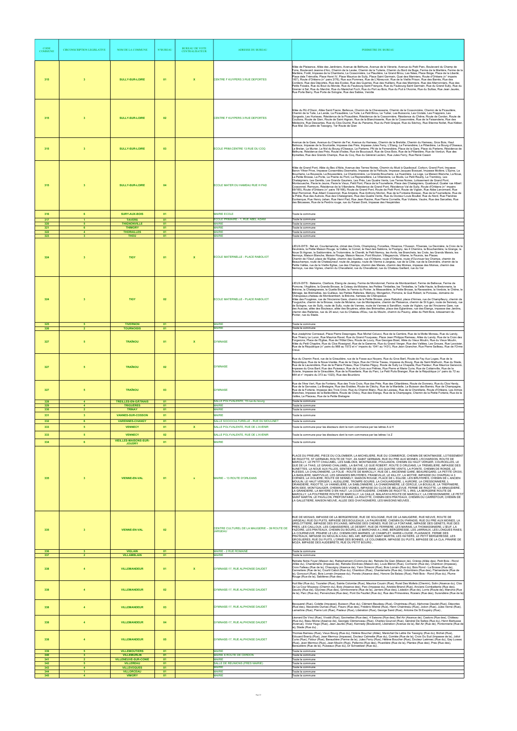| CODE COMMUNE | CIRCONSCRIPTION LEGISLATIVE | NOM DE LA COMMUNE | N°BUREAU | BUREAU DE VOTE CENTRALISATEUR | ADRESSE DU BUREAU | PERIMETRE DU BUREAU |
|---|---|---|---|---|---|---|
| 315 | 3 | SULLY-SUR-LOIRE | 01 | X | CENTRE F KUYPERS 3 RUE DEPORTES | Allée de Plaisance, Allée des Jardiniers, Avenue de Béthune, Avenue de la Vénerie, Avenue du Petit Parc, Boulevard du Champ de Foire, Boulevard Jeanne d'Arc, Chemin de la Levée, Chemin de la Tuilerie, Chemin du Bord de Buge, Ferme de le Marlière, Ferme de la Marlière, Forêt, Impasse de la Chantrerie, La Cossonnière, La Plaudière, Le Grand Brou, Les Nées, Place Bolge, Place de la Liberté, Place della Trémoïlle, Place Henri IV, Place Maurice de Sully, Place Saint Germain, Quai des Manniers, Route d'Orléans (n° impairs 167), Route d'Orléans (n° pairs 276), Rue aux Pommes, Rue de L'Abreuvoir, Rue de la Vieille Prison, Rue des Barrés, Rue des Cordiers, Rue des Déportés, Rue des Ecoles, Rue des Guerres, Rue des Huiliers, Rue des Manniers, Rue des Marronniers, Rue des Petits Fossés, Rue du Bout du Monde, Rue du Faubourg Saint François, Rue du Faubourg Saint Germain, Rue du Grand Sully, Rue du Grenier à Sel, Rue du Marché, Rue du Maréchal Foch, Rue du Port au Bois, Rue du Puit à l'Avoine, Rue du Sullias, Rue Jean Jaurès, Rue Porte Berry, Rue Porte de Sologne, Rue des Sables, Verotte |
| 315 | 3 | SULLY-SUR-LOIRE | 02 | | CENTRE F KUYPERS 3 RUE DEPORTES | Allée du Rû d'Oison, Allée Saint Fiacre, Bellevue, Chemin de la Chevesserie, Chemin de la Cossonnière, Chemin de la Picaudière, Chemin de la Tuile, La Lande, La Picaudière, La Tuile, Le Petit Brou, Le Tuilier, Les Buissons, Les Crotels, Les Fregniers, Les Gorgeats, Les Huriaux, Résidence de la Picaudière, Résidence de la Cossonnière, Résidence du Chêne, Route de Cerdon, Route de Coullons, Route de Gien, Route de Saint Aignan, Rue de la Blanchisserie, Rue de la Cossonnière, Rue de la Faisanderie, Rue des Médecins, Rue Descartes, Rue du Clos Duché, Rue du Panama, Rue du Petit Grappé, Rue du Séchoy, Rue Etienne Nollet, Rue Kléber, Rue Mal De Lattre de Tassigny, Tier Route de Gien |
| 315 | 3 | SULLY-SUR-LOIRE | 03 | | ECOLE PRIM.CENTRE 13 RUE DU COQ | Avenue de la Gare, Avenue du Chemin de Fer, Avenue du Hameau, Chemin de la Brelotte, Chemin du Hameau, Gros Bois, Haut Bénioce, Impasse de la Souricelle, Impasse des Prés, Impasse Jules Ferry, L'Etang, La Ferrandière, La Pillardière, Le Bourg d'Oiseaux, Le Brelan, Le Murier, Le Nid du Bourg d'Oiseaux, Le Parterre, PN de la Ferrandière, Place de la Gare, Place du Parterre, Résidence de Béthune, Résidence des Prés, Route d'Isdes, Rue de Bouciciault, Rue de Gros Bois, Rue de la Pillardière, Rue de Verdun, Rue des Epinettes, Rue des Grands Champs, Rue du Coq, Rue du Général Leclerc, Rue Jules Ferry, Rue René Cassin |
| 315 | 3 | SULLY-SUR-LOIRE | 04 | | ECOLE MATER DU HAMEAU RUE H PAD | Allée de Grand Pont, Allée du Bec d'Able, Avenue des Terres Noires, Chemin du Muid à Quaibœuf, Corbon, Grand Pont, Impasse Baron Yllrier Prive, Impasse Conemilieu Desmahis, Impasse de la Pellicule, Impasse Jacques Boussel, Impasse Molière, L'Epine, La Boucherie, La Bouascière, La Chantonnière, La Grande Boucherie, La Huardière, La Loge, La Maison Blanche, La Noue, La Petite Brosse, La Porte, La Prairie du Pont, La Reprenellière, La Villardière, Le Muids, Le Petit Reuilly, Le Trembloy, Les Chataigniers, Les Genêts, Les Grands Gauriers, Les Prés, Les Quatre Vents, Les Terres Noires, Lotissement de Grand Pont, Montcouache, Pavie le Jeune, Pavie le Vieux, Petit Pont, Place de la Fonnellerie, Place des Chataigniers, Quaibœuf, Quater rue Albert Cossonnet, Ramours, Résidence de la Villardière, Résidence de Grand Pont, Résidence Val de Sully, Route d'Orléans (n° impairs 59/165), Route d'Orléans (n° pairs 78/166), Route de Grand Pont, Route de Petit Pont, Route de Viglain, Rue Abbe Lenormant, Rue Abel Perronnet, Rue Albert Cossonnet, Rue Ampère, Rue Anthony Morlon, Rue de la Fontaine Boisseuc, Rue de la Fournellerie, Rue de la Prêle, Rue des Aulnois, Rue des Chataigniers, Rue des Quatre Vents, Rue du Docteur Louis Bouillet, Rue du Nord, Rue Flandres Dunkerque, Rue Henry Jahan, Rue Henri Pad, Rue Jean Racine, Rue Pierre Corneille, Rue Voltaire, Vautre, Rue des Sarcelles, Rue des Bécasses, Rue de la Perdrix rouge, rue du Faisan Doré, Impasse des Hespérides |
| 316 | 6 | SURY-AUX-BOIS | 01 | | MAIRIE ECOLE | Toute la commune |
| 317 | 1 | TAVERS | 01 | | ECOLE PRIMAIRE - 1, RUE ABEL ADAM | Toute la commune |
| 320 | 5 | THIGNONVILLE | 01 | | MAIRIE | Toute la commune |
| 321 | 6 | THIMORY | 01 | | MAIRIE | Toute la commune |
| 322 | 4 | THORAILLES | 01 | | MAIRIE | Toute la commune |
| 323 | 3 | THOU | 01 | | MAIRIE | Toute la commune |
| 324 | 3 | TIGY | 01 | X | ECOLE MATERNELLE - PLACE RABOLIOT | LIEUX-DITS : Bel air, Courtemanche, climat des Crots, Champlong, Forcelles, l'Ousson, l'Oiseraie, La Devinière, la Croix de la Devinière, la Petite Maison Rouge, la Vallée, le Comet, le Haut des Sablons, le Pouligny, les 4 Chemins, la Bouchardière, la Grange, la Noue St Aignan, la Sablonnière, la Trotonnière, le Chenêt, le Petit Nemoy, les Arrits, les Branchets, les Crots, les Grands Marais, les Nemoys, Maison Blanche, Maison Rouge, Maison Neuve, Pont Mouton, Villegaurois, Villame, le Paunois, les Places. Chemin de l'Oeuf, place de l'Eglise, chemin des Guettes, rue d'Orléans, route d'Orléans, route d'Ouvrouer les Champs, chemin de Beauchamps, route de Chateauneuf, route de Jargeau, route de Vienne à Jargeau, rue de la Côte, rue de la Devinière, chemin de la Petite Vallée, rue de la Vieille Eglise, rue des Champs, chemin des Marais, chemin des Moines, impasse des Moines, chemin des Nemoys, rue des Vignes, chemin du Chevalleret, rue du Chevalleret, rue du Chateau Gaillard, rue du Val |
| 324 | 3 | TIGY | 02 | | ECOLE MATERNELLE - PLACE RABOLIOT | LIEUX-DITS : Balesme, Clairbois, Etang de Javesy, Ferme de Mondonnet, Ferme de Montizambert, Ferme de Bellevue, Ferme de Pomone, l'Argillière, la Grande Brosse, le Coteau de Molaine, les Petites Timbelles, les Timbelles, la Taille Haute, la Bretonnerie, la Brévine, la Chataigneraie, la Guette Brulée, la Ferme du Poirier, la Messardière, la Petite Brosse, la Ravassière, la Verdoie, le Chêne, le Ménage, les Brémailles, les Guilleux, les Petites Ralleries, Malvoy, Mongerlon, Pomone, le Gué Robert, le Ponceau, domaine de Chémpeaux,chateau de Montizambert, la Brévine, hameau de Chémpeaux. Allée des Fougères, rue de l'Ancienne Gare, chemin de la Petite Brosse, place Raboliot, place d'Armes, rue de Champfleury, chemin de Fouguiche, chemin de la Brosse, route de Molaine, rue de Montapeine, chemin de Plaisance, chemin de St Ligen, route de Sennely, rue de Sologne, rue de Sully, route de Sully, route de Vannes, route de Vannes à Sandillon, route de Viglain, rue de l'Ancienne Gare, rue des Acacias, allée des Bouleaux, allée des Bruyères, allée des Brémailles, place des Eglantines, rue des Etangs, impasse des Jardins, chemin des Ralleries, rue du 20 aout, rue du Chateau d'Eau, rue du Moulin, chemin du Pauvoy, allée du Petit Bois, lotissement du Poirier, rue du Stade. |
| 325 | 5 | TIVERNON | 01 | | MAIRIE | Toute la commune |
| 326 | 2 | TOURNOISIS | 01 | | MAIRIE | Toute la commune |
| 327 | 5 | TRAÎNOU | 01 | X | GYMNASE | Rue Joséphine Corneaud, Place Pierre Desproges, Rue Michel Colucci, Rue de la Carrière, Rue de la Motte Moreau, Rue du Landy, Rue Thierry Le Luron, Rue Maurice Ravel, Rue du Grand Fouqueau, Place Jean Philippe Rameau, Allée du Landy, Rue de la Croix des Forgerons, Place de l'Eglise, Rue de l'Hôtel Dieu, Route de Loury, Rue Georges Bizet, Allée du Vieux Moulin, Rue du Vieux Moulin, Allée du Petit Chapitre, Rue du Clos Rossignol, Rue de la Garenne, Rue du Grand Verger, Rue des Vallées, Les Groues, Rue Lavoisier, Rue de la République (n° pairs du 968 au 1572 et n° impairs du 1041 au 1431), Rue Jean Grancher, Rue Pierre Sailleau, Rue de l'Orme Creux |
| 327 | 5 | TRAÎNOU | 02 | | GYMNASE | Rue du Chemin Pavé, rue de la Giraudière, rue de la Fosse aux Noyers, Rue du Gros Baril, Route de Fay Aux Loges, Rue de la République, Rue de la Noue-Veslée, Rue de la Claye, Rue de l'Orme Teseau, Impasse du Bourg, Rue de Saint Mathurin, Rue du Stade, Rue de la Laurendière, Rue de la Pierre Poteau, Rue Charles Péguy, Route de Sully La Chapelle, Rue Pasteur, Rue Maurice Genevoix, Impasse du Gros Baril, Rue des Puiseaux, Rue de la Croix aux Prêtres, Rue Pierre et Marie Curie, Rue de Cottenville, Rue de la Scierie, Impasse de la Giraudière, Rue de la Rosetterie, Rue du Parc, Le Petit Puits Granger, Rue de la République (n° pairs du 72 au 964 et n° impairs du 373 au 1023), Rue des Bourdons |
| 327 | 5 | TRAÎNOU | 03 | | GYMNASE | Rue de l'Ane Vert, Rue de Fonteny, Rue des Trois Croix, Rue des Prés, Rue des Cillardières, Route de Donnery, Rue du Clos Hardy, Rue de la Gervaise, La Bretagne, Rue des Erables, Route de Chécy, Rue de la Mardelle, Le Buisson des Barres, Rue de Champagne, Rue de la Forterie, Impasse des Trois Croix, Rue du Chemin Blanc, Rue de Laizeau, Rue de la Chenillerie, Route d'Orléans, Les Groues Blanches, Impasse de la Bellevillière, Route de Chécy, Rue des Etangs, Rue de la Champagne, Chemin de la Petite Forterie, Rue de la Vallée, Le Placeau, Rue de la Petite Bretagne |
| 328 | 4 | TREILLES-EN-GÂTINAIS | 01 | | SALLE POLYVALENTE, 15 rue du bourg | Toute la commune |
| 329 | 4 | TRIGUÈRES | 01 | | MAIRIE | Toute la commune |
| 330 | 2 | TRINAY | 01 | | MAIRIE | Toute la commune |
| 331 | 3 | VANNES-SUR-COSSON | 01 | | MAIRIE | Toute la commune |
| 332 | 6 | VARENNES-CHANGY | 01 | | SALLE SOCIOCULTURELLE - RUE DU MOULINET | Toute la commune |
| 333 | 5 | VENNECY | 01 | X | SALLE POLYVALENTE, RUE DE L'AVENIR | Toute la commune pour les électeurs dont le nom commence par les lettres A à H |
| 333 | 5 | VENNECY | 02 | | SALLE POLYVALENTE, RUE DE L'AVENIR | Toute la commune pour les électeurs dont le nom commence par les lettres I à Z |
| 334 | 6 | VIEILLES-MAISONS-SUR-JOUDRY | 01 | | MAIRIE | Toute la commune |
| 335 | 3 | VIENNE-EN-VAL | 01 | x | MAIRIE – 13 ROUTE D'ORLEANS | PLACE DU PRIEURE, PIECE DU COLOMBIER, LA MICHELIERE, RUE DU COMMERCE, CHEMIN DE MONTMASSE, LOTISSEMENT DE RIGOTTE, ST GERMAIN, ROUTE DE TIGY, ZA SAINT GERMAIN, RUE DU PRE AUX MOINES, L'ECHARDON, ROUTE DE MARCILLY, LE PETIT CHALUMEL, LES SABLONS, MONTMASSE, POULANON, CHEMIN DU HAUT VERGER, COURCELLES, LE GUE DE LA THAS, LE GRAND CHALUMEL, LA BATHE, LE GUE ROBERT, ROUTE D ORLEANS, LA TREMELIERE, IMPASSE DES AUNETTES, LA NOUE AUX FILLES, SENTIER DE SAINTE ANNE, LES QUATRE VENTS, LA POINTE, CHEMIN DE RONDE, LE PLESSIS, LA CHALONNIERE, LA FOLIE - ROUTE DE MARCILLY, RUE DE L ANCIENNE GARE, BEAUREGARD, LA PETITE CROIX, LA BASILIERE, MARYVILLE, LES GRANDES BRUYERES, FRANKVILLE, LE KILLOY, LA MOTHE, IMPASSE DU CHAPEAU A 3 CORNES, LA VIOLIERE, ROUTE DE SENNELY, MAISON ROUGE, PLACE DE L EGLISE, LES BRUYERES, CHEMIN DE L ANCIEN MOULIN, LE HAUT VERGER, L AUDILLERE, TROMPE-SOURIS, LA CHOUARDIERE, L AURORE, LA CRESSONNERE, L ORANDIERE, RIGOTTE, LA VANNELIERE, LA SABLONNIERE, LA CHAMONNIERE, LE CERCLE, LA BOUILLIE, LA TREPINIERE, MON IDEE, MONTGAUGER, CHEMIN DES VIGNES, IMPASSE DU CLOS DE BELLEVUE, FERME DE RIGOTTE, LA MINAUDIERE, LA GRANDIERE, LA MAYERE D EN HAUT, LA COURTAUDIERE, CHEMIN DE RIGOTTE, L IRIS, LA BERGERIE ROUTE DE MARCILLY, LA POUTRIERE ROUTE DE MARCILLY, LA CAILLE, MALAFAYA ROUTE DE MARCILLY, LA CRESSONNIERE, LE PETIT SAINT MARTIN, LE PAVILLON, PREFONTAINE, LA RIGOTTE, CHEMIN DES PRATEAUX, CHEMIN DU CARREFOUR, CHEMIN DE LA GALLETIERE, MAISON NEUVE, ALLEE DES CHATAIGNIERS, LES MAISONS NEUVES , |
| 335 | 3 | VIENNE-EN-VAL | 02 | | CENTRE CULTUREL DE LA MAUGERIE – 39 ROUTE DE JARGEAU | RUE DE MOISAIS, IMPASSE DE LA BERGERESSE, RUE DE SOLOGNE, RUE DE LA MAUGERIE, RUE NEUVE, ROUTE DE JARGEAU, RUE DU PUITS, IMPASSE DES BOULEAUX, LA PAURIVIERE, CHEMIN DU PARADIS, RUE DU PRE AUX MOINES, LA GRELOTTIERE, IMPASSE DES SYLVAINS, IMPASSE DES CHENES, RUE DE LA FONTAINE, IMPASSE DES GENETS, RUE DES PRES, LES CAILLOUX, LES CABASSIERES, LE DESERT, RUE DE FERRIERE, LES MARAIS, LA THOMASSINIERE, L'OEUF, LA FAZOIRE, LES PRATEAUX, CHEMIN DU BOURG, LE MARCHAIS A L'ANE, BERGERESSE, LES JARRIAUX, LES LONGUES RAIES, LA COURNEUVE, PRAIRIE LE LEU, CHEMIN DES MARNES, LE CHAMPLET, MARIE-LOUISE, PLAISANCE, FERME DES PRATEAUX, IMPASSE DU MOULIN A EAU, BEL AIR, IMPASSE SAINT MARTIN, LES HATIERS, LE PETIT BERGERESSE, LES GROSLIERES, RUE DU PUITS, L'ORME DES BONNES, LE COLOMBIER, IMPASSE DU PUITS, IMPASSE DE LA CLA, PRAIRIE DE MOZA, IMPASSE DES AUDEBRETS, RUE DU PETIT BOURG , |
| 336 | 3 | VIGLAIN | 01 | | MAIRIE - 2 RUE ROMAINE | Toute la commune |
| 337 | 2 | VILLAMBLAIN | 01 | | MAIRIE | Toute la commune |
| 338 | 4 | VILLEMANDEUR | 01 | X | GYMNASE-17, RUE ALPHONSE DAUDET | Retraite Notre Foyer (Maison de), Rattachement (Commune de), Retraite De Gien (Maison de), Crêtes (Allée des), Petit Bois - Rond (Allée du), Chanternerie (Impasse de), Retraite Dordives (Maison de), Louis Blériot (Rue), Cornemuse (Rue du), Chambon (Impasse), Croix Felleau (Rue de la), Chauvigny (Aisance de), Yann Simeoni (Rue), Bois Lorrain (Rue du), Bois Rond - La Brosse (Rue de), Cannetière (Rue de la), Courtil Cabot (Rue du), Chambon (Rue), Chanternerie (Rue de), Colombiers (Rue des), Flamanderie (Rue de la), Goncourt (Rue), Bois Lorrain (Impasse du), Ponets (Aisance des), Honoré De Balzac (Rue), Petit Bois - Rond (Rue du), Plume Rouge (Rue de la), Sablières (Rue des) , |
| 338 | 4 | VILLEMANDEUR | 02 | | GYMNASE-17, RUE ALPHONSE DAUDET | Huit Mai (Rue du), Tourelier (Rue), Sainte Colombe (Rue), Maurice Cousin (Rue), Rural Des Mollets (Chemin), Solin (Aisance du), Clos De La Cour Misassoy (Chemin du), Bois (Aisance des), Parc (Impasse du), Aristide Briand (Rue), Anciens Combattants (Rue des), Gaudry (Rue de), Glycines (Rue des), Grimbonnerie (Rue de la), Jarriers (Rue des), Lisledon (Rue de), Lorris (Route de), Manche (Rue de la), Parc (Rue du), Pervenches (Rue des), Pont De Feuillet (Rue du), Rue des Primevères, Rosiers (Rue des), Surandière (Rue de la) |
| 338 | 4 | VILLEMANDEUR | 03 | | GYMNASE-17, RUE ALPHONSE DAUDET | Becquerel (Rue), Colette (Impasse), Buisson (Rue du), Clément Baudeau (Rue), Chaintreau (Rue), Alphonse Daudet (Rue), Déportés (Rue des), Alexandre Dumas (Rue), Fleurs (Rue des), Frédéric Mistral (Rue), Henri Chaintreau (Rue), Jodon (Rue), Jules Verne (Rue), Lamartine (Rue), Pierre Loti (Rue), Pasteur (Rue), Libération (Rue), George Sand (Rue), Antoine De St Exupéry (Rue) , |
| 338 | 4 | VILLEMANDEUR | 04 | | GYMNASE-17, RUE ALPHONSE DAUDET | Léonard De Vinci (Rue), Vivaldi (Rue), Gavinettes (Rue des), 4 Saisons (Rue des), Bel Air (Aisance de), Castors (Rue des), Château (Rue du), Beau Mone (Aisance de), Georges Clémenceau (Rue), Charles Gounod (Rue), Général De Gaulle (Rue du), Henri Barbusse (Avenue), Victor Hugo (Rue), Jean Jaurès (Rue), Kennedy (Boulevard), Libération (Avenue de la), Bel Air (Rue de), Pontonnerie (Rue de la), Stade (Rue du) , |
| 338 | 4 | VILLEMANDEUR | 05 | | GYMNASE-17, RUE ALPHONSE DAUDET | Thomas Barreau (Rue), Vieux Bourg (Rue du), Hélène Boucher (Allée), Maréchal De Lattre De Tassigny (Rue du), Bichat (Rue), Edouard Branly (Rue), Jean Mermoz (Impasse), Docteur Calmette (Rue du), Comtée (Rue de la), Croix Du Sud (Impasse de la), Joliot Curie (Rue), Falour (Rue), Barsudière (Ferme de la), Jules Ferry (Rue), Hélène Boucher (Rue), Docteur Laënnec (Rue du), Gay Lussac (Rue), Jean Mermoz (Rue), Jean Moulin (Rue), Pellerins (Rue des), Picardière (Rue de la), Plantes (Rue des), Pres (Rue des), Barsudière (Rue de la), Puiseaux (Rue du), Dr Schweitzer (Rue du) , |
| 339 | 5 | VILLEMOUTIERS | 01 | | MAIRIE | Toute la commune |
| 340 | 3 | VILLEMURLIN | 01 | | MAIRIE 8 ROUTE DE CERDON | Toute la commune |
| 341 | 2 | VILLENEUVE-SUR-CONIE | 01 | | MAIRIE | Toute la commune |
| 342 | 5 | VILLEREAU | 01 | | SALLE DE REUNIONS (PRES MAIRIE) | Toute la commune |
| 343 | 4 | VILLEVOQUES | 01 | | MAIRIE | Toute la commune |
| 344 | 1 | VILLORCEAU | 01 | | MAIRIE | Toute la commune |
| 345 | 4 | VIMORY | 01 | | MAIRIE | Toute la commune |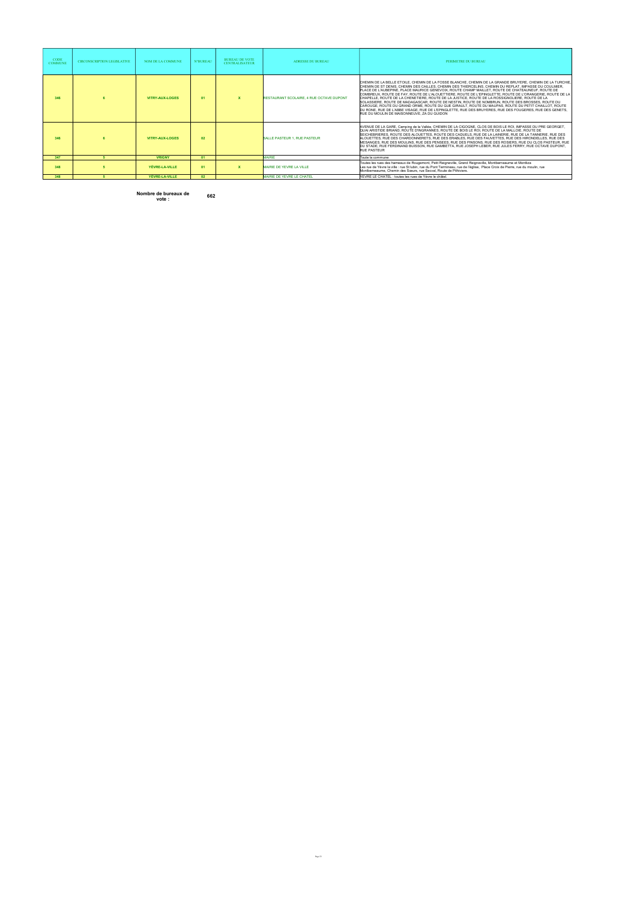| CODE COMMUNE | CIRCONSCRIPTION LEGISLATIVE | NOM DE LA COMMUNE | N°BUREAU | BUREAU DE VOTE CENTRALISATEUR | ADRESSE DU BUREAU | PERIMETRE DU BUREAU |
|---|---|---|---|---|---|---|
| 346 | 6 | VITRY-AUX-LOGES | 01 | X | RESTAURANT SCOLAIRE, 4 RUE OCTAVE DUPONT | CHEMIN DE LA BELLE ETOILE, CHEMIN DE LA FOSSE BLANCHE, CHEMIN DE LA GRANDE BRUYERE, CHEMIN DE LA TURCHIE, CHEMIN DE ST DENIS, CHEMIN DES CAILLES, CHEMIN DES THIERCELINS, CHEMIN DU REPLAT, IMPASSE DU COULMIER, PLACE DE L'AUBEPINE, PLACE MAURICE GENEVOIX, ROUTE CHAMP MAILLET, ROUTE DE CHATEAUNEUF, ROUTE DE COMBREUX, ROUTE DE FAY, ROUTE DE L'ALOUETTIERE, ROUTE DE L'EPINGLETTE, ROUTE DE L'ORANGERIE, ROUTE DE LA CHAPELLE, ROUTE DE LA CHENETIERE, ROUTE DE LA JUSTICE, ROUTE DE LA ROSSIGNOLIERE, ROUTE DE LA SOLASSIERE, ROUTE DE MADAGASCAR, ROUTE DE NESTIN, ROUTE DE NOMBRUN, ROUTE DES BROSSES, ROUTE DU CAROUGE, ROUTE DU GRAND ORME, ROUTE DU GUE GIRAULT, ROUTE DU MAUPAS, ROUTE DU PETIT CHAILLOT, ROUTE DU RONE, RUE DE L'ABBE VISAGE, RUE DE L'EPINGLETTE, RUE DES BRUYERES, RUE DES FOUGERES, RUE DES GENETS, RUE DU MOULIN DE MAISONNEUVE, ZA DU GUIDON |
| 346 | 6 | VITRY-AUX-LOGES | 02 | | SALLE PASTEUR 1, RUE PASTEUR | AVENUE DE LA GARE, Camping de la Vallée, CHEMIN DE LA CIGOGNE, CLOS DE BOIS LE ROI, IMPASSE DU PRE GEORGET, QUAI ARISTIDE BRIAND, ROUTE D'INGRANNES, ROUTE DE BOIS LE ROI, ROUTE DE LA MALLOIE, ROUTE DE SEICHEBRIERES, ROUTE DES ALOUETTES, ROUTE DES CADUELS, RUE DE LA LAINERIE, RUE DE LA TANNERIE, RUE DES ALOUETTES, RUE DES CHARDONNERETS, RUE DES ERABLES, RUE DES FAUVETTES, RUE DES HIRONDELLES, RUE DES MESANGES, RUE DES MOULINS, RUE DES PENSEES, RUE DES PINSONS, RUE DES ROSIERS, RUE DU CLOS PASTEUR, RUE DU STADE, RUE FERDINAND BUISSON, RUE GAMBETTA, RUE JOSEPH LEBER, RUE JULES FERRY, RUE OCTAVE DUPONT, RUE PASTEUR |
| 347 | 5 | VRIGNY | 01 | | MAIRIE | Toute la commune |
| 348 | 5 | YÈVRE-LA-VILLE | 01 | X | MAIRIE DE YEVRE LA VILLE | Toutes les rues des hameaux de Rougemont, Petit Reigneville, Grand Reigneville, Montbernesume et Montliza Les rue de Yèvre la ville : rue St lubin, rue du Pont Termineau, rue de l'église, Place Croix de Pierre, rue du moulin, rue Montbernesume, Chemin des Sœurs, rue Secval, Route de Pithiviers. |
| 348 | 5 | YÈVRE-LA-VILLE | 02 | | MAIRIE DE YEVRE LE CHATEL | YEVRE LE CHATEL : toutes les rues de Yèvre le châtel |

**Nombre de bureaux de vote :** 662